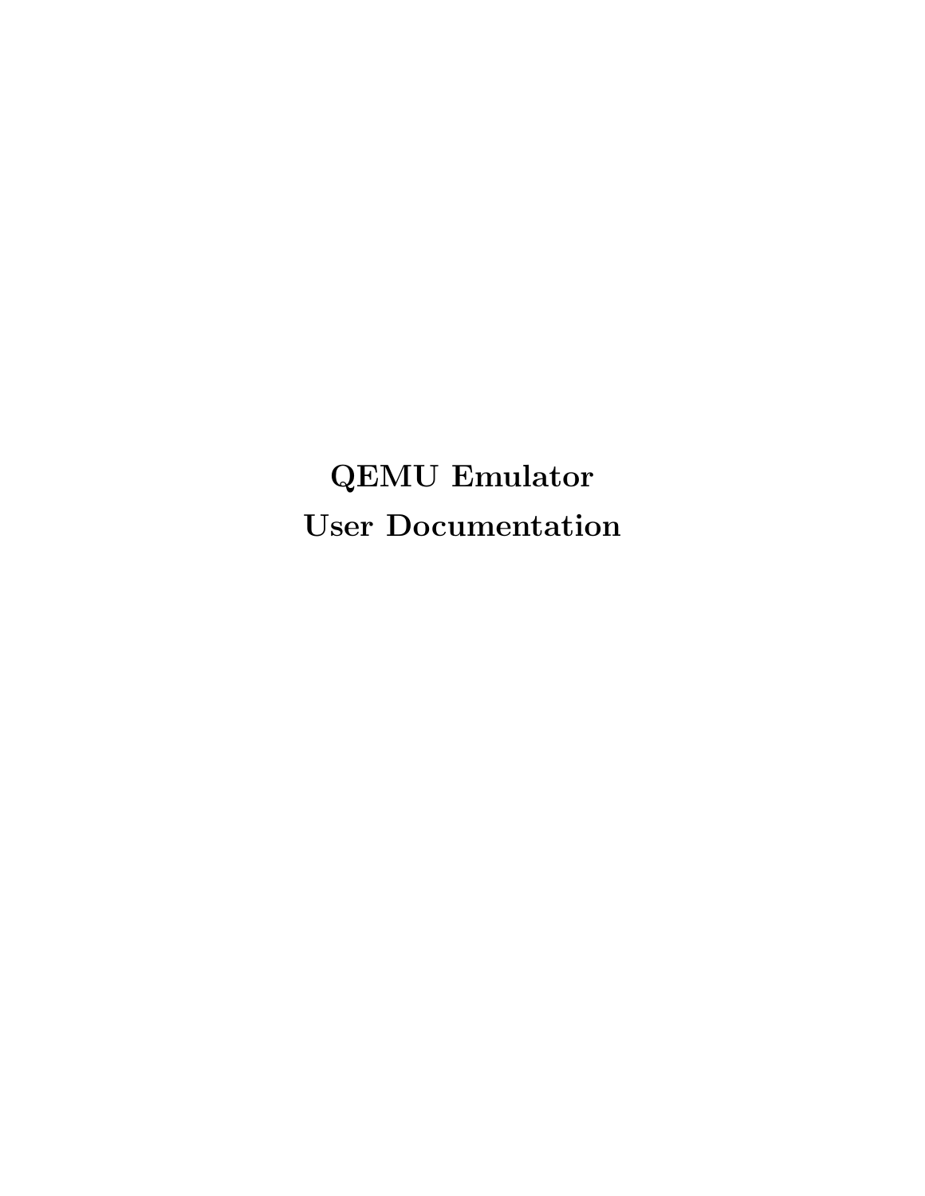# QEMU Emulator
# User Documentation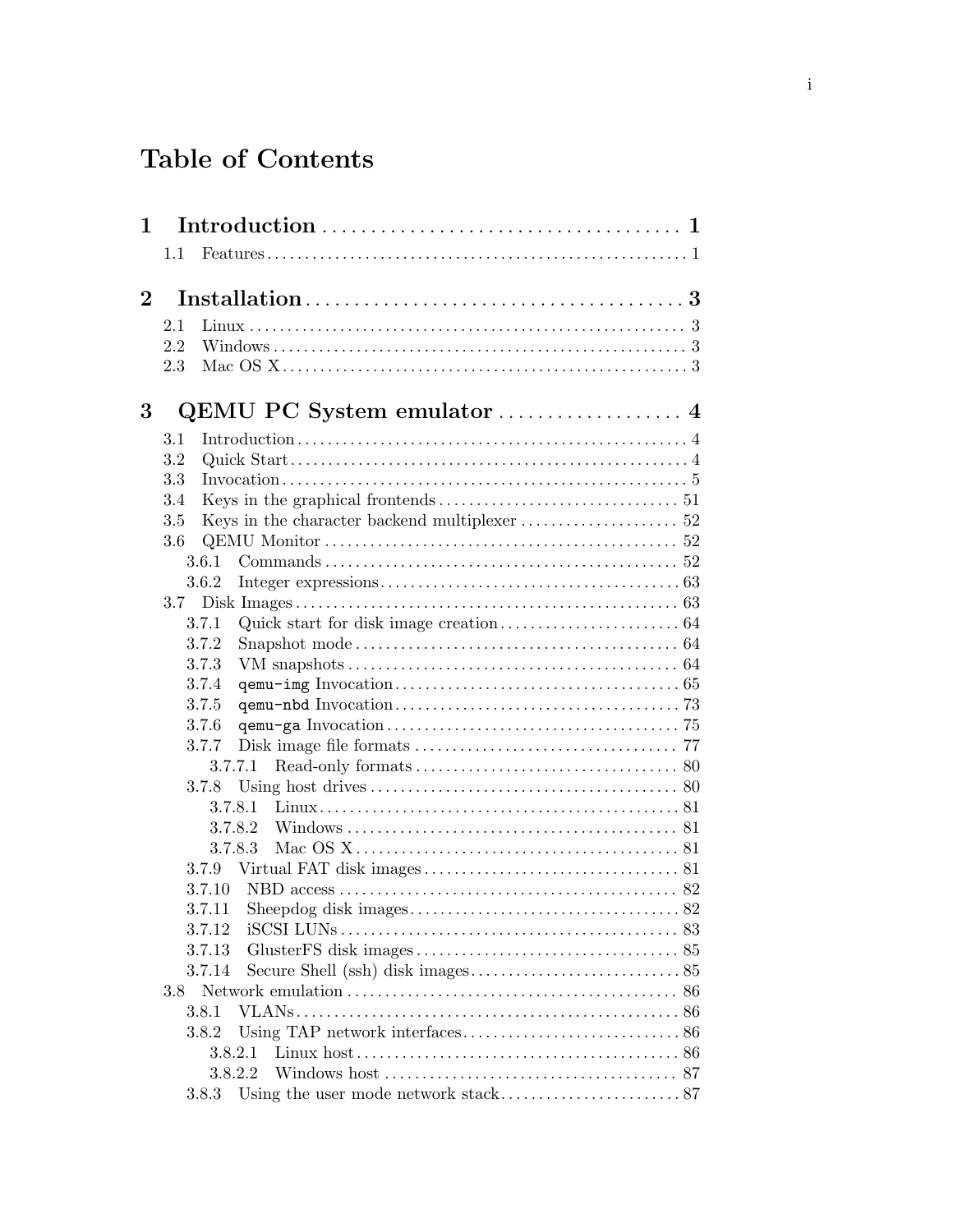# Table of Contents

**1 Introduction** ..................................... **1**

- 1.1 Features ..................................... 1

**2 Installation** ..................................... **3**

- 2.1 Linux ..................................... 3
- 2.2 Windows ..................................... 3
- 2.3 Mac OS X ..................................... 3

**3 QEMU PC System emulator** ..................................... **4**

- 3.1 Introduction ..................................... 4
- 3.2 Quick Start ..................................... 4
- 3.3 Invocation ..................................... 5
- 3.4 Keys in the graphical frontends ..................................... 51
- 3.5 Keys in the character backend multiplexer ..................................... 52
- 3.6 QEMU Monitor ..................................... 52
  - 3.6.1 Commands ..................................... 52
  - 3.6.2 Integer expressions ..................................... 63
- 3.7 Disk Images ..................................... 63
  - 3.7.1 Quick start for disk image creation ..................................... 64
  - 3.7.2 Snapshot mode ..................................... 64
  - 3.7.3 VM snapshots ..................................... 64
  - 3.7.4 `qemu-img` Invocation ..................................... 65
  - 3.7.5 `qemu-nbd` Invocation ..................................... 73
  - 3.7.6 `qemu-ga` Invocation ..................................... 75
  - 3.7.7 Disk image file formats ..................................... 77
    - 3.7.7.1 Read-only formats ..................................... 80
  - 3.7.8 Using host drives ..................................... 80
    - 3.7.8.1 Linux ..................................... 81
    - 3.7.8.2 Windows ..................................... 81
    - 3.7.8.3 Mac OS X ..................................... 81
  - 3.7.9 Virtual FAT disk images ..................................... 81
  - 3.7.10 NBD access ..................................... 82
  - 3.7.11 Sheepdog disk images ..................................... 82
  - 3.7.12 iSCSI LUNs ..................................... 83
  - 3.7.13 GlusterFS disk images ..................................... 85
  - 3.7.14 Secure Shell (ssh) disk images ..................................... 85
- 3.8 Network emulation ..................................... 86
  - 3.8.1 VLANs ..................................... 86
  - 3.8.2 Using TAP network interfaces ..................................... 86
    - 3.8.2.1 Linux host ..................................... 86
    - 3.8.2.2 Windows host ..................................... 87
  - 3.8.3 Using the user mode network stack ..................................... 87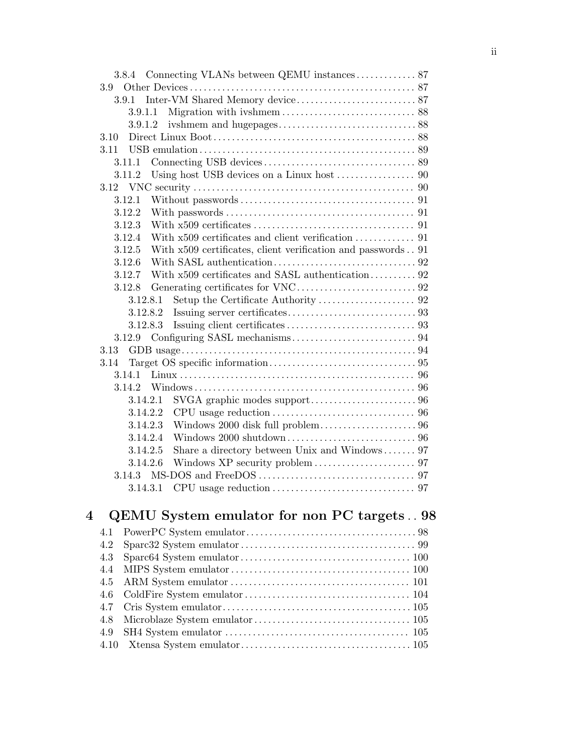3.8.4 Connecting VLANs between QEMU instances .............. 87
3.9 Other Devices .................................................. 87
3.9.1 Inter-VM Shared Memory device ........................... 87
3.9.1.1 Migration with ivshmem .............................. 88
3.9.1.2 ivshmem and hugepages ............................... 88
3.10 Direct Linux Boot ............................................ 88
3.11 USB emulation ................................................ 89
3.11.1 Connecting USB devices .................................. 89
3.11.2 Using host USB devices on a Linux host .................. 90
3.12 VNC security ................................................. 90
3.12.1 Without passwords ....................................... 91
3.12.2 With passwords .......................................... 91
3.12.3 With x509 certificates ................................... 91
3.12.4 With x509 certificates and client verification ............. 91
3.12.5 With x509 certificates, client verification and passwords .. 91
3.12.6 With SASL authentication ................................ 92
3.12.7 With x509 certificates and SASL authentication .......... 92
3.12.8 Generating certificates for VNC .......................... 92
3.12.8.1 Setup the Certificate Authority ..................... 92
3.12.8.2 Issuing server certificates ............................ 93
3.12.8.3 Issuing client certificates ............................ 93
3.12.9 Configuring SASL mechanisms ........................... 94
3.13 GDB usage .................................................... 94
3.14 Target OS specific information ................................ 95
3.14.1 Linux ................................................... 96
3.14.2 Windows ................................................ 96
3.14.2.1 SVGA graphic modes support ....................... 96
3.14.2.2 CPU usage reduction ............................... 96
3.14.2.3 Windows 2000 disk full problem ..................... 96
3.14.2.4 Windows 2000 shutdown ............................ 96
3.14.2.5 Share a directory between Unix and Windows ....... 97
3.14.2.6 Windows XP security problem ...................... 97
3.14.3 MS-DOS and FreeDOS ................................. 97
3.14.3.1 CPU usage reduction ............................... 97

**4 QEMU System emulator for non PC targets .. 98**

4.1 PowerPC System emulator ..................................... 98
4.2 Sparc32 System emulator ...................................... 99
4.3 Sparc64 System emulator ..................................... 100
4.4 MIPS System emulator ....................................... 100
4.5 ARM System emulator ....................................... 101
4.6 ColdFire System emulator .................................... 104
4.7 Cris System emulator ......................................... 105
4.8 Microblaze System emulator .................................. 105
4.9 SH4 System emulator ........................................ 105
4.10 Xtensa System emulator ..................................... 105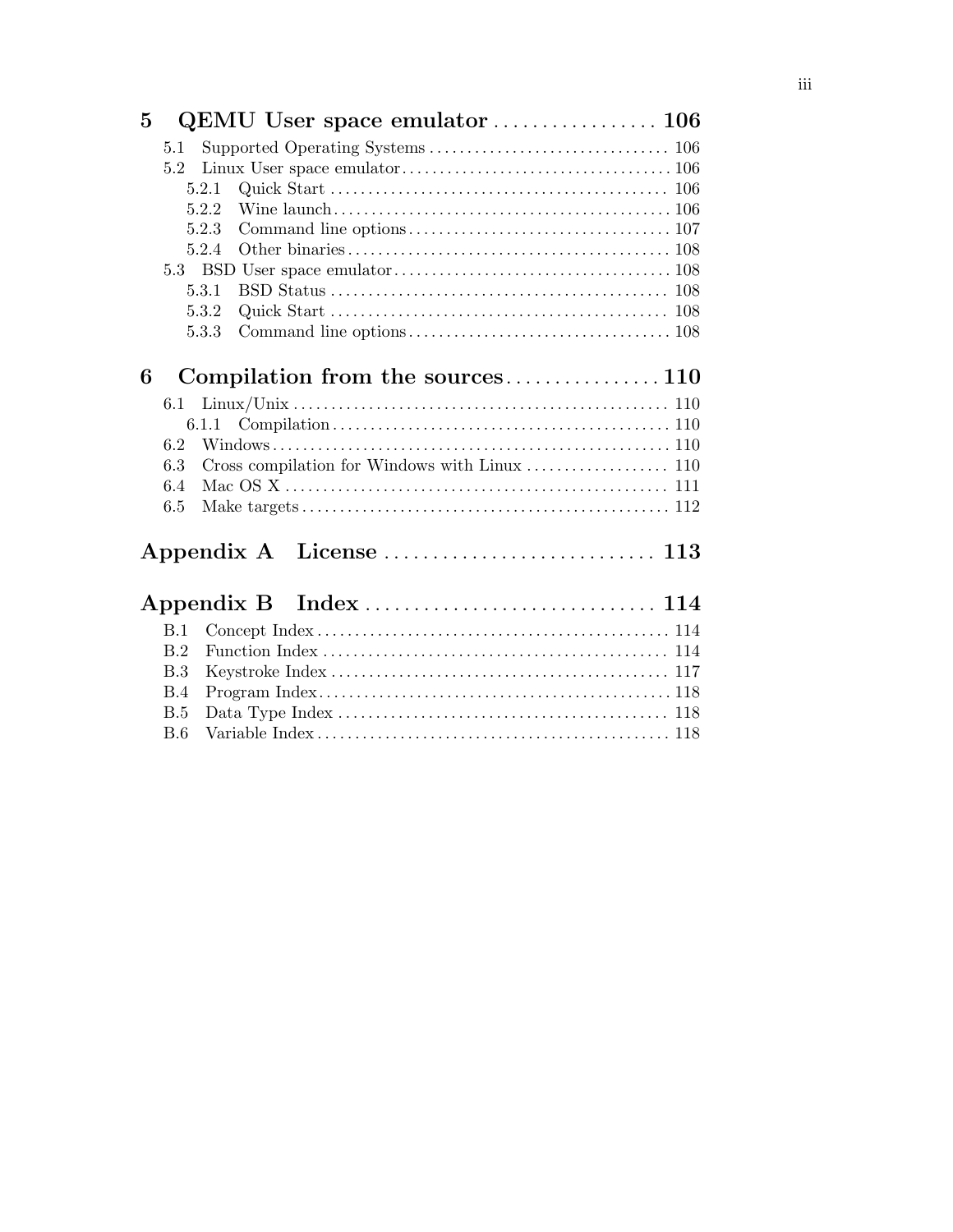**5 QEMU User space emulator** ................. **106**

- 5.1 Supported Operating Systems ................................ 106
- 5.2 Linux User space emulator ................................... 106
  - 5.2.1 Quick Start ............................................ 106
  - 5.2.2 Wine launch ............................................ 106
  - 5.2.3 Command line options ................................... 107
  - 5.2.4 Other binaries ......................................... 108
- 5.3 BSD User space emulator ..................................... 108
  - 5.3.1 BSD Status ............................................. 108
  - 5.3.2 Quick Start ............................................ 108
  - 5.3.3 Command line options ................................... 108

**6 Compilation from the sources** ................ **110**

- 6.1 Linux/Unix .................................................. 110
  - 6.1.1 Compilation ............................................ 110
- 6.2 Windows ..................................................... 110
- 6.3 Cross compilation for Windows with Linux ................... 110
- 6.4 Mac OS X .................................................... 111
- 6.5 Make targets ................................................ 112

**Appendix A License** ............................ **113**

**Appendix B Index** ............................... **114**

- B.1 Concept Index ............................................... 114
- B.2 Function Index .............................................. 114
- B.3 Keystroke Index ............................................. 117
- B.4 Program Index ............................................... 118
- B.5 Data Type Index ............................................. 118
- B.6 Variable Index .............................................. 118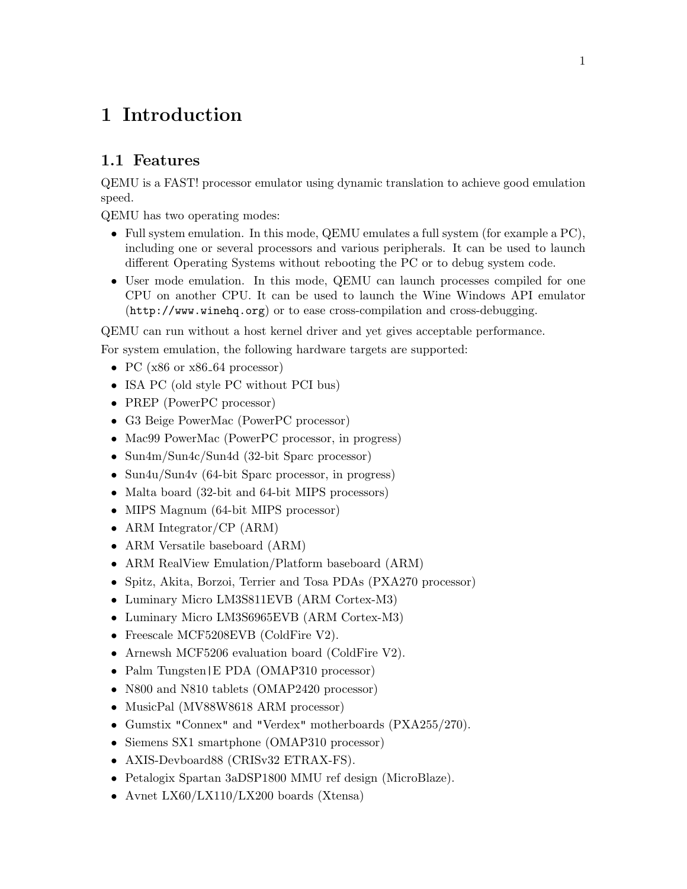# 1 Introduction

## 1.1 Features

QEMU is a FAST! processor emulator using dynamic translation to achieve good emulation speed.

QEMU has two operating modes:

- Full system emulation. In this mode, QEMU emulates a full system (for example a PC), including one or several processors and various peripherals. It can be used to launch different Operating Systems without rebooting the PC or to debug system code.
- User mode emulation. In this mode, QEMU can launch processes compiled for one CPU on another CPU. It can be used to launch the Wine Windows API emulator (`http://www.winehq.org`) or to ease cross-compilation and cross-debugging.

QEMU can run without a host kernel driver and yet gives acceptable performance.

For system emulation, the following hardware targets are supported:

- PC (x86 or x86_64 processor)
- ISA PC (old style PC without PCI bus)
- PREP (PowerPC processor)
- G3 Beige PowerMac (PowerPC processor)
- Mac99 PowerMac (PowerPC processor, in progress)
- Sun4m/Sun4c/Sun4d (32-bit Sparc processor)
- Sun4u/Sun4v (64-bit Sparc processor, in progress)
- Malta board (32-bit and 64-bit MIPS processors)
- MIPS Magnum (64-bit MIPS processor)
- ARM Integrator/CP (ARM)
- ARM Versatile baseboard (ARM)
- ARM RealView Emulation/Platform baseboard (ARM)
- Spitz, Akita, Borzoi, Terrier and Tosa PDAs (PXA270 processor)
- Luminary Micro LM3S811EVB (ARM Cortex-M3)
- Luminary Micro LM3S6965EVB (ARM Cortex-M3)
- Freescale MCF5208EVB (ColdFire V2).
- Arnewsh MCF5206 evaluation board (ColdFire V2).
- Palm Tungsten|E PDA (OMAP310 processor)
- N800 and N810 tablets (OMAP2420 processor)
- MusicPal (MV88W8618 ARM processor)
- Gumstix "Connex" and "Verdex" motherboards (PXA255/270).
- Siemens SX1 smartphone (OMAP310 processor)
- AXIS-Devboard88 (CRISv32 ETRAX-FS).
- Petalogix Spartan 3aDSP1800 MMU ref design (MicroBlaze).
- Avnet LX60/LX110/LX200 boards (Xtensa)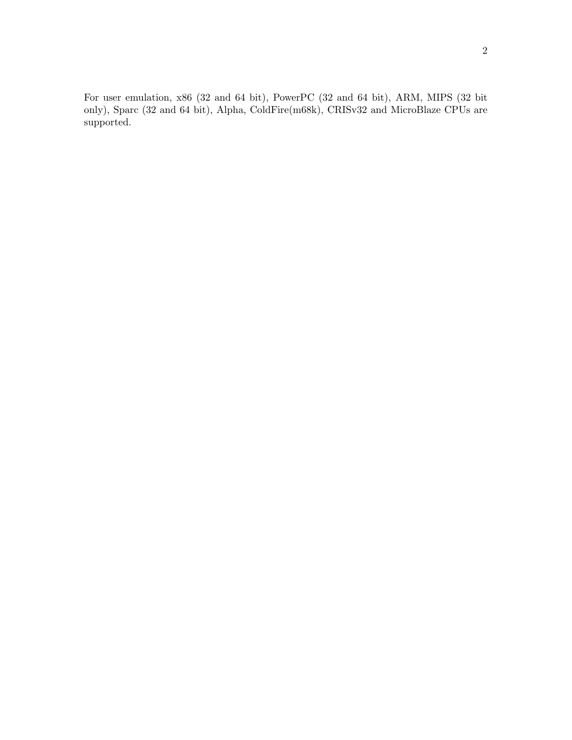For user emulation, x86 (32 and 64 bit), PowerPC (32 and 64 bit), ARM, MIPS (32 bit only), Sparc (32 and 64 bit), Alpha, ColdFire(m68k), CRISv32 and MicroBlaze CPUs are supported.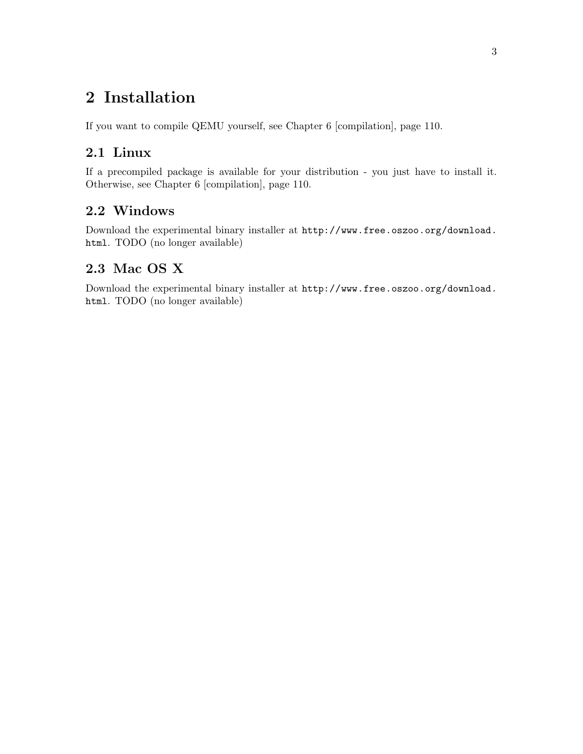# 2 Installation

If you want to compile QEMU yourself, see Chapter 6 [compilation], page 110.

## 2.1 Linux

If a precompiled package is available for your distribution - you just have to install it. Otherwise, see Chapter 6 [compilation], page 110.

## 2.2 Windows

Download the experimental binary installer at `http://www.free.oszoo.org/download.html`. TODO (no longer available)

## 2.3 Mac OS X

Download the experimental binary installer at `http://www.free.oszoo.org/download.html`. TODO (no longer available)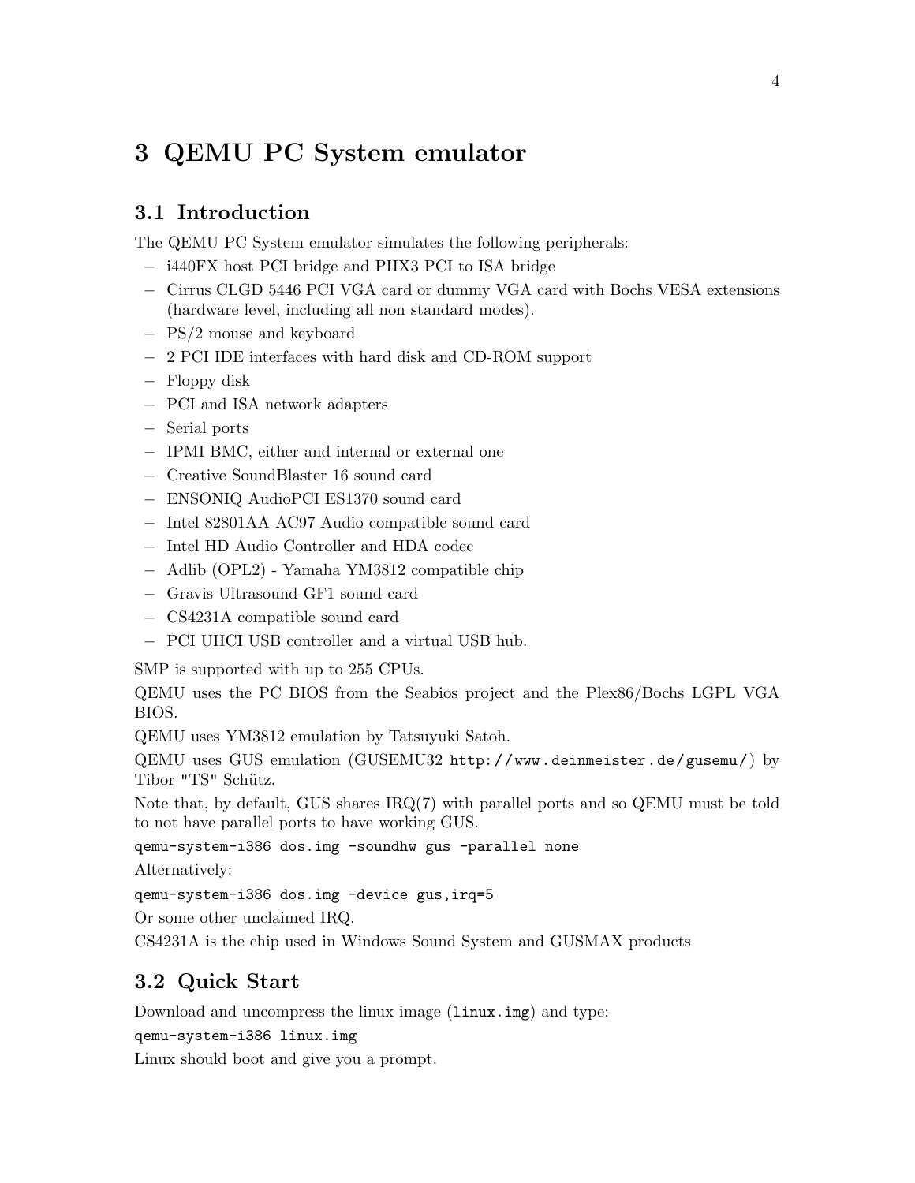# 3 QEMU PC System emulator

## 3.1 Introduction

The QEMU PC System emulator simulates the following peripherals:

- i440FX host PCI bridge and PIIX3 PCI to ISA bridge
- Cirrus CLGD 5446 PCI VGA card or dummy VGA card with Bochs VESA extensions (hardware level, including all non standard modes).
- PS/2 mouse and keyboard
- 2 PCI IDE interfaces with hard disk and CD-ROM support
- Floppy disk
- PCI and ISA network adapters
- Serial ports
- IPMI BMC, either and internal or external one
- Creative SoundBlaster 16 sound card
- ENSONIQ AudioPCI ES1370 sound card
- Intel 82801AA AC97 Audio compatible sound card
- Intel HD Audio Controller and HDA codec
- Adlib (OPL2) - Yamaha YM3812 compatible chip
- Gravis Ultrasound GF1 sound card
- CS4231A compatible sound card
- PCI UHCI USB controller and a virtual USB hub.

SMP is supported with up to 255 CPUs.

QEMU uses the PC BIOS from the Seabios project and the Plex86/Bochs LGPL VGA BIOS.

QEMU uses YM3812 emulation by Tatsuyuki Satoh.

QEMU uses GUS emulation (GUSEMU32 `http://www.deinmeister.de/gusemu/`) by Tibor "TS" Schütz.

Note that, by default, GUS shares IRQ(7) with parallel ports and so QEMU must be told to not have parallel ports to have working GUS.

```
qemu-system-i386 dos.img -soundhw gus -parallel none
```

Alternatively:

```
qemu-system-i386 dos.img -device gus,irq=5
```

Or some other unclaimed IRQ.

CS4231A is the chip used in Windows Sound System and GUSMAX products

## 3.2 Quick Start

Download and uncompress the linux image (`linux.img`) and type:

```
qemu-system-i386 linux.img
```

Linux should boot and give you a prompt.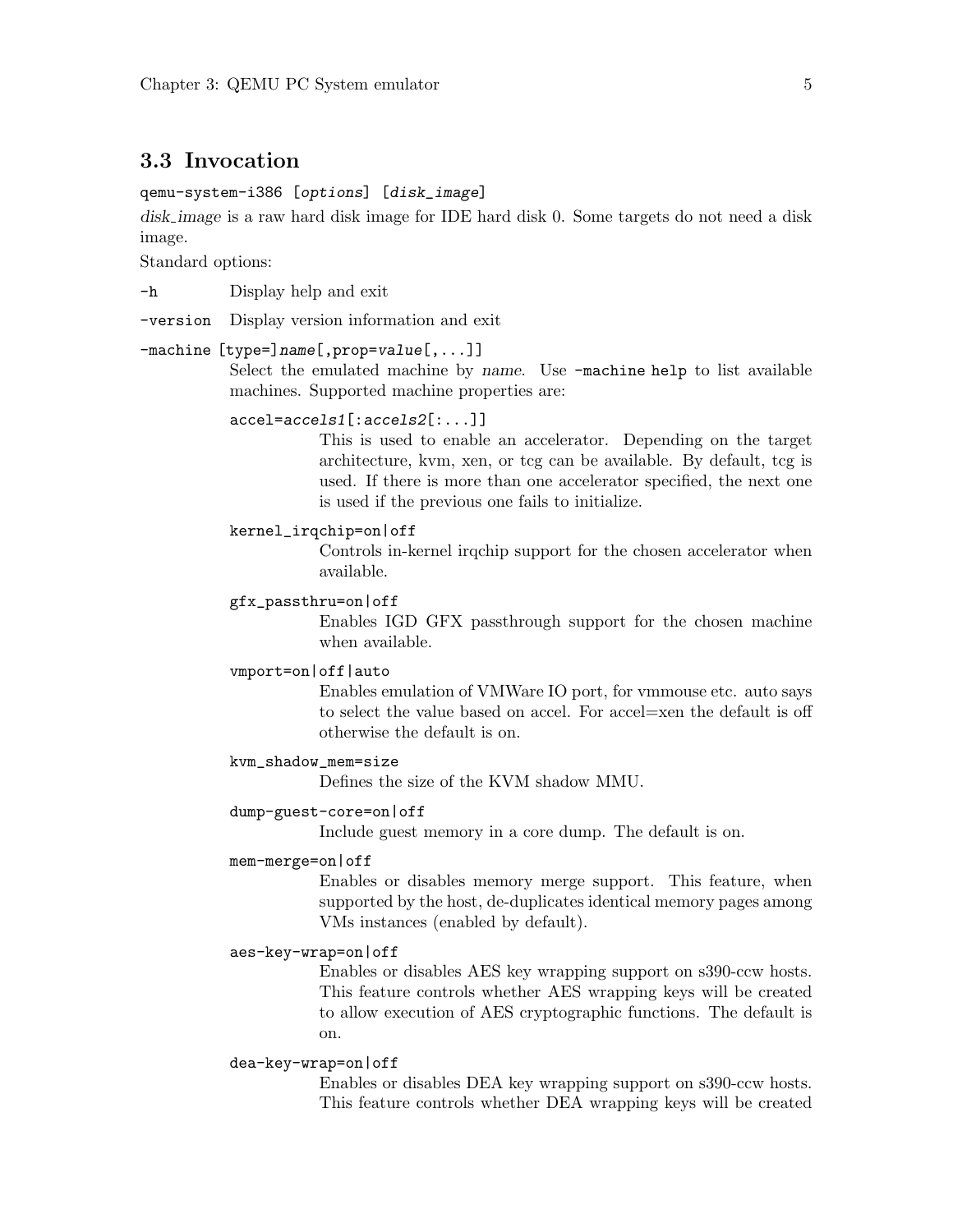## 3.3 Invocation

`qemu-system-i386 [options] [disk_image]`

*disk_image* is a raw hard disk image for IDE hard disk 0. Some targets do not need a disk image.

Standard options:

`-h` Display help and exit

`-version` Display version information and exit

`-machine [type=]name[,prop=value[,...]]`
Select the emulated machine by *name*. Use `-machine help` to list available machines. Supported machine properties are:

`accel=accels1[:accels2[:...]]`
This is used to enable an accelerator. Depending on the target architecture, kvm, xen, or tcg can be available. By default, tcg is used. If there is more than one accelerator specified, the next one is used if the previous one fails to initialize.

`kernel_irqchip=on|off`
Controls in-kernel irqchip support for the chosen accelerator when available.

`gfx_passthru=on|off`
Enables IGD GFX passthrough support for the chosen machine when available.

`vmport=on|off|auto`
Enables emulation of VMWare IO port, for vmmouse etc. auto says to select the value based on accel. For accel=xen the default is off otherwise the default is on.

`kvm_shadow_mem=size`
Defines the size of the KVM shadow MMU.

`dump-guest-core=on|off`
Include guest memory in a core dump. The default is on.

`mem-merge=on|off`
Enables or disables memory merge support. This feature, when supported by the host, de-duplicates identical memory pages among VMs instances (enabled by default).

`aes-key-wrap=on|off`
Enables or disables AES key wrapping support on s390-ccw hosts. This feature controls whether AES wrapping keys will be created to allow execution of AES cryptographic functions. The default is on.

`dea-key-wrap=on|off`
Enables or disables DEA key wrapping support on s390-ccw hosts. This feature controls whether DEA wrapping keys will be created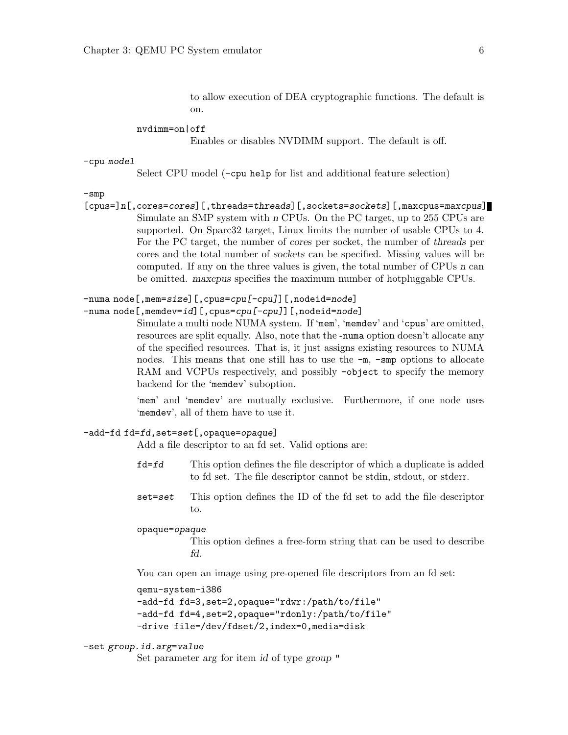to allow execution of DEA cryptographic functions. The default is on.

`nvdimm=on|off`
: Enables or disables NVDIMM support. The default is off.

`-cpu model`
: Select CPU model (`-cpu help` for list and additional feature selection)

`-smp [cpus=]n[,cores=cores][,threads=threads][,sockets=sockets][,maxcpus=maxcpus]`
: Simulate an SMP system with *n* CPUs. On the PC target, up to 255 CPUs are supported. On Sparc32 target, Linux limits the number of usable CPUs to 4. For the PC target, the number of *cores* per socket, the number of *threads* per cores and the total number of *sockets* can be specified. Missing values will be computed. If any on the three values is given, the total number of CPUs *n* can be omitted. *maxcpus* specifies the maximum number of hotpluggable CPUs.

`-numa node[,mem=size][,cpus=cpu[-cpu]][,nodeid=node]`
`-numa node[,memdev=id][,cpus=cpu[-cpu]][,nodeid=node]`
: Simulate a multi node NUMA system. If '`mem`', '`memdev`' and '`cpus`' are omitted, resources are split equally. Also, note that the `-numa` option doesn't allocate any of the specified resources. That is, it just assigns existing resources to NUMA nodes. This means that one still has to use the `-m`, `-smp` options to allocate RAM and VCPUs respectively, and possibly `-object` to specify the memory backend for the '`memdev`' suboption.

  '`mem`' and '`memdev`' are mutually exclusive. Furthermore, if one node uses '`memdev`', all of them have to use it.

`-add-fd fd=fd,set=set[,opaque=opaque]`
: Add a file descriptor to an fd set. Valid options are:

  `fd=fd`
  : This option defines the file descriptor of which a duplicate is added to fd set. The file descriptor cannot be stdin, stdout, or stderr.

  `set=set`
  : This option defines the ID of the fd set to add the file descriptor to.

  `opaque=opaque`
  : This option defines a free-form string that can be used to describe *fd*.

  You can open an image using pre-opened file descriptors from an fd set:

```
qemu-system-i386
-add-fd fd=3,set=2,opaque="rdwr:/path/to/file"
-add-fd fd=4,set=2,opaque="rdonly:/path/to/file"
-drive file=/dev/fdset/2,index=0,media=disk
```

`-set group.id.arg=value`
: Set parameter *arg* for item *id* of type *group* "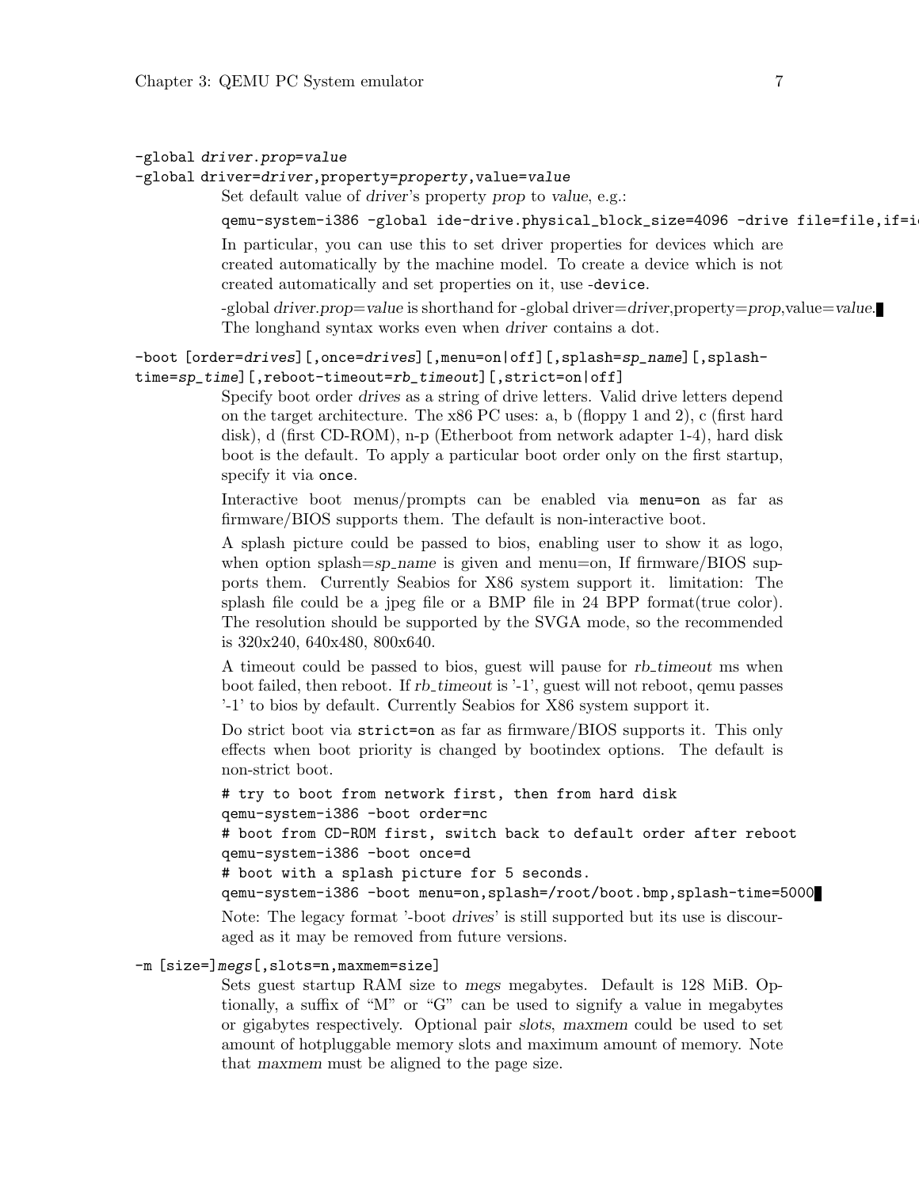`-global driver.prop=value`
`-global driver=driver,property=property,value=value`

Set default value of *driver*'s property *prop* to *value*, e.g.:

```
qemu-system-i386 -global ide-drive.physical_block_size=4096 -drive file=file,if=i
```

In particular, you can use this to set driver properties for devices which are created automatically by the machine model. To create a device which is not created automatically and set properties on it, use `-device`.

-global *driver.prop=value* is shorthand for -global driver=*driver*,property=*prop*,value=*value*. The longhand syntax works even when *driver* contains a dot.

`-boot [order=drives][,once=drives][,menu=on|off][,splash=sp_name][,splash-time=sp_time][,reboot-timeout=rb_timeout][,strict=on|off]`

Specify boot order *drives* as a string of drive letters. Valid drive letters depend on the target architecture. The x86 PC uses: a, b (floppy 1 and 2), c (first hard disk), d (first CD-ROM), n-p (Etherboot from network adapter 1-4), hard disk boot is the default. To apply a particular boot order only on the first startup, specify it via `once`.

Interactive boot menus/prompts can be enabled via `menu=on` as far as firmware/BIOS supports them. The default is non-interactive boot.

A splash picture could be passed to bios, enabling user to show it as logo, when option splash=*sp_name* is given and menu=on, If firmware/BIOS supports them. Currently Seabios for X86 system support it. limitation: The splash file could be a jpeg file or a BMP file in 24 BPP format(true color). The resolution should be supported by the SVGA mode, so the recommended is 320x240, 640x480, 800x640.

A timeout could be passed to bios, guest will pause for *rb_timeout* ms when boot failed, then reboot. If *rb_timeout* is '-1', guest will not reboot, qemu passes '-1' to bios by default. Currently Seabios for X86 system support it.

Do strict boot via `strict=on` as far as firmware/BIOS supports it. This only effects when boot priority is changed by bootindex options. The default is non-strict boot.

```
# try to boot from network first, then from hard disk
qemu-system-i386 -boot order=nc
# boot from CD-ROM first, switch back to default order after reboot
qemu-system-i386 -boot once=d
# boot with a splash picture for 5 seconds.
qemu-system-i386 -boot menu=on,splash=/root/boot.bmp,splash-time=5000
```

Note: The legacy format '-boot *drives*' is still supported but its use is discouraged as it may be removed from future versions.

`-m [size=]megs[,slots=n,maxmem=size]`

Sets guest startup RAM size to *megs* megabytes. Default is 128 MiB. Optionally, a suffix of "M" or "G" can be used to signify a value in megabytes or gigabytes respectively. Optional pair *slots*, *maxmem* could be used to set amount of hotpluggable memory slots and maximum amount of memory. Note that *maxmem* must be aligned to the page size.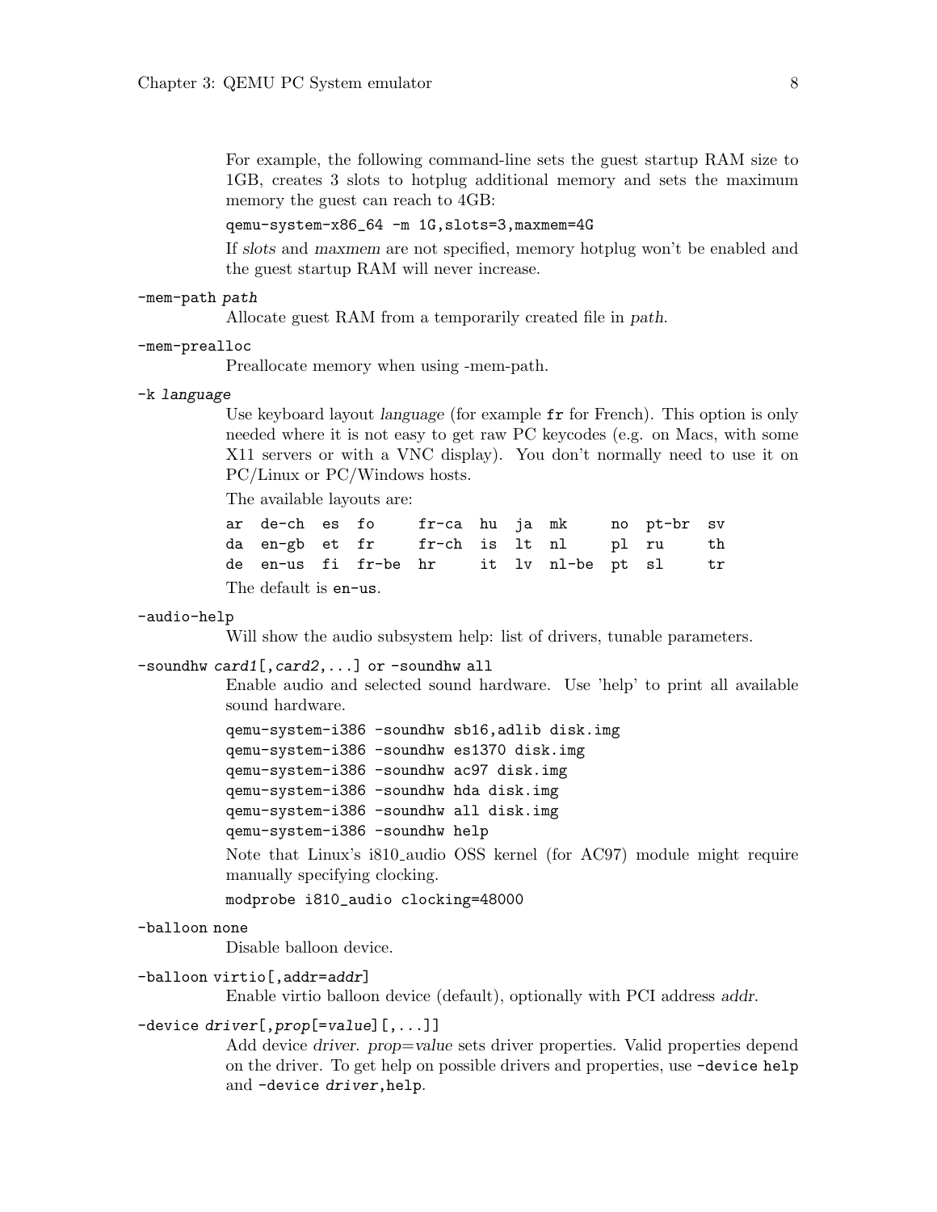For example, the following command-line sets the guest startup RAM size to 1GB, creates 3 slots to hotplug additional memory and sets the maximum memory the guest can reach to 4GB:

```
qemu-system-x86_64 -m 1G,slots=3,maxmem=4G
```

If *slots* and *maxmem* are not specified, memory hotplug won't be enabled and the guest startup RAM will never increase.

`-mem-path path`

Allocate guest RAM from a temporarily created file in *path*.

`-mem-prealloc`

Preallocate memory when using -mem-path.

`-k language`

Use keyboard layout *language* (for example `fr` for French). This option is only needed where it is not easy to get raw PC keycodes (e.g. on Macs, with some X11 servers or with a VNC display). You don't normally need to use it on PC/Linux or PC/Windows hosts.

The available layouts are:

```
ar  de-ch  es  fo     fr-ca  hu  ja  mk     no  pt-br  sv
da  en-gb  et  fr     fr-ch  is  lt  nl     pl  ru     th
de  en-us  fi  fr-be  hr     it  lv  nl-be  pt  sl     tr
```

The default is `en-us`.

`-audio-help`

Will show the audio subsystem help: list of drivers, tunable parameters.

`-soundhw card1[,card2,...] or -soundhw all`

Enable audio and selected sound hardware. Use 'help' to print all available sound hardware.

```
qemu-system-i386 -soundhw sb16,adlib disk.img
qemu-system-i386 -soundhw es1370 disk.img
qemu-system-i386 -soundhw ac97 disk.img
qemu-system-i386 -soundhw hda disk.img
qemu-system-i386 -soundhw all disk.img
qemu-system-i386 -soundhw help
```

Note that Linux's i810_audio OSS kernel (for AC97) module might require manually specifying clocking.

```
modprobe i810_audio clocking=48000
```

`-balloon none`

Disable balloon device.

`-balloon virtio[,addr=addr]`

Enable virtio balloon device (default), optionally with PCI address *addr*.

`-device driver[,prop[=value][,...]]`

Add device *driver*. *prop*=*value* sets driver properties. Valid properties depend on the driver. To get help on possible drivers and properties, use `-device help` and `-device driver,help`.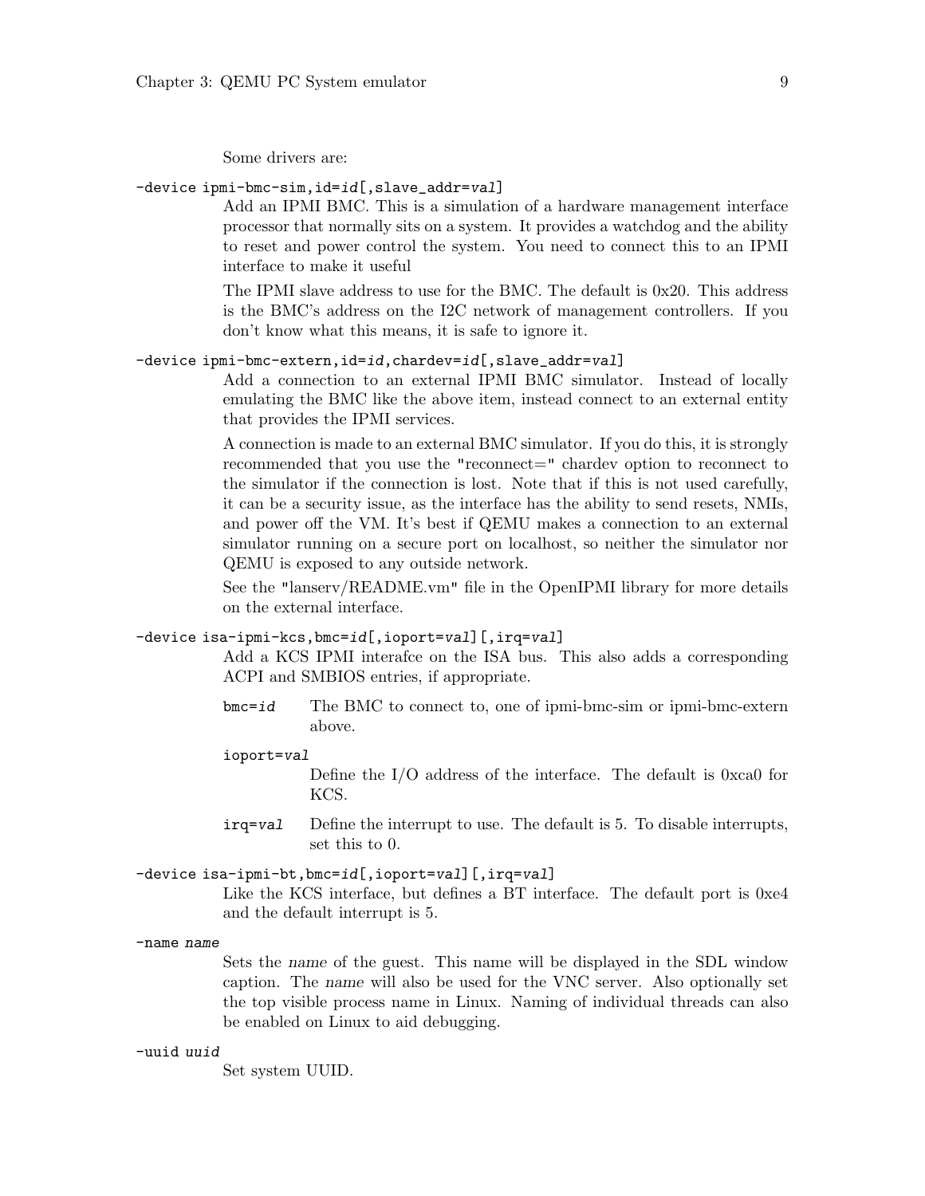Some drivers are:

`-device ipmi-bmc-sim,id=id[,slave_addr=val]`

Add an IPMI BMC. This is a simulation of a hardware management interface processor that normally sits on a system. It provides a watchdog and the ability to reset and power control the system. You need to connect this to an IPMI interface to make it useful

The IPMI slave address to use for the BMC. The default is 0x20. This address is the BMC's address on the I2C network of management controllers. If you don't know what this means, it is safe to ignore it.

`-device ipmi-bmc-extern,id=id,chardev=id[,slave_addr=val]`

Add a connection to an external IPMI BMC simulator. Instead of locally emulating the BMC like the above item, instead connect to an external entity that provides the IPMI services.

A connection is made to an external BMC simulator. If you do this, it is strongly recommended that you use the "reconnect=" chardev option to reconnect to the simulator if the connection is lost. Note that if this is not used carefully, it can be a security issue, as the interface has the ability to send resets, NMIs, and power off the VM. It's best if QEMU makes a connection to an external simulator running on a secure port on localhost, so neither the simulator nor QEMU is exposed to any outside network.

See the "lanserv/README.vm" file in the OpenIPMI library for more details on the external interface.

`-device isa-ipmi-kcs,bmc=id[,ioport=val][,irq=val]`

Add a KCS IPMI interafce on the ISA bus. This also adds a corresponding ACPI and SMBIOS entries, if appropriate.

`bmc=id`
: The BMC to connect to, one of ipmi-bmc-sim or ipmi-bmc-extern above.

`ioport=val`
: Define the I/O address of the interface. The default is 0xca0 for KCS.

`irq=val`
: Define the interrupt to use. The default is 5. To disable interrupts, set this to 0.

`-device isa-ipmi-bt,bmc=id[,ioport=val][,irq=val]`

Like the KCS interface, but defines a BT interface. The default port is 0xe4 and the default interrupt is 5.

`-name name`

Sets the *name* of the guest. This name will be displayed in the SDL window caption. The *name* will also be used for the VNC server. Also optionally set the top visible process name in Linux. Naming of individual threads can also be enabled on Linux to aid debugging.

`-uuid uuid`

Set system UUID.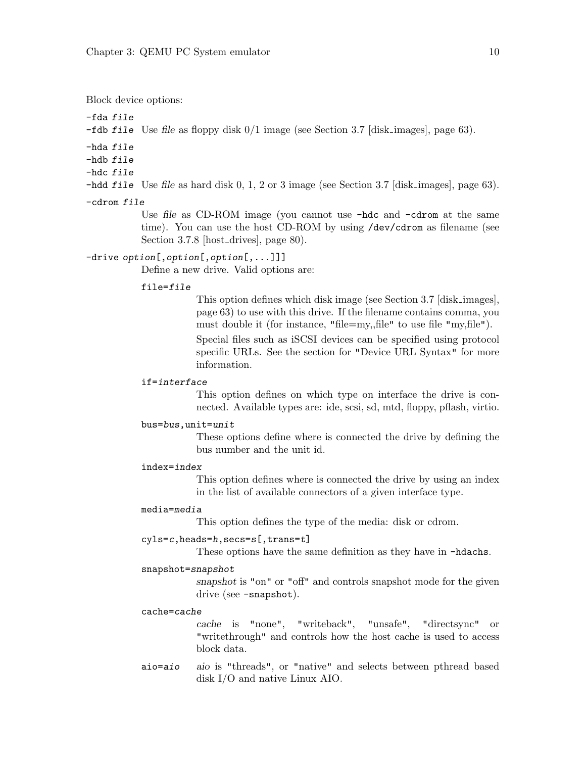Block device options:

`-fda file`
`-fdb file` Use *file* as floppy disk 0/1 image (see Section 3.7 [disk_images], page 63).

`-hda file`
`-hdb file`
`-hdc file`
`-hdd file` Use *file* as hard disk 0, 1, 2 or 3 image (see Section 3.7 [disk_images], page 63).

`-cdrom file`
: Use *file* as CD-ROM image (you cannot use `-hdc` and `-cdrom` at the same time). You can use the host CD-ROM by using `/dev/cdrom` as filename (see Section 3.7.8 [host_drives], page 80).

`-drive option[,option[,option[,...]]]`
: Define a new drive. Valid options are:

  `file=file`
  : This option defines which disk image (see Section 3.7 [disk_images], page 63) to use with this drive. If the filename contains comma, you must double it (for instance, "file=my,,file" to use file "my,file").

    Special files such as iSCSI devices can be specified using protocol specific URLs. See the section for "Device URL Syntax" for more information.

  `if=interface`
  : This option defines on which type on interface the drive is connected. Available types are: ide, scsi, sd, mtd, floppy, pflash, virtio.

  `bus=bus,unit=unit`
  : These options define where is connected the drive by defining the bus number and the unit id.

  `index=index`
  : This option defines where is connected the drive by using an index in the list of available connectors of a given interface type.

  `media=media`
  : This option defines the type of the media: disk or cdrom.

  `cyls=c,heads=h,secs=s[,trans=t]`
  : These options have the same definition as they have in `-hdachs`.

  `snapshot=snapshot`
  : *snapshot* is "on" or "off" and controls snapshot mode for the given drive (see `-snapshot`).

  `cache=cache`
  : *cache* is "none", "writeback", "unsafe", "directsync" or "writethrough" and controls how the host cache is used to access block data.

  `aio=aio`
  : *aio* is "threads", or "native" and selects between pthread based disk I/O and native Linux AIO.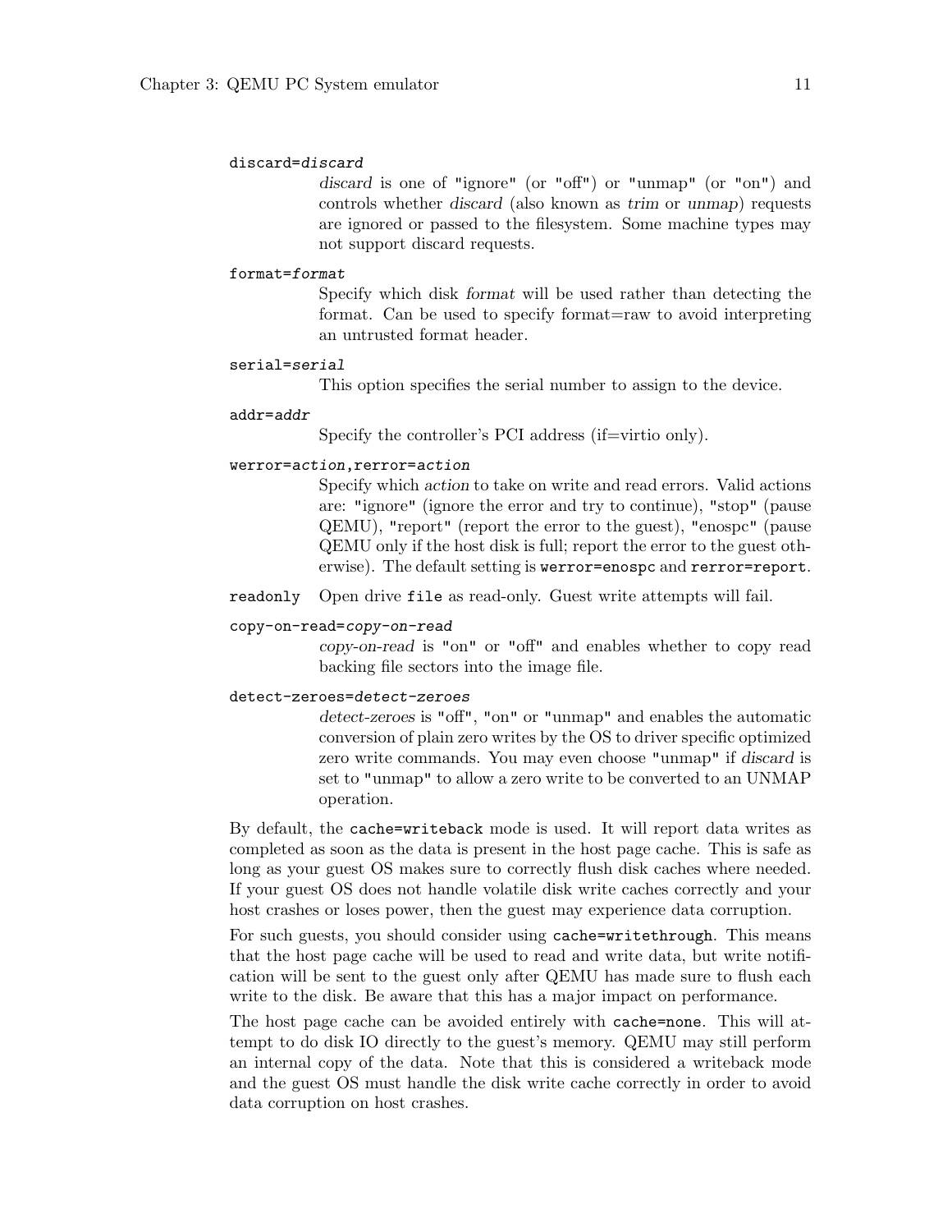`discard=discard`
: *discard* is one of "ignore" (or "off") or "unmap" (or "on") and controls whether *discard* (also known as *trim* or *unmap*) requests are ignored or passed to the filesystem. Some machine types may not support discard requests.

`format=format`
: Specify which disk *format* will be used rather than detecting the format. Can be used to specify format=raw to avoid interpreting an untrusted format header.

`serial=serial`
: This option specifies the serial number to assign to the device.

`addr=addr`
: Specify the controller's PCI address (if=virtio only).

`werror=action,rerror=action`
: Specify which *action* to take on write and read errors. Valid actions are: "ignore" (ignore the error and try to continue), "stop" (pause QEMU), "report" (report the error to the guest), "enospc" (pause QEMU only if the host disk is full; report the error to the guest otherwise). The default setting is `werror=enospc` and `rerror=report`.

`readonly`
: Open drive `file` as read-only. Guest write attempts will fail.

`copy-on-read=copy-on-read`
: *copy-on-read* is "on" or "off" and enables whether to copy read backing file sectors into the image file.

`detect-zeroes=detect-zeroes`
: *detect-zeroes* is "off", "on" or "unmap" and enables the automatic conversion of plain zero writes by the OS to driver specific optimized zero write commands. You may even choose "unmap" if *discard* is set to "unmap" to allow a zero write to be converted to an UNMAP operation.

By default, the `cache=writeback` mode is used. It will report data writes as completed as soon as the data is present in the host page cache. This is safe as long as your guest OS makes sure to correctly flush disk caches where needed. If your guest OS does not handle volatile disk write caches correctly and your host crashes or loses power, then the guest may experience data corruption.

For such guests, you should consider using `cache=writethrough`. This means that the host page cache will be used to read and write data, but write notification will be sent to the guest only after QEMU has made sure to flush each write to the disk. Be aware that this has a major impact on performance.

The host page cache can be avoided entirely with `cache=none`. This will attempt to do disk IO directly to the guest's memory. QEMU may still perform an internal copy of the data. Note that this is considered a writeback mode and the guest OS must handle the disk write cache correctly in order to avoid data corruption on host crashes.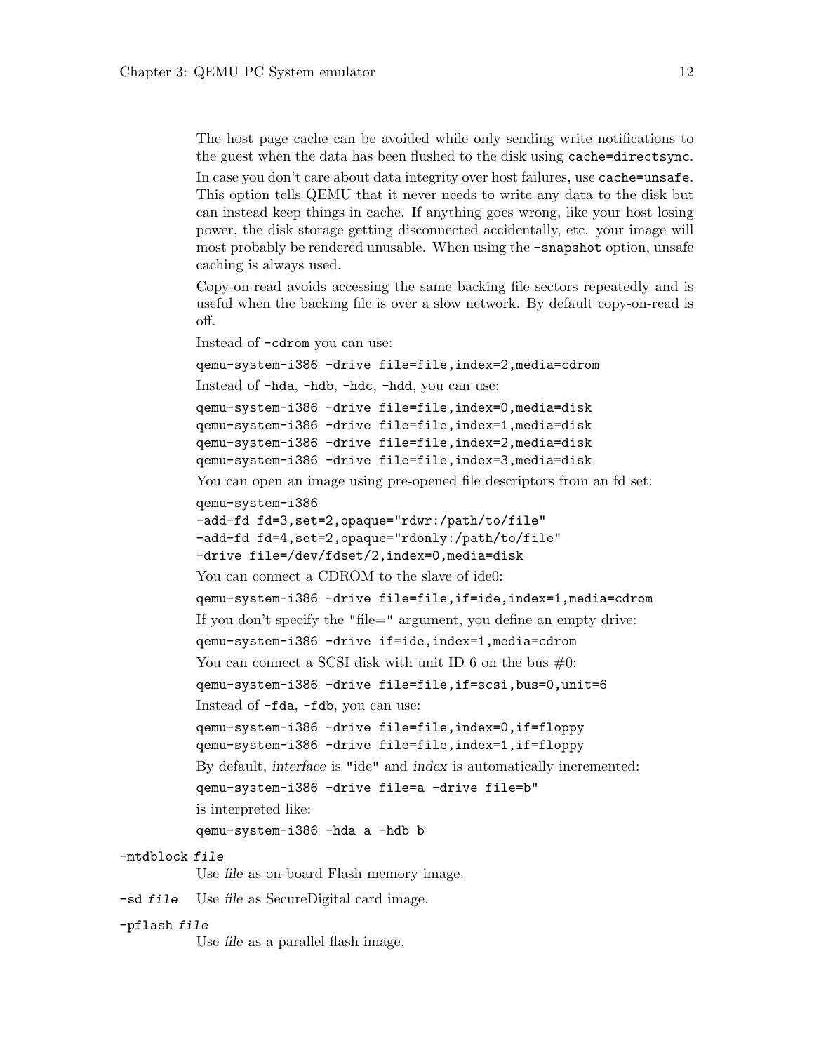The host page cache can be avoided while only sending write notifications to the guest when the data has been flushed to the disk using `cache=directsync`.

In case you don't care about data integrity over host failures, use `cache=unsafe`. This option tells QEMU that it never needs to write any data to the disk but can instead keep things in cache. If anything goes wrong, like your host losing power, the disk storage getting disconnected accidentally, etc. your image will most probably be rendered unusable. When using the `-snapshot` option, unsafe caching is always used.

Copy-on-read avoids accessing the same backing file sectors repeatedly and is useful when the backing file is over a slow network. By default copy-on-read is off.

Instead of `-cdrom` you can use:

```
qemu-system-i386 -drive file=file,index=2,media=cdrom
```

Instead of `-hda`, `-hdb`, `-hdc`, `-hdd`, you can use:

```
qemu-system-i386 -drive file=file,index=0,media=disk
qemu-system-i386 -drive file=file,index=1,media=disk
qemu-system-i386 -drive file=file,index=2,media=disk
qemu-system-i386 -drive file=file,index=3,media=disk
```

You can open an image using pre-opened file descriptors from an fd set:

```
qemu-system-i386
-add-fd fd=3,set=2,opaque="rdwr:/path/to/file"
-add-fd fd=4,set=2,opaque="rdonly:/path/to/file"
-drive file=/dev/fdset/2,index=0,media=disk
```

You can connect a CDROM to the slave of ide0:

```
qemu-system-i386 -drive file=file,if=ide,index=1,media=cdrom
```

If you don't specify the "file=" argument, you define an empty drive:

```
qemu-system-i386 -drive if=ide,index=1,media=cdrom
```

You can connect a SCSI disk with unit ID 6 on the bus #0:

```
qemu-system-i386 -drive file=file,if=scsi,bus=0,unit=6
```

Instead of `-fda`, `-fdb`, you can use:

```
qemu-system-i386 -drive file=file,index=0,if=floppy
qemu-system-i386 -drive file=file,index=1,if=floppy
```

By default, *interface* is "ide" and *index* is automatically incremented:

```
qemu-system-i386 -drive file=a -drive file=b"
```

is interpreted like:

```
qemu-system-i386 -hda a -hdb b
```

`-mtdblock` *file*
: Use *file* as on-board Flash memory image.

`-sd` *file*
: Use *file* as SecureDigital card image.

`-pflash` *file*
: Use *file* as a parallel flash image.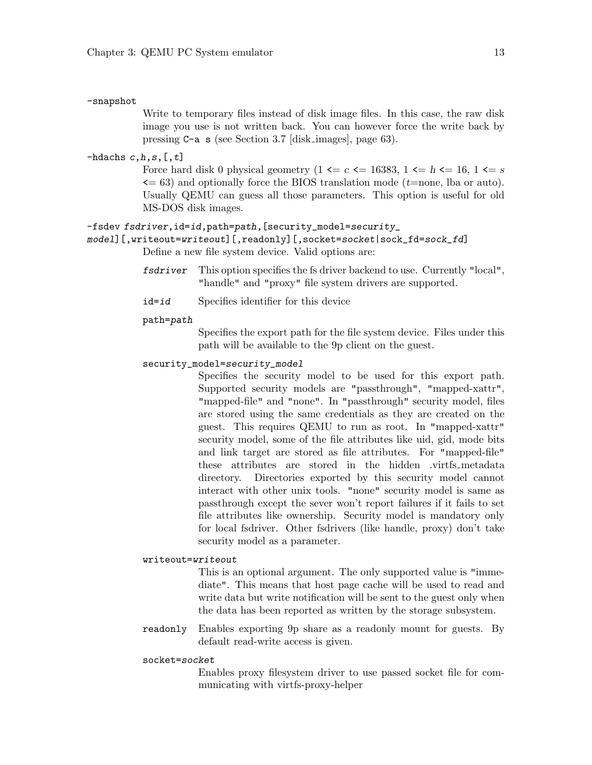`-snapshot`

Write to temporary files instead of disk image files. In this case, the raw disk image you use is not written back. You can however force the write back by pressing `C-a s` (see Section 3.7 [disk_images], page 63).

`-hdachs c,h,s,[,t]`

Force hard disk 0 physical geometry ($1 <= c <= 16383$, $1 <= h <= 16$, $1 <= s <= 63$) and optionally force the BIOS translation mode (*t*=none, lba or auto). Usually QEMU can guess all those parameters. This option is useful for old MS-DOS disk images.

`-fsdev fsdriver,id=id,path=path,[security_model=security_model][,writeout=writeout][,readonly][,socket=socket|sock_fd=sock_fd]`

Define a new file system device. Valid options are:

`fsdriver`
: This option specifies the fs driver backend to use. Currently "local", "handle" and "proxy" file system drivers are supported.

`id=id`
: Specifies identifier for this device

`path=path`
: Specifies the export path for the file system device. Files under this path will be available to the 9p client on the guest.

`security_model=security_model`
: Specifies the security model to be used for this export path. Supported security models are "passthrough", "mapped-xattr", "mapped-file" and "none". In "passthrough" security model, files are stored using the same credentials as they are created on the guest. This requires QEMU to run as root. In "mapped-xattr" security model, some of the file attributes like uid, gid, mode bits and link target are stored as file attributes. For "mapped-file" these attributes are stored in the hidden .virtfs_metadata directory. Directories exported by this security model cannot interact with other unix tools. "none" security model is same as passthrough except the sever won't report failures if it fails to set file attributes like ownership. Security model is mandatory only for local fsdriver. Other fsdrivers (like handle, proxy) don't take security model as a parameter.

`writeout=writeout`
: This is an optional argument. The only supported value is "immediate". This means that host page cache will be used to read and write data but write notification will be sent to the guest only when the data has been reported as written by the storage subsystem.

`readonly`
: Enables exporting 9p share as a readonly mount for guests. By default read-write access is given.

`socket=socket`
: Enables proxy filesystem driver to use passed socket file for communicating with virtfs-proxy-helper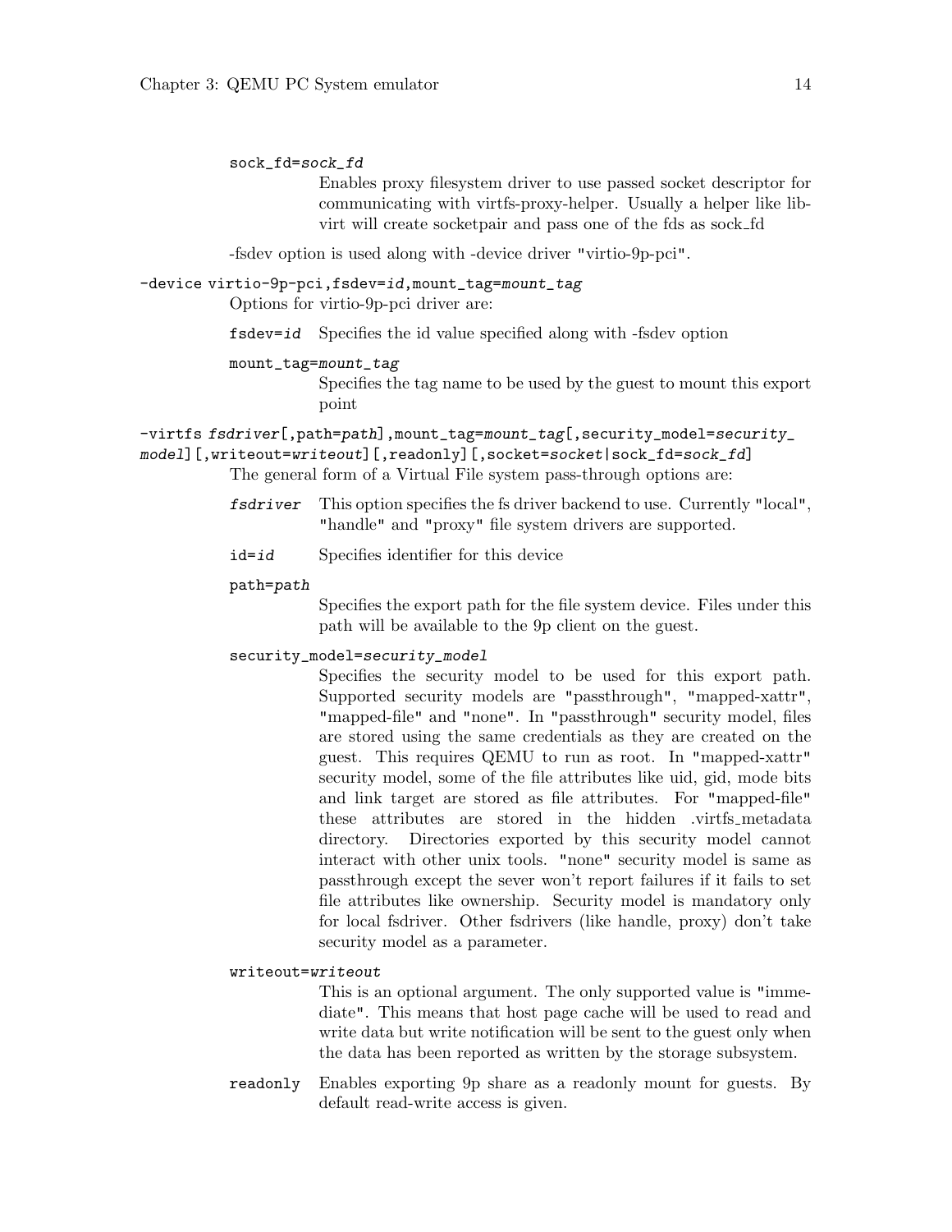`sock_fd=sock_fd`
: Enables proxy filesystem driver to use passed socket descriptor for communicating with virtfs-proxy-helper. Usually a helper like libvirt will create socketpair and pass one of the fds as sock_fd

-fsdev option is used along with -device driver "virtio-9p-pci".

`-device virtio-9p-pci,fsdev=id,mount_tag=mount_tag`
: Options for virtio-9p-pci driver are:

  `fsdev=id` Specifies the id value specified along with -fsdev option

  `mount_tag=mount_tag`
  : Specifies the tag name to be used by the guest to mount this export point

`-virtfs fsdriver[,path=path],mount_tag=mount_tag[,security_model=security_model][,writeout=writeout][,readonly][,socket=socket|sock_fd=sock_fd]`
: The general form of a Virtual File system pass-through options are:

  `fsdriver` This option specifies the fs driver backend to use. Currently "local", "handle" and "proxy" file system drivers are supported.

  `id=id` Specifies identifier for this device

  `path=path`
  : Specifies the export path for the file system device. Files under this path will be available to the 9p client on the guest.

  `security_model=security_model`
  : Specifies the security model to be used for this export path. Supported security models are "passthrough", "mapped-xattr", "mapped-file" and "none". In "passthrough" security model, files are stored using the same credentials as they are created on the guest. This requires QEMU to run as root. In "mapped-xattr" security model, some of the file attributes like uid, gid, mode bits and link target are stored as file attributes. For "mapped-file" these attributes are stored in the hidden .virtfs_metadata directory. Directories exported by this security model cannot interact with other unix tools. "none" security model is same as passthrough except the sever won't report failures if it fails to set file attributes like ownership. Security model is mandatory only for local fsdriver. Other fsdrivers (like handle, proxy) don't take security model as a parameter.

  `writeout=writeout`
  : This is an optional argument. The only supported value is "immediate". This means that host page cache will be used to read and write data but write notification will be sent to the guest only when the data has been reported as written by the storage subsystem.

  `readonly` Enables exporting 9p share as a readonly mount for guests. By default read-write access is given.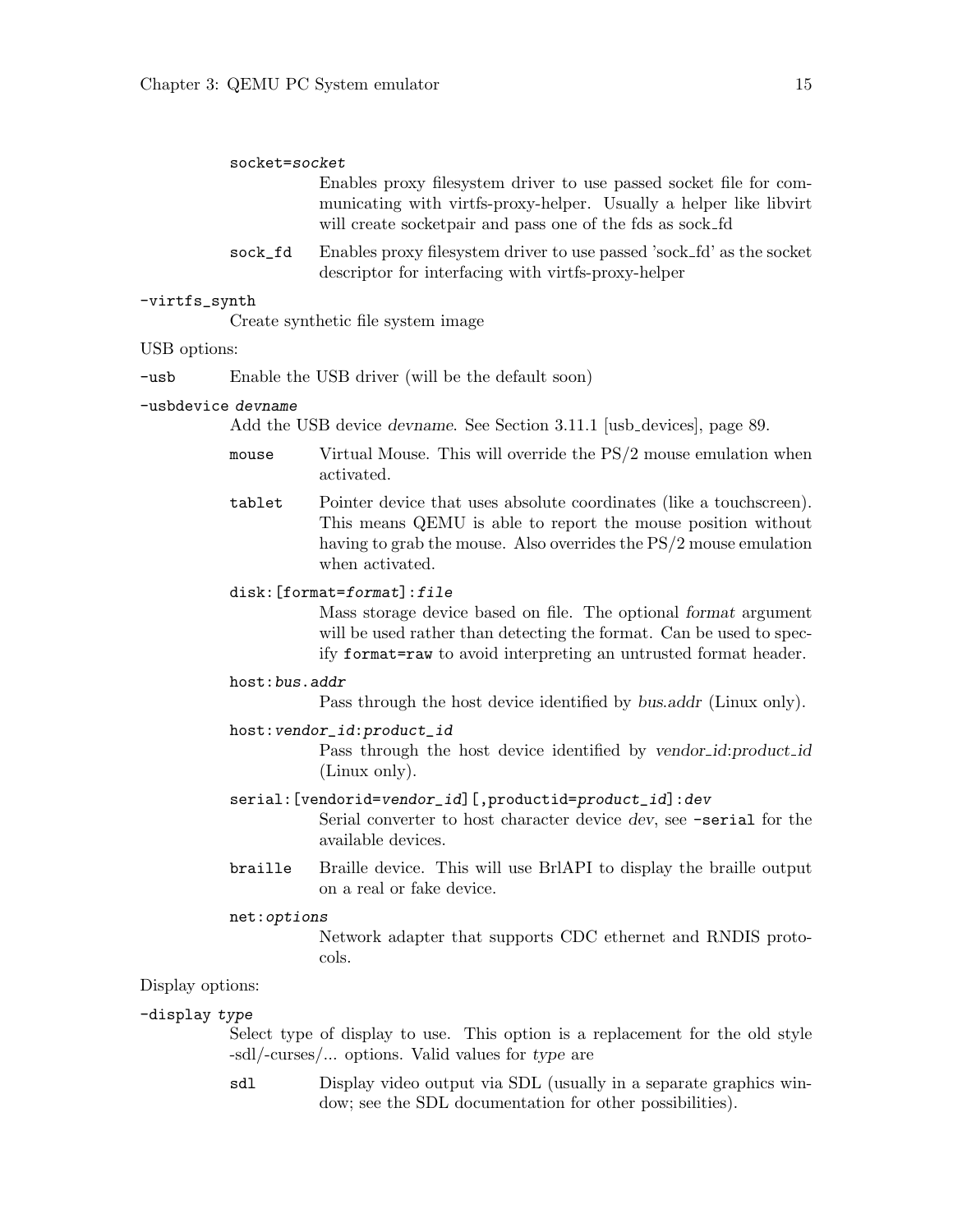`socket=socket`
: Enables proxy filesystem driver to use passed socket file for communicating with virtfs-proxy-helper. Usually a helper like libvirt will create socketpair and pass one of the fds as sock_fd

`sock_fd`
: Enables proxy filesystem driver to use passed 'sock_fd' as the socket descriptor for interfacing with virtfs-proxy-helper

`-virtfs_synth`
: Create synthetic file system image

USB options:

`-usb`
: Enable the USB driver (will be the default soon)

`-usbdevice devname`
: Add the USB device *devname*. See Section 3.11.1 [usb_devices], page 89.

  `mouse`
  : Virtual Mouse. This will override the PS/2 mouse emulation when activated.

  `tablet`
  : Pointer device that uses absolute coordinates (like a touchscreen). This means QEMU is able to report the mouse position without having to grab the mouse. Also overrides the PS/2 mouse emulation when activated.

  `disk:[format=format]:file`
  : Mass storage device based on file. The optional *format* argument will be used rather than detecting the format. Can be used to specify `format=raw` to avoid interpreting an untrusted format header.

  `host:bus.addr`
  : Pass through the host device identified by *bus.addr* (Linux only).

  `host:vendor_id:product_id`
  : Pass through the host device identified by *vendor_id:product_id* (Linux only).

  `serial:[vendorid=vendor_id][,productid=product_id]:dev`
  : Serial converter to host character device *dev*, see `-serial` for the available devices.

  `braille`
  : Braille device. This will use BrlAPI to display the braille output on a real or fake device.

  `net:options`
  : Network adapter that supports CDC ethernet and RNDIS protocols.

Display options:

`-display type`
: Select type of display to use. This option is a replacement for the old style -sdl/-curses/... options. Valid values for *type* are

  `sdl`
  : Display video output via SDL (usually in a separate graphics window; see the SDL documentation for other possibilities).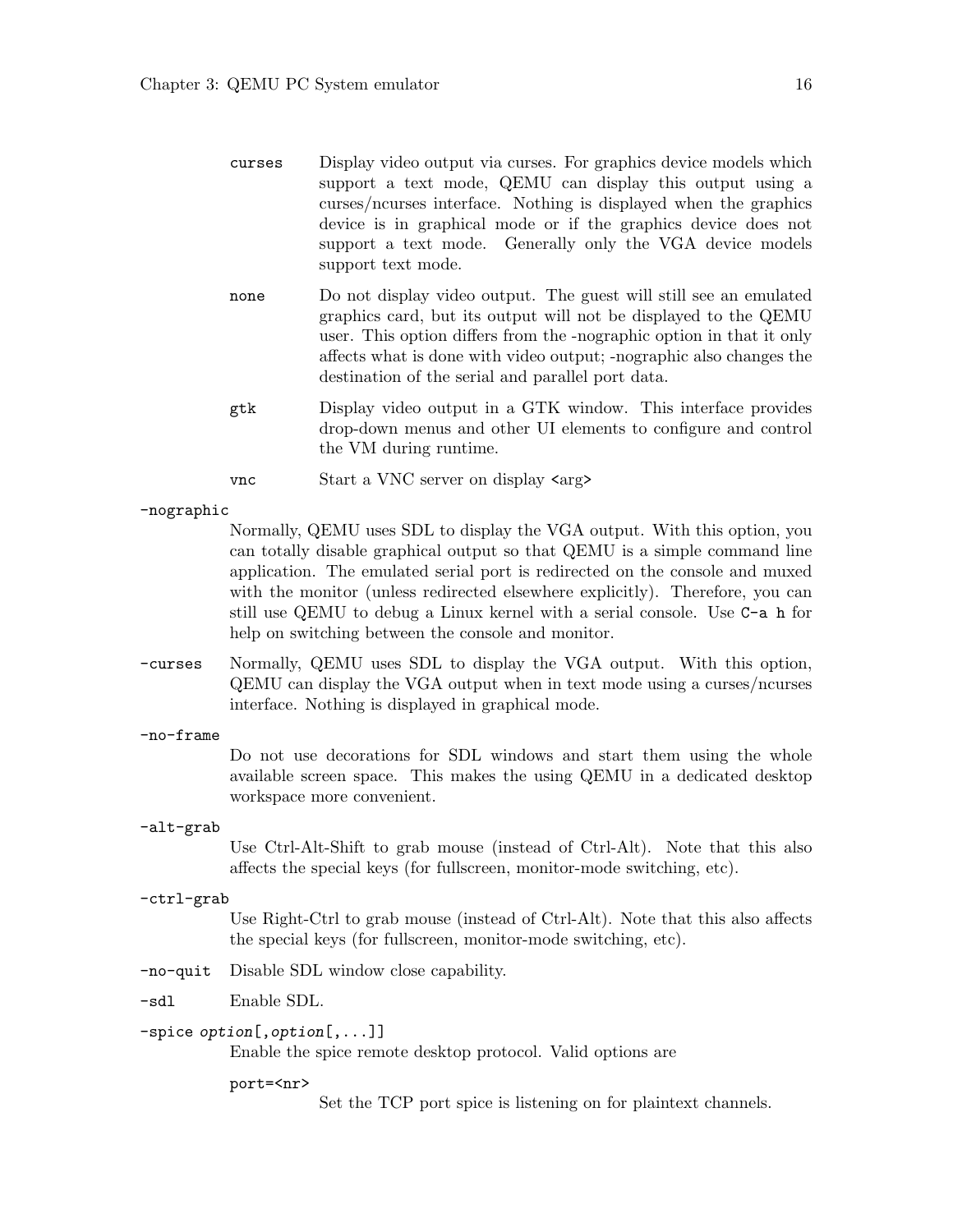`curses` Display video output via curses. For graphics device models which support a text mode, QEMU can display this output using a curses/ncurses interface. Nothing is displayed when the graphics device is in graphical mode or if the graphics device does not support a text mode. Generally only the VGA device models support text mode.

`none` Do not display video output. The guest will still see an emulated graphics card, but its output will not be displayed to the QEMU user. This option differs from the -nographic option in that it only affects what is done with video output; -nographic also changes the destination of the serial and parallel port data.

`gtk` Display video output in a GTK window. This interface provides drop-down menus and other UI elements to configure and control the VM during runtime.

`vnc` Start a VNC server on display <arg>

`-nographic`

Normally, QEMU uses SDL to display the VGA output. With this option, you can totally disable graphical output so that QEMU is a simple command line application. The emulated serial port is redirected on the console and muxed with the monitor (unless redirected elsewhere explicitly). Therefore, you can still use QEMU to debug a Linux kernel with a serial console. Use `C-a h` for help on switching between the console and monitor.

`-curses` Normally, QEMU uses SDL to display the VGA output. With this option, QEMU can display the VGA output when in text mode using a curses/ncurses interface. Nothing is displayed in graphical mode.

`-no-frame`

Do not use decorations for SDL windows and start them using the whole available screen space. This makes the using QEMU in a dedicated desktop workspace more convenient.

`-alt-grab`

Use Ctrl-Alt-Shift to grab mouse (instead of Ctrl-Alt). Note that this also affects the special keys (for fullscreen, monitor-mode switching, etc).

`-ctrl-grab`

Use Right-Ctrl to grab mouse (instead of Ctrl-Alt). Note that this also affects the special keys (for fullscreen, monitor-mode switching, etc).

`-no-quit` Disable SDL window close capability.

`-sdl` Enable SDL.

`-spice` *option*[,*option*[,...]]

Enable the spice remote desktop protocol. Valid options are

`port=<nr>`

Set the TCP port spice is listening on for plaintext channels.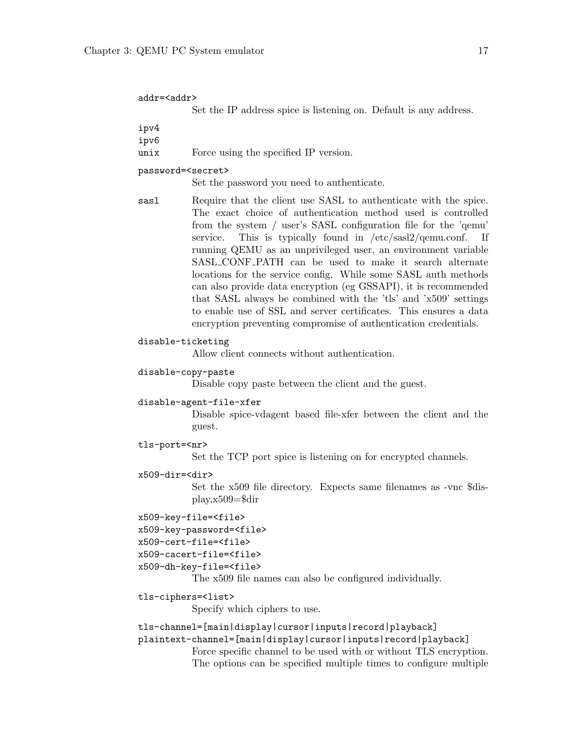`addr=<addr>`
: Set the IP address spice is listening on. Default is any address.

`ipv4`
`ipv6`
`unix`
: Force using the specified IP version.

`password=<secret>`
: Set the password you need to authenticate.

`sasl`
: Require that the client use SASL to authenticate with the spice. The exact choice of authentication method used is controlled from the system / user's SASL configuration file for the 'qemu' service. This is typically found in /etc/sasl2/qemu.conf. If running QEMU as an unprivileged user, an environment variable SASL_CONF_PATH can be used to make it search alternate locations for the service config. While some SASL auth methods can also provide data encryption (eg GSSAPI), it is recommended that SASL always be combined with the 'tls' and 'x509' settings to enable use of SSL and server certificates. This ensures a data encryption preventing compromise of authentication credentials.

`disable-ticketing`
: Allow client connects without authentication.

`disable-copy-paste`
: Disable copy paste between the client and the guest.

`disable-agent-file-xfer`
: Disable spice-vdagent based file-xfer between the client and the guest.

`tls-port=<nr>`
: Set the TCP port spice is listening on for encrypted channels.

`x509-dir=<dir>`
: Set the x509 file directory. Expects same filenames as -vnc $display,x509=$dir

`x509-key-file=<file>`
`x509-key-password=<file>`
`x509-cert-file=<file>`
`x509-cacert-file=<file>`
`x509-dh-key-file=<file>`
: The x509 file names can also be configured individually.

`tls-ciphers=<list>`
: Specify which ciphers to use.

`tls-channel=[main|display|cursor|inputs|record|playback]`
`plaintext-channel=[main|display|cursor|inputs|record|playback]`
: Force specific channel to be used with or without TLS encryption. The options can be specified multiple times to configure multiple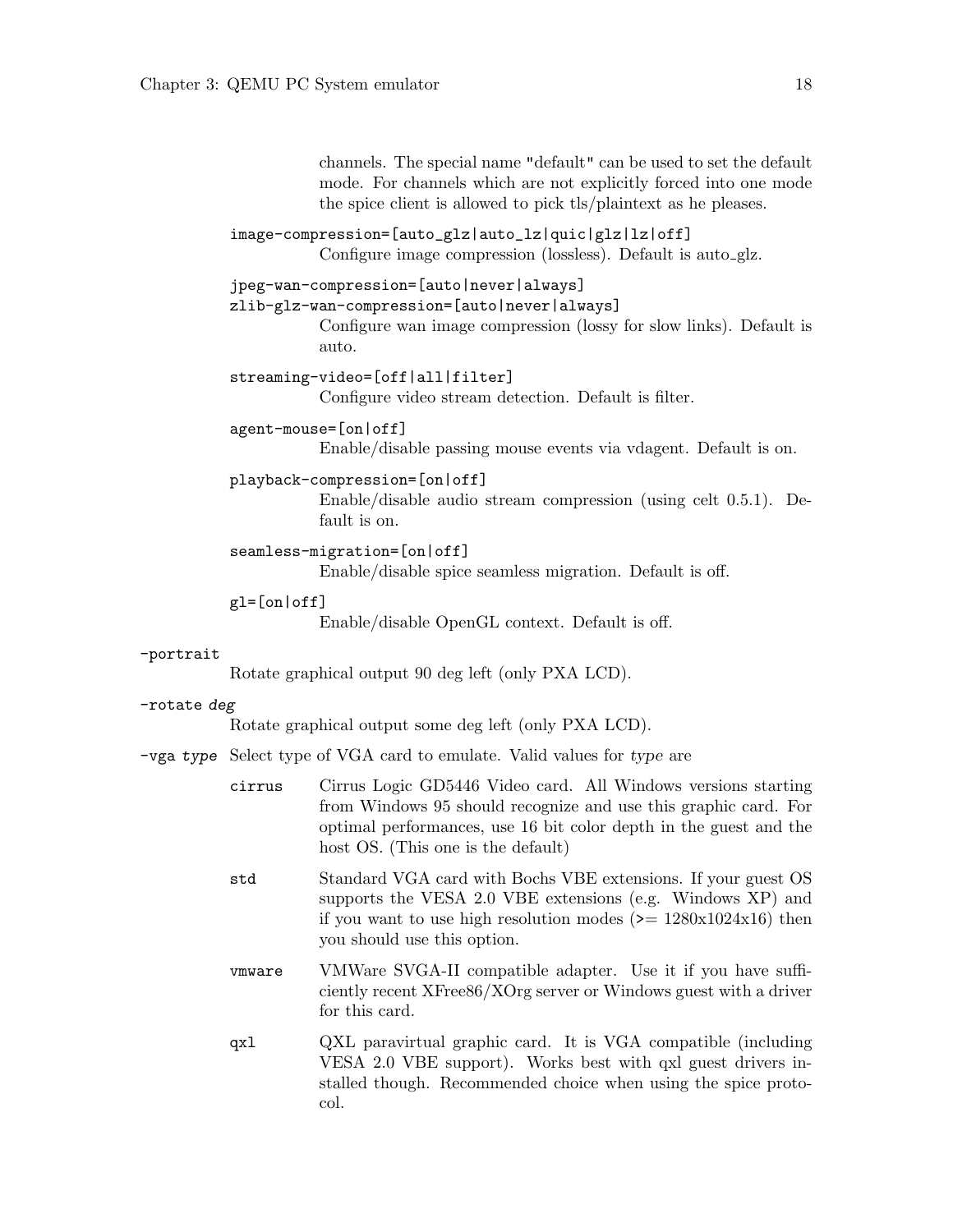channels. The special name "default" can be used to set the default mode. For channels which are not explicitly forced into one mode the spice client is allowed to pick tls/plaintext as he pleases.

`image-compression=[auto_glz|auto_lz|quic|glz|lz|off]`
: Configure image compression (lossless). Default is auto_glz.

`jpeg-wan-compression=[auto|never|always]`
`zlib-glz-wan-compression=[auto|never|always]`
: Configure wan image compression (lossy for slow links). Default is auto.

`streaming-video=[off|all|filter]`
: Configure video stream detection. Default is filter.

`agent-mouse=[on|off]`
: Enable/disable passing mouse events via vdagent. Default is on.

`playback-compression=[on|off]`
: Enable/disable audio stream compression (using celt 0.5.1). Default is on.

`seamless-migration=[on|off]`
: Enable/disable spice seamless migration. Default is off.

`gl=[on|off]`
: Enable/disable OpenGL context. Default is off.

`-portrait`
: Rotate graphical output 90 deg left (only PXA LCD).

`-rotate` *deg*
: Rotate graphical output some deg left (only PXA LCD).

`-vga` *type*
: Select type of VGA card to emulate. Valid values for *type* are

`cirrus`
: Cirrus Logic GD5446 Video card. All Windows versions starting from Windows 95 should recognize and use this graphic card. For optimal performances, use 16 bit color depth in the guest and the host OS. (This one is the default)

`std`
: Standard VGA card with Bochs VBE extensions. If your guest OS supports the VESA 2.0 VBE extensions (e.g. Windows XP) and if you want to use high resolution modes (>= 1280x1024x16) then you should use this option.

`vmware`
: VMWare SVGA-II compatible adapter. Use it if you have sufficiently recent XFree86/XOrg server or Windows guest with a driver for this card.

`qxl`
: QXL paravirtual graphic card. It is VGA compatible (including VESA 2.0 VBE support). Works best with qxl guest drivers installed though. Recommended choice when using the spice protocol.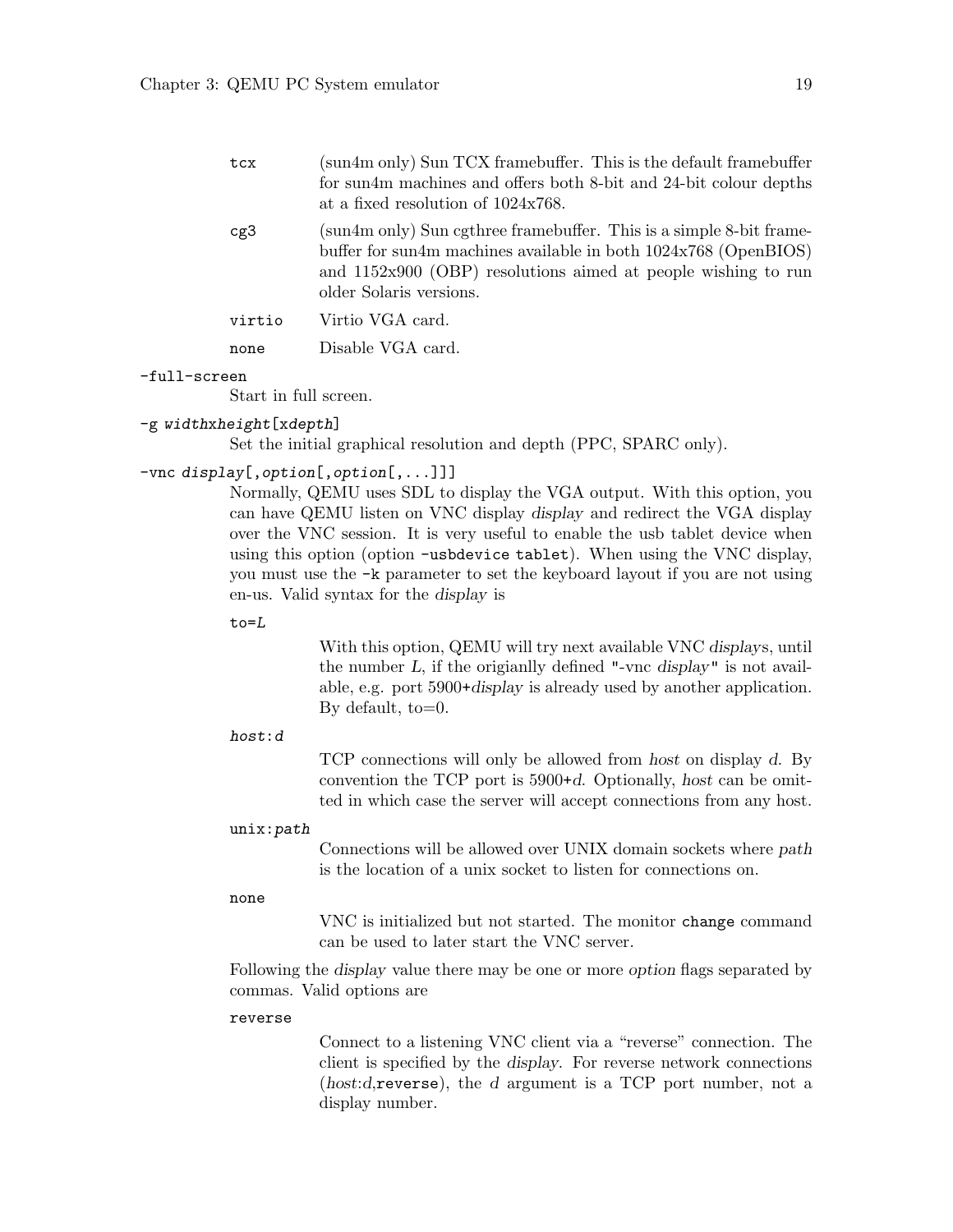`tcx`
: (sun4m only) Sun TCX framebuffer. This is the default framebuffer for sun4m machines and offers both 8-bit and 24-bit colour depths at a fixed resolution of 1024x768.

`cg3`
: (sun4m only) Sun cgthree framebuffer. This is a simple 8-bit framebuffer for sun4m machines available in both 1024x768 (OpenBIOS) and 1152x900 (OBP) resolutions aimed at people wishing to run older Solaris versions.

`virtio`
: Virtio VGA card.

`none`
: Disable VGA card.

`-full-screen`
: Start in full screen.

`-g widthxheight[xdepth]`
: Set the initial graphical resolution and depth (PPC, SPARC only).

`-vnc display[,option[,option[,...]]]`
: Normally, QEMU uses SDL to display the VGA output. With this option, you can have QEMU listen on VNC display *display* and redirect the VGA display over the VNC session. It is very useful to enable the usb tablet device when using this option (option `-usbdevice tablet`). When using the VNC display, you must use the `-k` parameter to set the keyboard layout if you are not using en-us. Valid syntax for the *display* is

  `to=L`
  : With this option, QEMU will try next available VNC *display*s, until the number *L*, if the origianlly defined "-vnc *display*" is not available, e.g. port 5900+*display* is already used by another application. By default, to=0.

  `host:d`
  : TCP connections will only be allowed from *host* on display *d*. By convention the TCP port is 5900+*d*. Optionally, *host* can be omitted in which case the server will accept connections from any host.

  `unix:path`
  : Connections will be allowed over UNIX domain sockets where *path* is the location of a unix socket to listen for connections on.

  `none`
  : VNC is initialized but not started. The monitor `change` command can be used to later start the VNC server.

  Following the *display* value there may be one or more *option* flags separated by commas. Valid options are

  `reverse`
  : Connect to a listening VNC client via a "reverse" connection. The client is specified by the *display*. For reverse network connections (*host*:*d*,`reverse`), the *d* argument is a TCP port number, not a display number.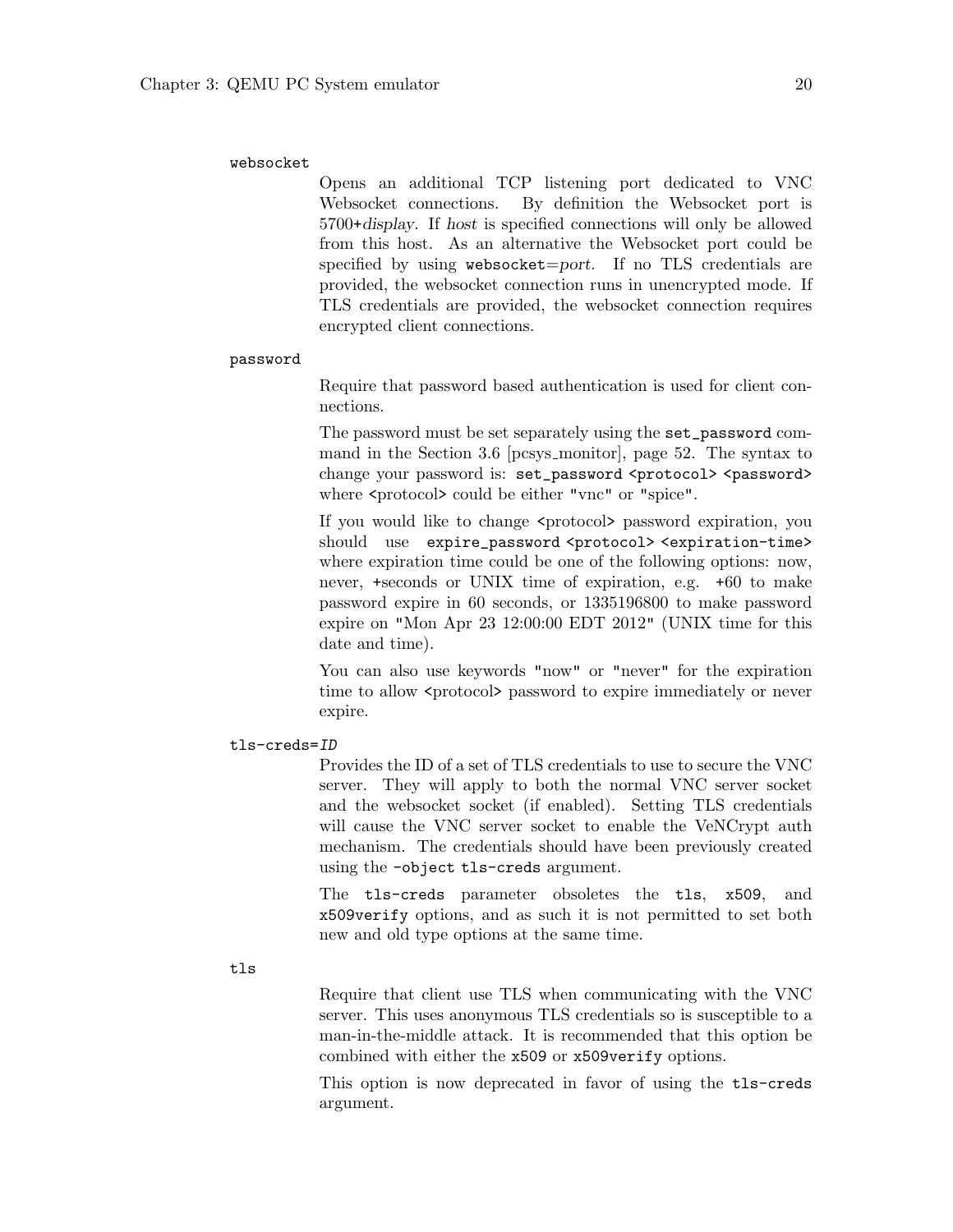`websocket`

Opens an additional TCP listening port dedicated to VNC Websocket connections. By definition the Websocket port is 5700+*display*. If *host* is specified connections will only be allowed from this host. As an alternative the Websocket port could be specified by using `websocket`=*port*. If no TLS credentials are provided, the websocket connection runs in unencrypted mode. If TLS credentials are provided, the websocket connection requires encrypted client connections.

`password`

Require that password based authentication is used for client connections.

The password must be set separately using the `set_password` command in the Section 3.6 [pcsys_monitor], page 52. The syntax to change your password is: `set_password <protocol> <password>` where <protocol> could be either "vnc" or "spice".

If you would like to change <protocol> password expiration, you should use `expire_password <protocol> <expiration-time>` where expiration time could be one of the following options: now, never, +seconds or UNIX time of expiration, e.g. +60 to make password expire in 60 seconds, or 1335196800 to make password expire on "Mon Apr 23 12:00:00 EDT 2012" (UNIX time for this date and time).

You can also use keywords "now" or "never" for the expiration time to allow <protocol> password to expire immediately or never expire.

`tls-creds=`*ID*

Provides the ID of a set of TLS credentials to use to secure the VNC server. They will apply to both the normal VNC server socket and the websocket socket (if enabled). Setting TLS credentials will cause the VNC server socket to enable the VeNCrypt auth mechanism. The credentials should have been previously created using the `-object tls-creds` argument.

The `tls-creds` parameter obsoletes the `tls`, `x509`, and `x509verify` options, and as such it is not permitted to set both new and old type options at the same time.

`tls`

Require that client use TLS when communicating with the VNC server. This uses anonymous TLS credentials so is susceptible to a man-in-the-middle attack. It is recommended that this option be combined with either the `x509` or `x509verify` options.

This option is now deprecated in favor of using the `tls-creds` argument.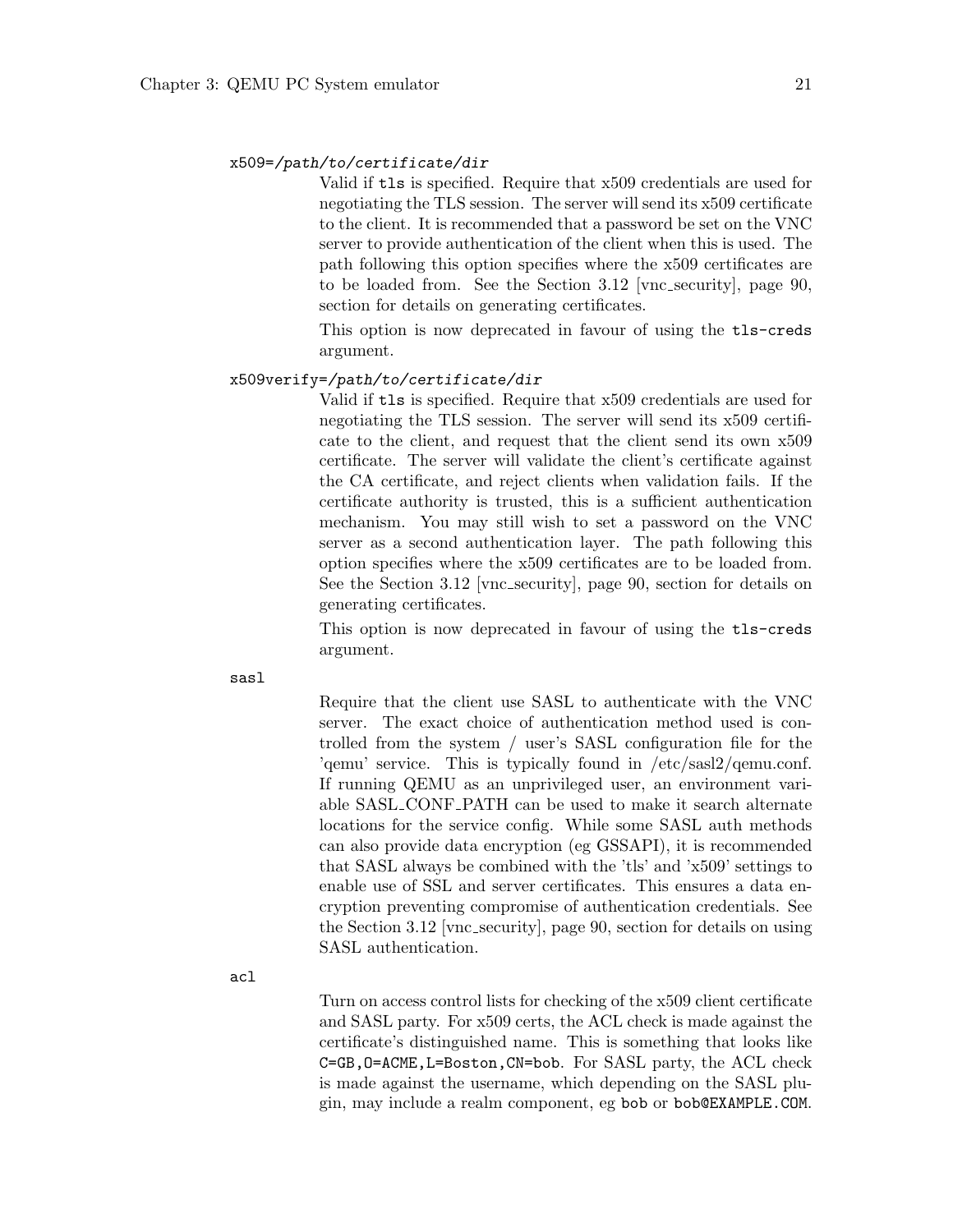`x509=/path/to/certificate/dir`

Valid if `tls` is specified. Require that x509 credentials are used for negotiating the TLS session. The server will send its x509 certificate to the client. It is recommended that a password be set on the VNC server to provide authentication of the client when this is used. The path following this option specifies where the x509 certificates are to be loaded from. See the Section 3.12 [vnc_security], page 90, section for details on generating certificates.

This option is now deprecated in favour of using the `tls-creds` argument.

`x509verify=/path/to/certificate/dir`

Valid if `tls` is specified. Require that x509 credentials are used for negotiating the TLS session. The server will send its x509 certificate to the client, and request that the client send its own x509 certificate. The server will validate the client's certificate against the CA certificate, and reject clients when validation fails. If the certificate authority is trusted, this is a sufficient authentication mechanism. You may still wish to set a password on the VNC server as a second authentication layer. The path following this option specifies where the x509 certificates are to be loaded from. See the Section 3.12 [vnc_security], page 90, section for details on generating certificates.

This option is now deprecated in favour of using the `tls-creds` argument.

`sasl`

Require that the client use SASL to authenticate with the VNC server. The exact choice of authentication method used is controlled from the system / user's SASL configuration file for the 'qemu' service. This is typically found in /etc/sasl2/qemu.conf. If running QEMU as an unprivileged user, an environment variable SASL_CONF_PATH can be used to make it search alternate locations for the service config. While some SASL auth methods can also provide data encryption (eg GSSAPI), it is recommended that SASL always be combined with the 'tls' and 'x509' settings to enable use of SSL and server certificates. This ensures a data encryption preventing compromise of authentication credentials. See the Section 3.12 [vnc_security], page 90, section for details on using SASL authentication.

`acl`

Turn on access control lists for checking of the x509 client certificate and SASL party. For x509 certs, the ACL check is made against the certificate's distinguished name. This is something that looks like `C=GB,O=ACME,L=Boston,CN=bob`. For SASL party, the ACL check is made against the username, which depending on the SASL plugin, may include a realm component, eg `bob` or `bob@EXAMPLE.COM`.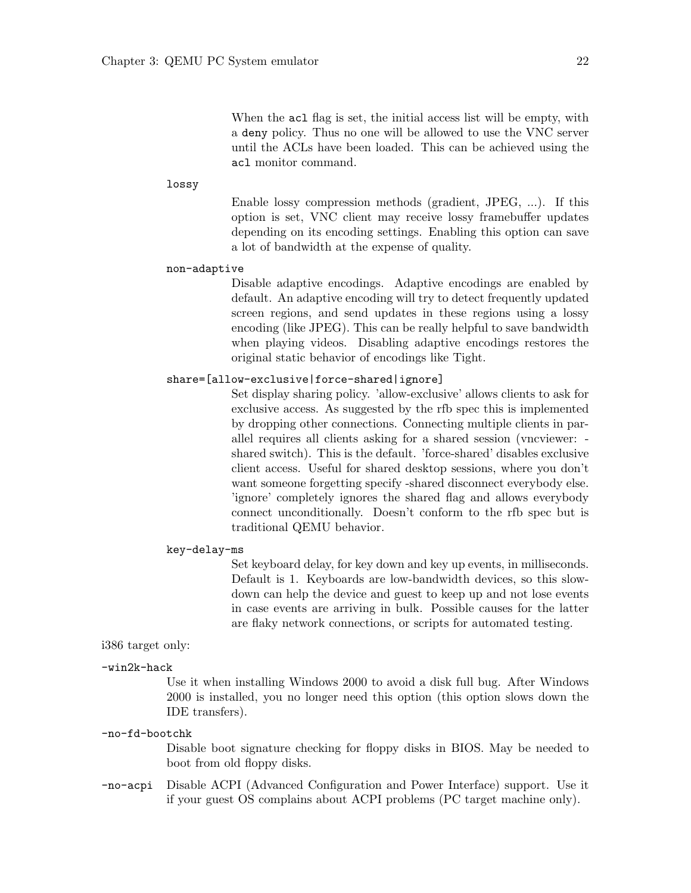When the `acl` flag is set, the initial access list will be empty, with a `deny` policy. Thus no one will be allowed to use the VNC server until the ACLs have been loaded. This can be achieved using the `acl` monitor command.

`lossy`

Enable lossy compression methods (gradient, JPEG, ...). If this option is set, VNC client may receive lossy framebuffer updates depending on its encoding settings. Enabling this option can save a lot of bandwidth at the expense of quality.

`non-adaptive`

Disable adaptive encodings. Adaptive encodings are enabled by default. An adaptive encoding will try to detect frequently updated screen regions, and send updates in these regions using a lossy encoding (like JPEG). This can be really helpful to save bandwidth when playing videos. Disabling adaptive encodings restores the original static behavior of encodings like Tight.

`share=[allow-exclusive|force-shared|ignore]`

Set display sharing policy. 'allow-exclusive' allows clients to ask for exclusive access. As suggested by the rfb spec this is implemented by dropping other connections. Connecting multiple clients in parallel requires all clients asking for a shared session (vncviewer: -shared switch). This is the default. 'force-shared' disables exclusive client access. Useful for shared desktop sessions, where you don't want someone forgetting specify -shared disconnect everybody else. 'ignore' completely ignores the shared flag and allows everybody connect unconditionally. Doesn't conform to the rfb spec but is traditional QEMU behavior.

`key-delay-ms`

Set keyboard delay, for key down and key up events, in milliseconds. Default is 1. Keyboards are low-bandwidth devices, so this slowdown can help the device and guest to keep up and not lose events in case events are arriving in bulk. Possible causes for the latter are flaky network connections, or scripts for automated testing.

i386 target only:

`-win2k-hack`

Use it when installing Windows 2000 to avoid a disk full bug. After Windows 2000 is installed, you no longer need this option (this option slows down the IDE transfers).

`-no-fd-bootchk`

Disable boot signature checking for floppy disks in BIOS. May be needed to boot from old floppy disks.

`-no-acpi`

Disable ACPI (Advanced Configuration and Power Interface) support. Use it if your guest OS complains about ACPI problems (PC target machine only).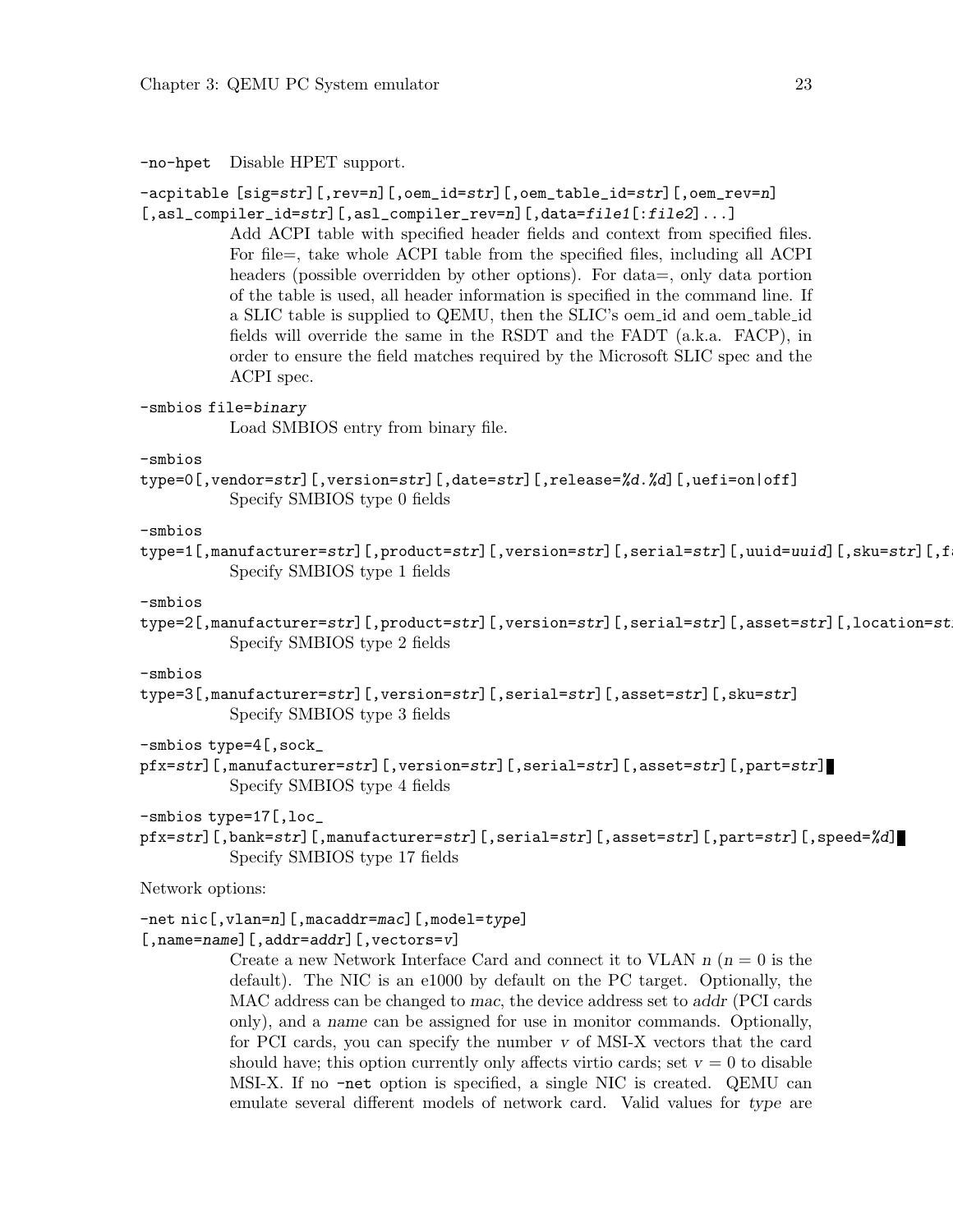`-no-hpet` Disable HPET support.

`-acpitable [sig=str][,rev=n][,oem_id=str][,oem_table_id=str][,oem_rev=n] [,asl_compiler_id=str][,asl_compiler_rev=n][,data=file1[:file2]...]`

Add ACPI table with specified header fields and context from specified files. For file=, take whole ACPI table from the specified files, including all ACPI headers (possible overridden by other options). For data=, only data portion of the table is used, all header information is specified in the command line. If a SLIC table is supplied to QEMU, then the SLIC's oem_id and oem_table_id fields will override the same in the RSDT and the FADT (a.k.a. FACP), in order to ensure the field matches required by the Microsoft SLIC spec and the ACPI spec.

`-smbios file=binary`

Load SMBIOS entry from binary file.

`-smbios type=0[,vendor=str][,version=str][,date=str][,release=%d.%d][,uefi=on|off]`

Specify SMBIOS type 0 fields

`-smbios type=1[,manufacturer=str][,product=str][,version=str][,serial=str][,uuid=uuid][,sku=str][,f`

Specify SMBIOS type 1 fields

`-smbios type=2[,manufacturer=str][,product=str][,version=str][,serial=str][,asset=str][,location=st`

Specify SMBIOS type 2 fields

`-smbios type=3[,manufacturer=str][,version=str][,serial=str][,asset=str][,sku=str]`

Specify SMBIOS type 3 fields

`-smbios type=4[,sock_pfx=str][,manufacturer=str][,version=str][,serial=str][,asset=str][,part=str]`

Specify SMBIOS type 4 fields

`-smbios type=17[,loc_pfx=str][,bank=str][,manufacturer=str][,serial=str][,asset=str][,part=str][,speed=%d]`

Specify SMBIOS type 17 fields

Network options:

`-net nic[,vlan=n][,macaddr=mac][,model=type] [,name=name][,addr=addr][,vectors=v]`

Create a new Network Interface Card and connect it to VLAN *n* (*n* = 0 is the default). The NIC is an e1000 by default on the PC target. Optionally, the MAC address can be changed to *mac*, the device address set to *addr* (PCI cards only), and a *name* can be assigned for use in monitor commands. Optionally, for PCI cards, you can specify the number *v* of MSI-X vectors that the card should have; this option currently only affects virtio cards; set *v* = 0 to disable MSI-X. If no `-net` option is specified, a single NIC is created. QEMU can emulate several different models of network card. Valid values for *type* are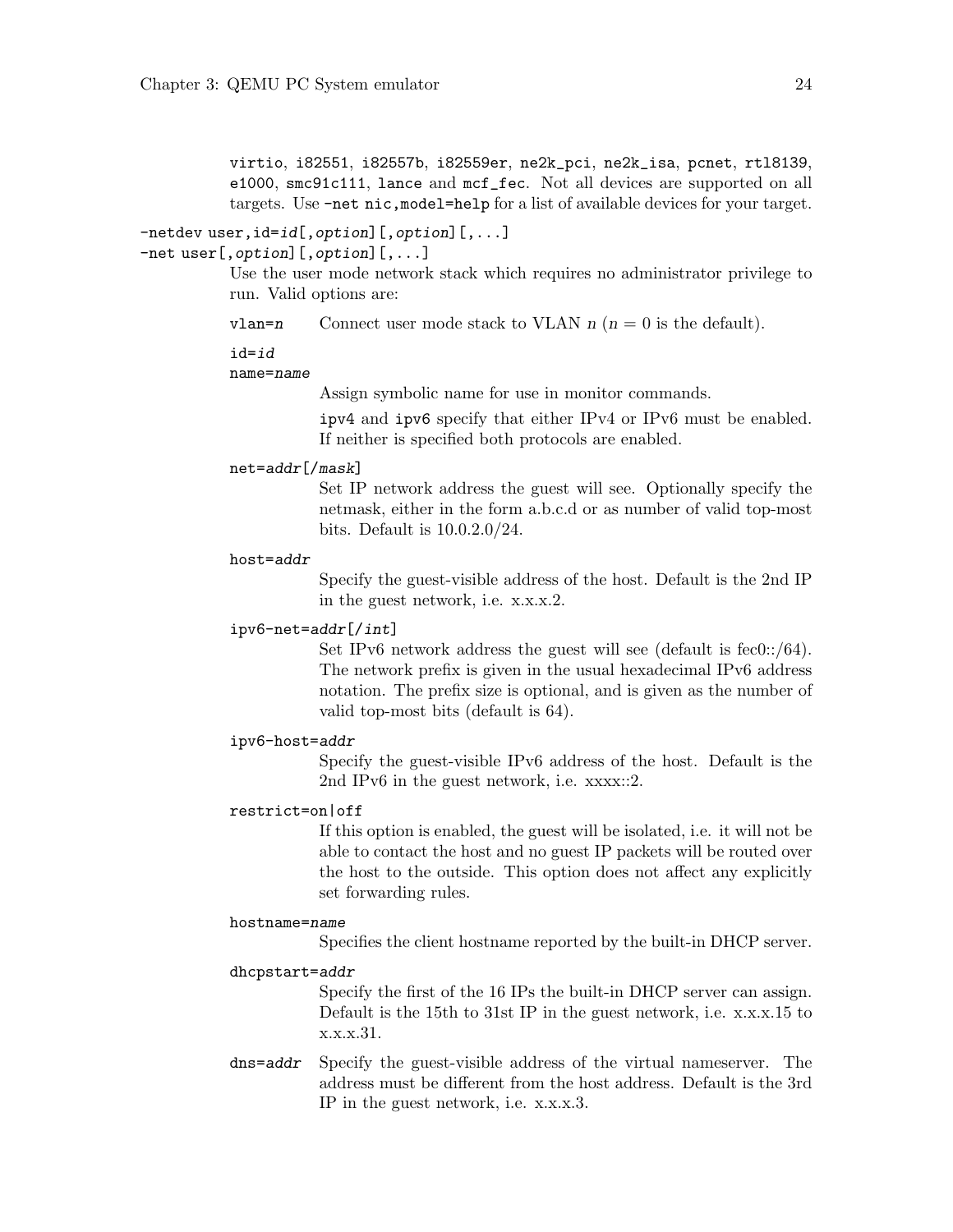virtio, i82551, i82557b, i82559er, ne2k_pci, ne2k_isa, pcnet, rtl8139, e1000, smc91c111, lance and mcf_fec. Not all devices are supported on all targets. Use `-net nic,model=help` for a list of available devices for your target.

`-netdev user,id=id[,option][,option][,...]`
`-net user[,option][,option][,...]`

Use the user mode network stack which requires no administrator privilege to run. Valid options are:

`vlan=n`
: Connect user mode stack to VLAN *n* (*n* = 0 is the default).

`id=id`
`name=name`
: Assign symbolic name for use in monitor commands.

  `ipv4` and `ipv6` specify that either IPv4 or IPv6 must be enabled. If neither is specified both protocols are enabled.

`net=addr[/mask]`
: Set IP network address the guest will see. Optionally specify the netmask, either in the form a.b.c.d or as number of valid top-most bits. Default is 10.0.2.0/24.

`host=addr`
: Specify the guest-visible address of the host. Default is the 2nd IP in the guest network, i.e. x.x.x.2.

`ipv6-net=addr[/int]`
: Set IPv6 network address the guest will see (default is fec0::/64). The network prefix is given in the usual hexadecimal IPv6 address notation. The prefix size is optional, and is given as the number of valid top-most bits (default is 64).

`ipv6-host=addr`
: Specify the guest-visible IPv6 address of the host. Default is the 2nd IPv6 in the guest network, i.e. xxxx::2.

`restrict=on|off`
: If this option is enabled, the guest will be isolated, i.e. it will not be able to contact the host and no guest IP packets will be routed over the host to the outside. This option does not affect any explicitly set forwarding rules.

`hostname=name`
: Specifies the client hostname reported by the built-in DHCP server.

`dhcpstart=addr`
: Specify the first of the 16 IPs the built-in DHCP server can assign. Default is the 15th to 31st IP in the guest network, i.e. x.x.x.15 to x.x.x.31.

`dns=addr`
: Specify the guest-visible address of the virtual nameserver. The address must be different from the host address. Default is the 3rd IP in the guest network, i.e. x.x.x.3.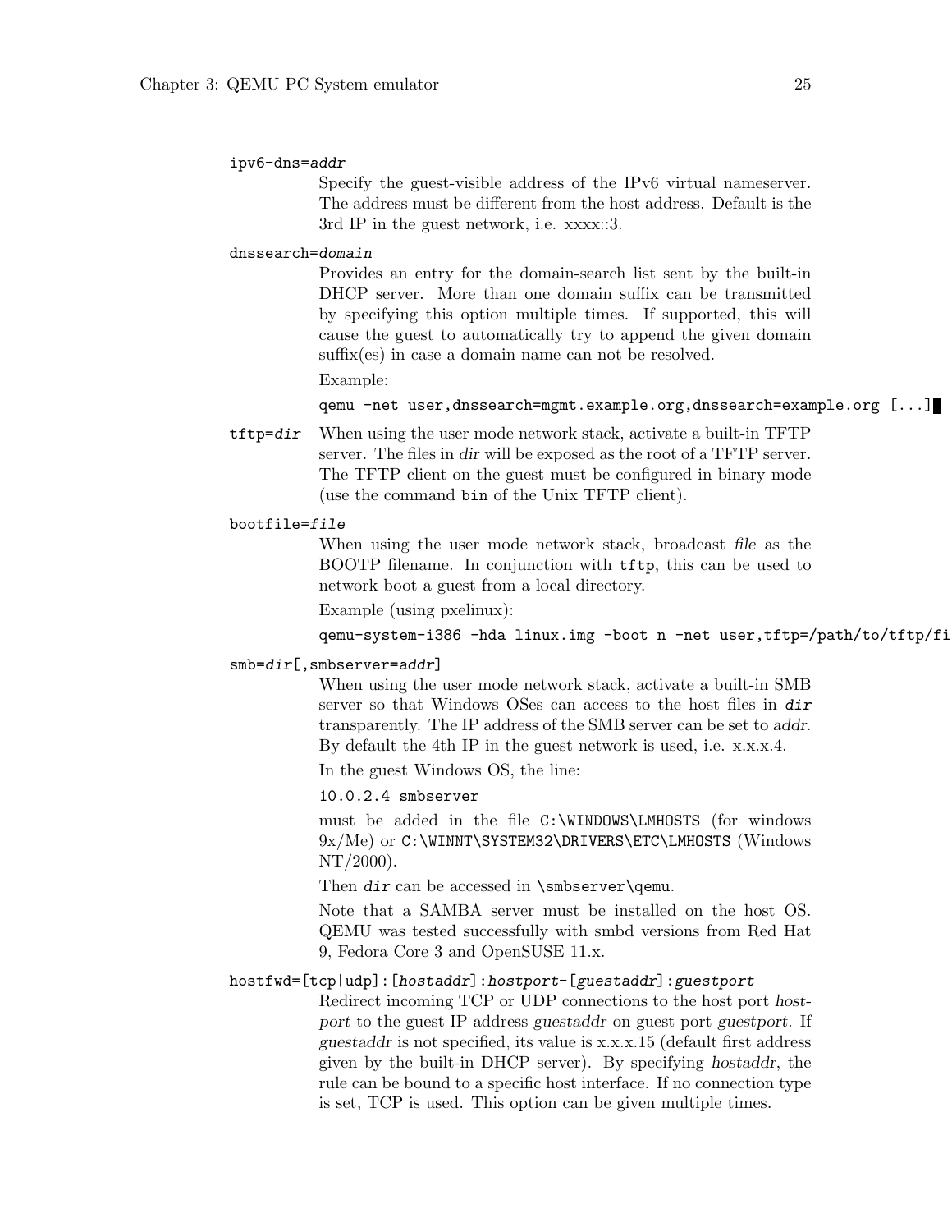`ipv6-dns=addr`

Specify the guest-visible address of the IPv6 virtual nameserver. The address must be different from the host address. Default is the 3rd IP in the guest network, i.e. xxxx::3.

`dnssearch=domain`

Provides an entry for the domain-search list sent by the built-in DHCP server. More than one domain suffix can be transmitted by specifying this option multiple times. If supported, this will cause the guest to automatically try to append the given domain suffix(es) in case a domain name can not be resolved.

Example:

```
qemu -net user,dnssearch=mgmt.example.org,dnssearch=example.org [...]
```

`tftp=dir`

When using the user mode network stack, activate a built-in TFTP server. The files in *dir* will be exposed as the root of a TFTP server. The TFTP client on the guest must be configured in binary mode (use the command `bin` of the Unix TFTP client).

`bootfile=file`

When using the user mode network stack, broadcast *file* as the BOOTP filename. In conjunction with `tftp`, this can be used to network boot a guest from a local directory.

Example (using pxelinux):

```
qemu-system-i386 -hda linux.img -boot n -net user,tftp=/path/to/tftp/fi
```

`smb=dir[,smbserver=addr]`

When using the user mode network stack, activate a built-in SMB server so that Windows OSes can access to the host files in *dir* transparently. The IP address of the SMB server can be set to *addr*. By default the 4th IP in the guest network is used, i.e. x.x.x.4.

In the guest Windows OS, the line:

```
10.0.2.4 smbserver
```

must be added in the file `C:\WINDOWS\LMHOSTS` (for windows 9x/Me) or `C:\WINNT\SYSTEM32\DRIVERS\ETC\LMHOSTS` (Windows NT/2000).

Then *dir* can be accessed in `\smbserver\qemu`.

Note that a SAMBA server must be installed on the host OS. QEMU was tested successfully with smbd versions from Red Hat 9, Fedora Core 3 and OpenSUSE 11.x.

`hostfwd=[tcp|udp]:[hostaddr]:hostport-[guestaddr]:guestport`

Redirect incoming TCP or UDP connections to the host port *hostport* to the guest IP address *guestaddr* on guest port *guestport*. If *guestaddr* is not specified, its value is x.x.x.15 (default first address given by the built-in DHCP server). By specifying *hostaddr*, the rule can be bound to a specific host interface. If no connection type is set, TCP is used. This option can be given multiple times.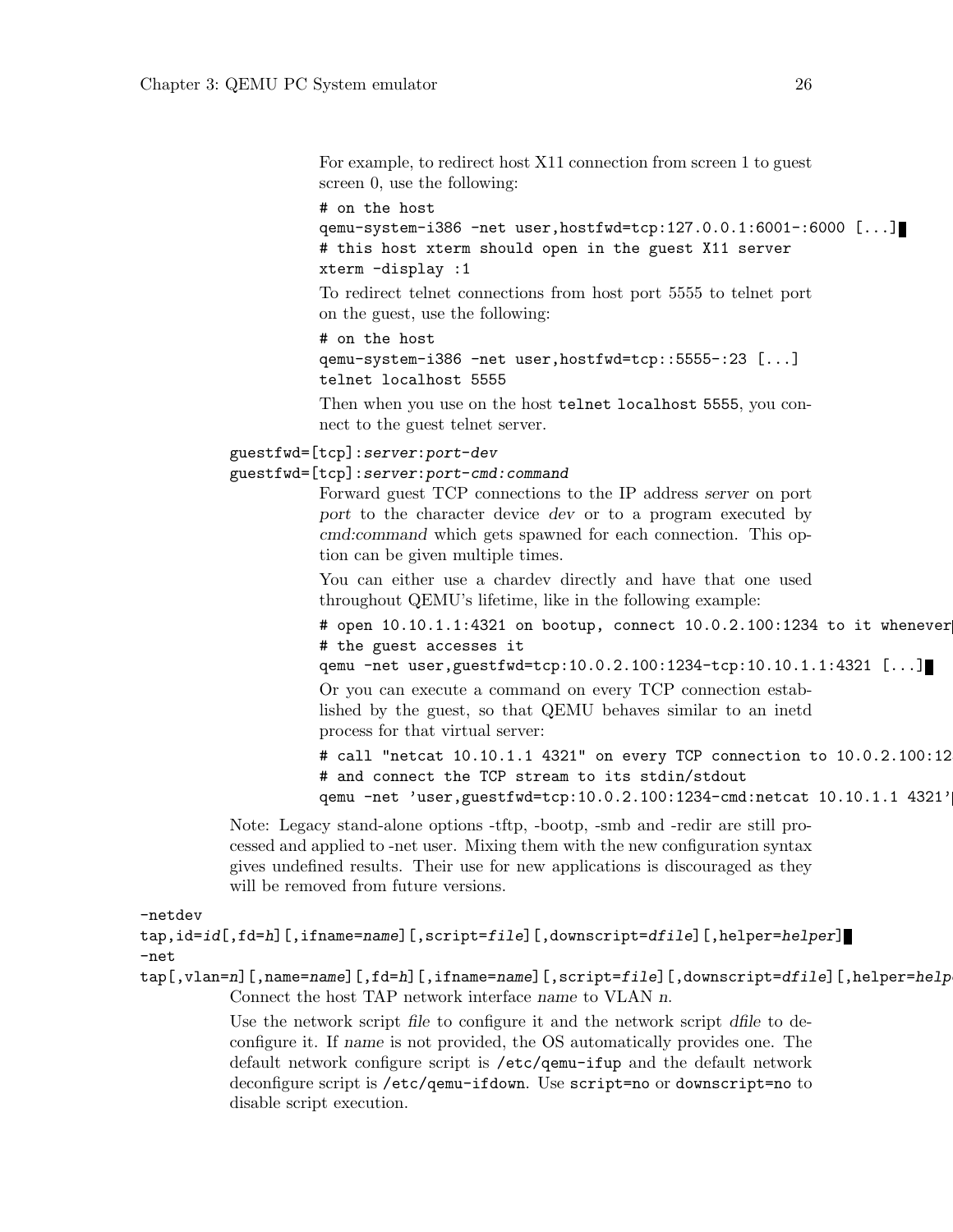For example, to redirect host X11 connection from screen 1 to guest screen 0, use the following:

```
# on the host
qemu-system-i386 -net user,hostfwd=tcp:127.0.0.1:6001-:6000 [...]
# this host xterm should open in the guest X11 server
xterm -display :1
```

To redirect telnet connections from host port 5555 to telnet port on the guest, use the following:

```
# on the host
qemu-system-i386 -net user,hostfwd=tcp::5555-:23 [...]
telnet localhost 5555
```

Then when you use on the host `telnet localhost 5555`, you connect to the guest telnet server.

`guestfwd=[tcp]:`*server*`:`*port*`-`*dev*
`guestfwd=[tcp]:`*server*`:`*port*`-cmd:`*command*

Forward guest TCP connections to the IP address *server* on port *port* to the character device *dev* or to a program executed by *cmd:command* which gets spawned for each connection. This option can be given multiple times.

You can either use a chardev directly and have that one used throughout QEMU's lifetime, like in the following example:

```
# open 10.10.1.1:4321 on bootup, connect 10.0.2.100:1234 to it whenever
# the guest accesses it
qemu -net user,guestfwd=tcp:10.0.2.100:1234-tcp:10.10.1.1:4321 [...]
```

Or you can execute a command on every TCP connection established by the guest, so that QEMU behaves similar to an inetd process for that virtual server:

```
# call "netcat 10.10.1.1 4321" on every TCP connection to 10.0.2.100:12
# and connect the TCP stream to its stdin/stdout
qemu -net 'user,guestfwd=tcp:10.0.2.100:1234-cmd:netcat 10.10.1.1 4321'
```

Note: Legacy stand-alone options -tftp, -bootp, -smb and -redir are still processed and applied to -net user. Mixing them with the new configuration syntax gives undefined results. Their use for new applications is discouraged as they will be removed from future versions.

`-netdev tap,id=`*id*`[,fd=`*h*`][,ifname=`*name*`][,script=`*file*`][,downscript=`*dfile*`][,helper=`*helper*`]`
`-net tap[,vlan=`*n*`][,name=`*name*`][,fd=`*h*`][,ifname=`*name*`][,script=`*file*`][,downscript=`*dfile*`][,helper=`*helpe*

Connect the host TAP network interface *name* to VLAN *n*.

Use the network script *file* to configure it and the network script *dfile* to deconfigure it. If *name* is not provided, the OS automatically provides one. The default network configure script is `/etc/qemu-ifup` and the default network deconfigure script is `/etc/qemu-ifdown`. Use `script=no` or `downscript=no` to disable script execution.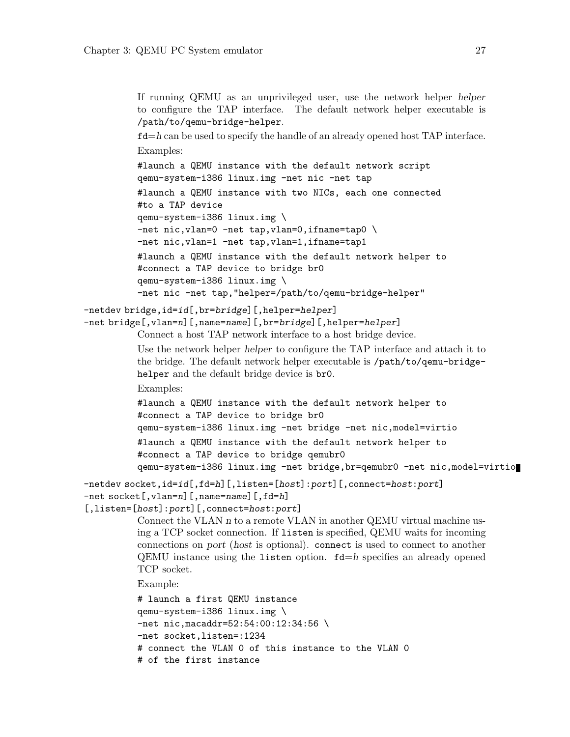If running QEMU as an unprivileged user, use the network helper *helper* to configure the TAP interface. The default network helper executable is `/path/to/qemu-bridge-helper`.

`fd`=*h* can be used to specify the handle of an already opened host TAP interface.

Examples:

```
#launch a QEMU instance with the default network script
qemu-system-i386 linux.img -net nic -net tap
```

```
#launch a QEMU instance with two NICs, each one connected
#to a TAP device
qemu-system-i386 linux.img \
-net nic,vlan=0 -net tap,vlan=0,ifname=tap0 \
-net nic,vlan=1 -net tap,vlan=1,ifname=tap1
```

```
#launch a QEMU instance with the default network helper to
#connect a TAP device to bridge br0
qemu-system-i386 linux.img \
-net nic -net tap,"helper=/path/to/qemu-bridge-helper"
```

`-netdev bridge,id=`*id*`[,br=`*bridge*`][,helper=`*helper*`]`
`-net bridge[,vlan=`*n*`][,name=`*name*`][,br=`*bridge*`][,helper=`*helper*`]`

Connect a host TAP network interface to a host bridge device.

Use the network helper *helper* to configure the TAP interface and attach it to the bridge. The default network helper executable is `/path/to/qemu-bridge-helper` and the default bridge device is `br0`.

Examples:

```
#launch a QEMU instance with the default network helper to
#connect a TAP device to bridge br0
qemu-system-i386 linux.img -net bridge -net nic,model=virtio
```

```
#launch a QEMU instance with the default network helper to
#connect a TAP device to bridge qemubr0
qemu-system-i386 linux.img -net bridge,br=qemubr0 -net nic,model=virtio
```

`-netdev socket,id=`*id*`[,fd=`*h*`][,listen=[`*host*`]:`*port*`][,connect=`*host*`:`*port*`]`
`-net socket[,vlan=`*n*`][,name=`*name*`][,fd=`*h*`]`
`[,listen=[`*host*`]:`*port*`][,connect=`*host*`:`*port*`]`

Connect the VLAN *n* to a remote VLAN in another QEMU virtual machine using a TCP socket connection. If `listen` is specified, QEMU waits for incoming connections on *port* (*host* is optional). `connect` is used to connect to another QEMU instance using the `listen` option. `fd`=*h* specifies an already opened TCP socket.

Example:

```
# launch a first QEMU instance
qemu-system-i386 linux.img \
-net nic,macaddr=52:54:00:12:34:56 \
-net socket,listen=:1234
# connect the VLAN 0 of this instance to the VLAN 0
# of the first instance
```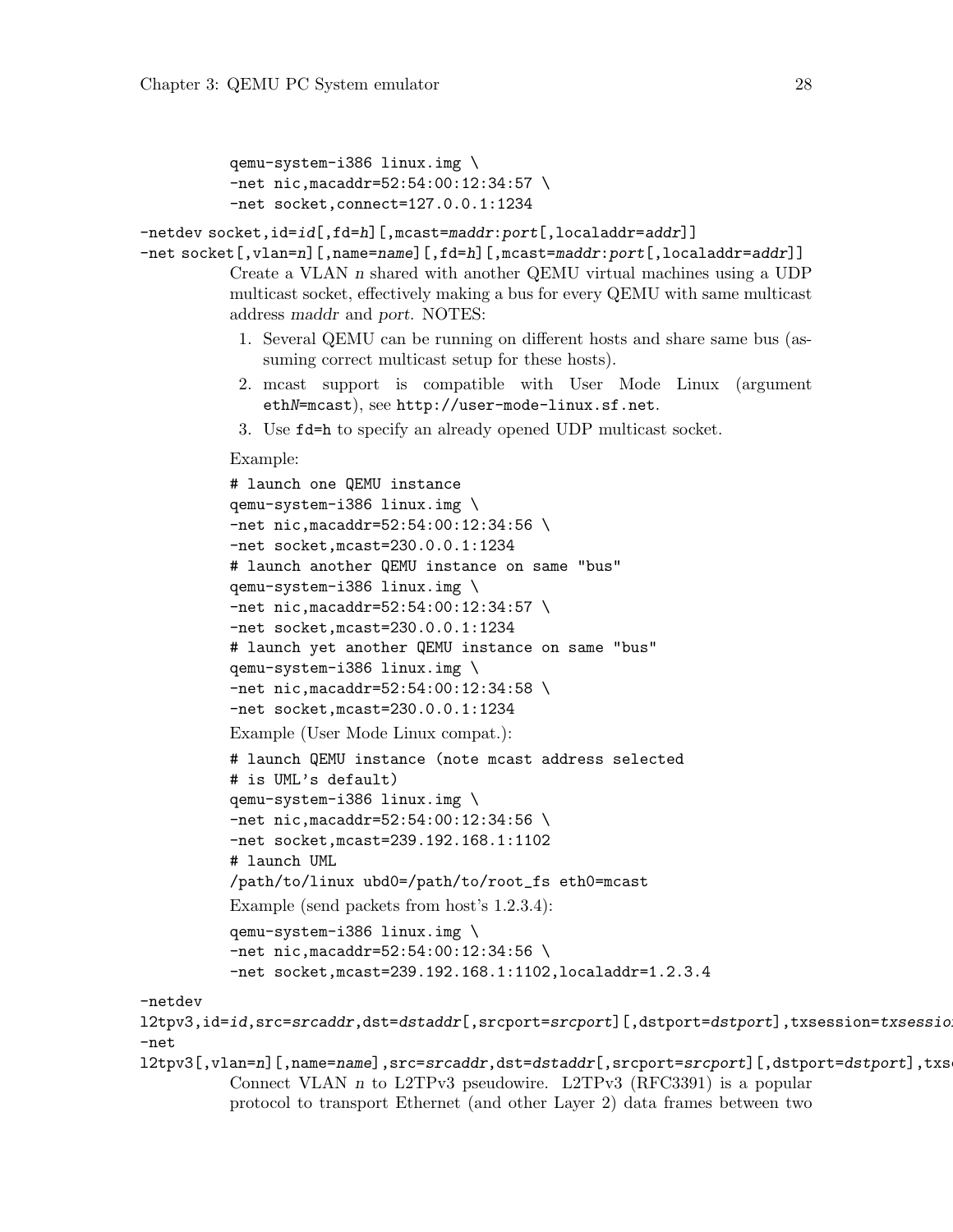```
qemu-system-i386 linux.img \
-net nic,macaddr=52:54:00:12:34:57 \
-net socket,connect=127.0.0.1:1234
```

`-netdev socket,id=id[,fd=h][,mcast=maddr:port[,localaddr=addr]]`
`-net socket[,vlan=n][,name=name][,fd=h][,mcast=maddr:port[,localaddr=addr]]`

Create a VLAN *n* shared with another QEMU virtual machines using a UDP multicast socket, effectively making a bus for every QEMU with same multicast address *maddr* and *port*. NOTES:

1. Several QEMU can be running on different hosts and share same bus (assuming correct multicast setup for these hosts).
2. mcast support is compatible with User Mode Linux (argument `ethN=mcast`), see `http://user-mode-linux.sf.net`.
3. Use `fd=h` to specify an already opened UDP multicast socket.

Example:

```
# launch one QEMU instance
qemu-system-i386 linux.img \
-net nic,macaddr=52:54:00:12:34:56 \
-net socket,mcast=230.0.0.1:1234
# launch another QEMU instance on same "bus"
qemu-system-i386 linux.img \
-net nic,macaddr=52:54:00:12:34:57 \
-net socket,mcast=230.0.0.1:1234
# launch yet another QEMU instance on same "bus"
qemu-system-i386 linux.img \
-net nic,macaddr=52:54:00:12:34:58 \
-net socket,mcast=230.0.0.1:1234
```

Example (User Mode Linux compat.):

```
# launch QEMU instance (note mcast address selected
# is UML's default)
qemu-system-i386 linux.img \
-net nic,macaddr=52:54:00:12:34:56 \
-net socket,mcast=239.192.168.1:1102
# launch UML
/path/to/linux ubd0=/path/to/root_fs eth0=mcast
```

Example (send packets from host's 1.2.3.4):

```
qemu-system-i386 linux.img \
-net nic,macaddr=52:54:00:12:34:56 \
-net socket,mcast=239.192.168.1:1102,localaddr=1.2.3.4
```

`-netdev l2tpv3,id=id,src=srcaddr,dst=dstaddr[,srcport=srcport][,dstport=dstport],txsessio`
`-net l2tpv3[,vlan=n][,name=name],src=srcaddr,dst=dstaddr[,srcport=srcport][,dstport=dstport],txs`

Connect VLAN *n* to L2TPv3 pseudowire. L2TPv3 (RFC3391) is a popular protocol to transport Ethernet (and other Layer 2) data frames between two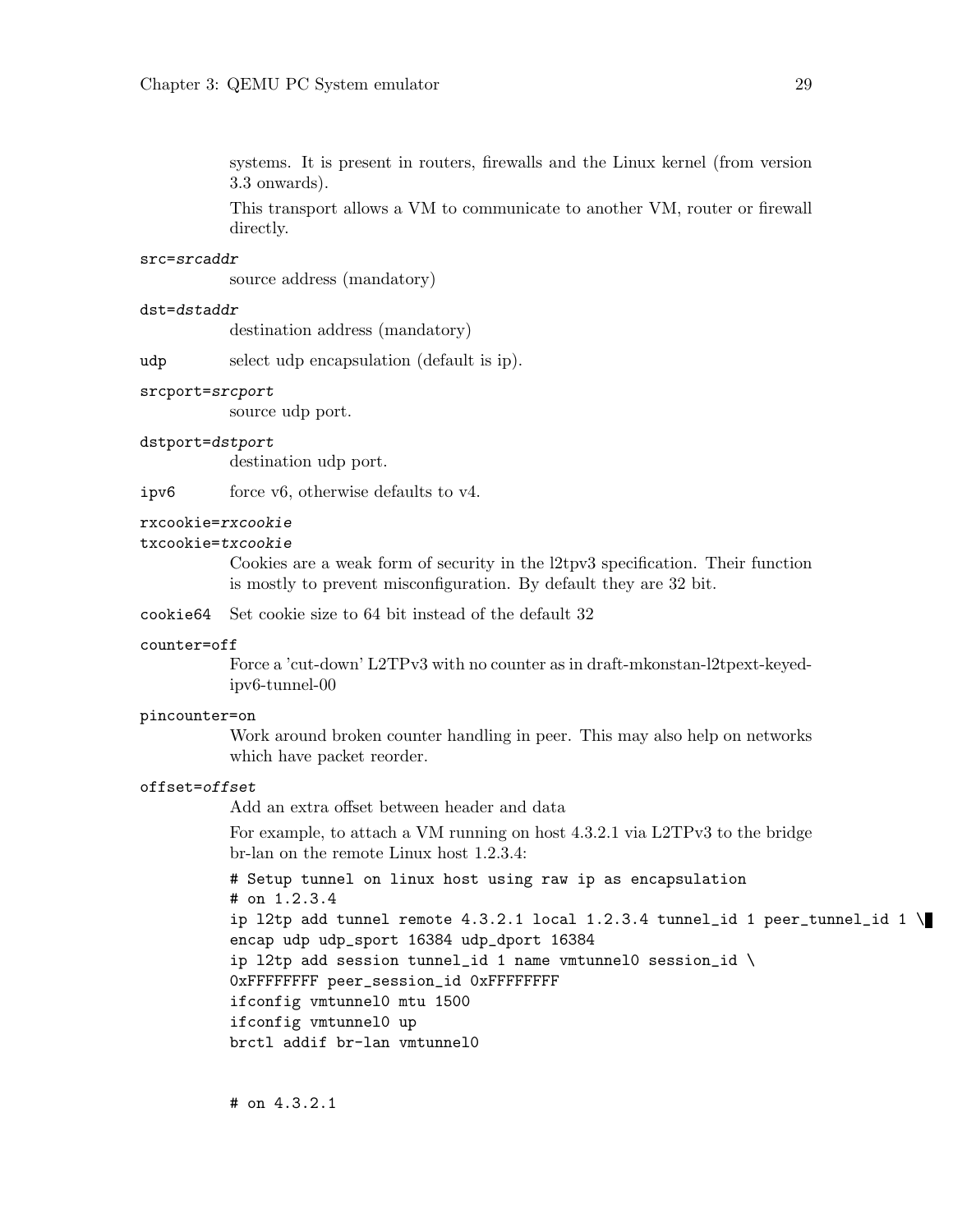systems. It is present in routers, firewalls and the Linux kernel (from version 3.3 onwards).

This transport allows a VM to communicate to another VM, router or firewall directly.

`src=srcaddr`
: source address (mandatory)

`dst=dstaddr`
: destination address (mandatory)

`udp`
: select udp encapsulation (default is ip).

`srcport=srcport`
: source udp port.

`dstport=dstport`
: destination udp port.

`ipv6`
: force v6, otherwise defaults to v4.

`rxcookie=rxcookie`
`txcookie=txcookie`
: Cookies are a weak form of security in the l2tpv3 specification. Their function is mostly to prevent misconfiguration. By default they are 32 bit.

`cookie64`
: Set cookie size to 64 bit instead of the default 32

`counter=off`
: Force a 'cut-down' L2TPv3 with no counter as in draft-mkonstan-l2tpext-keyed-ipv6-tunnel-00

`pincounter=on`
: Work around broken counter handling in peer. This may also help on networks which have packet reorder.

`offset=offset`
: Add an extra offset between header and data

For example, to attach a VM running on host 4.3.2.1 via L2TPv3 to the bridge br-lan on the remote Linux host 1.2.3.4:

```
# Setup tunnel on linux host using raw ip as encapsulation
# on 1.2.3.4
ip l2tp add tunnel remote 4.3.2.1 local 1.2.3.4 tunnel_id 1 peer_tunnel_id 1 \
encap udp udp_sport 16384 udp_dport 16384
ip l2tp add session tunnel_id 1 name vmtunnel0 session_id \
0xFFFFFFFF peer_session_id 0xFFFFFFFF
ifconfig vmtunnel0 mtu 1500
ifconfig vmtunnel0 up
brctl addif br-lan vmtunnel0


# on 4.3.2.1
```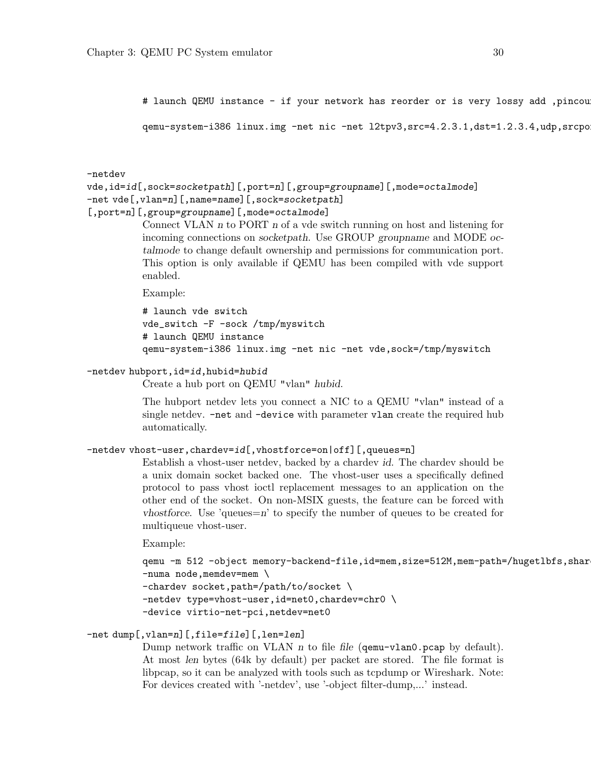```
# launch QEMU instance - if your network has reorder or is very lossy add ,pincou

qemu-system-i386 linux.img -net nic -net l2tpv3,src=4.2.3.1,dst=1.2.3.4,udp,srcpo
```

`-netdev vde,id=id[,sock=socketpath][,port=n][,group=groupname][,mode=octalmode]`
`-net vde[,vlan=n][,name=name][,sock=socketpath] [,port=n][,group=groupname][,mode=octalmode]`

Connect VLAN *n* to PORT *n* of a vde switch running on host and listening for incoming connections on *socketpath*. Use GROUP *groupname* and MODE *octalmode* to change default ownership and permissions for communication port. This option is only available if QEMU has been compiled with vde support enabled.

Example:

```
# launch vde switch
vde_switch -F -sock /tmp/myswitch
# launch QEMU instance
qemu-system-i386 linux.img -net nic -net vde,sock=/tmp/myswitch
```

`-netdev hubport,id=id,hubid=hubid`

Create a hub port on QEMU "vlan" *hubid*.

The hubport netdev lets you connect a NIC to a QEMU "vlan" instead of a single netdev. `-net` and `-device` with parameter `vlan` create the required hub automatically.

`-netdev vhost-user,chardev=id[,vhostforce=on|off][,queues=n]`

Establish a vhost-user netdev, backed by a chardev *id*. The chardev should be a unix domain socket backed one. The vhost-user uses a specifically defined protocol to pass vhost ioctl replacement messages to an application on the other end of the socket. On non-MSIX guests, the feature can be forced with *vhostforce*. Use 'queues=*n*' to specify the number of queues to be created for multiqueue vhost-user.

Example:

```
qemu -m 512 -object memory-backend-file,id=mem,size=512M,mem-path=/hugetlbfs,shar
-numa node,memdev=mem \
-chardev socket,path=/path/to/socket \
-netdev type=vhost-user,id=net0,chardev=chr0 \
-device virtio-net-pci,netdev=net0
```

`-net dump[,vlan=n][,file=file][,len=len]`

Dump network traffic on VLAN *n* to file *file* (`qemu-vlan0.pcap` by default). At most *len* bytes (64k by default) per packet are stored. The file format is libpcap, so it can be analyzed with tools such as tcpdump or Wireshark. Note: For devices created with '-netdev', use '-object filter-dump,...' instead.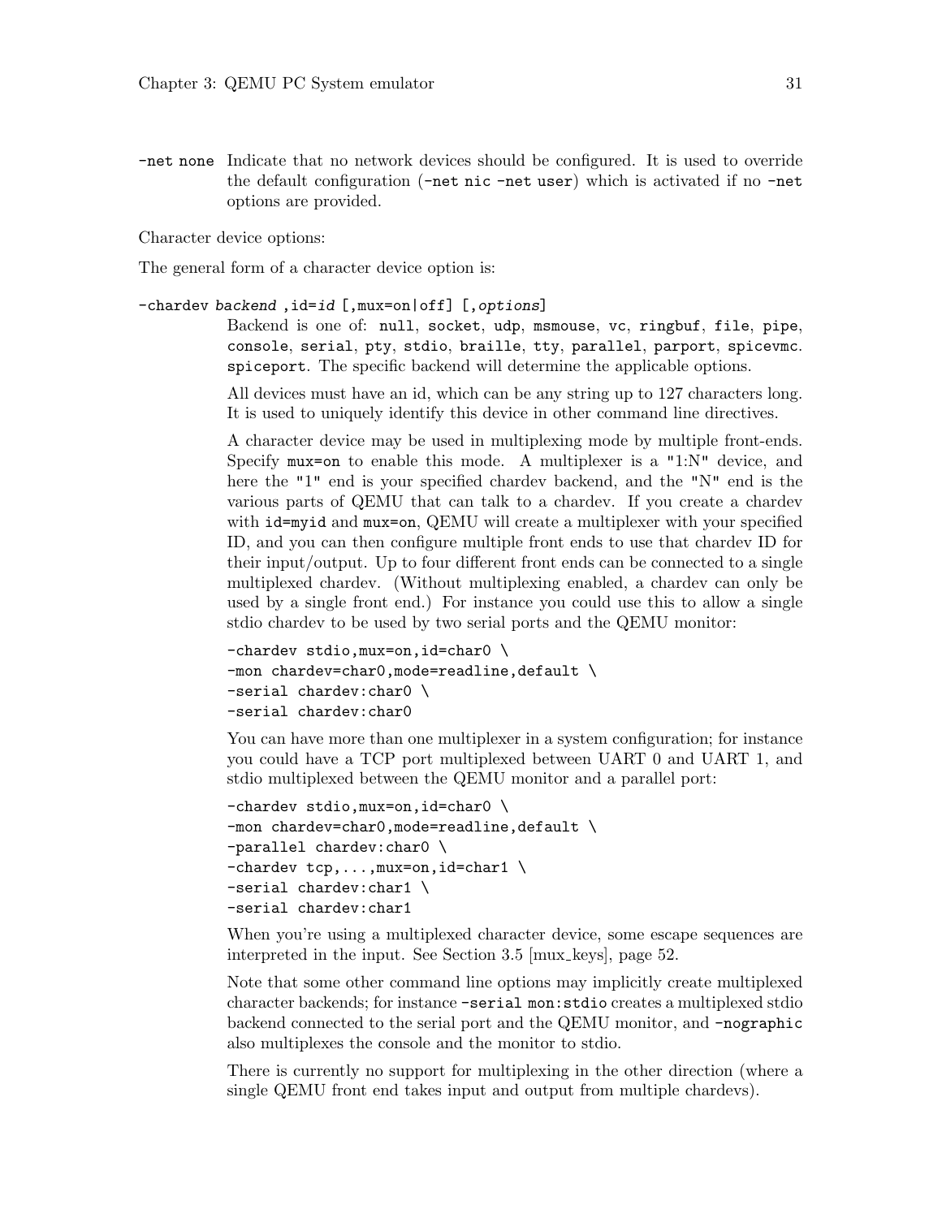`-net none` Indicate that no network devices should be configured. It is used to override the default configuration (`-net nic -net user`) which is activated if no `-net` options are provided.

Character device options:

The general form of a character device option is:

`-chardev` *backend* `,id=`*id* `[,mux=on|off] [,`*options*`]`

Backend is one of: `null`, `socket`, `udp`, `msmouse`, `vc`, `ringbuf`, `file`, `pipe`, `console`, `serial`, `pty`, `stdio`, `braille`, `tty`, `parallel`, `parport`, `spicevmc`. `spiceport`. The specific backend will determine the applicable options.

All devices must have an id, which can be any string up to 127 characters long. It is used to uniquely identify this device in other command line directives.

A character device may be used in multiplexing mode by multiple front-ends. Specify `mux=on` to enable this mode. A multiplexer is a "1:N" device, and here the "1" end is your specified chardev backend, and the "N" end is the various parts of QEMU that can talk to a chardev. If you create a chardev with `id=myid` and `mux=on`, QEMU will create a multiplexer with your specified ID, and you can then configure multiple front ends to use that chardev ID for their input/output. Up to four different front ends can be connected to a single multiplexed chardev. (Without multiplexing enabled, a chardev can only be used by a single front end.) For instance you could use this to allow a single stdio chardev to be used by two serial ports and the QEMU monitor:

```
-chardev stdio,mux=on,id=char0 \
-mon chardev=char0,mode=readline,default \
-serial chardev:char0 \
-serial chardev:char0
```

You can have more than one multiplexer in a system configuration; for instance you could have a TCP port multiplexed between UART 0 and UART 1, and stdio multiplexed between the QEMU monitor and a parallel port:

```
-chardev stdio,mux=on,id=char0 \
-mon chardev=char0,mode=readline,default \
-parallel chardev:char0 \
-chardev tcp,...,mux=on,id=char1 \
-serial chardev:char1 \
-serial chardev:char1
```

When you're using a multiplexed character device, some escape sequences are interpreted in the input. See Section 3.5 [mux_keys], page 52.

Note that some other command line options may implicitly create multiplexed character backends; for instance `-serial mon:stdio` creates a multiplexed stdio backend connected to the serial port and the QEMU monitor, and `-nographic` also multiplexes the console and the monitor to stdio.

There is currently no support for multiplexing in the other direction (where a single QEMU front end takes input and output from multiple chardevs).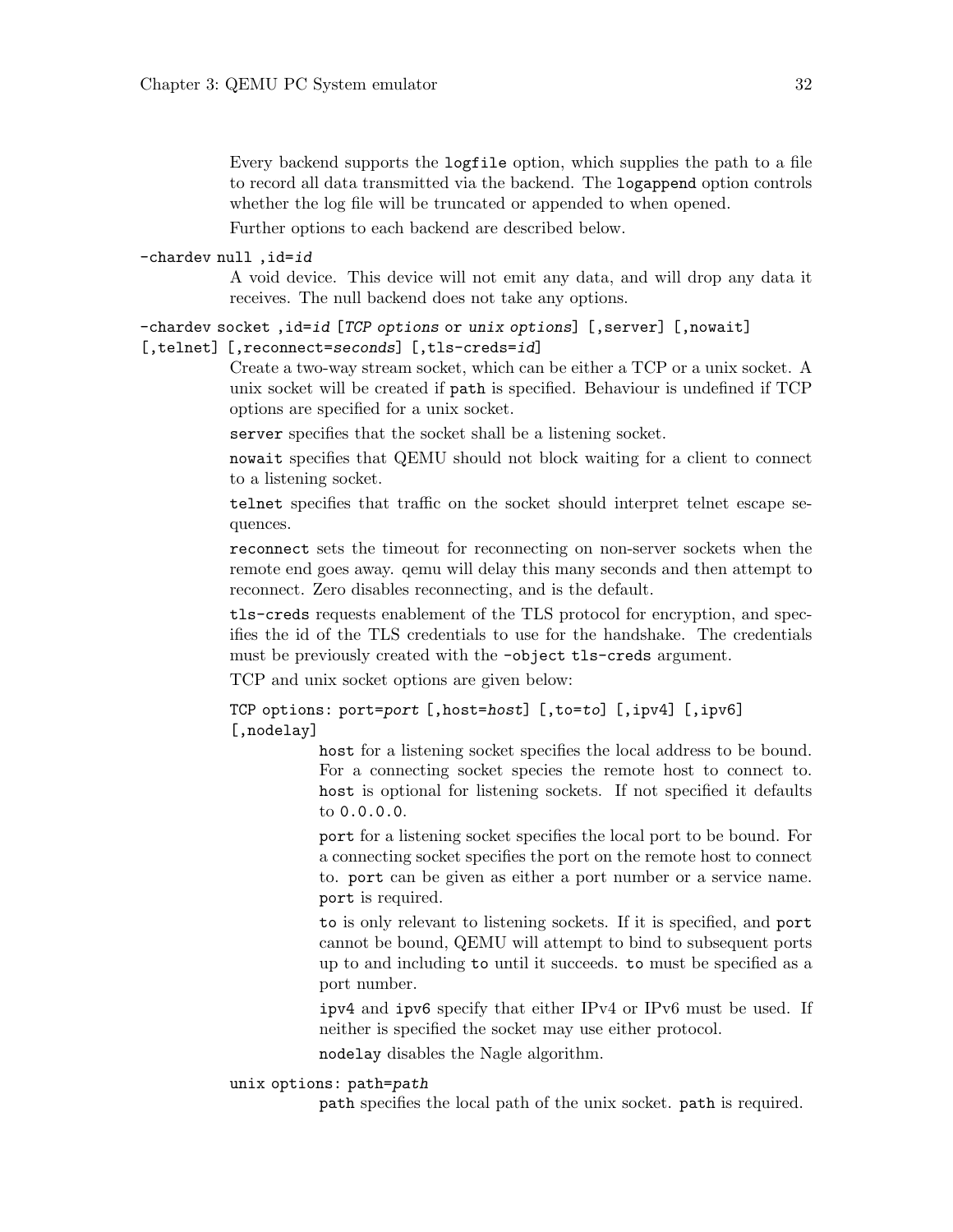Every backend supports the `logfile` option, which supplies the path to a file to record all data transmitted via the backend. The `logappend` option controls whether the log file will be truncated or appended to when opened.

Further options to each backend are described below.

`-chardev null ,id=`*`id`*

A void device. This device will not emit any data, and will drop any data it receives. The null backend does not take any options.

`-chardev socket ,id=`*`id`* `[`*`TCP options`* or *`unix options`*`] [,server] [,nowait] [,telnet] [,reconnect=`*`seconds`*`] [,tls-creds=`*`id`*`]`

Create a two-way stream socket, which can be either a TCP or a unix socket. A unix socket will be created if `path` is specified. Behaviour is undefined if TCP options are specified for a unix socket.

`server` specifies that the socket shall be a listening socket.

`nowait` specifies that QEMU should not block waiting for a client to connect to a listening socket.

`telnet` specifies that traffic on the socket should interpret telnet escape sequences.

`reconnect` sets the timeout for reconnecting on non-server sockets when the remote end goes away. qemu will delay this many seconds and then attempt to reconnect. Zero disables reconnecting, and is the default.

`tls-creds` requests enablement of the TLS protocol for encryption, and specifies the id of the TLS credentials to use for the handshake. The credentials must be previously created with the `-object tls-creds` argument.

TCP and unix socket options are given below:

`TCP options: port=`*`port`* `[,host=`*`host`*`] [,to=`*`to`*`] [,ipv4] [,ipv6] [,nodelay]`

`host` for a listening socket specifies the local address to be bound. For a connecting socket species the remote host to connect to. `host` is optional for listening sockets. If not specified it defaults to `0.0.0.0`.

`port` for a listening socket specifies the local port to be bound. For a connecting socket specifies the port on the remote host to connect to. `port` can be given as either a port number or a service name. `port` is required.

`to` is only relevant to listening sockets. If it is specified, and `port` cannot be bound, QEMU will attempt to bind to subsequent ports up to and including `to` until it succeeds. `to` must be specified as a port number.

`ipv4` and `ipv6` specify that either IPv4 or IPv6 must be used. If neither is specified the socket may use either protocol.

`nodelay` disables the Nagle algorithm.

`unix options: path=`*`path`*

`path` specifies the local path of the unix socket. `path` is required.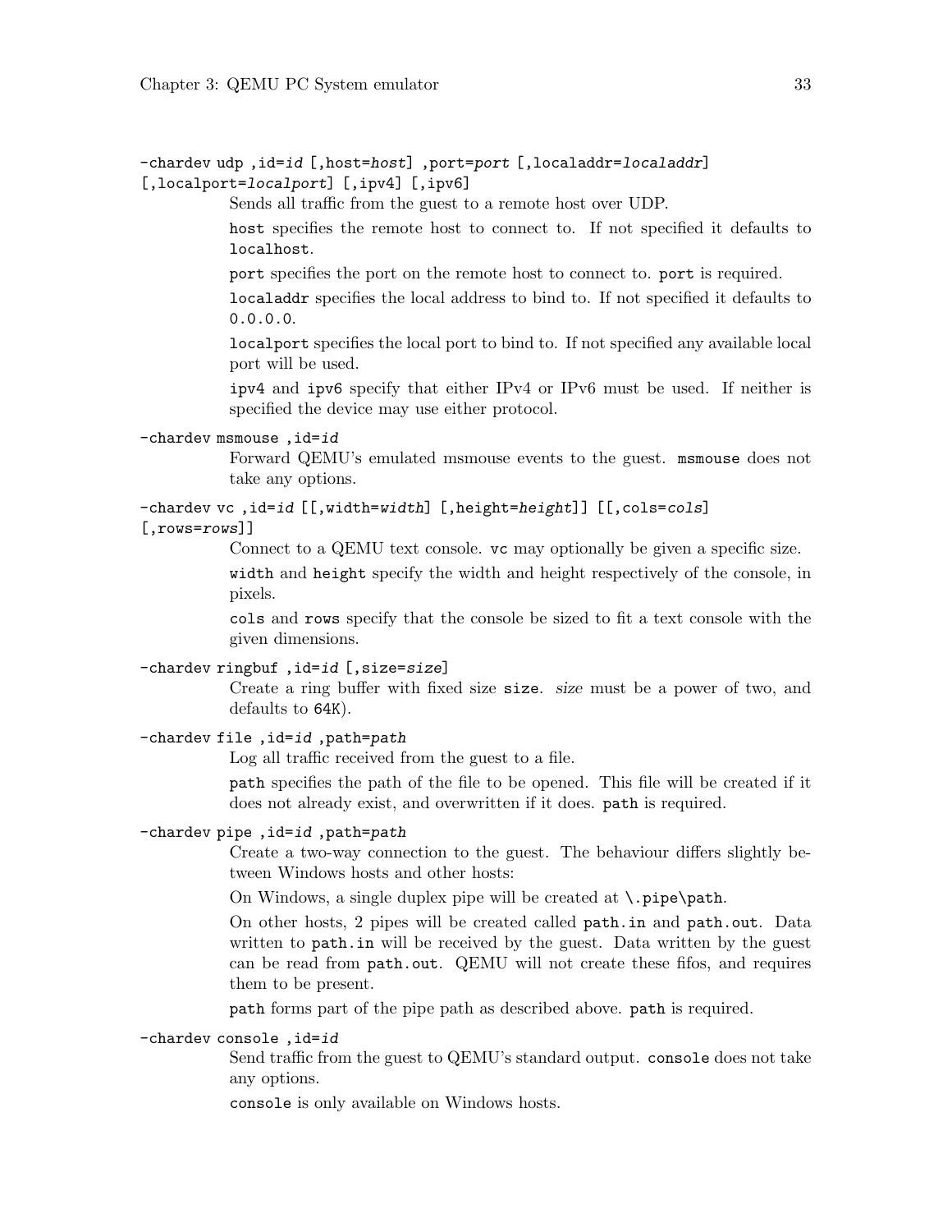`-chardev udp ,id=id [,host=host] ,port=port [,localaddr=localaddr] [,localport=localport] [,ipv4] [,ipv6]`

Sends all traffic from the guest to a remote host over UDP.

`host` specifies the remote host to connect to. If not specified it defaults to `localhost`.

`port` specifies the port on the remote host to connect to. `port` is required.

`localaddr` specifies the local address to bind to. If not specified it defaults to `0.0.0.0`.

`localport` specifies the local port to bind to. If not specified any available local port will be used.

`ipv4` and `ipv6` specify that either IPv4 or IPv6 must be used. If neither is specified the device may use either protocol.

`-chardev msmouse ,id=id`

Forward QEMU's emulated msmouse events to the guest. `msmouse` does not take any options.

`-chardev vc ,id=id [[,width=width] [,height=height]] [[,cols=cols] [,rows=rows]]`

Connect to a QEMU text console. `vc` may optionally be given a specific size.

`width` and `height` specify the width and height respectively of the console, in pixels.

`cols` and `rows` specify that the console be sized to fit a text console with the given dimensions.

`-chardev ringbuf ,id=id [,size=size]`

Create a ring buffer with fixed size `size`. *size* must be a power of two, and defaults to `64K`).

`-chardev file ,id=id ,path=path`

Log all traffic received from the guest to a file.

`path` specifies the path of the file to be opened. This file will be created if it does not already exist, and overwritten if it does. `path` is required.

`-chardev pipe ,id=id ,path=path`

Create a two-way connection to the guest. The behaviour differs slightly between Windows hosts and other hosts:

On Windows, a single duplex pipe will be created at `\.pipe\path`.

On other hosts, 2 pipes will be created called `path.in` and `path.out`. Data written to `path.in` will be received by the guest. Data written by the guest can be read from `path.out`. QEMU will not create these fifos, and requires them to be present.

`path` forms part of the pipe path as described above. `path` is required.

`-chardev console ,id=id`

Send traffic from the guest to QEMU's standard output. `console` does not take any options.

`console` is only available on Windows hosts.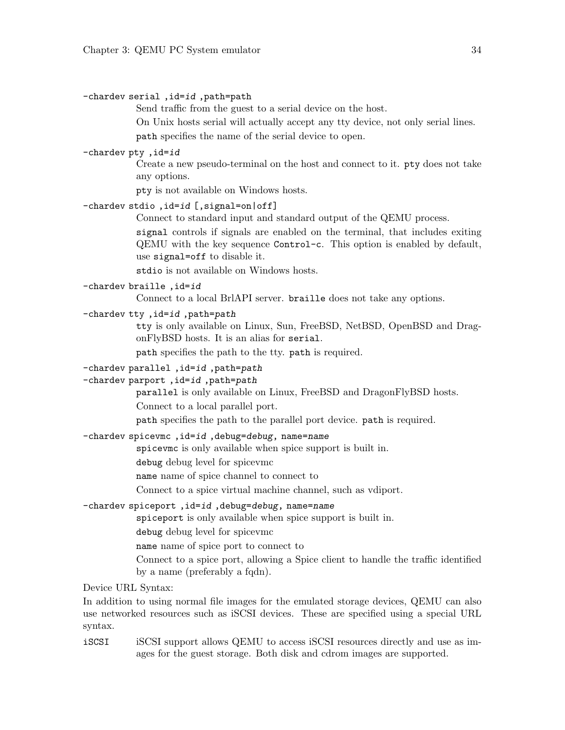`-chardev serial ,id=id ,path=path`
: Send traffic from the guest to a serial device on the host.

  On Unix hosts serial will actually accept any tty device, not only serial lines.

  `path` specifies the name of the serial device to open.

`-chardev pty ,id=id`
: Create a new pseudo-terminal on the host and connect to it. `pty` does not take any options.

  `pty` is not available on Windows hosts.

`-chardev stdio ,id=id [,signal=on|off]`
: Connect to standard input and standard output of the QEMU process.

  `signal` controls if signals are enabled on the terminal, that includes exiting QEMU with the key sequence `Control-c`. This option is enabled by default, use `signal=off` to disable it.

  `stdio` is not available on Windows hosts.

`-chardev braille ,id=id`
: Connect to a local BrlAPI server. `braille` does not take any options.

`-chardev tty ,id=id ,path=path`
: `tty` is only available on Linux, Sun, FreeBSD, NetBSD, OpenBSD and DragonFlyBSD hosts. It is an alias for `serial`.

  `path` specifies the path to the tty. `path` is required.

`-chardev parallel ,id=id ,path=path`
`-chardev parport ,id=id ,path=path`
: `parallel` is only available on Linux, FreeBSD and DragonFlyBSD hosts.

  Connect to a local parallel port.

  `path` specifies the path to the parallel port device. `path` is required.

`-chardev spicevmc ,id=id ,debug=debug, name=name`
: `spicevmc` is only available when spice support is built in.

  `debug` debug level for spicevmc

  `name` name of spice channel to connect to

  Connect to a spice virtual machine channel, such as vdiport.

`-chardev spiceport ,id=id ,debug=debug, name=name`
: `spiceport` is only available when spice support is built in.

  `debug` debug level for spicevmc

  `name` name of spice port to connect to

  Connect to a spice port, allowing a Spice client to handle the traffic identified by a name (preferably a fqdn).

Device URL Syntax:

In addition to using normal file images for the emulated storage devices, QEMU can also use networked resources such as iSCSI devices. These are specified using a special URL syntax.

`iSCSI`
: iSCSI support allows QEMU to access iSCSI resources directly and use as images for the guest storage. Both disk and cdrom images are supported.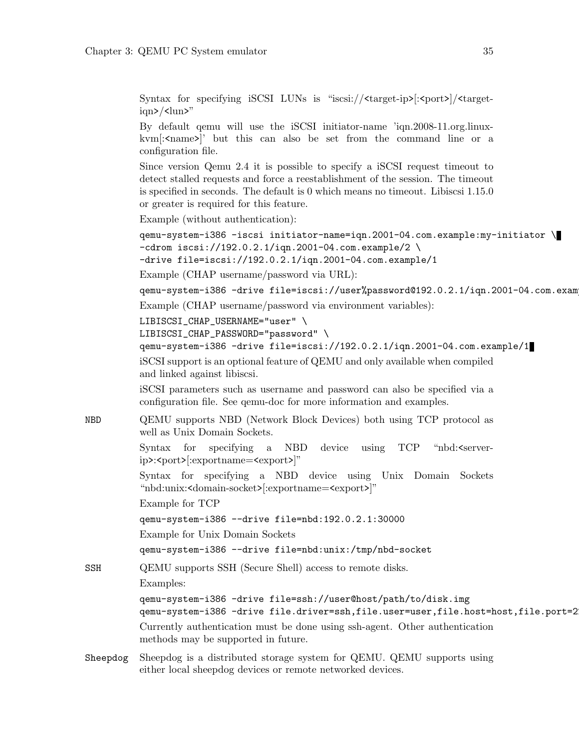Syntax for specifying iSCSI LUNs is "iscsi://<target-ip>[:<port>]/<target-iqn>/<lun>"

By default qemu will use the iSCSI initiator-name 'iqn.2008-11.org.linux-kvm[:<name>]' but this can also be set from the command line or a configuration file.

Since version Qemu 2.4 it is possible to specify a iSCSI request timeout to detect stalled requests and force a reestablishment of the session. The timeout is specified in seconds. The default is 0 which means no timeout. Libiscsi 1.15.0 or greater is required for this feature.

Example (without authentication):

```
qemu-system-i386 -iscsi initiator-name=iqn.2001-04.com.example:my-initiator \
-cdrom iscsi://192.0.2.1/iqn.2001-04.com.example/2 \
-drive file=iscsi://192.0.2.1/iqn.2001-04.com.example/1
```

Example (CHAP username/password via URL):

```
qemu-system-i386 -drive file=iscsi://user%password@192.0.2.1/iqn.2001-04.com.exam
```

Example (CHAP username/password via environment variables):

```
LIBISCSI_CHAP_USERNAME="user" \
LIBISCSI_CHAP_PASSWORD="password" \
qemu-system-i386 -drive file=iscsi://192.0.2.1/iqn.2001-04.com.example/1
```

iSCSI support is an optional feature of QEMU and only available when compiled and linked against libiscsi.

iSCSI parameters such as username and password can also be specified via a configuration file. See qemu-doc for more information and examples.

`NBD` QEMU supports NBD (Network Block Devices) both using TCP protocol as well as Unix Domain Sockets.

Syntax for specifying a NBD device using TCP "nbd:<server-ip>:<port>[:exportname=<export>]"

Syntax for specifying a NBD device using Unix Domain Sockets "nbd:unix:<domain-socket>[:exportname=<export>]"

Example for TCP

```
qemu-system-i386 --drive file=nbd:192.0.2.1:30000
```

Example for Unix Domain Sockets

```
qemu-system-i386 --drive file=nbd:unix:/tmp/nbd-socket
```

`SSH` QEMU supports SSH (Secure Shell) access to remote disks.

Examples:

```
qemu-system-i386 -drive file=ssh://user@host/path/to/disk.img
qemu-system-i386 -drive file.driver=ssh,file.user=user,file.host=host,file.port=2
```

Currently authentication must be done using ssh-agent. Other authentication methods may be supported in future.

`Sheepdog` Sheepdog is a distributed storage system for QEMU. QEMU supports using either local sheepdog devices or remote networked devices.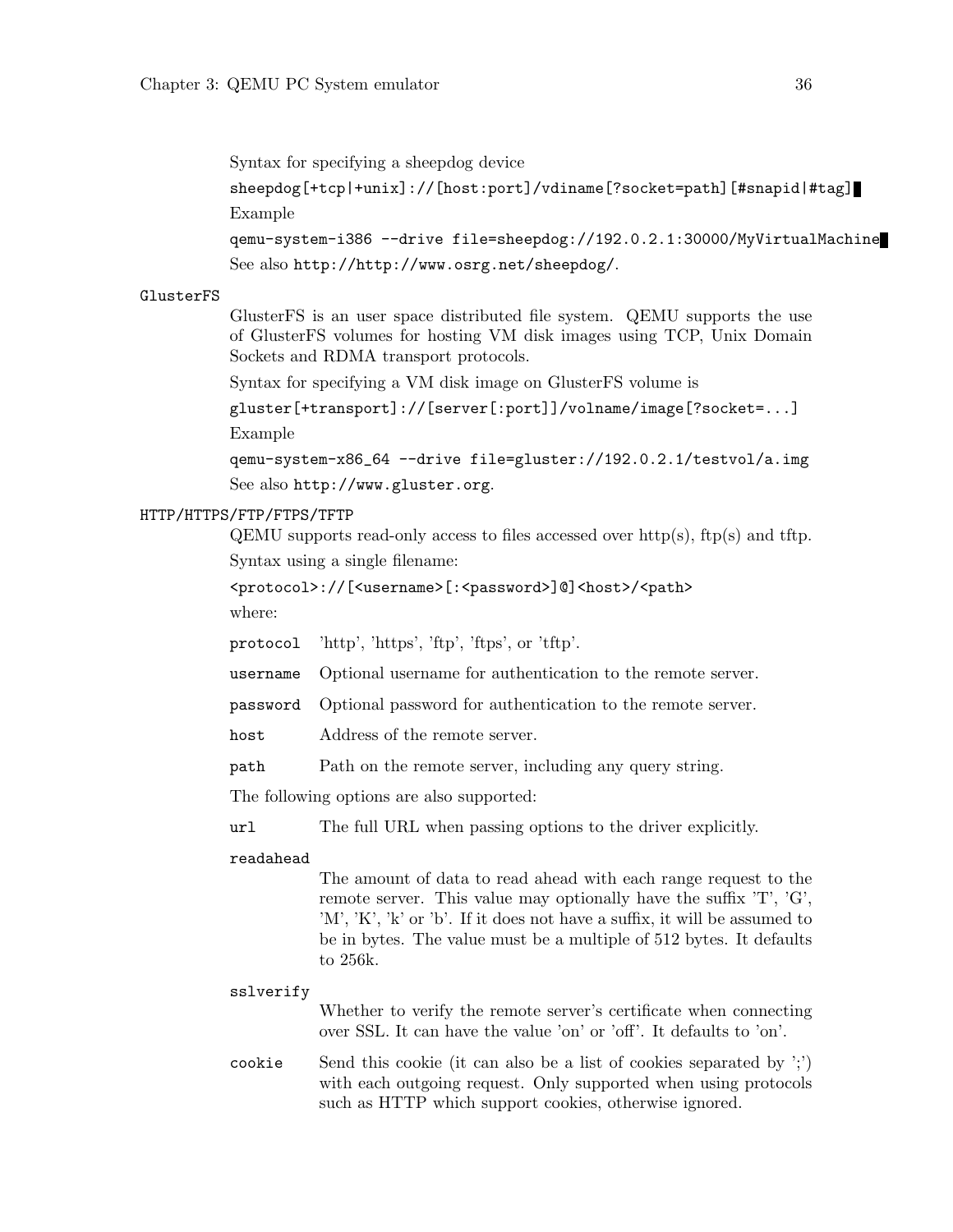Syntax for specifying a sheepdog device

```
sheepdog[+tcp|+unix]://[host:port]/vdiname[?socket=path][#snapid|#tag]
```

Example

```
qemu-system-i386 --drive file=sheepdog://192.0.2.1:30000/MyVirtualMachine
```

See also `http://http://www.osrg.net/sheepdog/`.

`GlusterFS`

GlusterFS is an user space distributed file system. QEMU supports the use of GlusterFS volumes for hosting VM disk images using TCP, Unix Domain Sockets and RDMA transport protocols.

Syntax for specifying a VM disk image on GlusterFS volume is

```
gluster[+transport]://[server[:port]]/volname/image[?socket=...]
```

Example

```
qemu-system-x86_64 --drive file=gluster://192.0.2.1/testvol/a.img
```

See also `http://www.gluster.org`.

`HTTP/HTTPS/FTP/FTPS/TFTP`

QEMU supports read-only access to files accessed over http(s), ftp(s) and tftp.

Syntax using a single filename:

```
<protocol>://[<username>[:<password>]@]<host>/<path>
```

where:

`protocol` 'http', 'https', 'ftp', 'ftps', or 'tftp'.

`username` Optional username for authentication to the remote server.

`password` Optional password for authentication to the remote server.

`host` Address of the remote server.

`path` Path on the remote server, including any query string.

The following options are also supported:

`url` The full URL when passing options to the driver explicitly.

`readahead`
The amount of data to read ahead with each range request to the remote server. This value may optionally have the suffix 'T', 'G', 'M', 'K', 'k' or 'b'. If it does not have a suffix, it will be assumed to be in bytes. The value must be a multiple of 512 bytes. It defaults to 256k.

`sslverify`
Whether to verify the remote server's certificate when connecting over SSL. It can have the value 'on' or 'off'. It defaults to 'on'.

`cookie` Send this cookie (it can also be a list of cookies separated by ';') with each outgoing request. Only supported when using protocols such as HTTP which support cookies, otherwise ignored.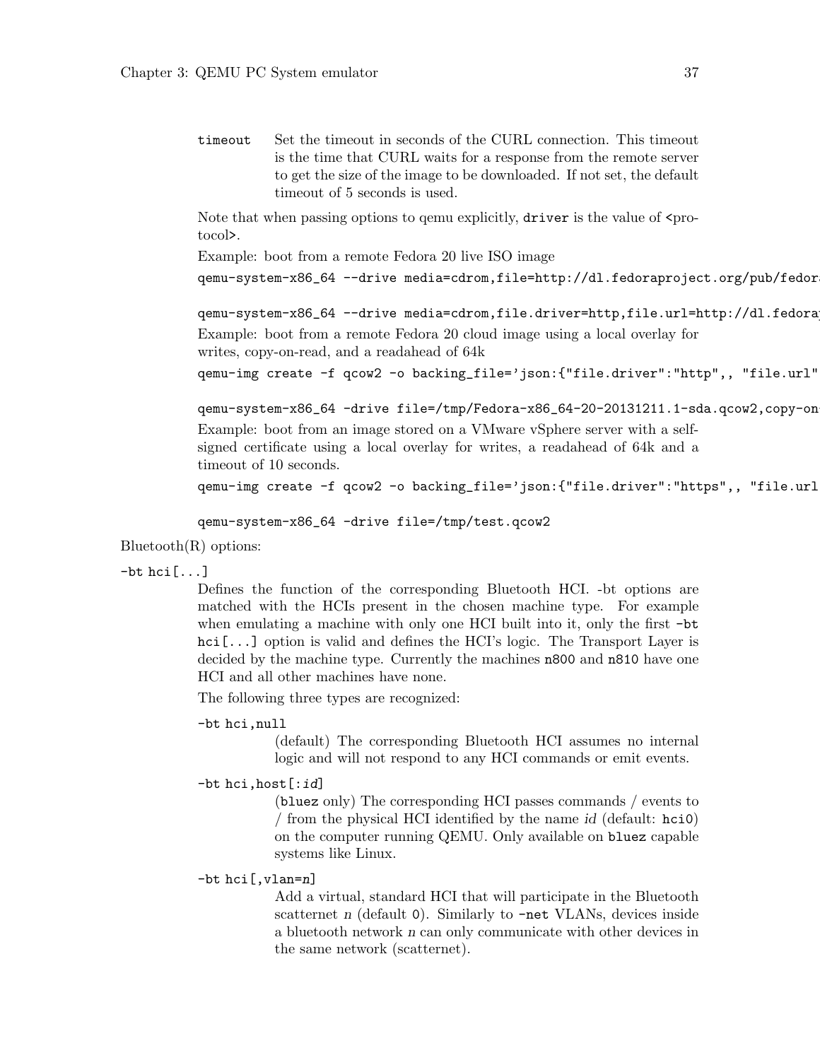timeout
: Set the timeout in seconds of the CURL connection. This timeout is the time that CURL waits for a response from the remote server to get the size of the image to be downloaded. If not set, the default timeout of 5 seconds is used.

Note that when passing options to qemu explicitly, `driver` is the value of <protocol>.

Example: boot from a remote Fedora 20 live ISO image

```
qemu-system-x86_64 --drive media=cdrom,file=http://dl.fedoraproject.org/pub/fedora

qemu-system-x86_64 --drive media=cdrom,file.driver=http,file.url=http://dl.fedora
```

Example: boot from a remote Fedora 20 cloud image using a local overlay for writes, copy-on-read, and a readahead of 64k

```
qemu-img create -f qcow2 -o backing_file='json:{"file.driver":"http",, "file.url"

qemu-system-x86_64 -drive file=/tmp/Fedora-x86_64-20-20131211.1-sda.qcow2,copy-on
```

Example: boot from an image stored on a VMware vSphere server with a self-signed certificate using a local overlay for writes, a readahead of 64k and a timeout of 10 seconds.

```
qemu-img create -f qcow2 -o backing_file='json:{"file.driver":"https",, "file.url

qemu-system-x86_64 -drive file=/tmp/test.qcow2
```

Bluetooth(R) options:

`-bt hci[...]`

Defines the function of the corresponding Bluetooth HCI. -bt options are matched with the HCIs present in the chosen machine type. For example when emulating a machine with only one HCI built into it, only the first `-bt hci[...]` option is valid and defines the HCI's logic. The Transport Layer is decided by the machine type. Currently the machines `n800` and `n810` have one HCI and all other machines have none.

The following three types are recognized:

`-bt hci,null`

(default) The corresponding Bluetooth HCI assumes no internal logic and will not respond to any HCI commands or emit events.

`-bt hci,host[:id]`

(`bluez` only) The corresponding HCI passes commands / events to / from the physical HCI identified by the name *id* (default: `hci0`) on the computer running QEMU. Only available on `bluez` capable systems like Linux.

`-bt hci[,vlan=n]`

Add a virtual, standard HCI that will participate in the Bluetooth scatternet *n* (default `0`). Similarly to `-net` VLANs, devices inside a bluetooth network *n* can only communicate with other devices in the same network (scatternet).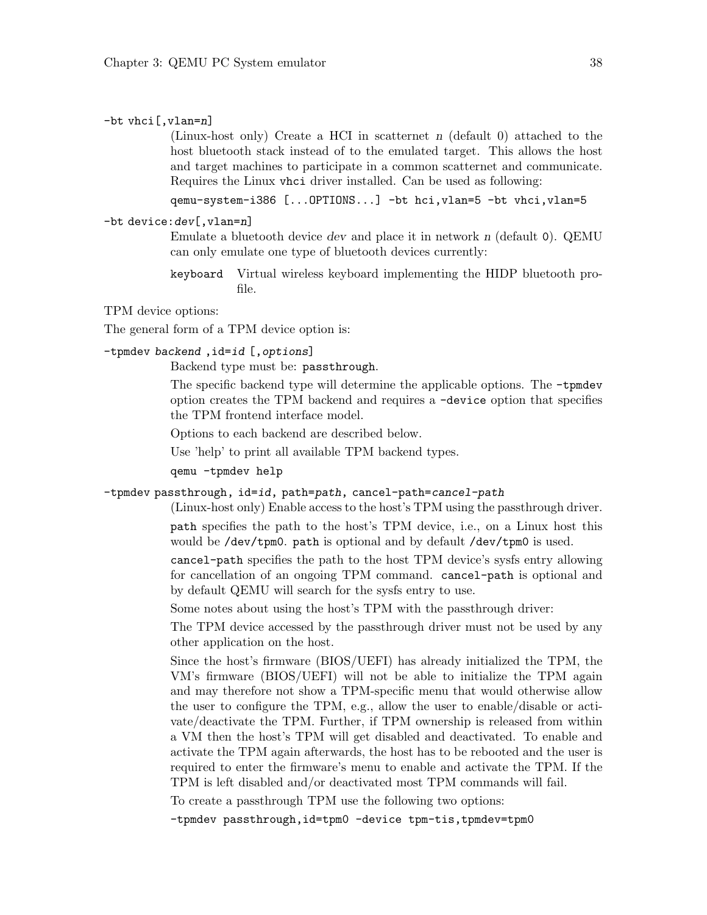`-bt vhci[,vlan=n]`

(Linux-host only) Create a HCI in scatternet *n* (default 0) attached to the host bluetooth stack instead of to the emulated target. This allows the host and target machines to participate in a common scatternet and communicate. Requires the Linux `vhci` driver installed. Can be used as following:

```
qemu-system-i386 [...OPTIONS...] -bt hci,vlan=5 -bt vhci,vlan=5
```

`-bt device:dev[,vlan=n]`

Emulate a bluetooth device *dev* and place it in network *n* (default `0`). QEMU can only emulate one type of bluetooth devices currently:

`keyboard` Virtual wireless keyboard implementing the HIDP bluetooth profile.

TPM device options:

The general form of a TPM device option is:

`-tpmdev backend ,id=id [,options]`

Backend type must be: `passthrough`.

The specific backend type will determine the applicable options. The `-tpmdev` option creates the TPM backend and requires a `-device` option that specifies the TPM frontend interface model.

Options to each backend are described below.

Use 'help' to print all available TPM backend types.

```
qemu -tpmdev help
```

`-tpmdev passthrough, id=id, path=path, cancel-path=cancel-path`

(Linux-host only) Enable access to the host's TPM using the passthrough driver.

`path` specifies the path to the host's TPM device, i.e., on a Linux host this would be `/dev/tpm0`. `path` is optional and by default `/dev/tpm0` is used.

`cancel-path` specifies the path to the host TPM device's sysfs entry allowing for cancellation of an ongoing TPM command. `cancel-path` is optional and by default QEMU will search for the sysfs entry to use.

Some notes about using the host's TPM with the passthrough driver:

The TPM device accessed by the passthrough driver must not be used by any other application on the host.

Since the host's firmware (BIOS/UEFI) has already initialized the TPM, the VM's firmware (BIOS/UEFI) will not be able to initialize the TPM again and may therefore not show a TPM-specific menu that would otherwise allow the user to configure the TPM, e.g., allow the user to enable/disable or activate/deactivate the TPM. Further, if TPM ownership is released from within a VM then the host's TPM will get disabled and deactivated. To enable and activate the TPM again afterwards, the host has to be rebooted and the user is required to enter the firmware's menu to enable and activate the TPM. If the TPM is left disabled and/or deactivated most TPM commands will fail.

To create a passthrough TPM use the following two options:

```
-tpmdev passthrough,id=tpm0 -device tpm-tis,tpmdev=tpm0
```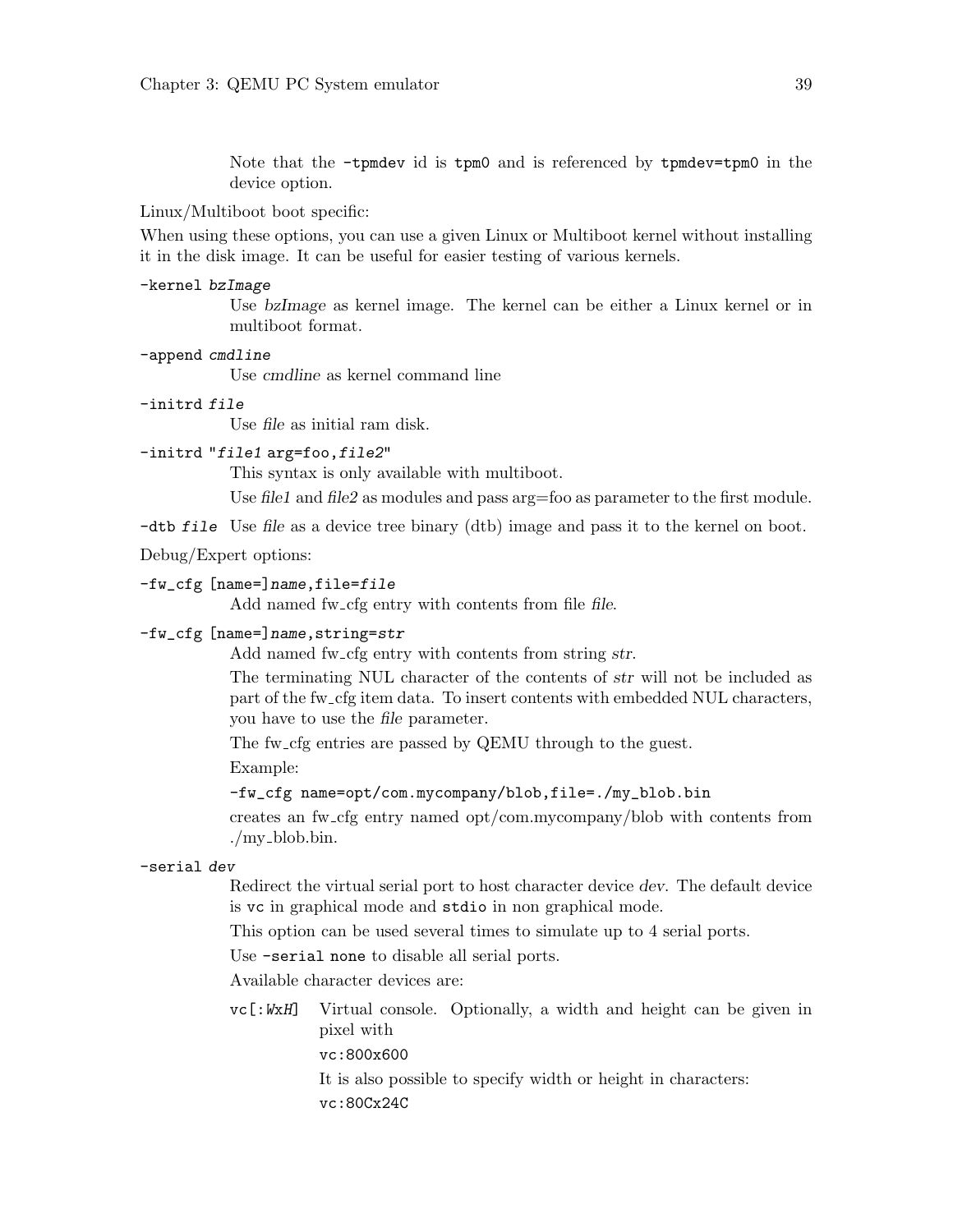Note that the `-tpmdev` id is `tpm0` and is referenced by `tpmdev=tpm0` in the device option.

Linux/Multiboot boot specific:

When using these options, you can use a given Linux or Multiboot kernel without installing it in the disk image. It can be useful for easier testing of various kernels.

`-kernel` *bzImage*
: Use *bzImage* as kernel image. The kernel can be either a Linux kernel or in multiboot format.

`-append` *cmdline*
: Use *cmdline* as kernel command line

`-initrd` *file*
: Use *file* as initial ram disk.

`-initrd "`*file1* `arg=foo,`*file2*`"`
: This syntax is only available with multiboot.

  Use *file1* and *file2* as modules and pass arg=foo as parameter to the first module.

`-dtb` *file*
: Use *file* as a device tree binary (dtb) image and pass it to the kernel on boot.

Debug/Expert options:

`-fw_cfg [name=]`*name*`,file=`*file*
: Add named fw_cfg entry with contents from file *file*.

`-fw_cfg [name=]`*name*`,string=`*str*
: Add named fw_cfg entry with contents from string *str*.

  The terminating NUL character of the contents of *str* will not be included as part of the fw_cfg item data. To insert contents with embedded NUL characters, you have to use the *file* parameter.

  The fw_cfg entries are passed by QEMU through to the guest.

  Example:

  ```
  -fw_cfg name=opt/com.mycompany/blob,file=./my_blob.bin
  ```

  creates an fw_cfg entry named opt/com.mycompany/blob with contents from ./my_blob.bin.

`-serial` *dev*
: Redirect the virtual serial port to host character device *dev*. The default device is `vc` in graphical mode and `stdio` in non graphical mode.

  This option can be used several times to simulate up to 4 serial ports.

  Use `-serial none` to disable all serial ports.

  Available character devices are:

  `vc[:`*W*`x`*H*`]`
  : Virtual console. Optionally, a width and height can be given in pixel with

    `vc:800x600`

    It is also possible to specify width or height in characters:

    `vc:80Cx24C`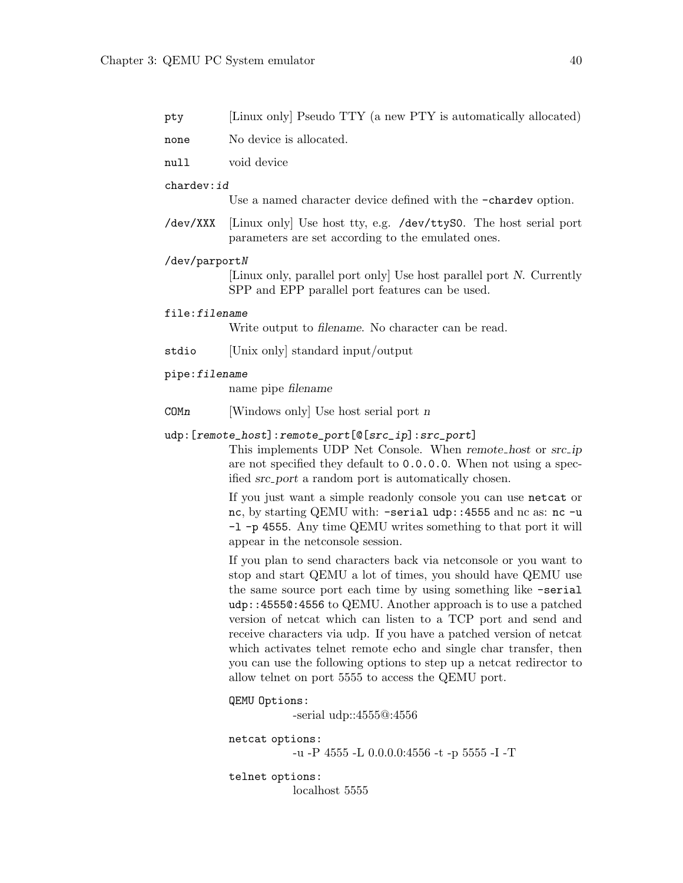`pty` [Linux only] Pseudo TTY (a new PTY is automatically allocated)

`none` No device is allocated.

`null` void device

`chardev:id`
: Use a named character device defined with the `-chardev` option.

`/dev/XXX` [Linux only] Use host tty, e.g. `/dev/ttyS0`. The host serial port parameters are set according to the emulated ones.

`/dev/parportN`
: [Linux only, parallel port only] Use host parallel port *N*. Currently SPP and EPP parallel port features can be used.

`file:filename`
: Write output to *filename*. No character can be read.

`stdio` [Unix only] standard input/output

`pipe:filename`
: name pipe *filename*

`COMn` [Windows only] Use host serial port *n*

`udp:[remote_host]:remote_port[@[src_ip]:src_port]`
: This implements UDP Net Console. When *remote_host* or *src_ip* are not specified they default to `0.0.0.0`. When not using a specified *src_port* a random port is automatically chosen.

  If you just want a simple readonly console you can use `netcat` or `nc`, by starting QEMU with: `-serial udp::4555` and nc as: `nc -u -l -p 4555`. Any time QEMU writes something to that port it will appear in the netconsole session.

  If you plan to send characters back via netconsole or you want to stop and start QEMU a lot of times, you should have QEMU use the same source port each time by using something like `-serial udp::4555@:4556` to QEMU. Another approach is to use a patched version of netcat which can listen to a TCP port and send and receive characters via udp. If you have a patched version of netcat which activates telnet remote echo and single char transfer, then you can use the following options to step up a netcat redirector to allow telnet on port 5555 to access the QEMU port.

  `QEMU Options:`
  : -serial udp::4555@:4556

  `netcat options:`
  : -u -P 4555 -L 0.0.0.0:4556 -t -p 5555 -I -T

  `telnet options:`
  : localhost 5555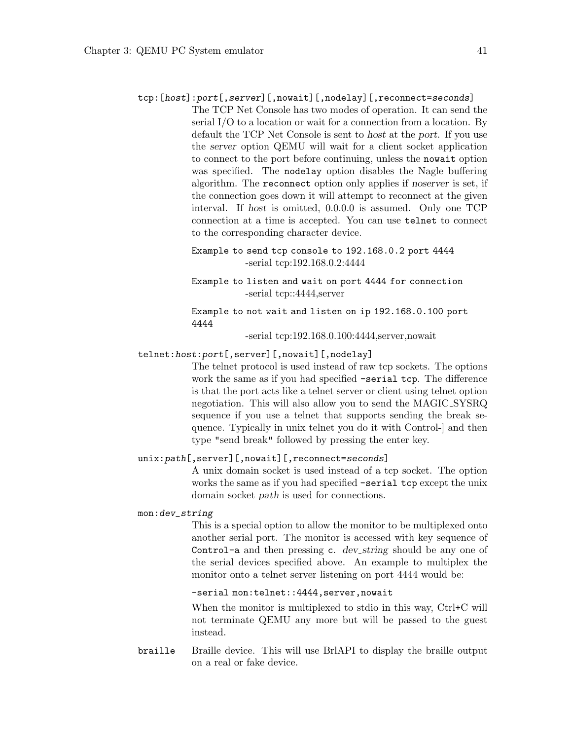`tcp:[host]:port[,server][,nowait][,nodelay][,reconnect=seconds]`

The TCP Net Console has two modes of operation. It can send the serial I/O to a location or wait for a connection from a location. By default the TCP Net Console is sent to *host* at the *port*. If you use the *server* option QEMU will wait for a client socket application to connect to the port before continuing, unless the `nowait` option was specified. The `nodelay` option disables the Nagle buffering algorithm. The `reconnect` option only applies if *noserver* is set, if the connection goes down it will attempt to reconnect at the given interval. If *host* is omitted, 0.0.0.0 is assumed. Only one TCP connection at a time is accepted. You can use `telnet` to connect to the corresponding character device.

`Example to send tcp console to 192.168.0.2 port 4444`

```
-serial tcp:192.168.0.2:4444
```

`Example to listen and wait on port 4444 for connection`

```
-serial tcp::4444,server
```

`Example to not wait and listen on ip 192.168.0.100 port 4444`

```
-serial tcp:192.168.0.100:4444,server,nowait
```

`telnet:host:port[,server][,nowait][,nodelay]`

The telnet protocol is used instead of raw tcp sockets. The options work the same as if you had specified `-serial tcp`. The difference is that the port acts like a telnet server or client using telnet option negotiation. This will also allow you to send the MAGIC_SYSRQ sequence if you use a telnet that supports sending the break sequence. Typically in unix telnet you do it with Control-] and then type "send break" followed by pressing the enter key.

`unix:path[,server][,nowait][,reconnect=seconds]`

A unix domain socket is used instead of a tcp socket. The option works the same as if you had specified `-serial tcp` except the unix domain socket *path* is used for connections.

`mon:dev_string`

This is a special option to allow the monitor to be multiplexed onto another serial port. The monitor is accessed with key sequence of `Control-a` and then pressing `c`. *dev_string* should be any one of the serial devices specified above. An example to multiplex the monitor onto a telnet server listening on port 4444 would be:

```
-serial mon:telnet::4444,server,nowait
```

When the monitor is multiplexed to stdio in this way, Ctrl+C will not terminate QEMU any more but will be passed to the guest instead.

`braille`

Braille device. This will use BrlAPI to display the braille output on a real or fake device.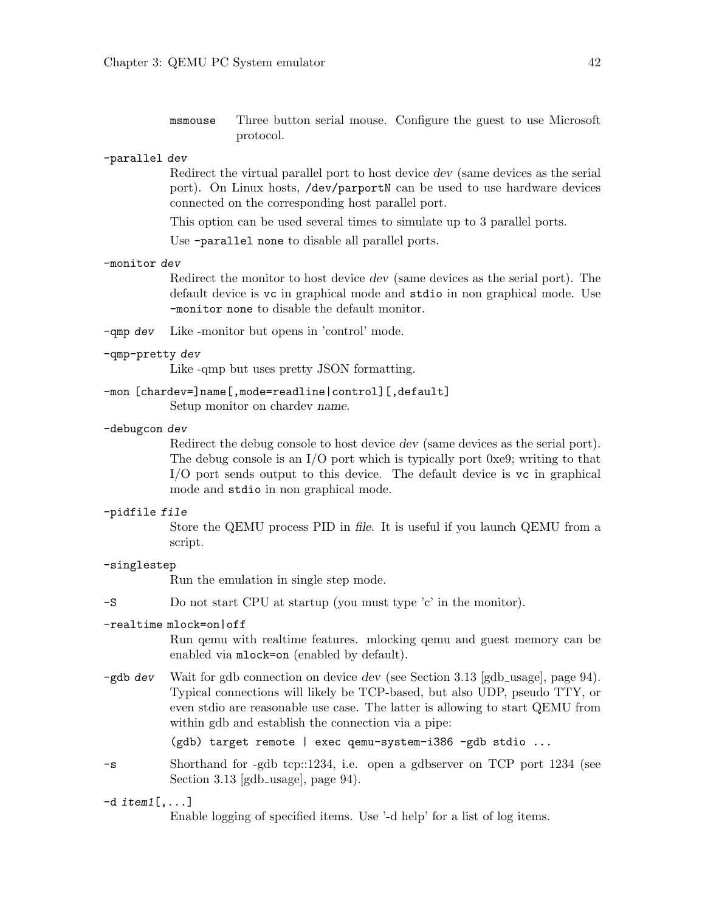`msmouse` Three button serial mouse. Configure the guest to use Microsoft protocol.

`-parallel` *dev*

Redirect the virtual parallel port to host device *dev* (same devices as the serial port). On Linux hosts, `/dev/parportN` can be used to use hardware devices connected on the corresponding host parallel port.

This option can be used several times to simulate up to 3 parallel ports.

Use `-parallel none` to disable all parallel ports.

`-monitor` *dev*

Redirect the monitor to host device *dev* (same devices as the serial port). The default device is `vc` in graphical mode and `stdio` in non graphical mode. Use `-monitor none` to disable the default monitor.

`-qmp` *dev* Like -monitor but opens in 'control' mode.

`-qmp-pretty` *dev*

Like -qmp but uses pretty JSON formatting.

`-mon [chardev=]name[,mode=readline|control][,default]`

Setup monitor on chardev *name*.

`-debugcon` *dev*

Redirect the debug console to host device *dev* (same devices as the serial port). The debug console is an I/O port which is typically port 0xe9; writing to that I/O port sends output to this device. The default device is `vc` in graphical mode and `stdio` in non graphical mode.

`-pidfile` *file*

Store the QEMU process PID in *file*. It is useful if you launch QEMU from a script.

`-singlestep`

Run the emulation in single step mode.

`-S` Do not start CPU at startup (you must type 'c' in the monitor).

`-realtime mlock=on|off`

Run qemu with realtime features. mlocking qemu and guest memory can be enabled via `mlock=on` (enabled by default).

`-gdb` *dev* Wait for gdb connection on device *dev* (see Section 3.13 [gdb_usage], page 94). Typical connections will likely be TCP-based, but also UDP, pseudo TTY, or even stdio are reasonable use case. The latter is allowing to start QEMU from within gdb and establish the connection via a pipe:

```
(gdb) target remote | exec qemu-system-i386 -gdb stdio ...
```

`-s` Shorthand for -gdb tcp::1234, i.e. open a gdbserver on TCP port 1234 (see Section 3.13 [gdb_usage], page 94).

`-d` *item1*`[,...]`

Enable logging of specified items. Use '-d help' for a list of log items.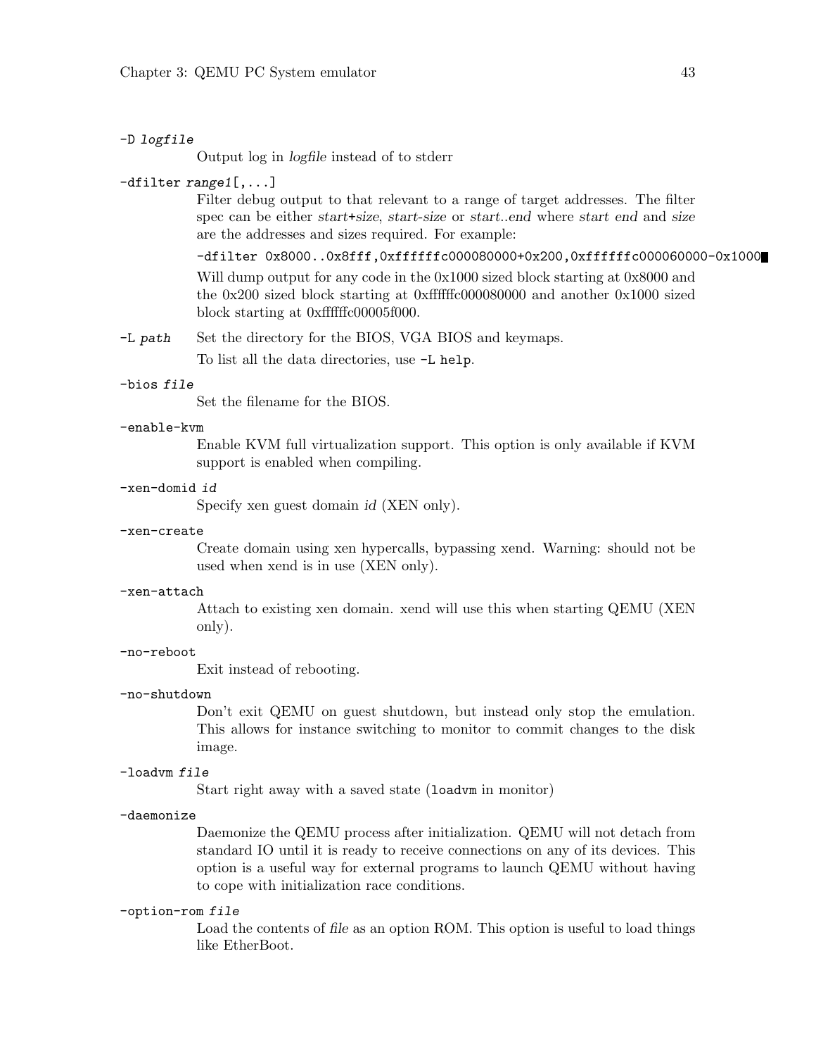`-D logfile`
: Output log in *logfile* instead of to stderr

`-dfilter range1[,...]`
: Filter debug output to that relevant to a range of target addresses. The filter spec can be either *start+size*, *start-size* or *start..end* where *start end* and *size* are the addresses and sizes required. For example:

```
-dfilter 0x8000..0x8fff,0xffffffc000080000+0x200,0xffffffc000060000-0x1000
```

Will dump output for any code in the 0x1000 sized block starting at 0x8000 and the 0x200 sized block starting at 0xffffffc000080000 and another 0x1000 sized block starting at 0xffffffc00005f000.

`-L path`
: Set the directory for the BIOS, VGA BIOS and keymaps.

To list all the data directories, use `-L help`.

`-bios file`
: Set the filename for the BIOS.

`-enable-kvm`
: Enable KVM full virtualization support. This option is only available if KVM support is enabled when compiling.

`-xen-domid id`
: Specify xen guest domain *id* (XEN only).

`-xen-create`
: Create domain using xen hypercalls, bypassing xend. Warning: should not be used when xend is in use (XEN only).

`-xen-attach`
: Attach to existing xen domain. xend will use this when starting QEMU (XEN only).

`-no-reboot`
: Exit instead of rebooting.

`-no-shutdown`
: Don't exit QEMU on guest shutdown, but instead only stop the emulation. This allows for instance switching to monitor to commit changes to the disk image.

`-loadvm file`
: Start right away with a saved state (`loadvm` in monitor)

`-daemonize`
: Daemonize the QEMU process after initialization. QEMU will not detach from standard IO until it is ready to receive connections on any of its devices. This option is a useful way for external programs to launch QEMU without having to cope with initialization race conditions.

`-option-rom file`
: Load the contents of *file* as an option ROM. This option is useful to load things like EtherBoot.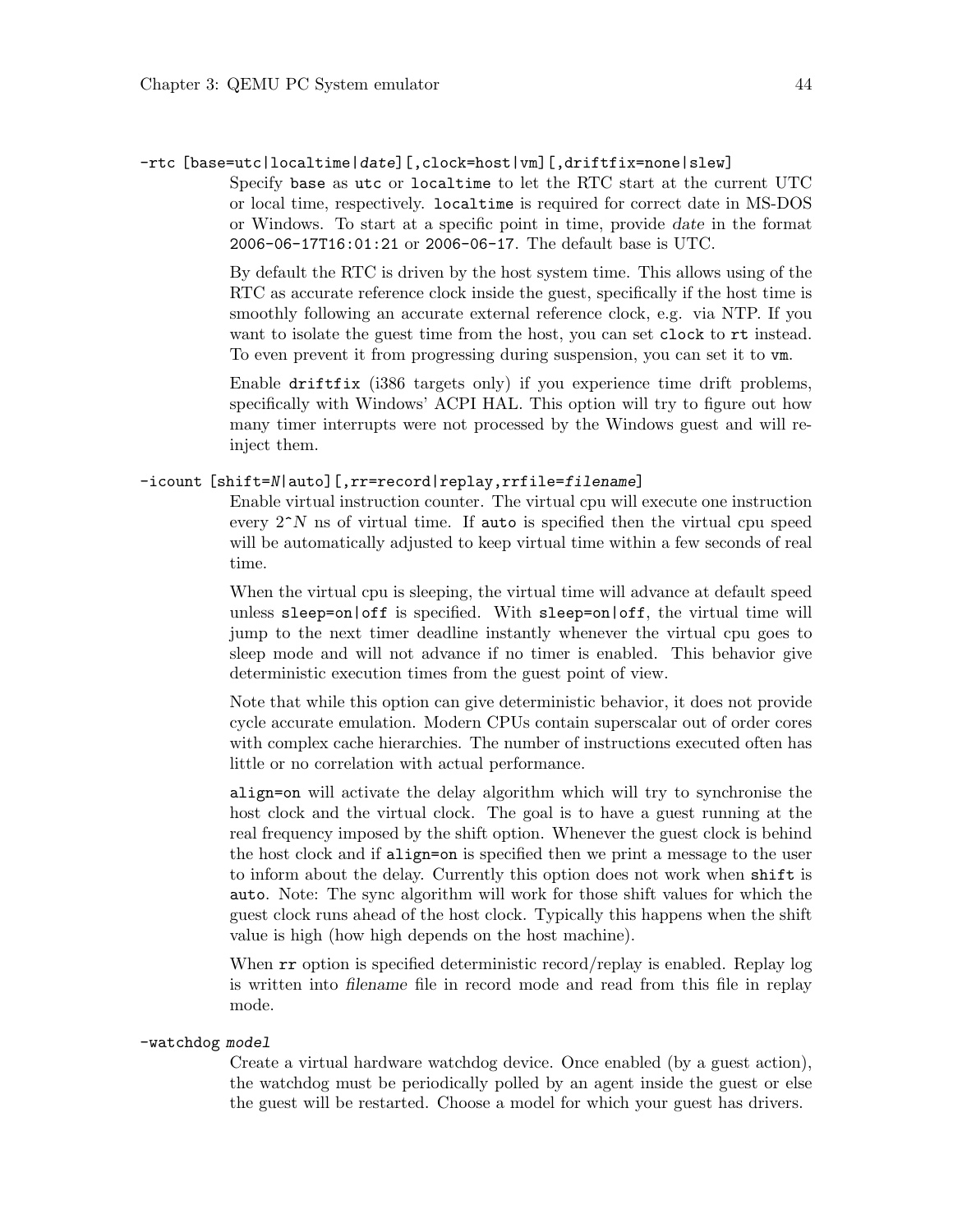`-rtc [base=utc|localtime|date][,clock=host|vm][,driftfix=none|slew]`

Specify `base` as `utc` or `localtime` to let the RTC start at the current UTC or local time, respectively. `localtime` is required for correct date in MS-DOS or Windows. To start at a specific point in time, provide *date* in the format `2006-06-17T16:01:21` or `2006-06-17`. The default base is UTC.

By default the RTC is driven by the host system time. This allows using of the RTC as accurate reference clock inside the guest, specifically if the host time is smoothly following an accurate external reference clock, e.g. via NTP. If you want to isolate the guest time from the host, you can set `clock` to `rt` instead. To even prevent it from progressing during suspension, you can set it to `vm`.

Enable `driftfix` (i386 targets only) if you experience time drift problems, specifically with Windows' ACPI HAL. This option will try to figure out how many timer interrupts were not processed by the Windows guest and will re-inject them.

`-icount [shift=N|auto][,rr=record|replay,rrfile=filename]`

Enable virtual instruction counter. The virtual cpu will execute one instruction every $2^N$ ns of virtual time. If `auto` is specified then the virtual cpu speed will be automatically adjusted to keep virtual time within a few seconds of real time.

When the virtual cpu is sleeping, the virtual time will advance at default speed unless `sleep=on|off` is specified. With `sleep=on|off`, the virtual time will jump to the next timer deadline instantly whenever the virtual cpu goes to sleep mode and will not advance if no timer is enabled. This behavior give deterministic execution times from the guest point of view.

Note that while this option can give deterministic behavior, it does not provide cycle accurate emulation. Modern CPUs contain superscalar out of order cores with complex cache hierarchies. The number of instructions executed often has little or no correlation with actual performance.

`align=on` will activate the delay algorithm which will try to synchronise the host clock and the virtual clock. The goal is to have a guest running at the real frequency imposed by the shift option. Whenever the guest clock is behind the host clock and if `align=on` is specified then we print a message to the user to inform about the delay. Currently this option does not work when `shift` is `auto`. Note: The sync algorithm will work for those shift values for which the guest clock runs ahead of the host clock. Typically this happens when the shift value is high (how high depends on the host machine).

When `rr` option is specified deterministic record/replay is enabled. Replay log is written into *filename* file in record mode and read from this file in replay mode.

`-watchdog model`

Create a virtual hardware watchdog device. Once enabled (by a guest action), the watchdog must be periodically polled by an agent inside the guest or else the guest will be restarted. Choose a model for which your guest has drivers.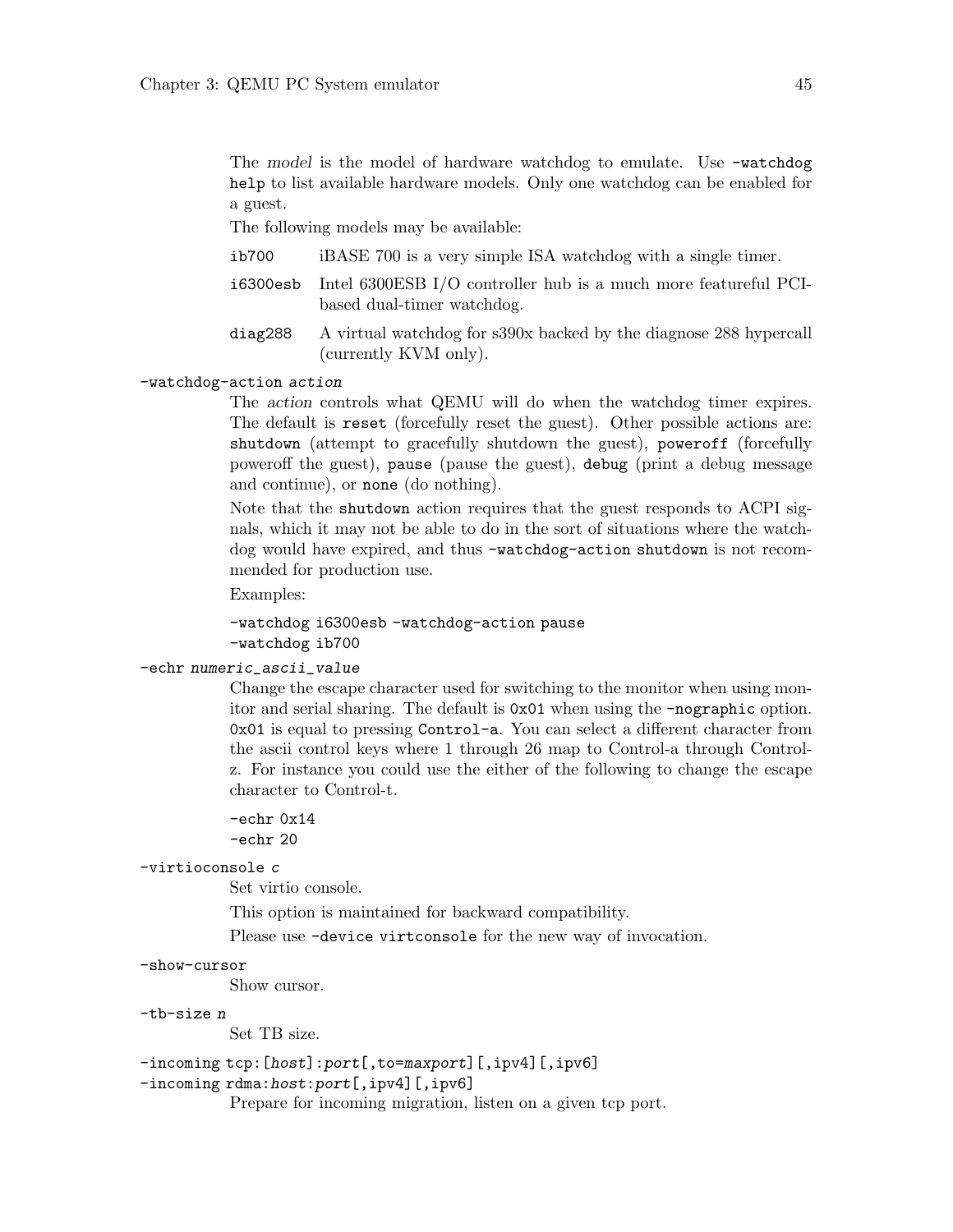The *model* is the model of hardware watchdog to emulate. Use `-watchdog help` to list available hardware models. Only one watchdog can be enabled for a guest.

The following models may be available:

`ib700`
: iBASE 700 is a very simple ISA watchdog with a single timer.

`i6300esb`
: Intel 6300ESB I/O controller hub is a much more featureful PCI-based dual-timer watchdog.

`diag288`
: A virtual watchdog for s390x backed by the diagnose 288 hypercall (currently KVM only).

`-watchdog-action` *action*

The *action* controls what QEMU will do when the watchdog timer expires. The default is `reset` (forcefully reset the guest). Other possible actions are: `shutdown` (attempt to gracefully shutdown the guest), `poweroff` (forcefully poweroff the guest), `pause` (pause the guest), `debug` (print a debug message and continue), or `none` (do nothing).

Note that the `shutdown` action requires that the guest responds to ACPI signals, which it may not be able to do in the sort of situations where the watchdog would have expired, and thus `-watchdog-action shutdown` is not recommended for production use.

Examples:

```
-watchdog i6300esb -watchdog-action pause
-watchdog ib700
```

`-echr` *numeric_ascii_value*

Change the escape character used for switching to the monitor when using monitor and serial sharing. The default is `0x01` when using the `-nographic` option. `0x01` is equal to pressing `Control-a`. You can select a different character from the ascii control keys where 1 through 26 map to Control-a through Control-z. For instance you could use the either of the following to change the escape character to Control-t.

```
-echr 0x14
-echr 20
```

`-virtioconsole` *c*

Set virtio console.

This option is maintained for backward compatibility.

Please use `-device virtconsole` for the new way of invocation.

`-show-cursor`

Show cursor.

`-tb-size` *n*

Set TB size.

`-incoming tcp:[`*host*`]:`*port*`[,to=`*maxport*`][,ipv4][,ipv6]`
`-incoming rdma:`*host*`:`*port*`[,ipv4][,ipv6]`

Prepare for incoming migration, listen on a given tcp port.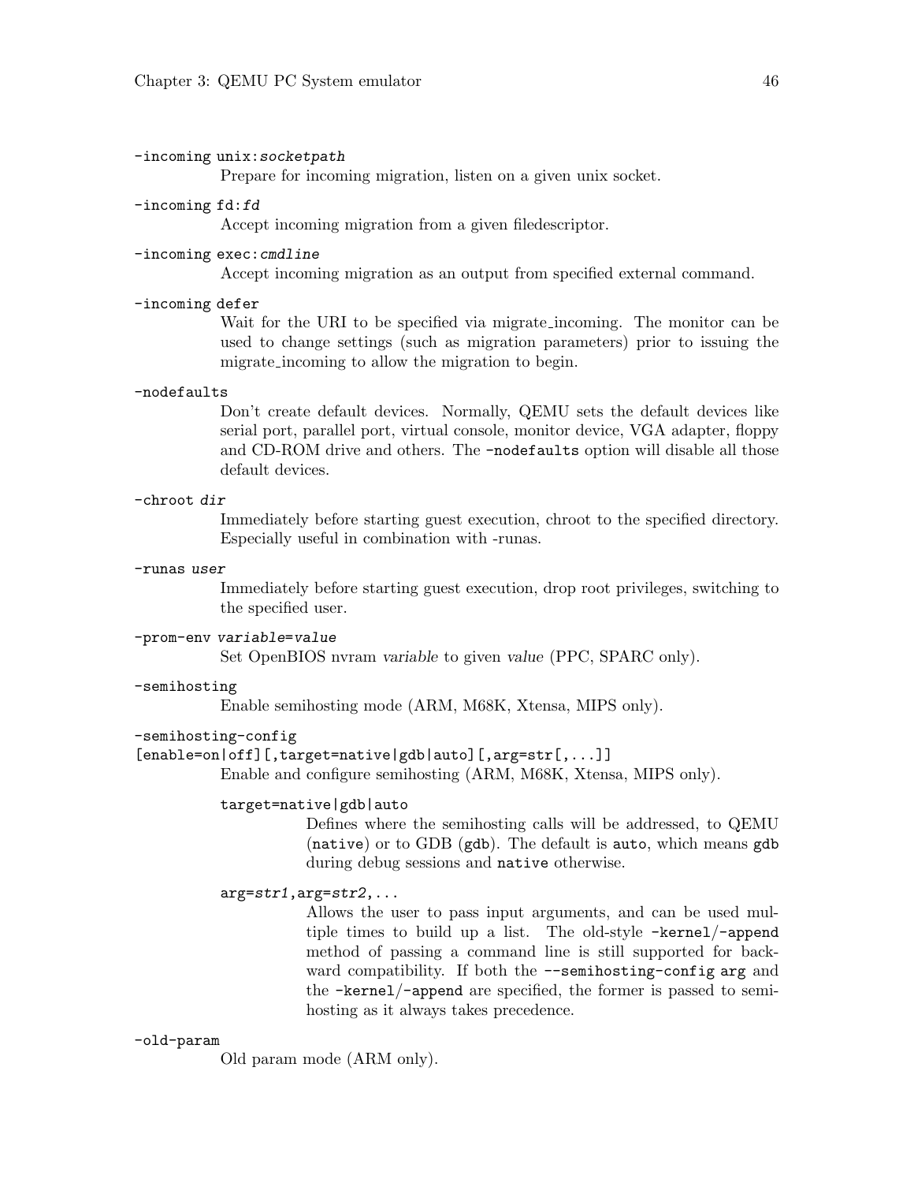`-incoming unix:socketpath`
: Prepare for incoming migration, listen on a given unix socket.

`-incoming fd:fd`
: Accept incoming migration from a given filedescriptor.

`-incoming exec:cmdline`
: Accept incoming migration as an output from specified external command.

`-incoming defer`
: Wait for the URI to be specified via migrate_incoming. The monitor can be used to change settings (such as migration parameters) prior to issuing the migrate_incoming to allow the migration to begin.

`-nodefaults`
: Don't create default devices. Normally, QEMU sets the default devices like serial port, parallel port, virtual console, monitor device, VGA adapter, floppy and CD-ROM drive and others. The `-nodefaults` option will disable all those default devices.

`-chroot dir`
: Immediately before starting guest execution, chroot to the specified directory. Especially useful in combination with -runas.

`-runas user`
: Immediately before starting guest execution, drop root privileges, switching to the specified user.

`-prom-env variable=value`
: Set OpenBIOS nvram *variable* to given *value* (PPC, SPARC only).

`-semihosting`
: Enable semihosting mode (ARM, M68K, Xtensa, MIPS only).

`-semihosting-config [enable=on|off][,target=native|gdb|auto][,arg=str[,...]]`
: Enable and configure semihosting (ARM, M68K, Xtensa, MIPS only).

  `target=native|gdb|auto`
  : Defines where the semihosting calls will be addressed, to QEMU (`native`) or to GDB (`gdb`). The default is `auto`, which means `gdb` during debug sessions and `native` otherwise.

  `arg=str1,arg=str2,...`
  : Allows the user to pass input arguments, and can be used multiple times to build up a list. The old-style `-kernel`/`-append` method of passing a command line is still supported for backward compatibility. If both the `--semihosting-config arg` and the `-kernel`/`-append` are specified, the former is passed to semihosting as it always takes precedence.

`-old-param`
: Old param mode (ARM only).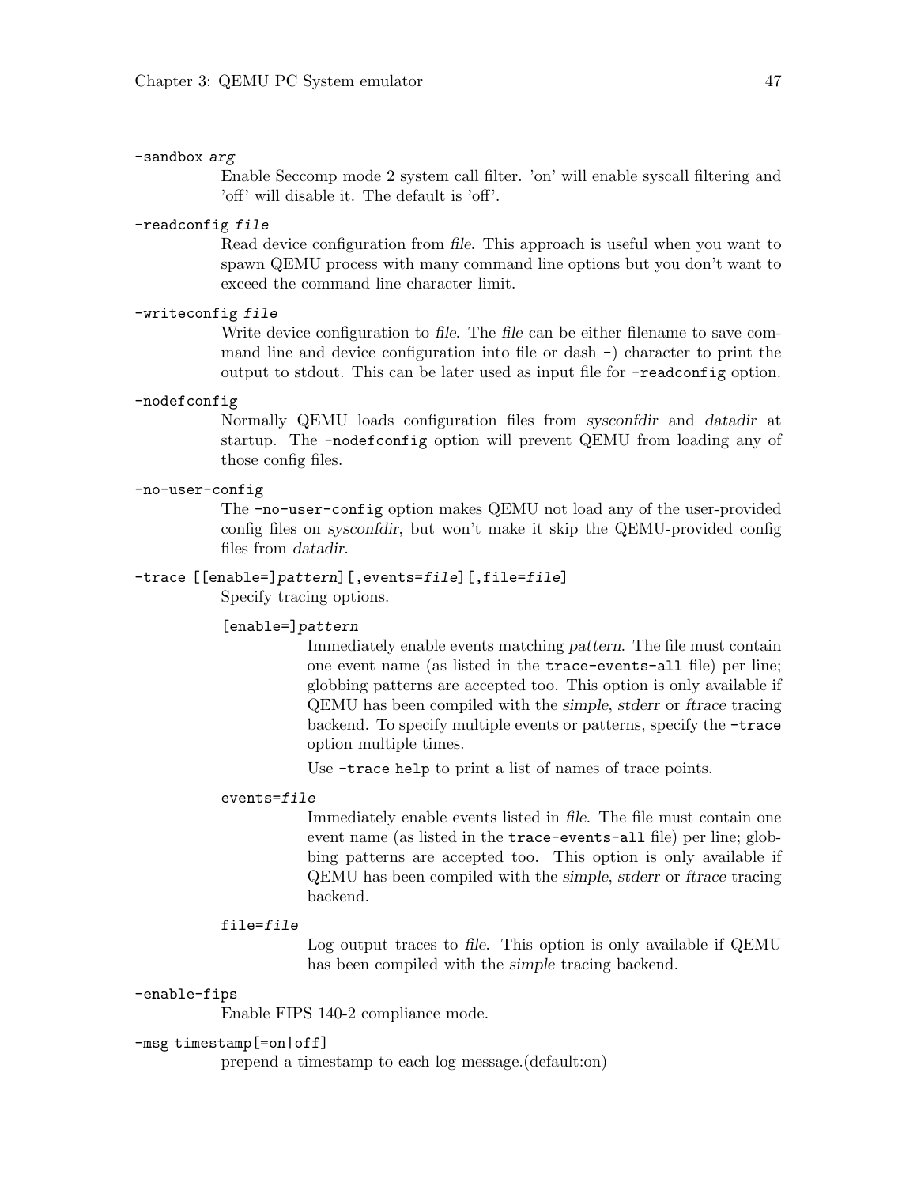`-sandbox arg`

Enable Seccomp mode 2 system call filter. 'on' will enable syscall filtering and 'off' will disable it. The default is 'off'.

`-readconfig file`

Read device configuration from *file*. This approach is useful when you want to spawn QEMU process with many command line options but you don't want to exceed the command line character limit.

`-writeconfig file`

Write device configuration to *file*. The *file* can be either filename to save command line and device configuration into file or dash `-`) character to print the output to stdout. This can be later used as input file for `-readconfig` option.

`-nodefconfig`

Normally QEMU loads configuration files from *sysconfdir* and *datadir* at startup. The `-nodefconfig` option will prevent QEMU from loading any of those config files.

`-no-user-config`

The `-no-user-config` option makes QEMU not load any of the user-provided config files on *sysconfdir*, but won't make it skip the QEMU-provided config files from *datadir*.

`-trace [[enable=]pattern][,events=file][,file=file]`

Specify tracing options.

`[enable=]pattern`

Immediately enable events matching *pattern*. The file must contain one event name (as listed in the `trace-events-all` file) per line; globbing patterns are accepted too. This option is only available if QEMU has been compiled with the *simple*, *stderr* or *ftrace* tracing backend. To specify multiple events or patterns, specify the `-trace` option multiple times.

Use `-trace help` to print a list of names of trace points.

`events=file`

Immediately enable events listed in *file*. The file must contain one event name (as listed in the `trace-events-all` file) per line; globbing patterns are accepted too. This option is only available if QEMU has been compiled with the *simple*, *stderr* or *ftrace* tracing backend.

`file=file`

Log output traces to *file*. This option is only available if QEMU has been compiled with the *simple* tracing backend.

`-enable-fips`

Enable FIPS 140-2 compliance mode.

`-msg timestamp[=on|off]`

prepend a timestamp to each log message.(default:on)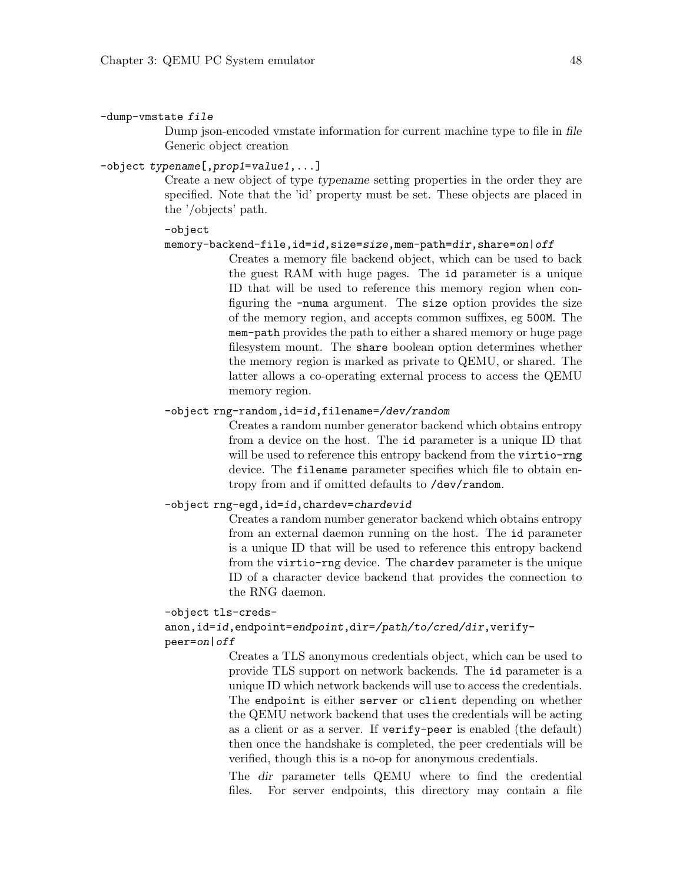`-dump-vmstate file`

Dump json-encoded vmstate information for current machine type to file in *file*
Generic object creation

`-object typename[,prop1=value1,...]`

Create a new object of type *typename* setting properties in the order they are specified. Note that the 'id' property must be set. These objects are placed in the '/objects' path.

`-object memory-backend-file,id=id,size=size,mem-path=dir,share=on|off`

Creates a memory file backend object, which can be used to back the guest RAM with huge pages. The `id` parameter is a unique ID that will be used to reference this memory region when configuring the `-numa` argument. The `size` option provides the size of the memory region, and accepts common suffixes, eg `500M`. The `mem-path` provides the path to either a shared memory or huge page filesystem mount. The `share` boolean option determines whether the memory region is marked as private to QEMU, or shared. The latter allows a co-operating external process to access the QEMU memory region.

`-object rng-random,id=id,filename=/dev/random`

Creates a random number generator backend which obtains entropy from a device on the host. The `id` parameter is a unique ID that will be used to reference this entropy backend from the `virtio-rng` device. The `filename` parameter specifies which file to obtain entropy from and if omitted defaults to `/dev/random`.

`-object rng-egd,id=id,chardev=chardevid`

Creates a random number generator backend which obtains entropy from an external daemon running on the host. The `id` parameter is a unique ID that will be used to reference this entropy backend from the `virtio-rng` device. The `chardev` parameter is the unique ID of a character device backend that provides the connection to the RNG daemon.

`-object tls-creds-anon,id=id,endpoint=endpoint,dir=/path/to/cred/dir,verify-peer=on|off`

Creates a TLS anonymous credentials object, which can be used to provide TLS support on network backends. The `id` parameter is a unique ID which network backends will use to access the credentials. The `endpoint` is either `server` or `client` depending on whether the QEMU network backend that uses the credentials will be acting as a client or as a server. If `verify-peer` is enabled (the default) then once the handshake is completed, the peer credentials will be verified, though this is a no-op for anonymous credentials.

The *dir* parameter tells QEMU where to find the credential files. For server endpoints, this directory may contain a file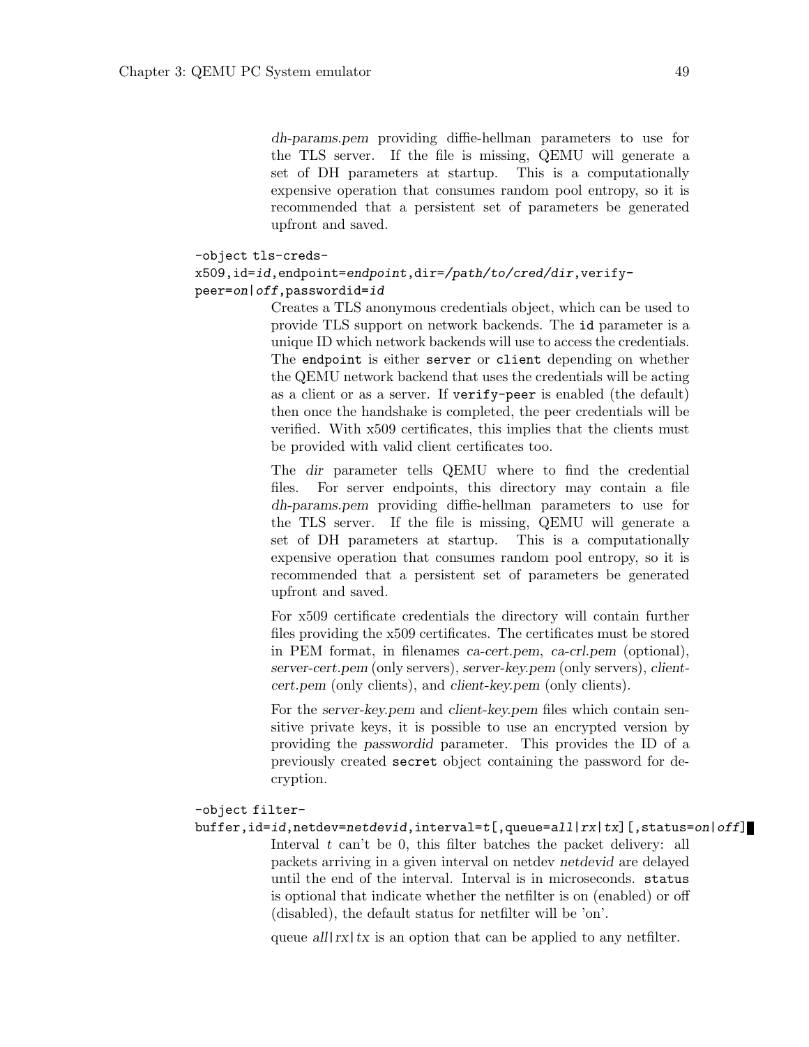*dh-params.pem* providing diffie-hellman parameters to use for the TLS server. If the file is missing, QEMU will generate a set of DH parameters at startup. This is a computationally expensive operation that consumes random pool entropy, so it is recommended that a persistent set of parameters be generated upfront and saved.

`-object tls-creds-x509,id=id,endpoint=endpoint,dir=/path/to/cred/dir,verify-peer=on|off,passwordid=id`

Creates a TLS anonymous credentials object, which can be used to provide TLS support on network backends. The `id` parameter is a unique ID which network backends will use to access the credentials. The `endpoint` is either `server` or `client` depending on whether the QEMU network backend that uses the credentials will be acting as a client or as a server. If `verify-peer` is enabled (the default) then once the handshake is completed, the peer credentials will be verified. With x509 certificates, this implies that the clients must be provided with valid client certificates too.

The *dir* parameter tells QEMU where to find the credential files. For server endpoints, this directory may contain a file *dh-params.pem* providing diffie-hellman parameters to use for the TLS server. If the file is missing, QEMU will generate a set of DH parameters at startup. This is a computationally expensive operation that consumes random pool entropy, so it is recommended that a persistent set of parameters be generated upfront and saved.

For x509 certificate credentials the directory will contain further files providing the x509 certificates. The certificates must be stored in PEM format, in filenames *ca-cert.pem*, *ca-crl.pem* (optional), *server-cert.pem* (only servers), *server-key.pem* (only servers), *client-cert.pem* (only clients), and *client-key.pem* (only clients).

For the *server-key.pem* and *client-key.pem* files which contain sensitive private keys, it is possible to use an encrypted version by providing the *passwordid* parameter. This provides the ID of a previously created `secret` object containing the password for decryption.

`-object filter-buffer,id=id,netdev=netdevid,interval=t[,queue=all|rx|tx][,status=on|off]`

Interval *t* can't be 0, this filter batches the packet delivery: all packets arriving in a given interval on netdev *netdevid* are delayed until the end of the interval. Interval is in microseconds. `status` is optional that indicate whether the netfilter is on (enabled) or off (disabled), the default status for netfilter will be 'on'.

queue *all|rx|tx* is an option that can be applied to any netfilter.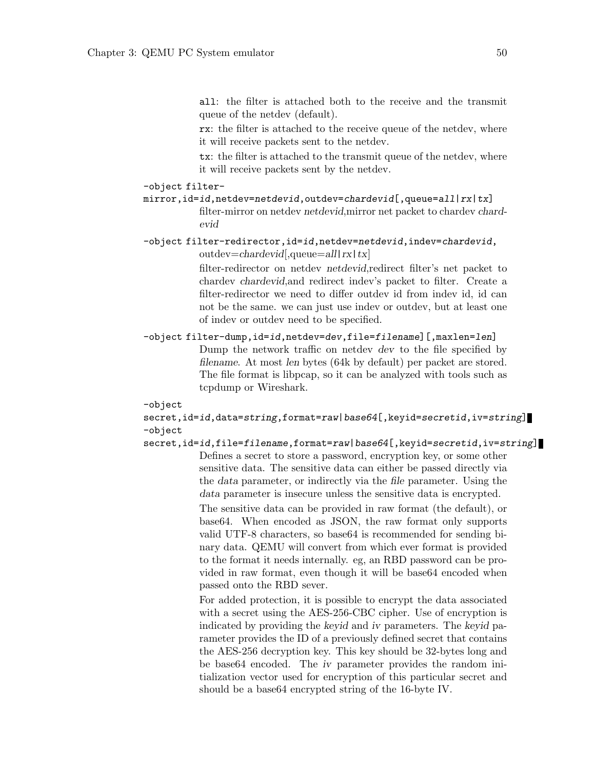all: the filter is attached both to the receive and the transmit queue of the netdev (default).

rx: the filter is attached to the receive queue of the netdev, where it will receive packets sent to the netdev.

tx: the filter is attached to the transmit queue of the netdev, where it will receive packets sent by the netdev.

`-object filter-mirror,id=id,netdev=netdevid,outdev=chardevid[,queue=all|rx|tx]`

filter-mirror on netdev *netdevid*,mirror net packet to chardev *chardevid*

`-object filter-redirector,id=id,netdev=netdevid,indev=chardevid, outdev=chardevid[,queue=all|rx|tx]`

filter-redirector on netdev *netdevid*,redirect filter's net packet to chardev *chardevid*,and redirect indev's packet to filter. Create a filter-redirector we need to differ outdev id from indev id, id can not be the same. we can just use indev or outdev, but at least one of indev or outdev need to be specified.

`-object filter-dump,id=id,netdev=dev,file=filename][,maxlen=len]`

Dump the network traffic on netdev *dev* to the file specified by *filename*. At most *len* bytes (64k by default) per packet are stored. The file format is libpcap, so it can be analyzed with tools such as tcpdump or Wireshark.

`-object secret,id=id,data=string,format=raw|base64[,keyid=secretid,iv=string]`
`-object secret,id=id,file=filename,format=raw|base64[,keyid=secretid,iv=string]`

Defines a secret to store a password, encryption key, or some other sensitive data. The sensitive data can either be passed directly via the *data* parameter, or indirectly via the *file* parameter. Using the *data* parameter is insecure unless the sensitive data is encrypted.

The sensitive data can be provided in raw format (the default), or base64. When encoded as JSON, the raw format only supports valid UTF-8 characters, so base64 is recommended for sending binary data. QEMU will convert from which ever format is provided to the format it needs internally. eg, an RBD password can be provided in raw format, even though it will be base64 encoded when passed onto the RBD sever.

For added protection, it is possible to encrypt the data associated with a secret using the AES-256-CBC cipher. Use of encryption is indicated by providing the *keyid* and *iv* parameters. The *keyid* parameter provides the ID of a previously defined secret that contains the AES-256 decryption key. This key should be 32-bytes long and be base64 encoded. The *iv* parameter provides the random initialization vector used for encryption of this particular secret and should be a base64 encrypted string of the 16-byte IV.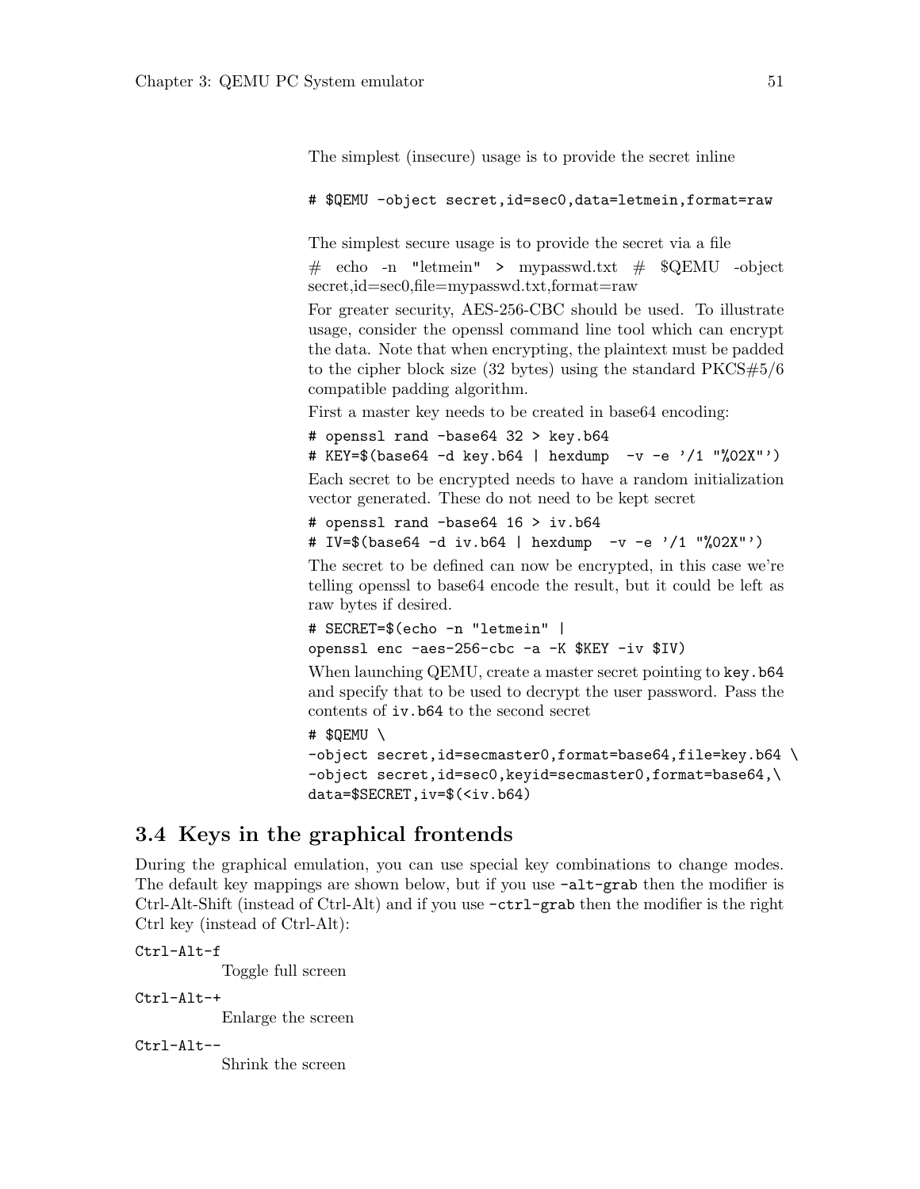The simplest (insecure) usage is to provide the secret inline

```
# $QEMU -object secret,id=sec0,data=letmein,format=raw
```

The simplest secure usage is to provide the secret via a file

# echo -n "letmein" > mypasswd.txt # $QEMU -object secret,id=sec0,file=mypasswd.txt,format=raw

For greater security, AES-256-CBC should be used. To illustrate usage, consider the openssl command line tool which can encrypt the data. Note that when encrypting, the plaintext must be padded to the cipher block size (32 bytes) using the standard PKCS#5/6 compatible padding algorithm.

First a master key needs to be created in base64 encoding:

```
# openssl rand -base64 32 > key.b64
# KEY=$(base64 -d key.b64 | hexdump  -v -e '/1 "%02X"')
```

Each secret to be encrypted needs to have a random initialization vector generated. These do not need to be kept secret

```
# openssl rand -base64 16 > iv.b64
# IV=$(base64 -d iv.b64 | hexdump  -v -e '/1 "%02X"')
```

The secret to be defined can now be encrypted, in this case we're telling openssl to base64 encode the result, but it could be left as raw bytes if desired.

```
# SECRET=$(echo -n "letmein" |
openssl enc -aes-256-cbc -a -K $KEY -iv $IV)
```

When launching QEMU, create a master secret pointing to `key.b64` and specify that to be used to decrypt the user password. Pass the contents of `iv.b64` to the second secret

```
# $QEMU \
-object secret,id=secmaster0,format=base64,file=key.b64 \
-object secret,id=sec0,keyid=secmaster0,format=base64,\
data=$SECRET,iv=$(<iv.b64)
```

## 3.4 Keys in the graphical frontends

During the graphical emulation, you can use special key combinations to change modes. The default key mappings are shown below, but if you use `-alt-grab` then the modifier is Ctrl-Alt-Shift (instead of Ctrl-Alt) and if you use `-ctrl-grab` then the modifier is the right Ctrl key (instead of Ctrl-Alt):

`Ctrl-Alt-f`
: Toggle full screen

`Ctrl-Alt-+`
: Enlarge the screen

`Ctrl-Alt--`
: Shrink the screen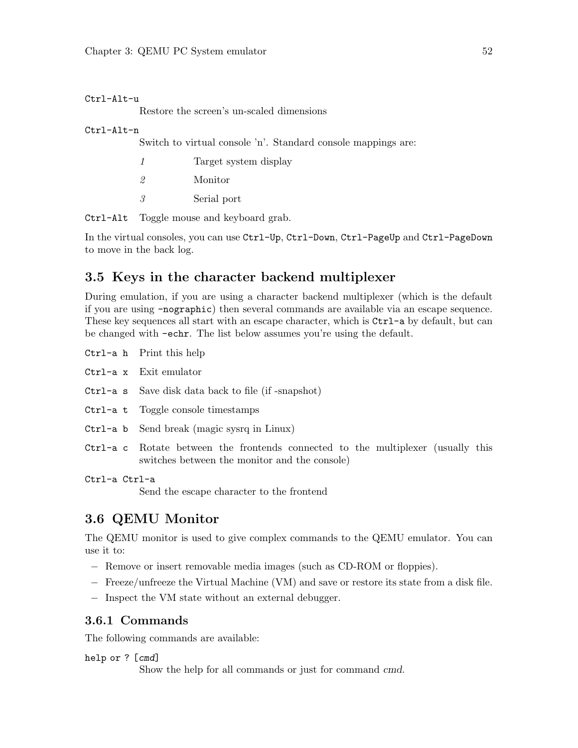`Ctrl-Alt-u`
: Restore the screen's un-scaled dimensions

`Ctrl-Alt-n`
: Switch to virtual console 'n'. Standard console mappings are:

  *1* Target system display

  *2* Monitor

  *3* Serial port

`Ctrl-Alt` Toggle mouse and keyboard grab.

In the virtual consoles, you can use `Ctrl-Up`, `Ctrl-Down`, `Ctrl-PageUp` and `Ctrl-PageDown` to move in the back log.

## 3.5 Keys in the character backend multiplexer

During emulation, if you are using a character backend multiplexer (which is the default if you are using `-nographic`) then several commands are available via an escape sequence. These key sequences all start with an escape character, which is `Ctrl-a` by default, but can be changed with `-echr`. The list below assumes you're using the default.

`Ctrl-a h` Print this help

`Ctrl-a x` Exit emulator

`Ctrl-a s` Save disk data back to file (if -snapshot)

`Ctrl-a t` Toggle console timestamps

`Ctrl-a b` Send break (magic sysrq in Linux)

`Ctrl-a c` Rotate between the frontends connected to the multiplexer (usually this switches between the monitor and the console)

`Ctrl-a Ctrl-a`
: Send the escape character to the frontend

## 3.6 QEMU Monitor

The QEMU monitor is used to give complex commands to the QEMU emulator. You can use it to:

- Remove or insert removable media images (such as CD-ROM or floppies).
- Freeze/unfreeze the Virtual Machine (VM) and save or restore its state from a disk file.
- Inspect the VM state without an external debugger.

### 3.6.1 Commands

The following commands are available:

`help or ? [cmd]`
: Show the help for all commands or just for command *cmd*.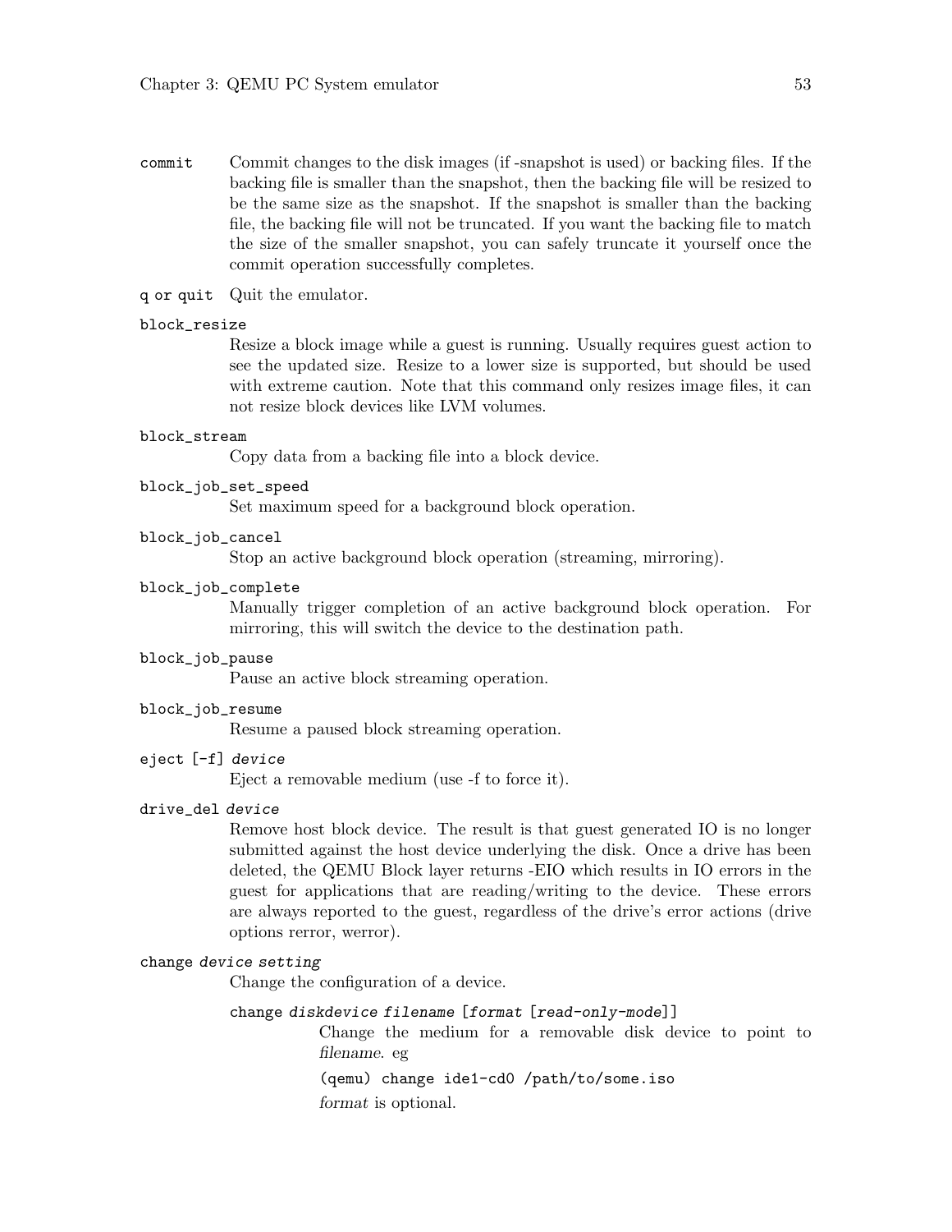`commit`
: Commit changes to the disk images (if -snapshot is used) or backing files. If the backing file is smaller than the snapshot, then the backing file will be resized to be the same size as the snapshot. If the snapshot is smaller than the backing file, the backing file will not be truncated. If you want the backing file to match the size of the smaller snapshot, you can safely truncate it yourself once the commit operation successfully completes.

`q` or `quit`
: Quit the emulator.

`block_resize`
: Resize a block image while a guest is running. Usually requires guest action to see the updated size. Resize to a lower size is supported, but should be used with extreme caution. Note that this command only resizes image files, it can not resize block devices like LVM volumes.

`block_stream`
: Copy data from a backing file into a block device.

`block_job_set_speed`
: Set maximum speed for a background block operation.

`block_job_cancel`
: Stop an active background block operation (streaming, mirroring).

`block_job_complete`
: Manually trigger completion of an active background block operation. For mirroring, this will switch the device to the destination path.

`block_job_pause`
: Pause an active block streaming operation.

`block_job_resume`
: Resume a paused block streaming operation.

`eject [-f] device`
: Eject a removable medium (use -f to force it).

`drive_del device`
: Remove host block device. The result is that guest generated IO is no longer submitted against the host device underlying the disk. Once a drive has been deleted, the QEMU Block layer returns -EIO which results in IO errors in the guest for applications that are reading/writing to the device. These errors are always reported to the guest, regardless of the drive's error actions (drive options rerror, werror).

`change device setting`
: Change the configuration of a device.

    `change diskdevice filename [format [read-only-mode]]`
    : Change the medium for a removable disk device to point to *filename*. eg

    ```
    (qemu) change ide1-cd0 /path/to/some.iso
    ```

    *format* is optional.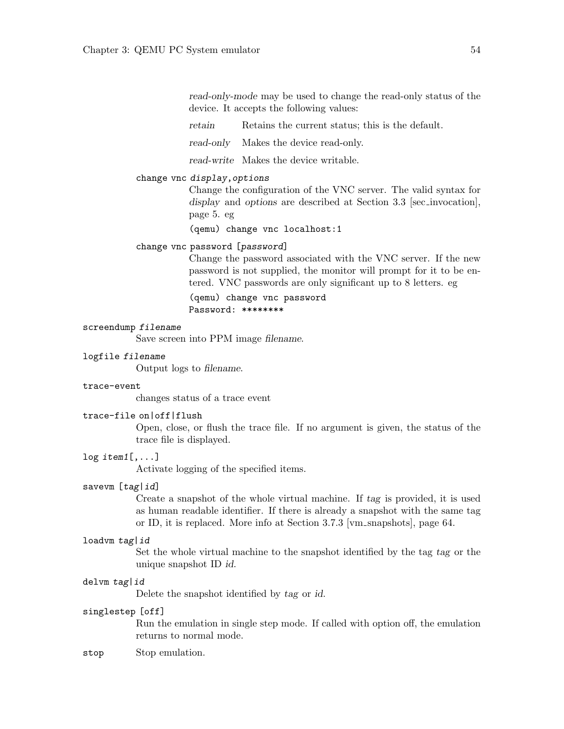*read-only-mode* may be used to change the read-only status of the device. It accepts the following values:

*retain* Retains the current status; this is the default.

*read-only* Makes the device read-only.

*read-write* Makes the device writable.

`change vnc display,options`

Change the configuration of the VNC server. The valid syntax for *display* and *options* are described at Section 3.3 [sec_invocation], page 5. eg

```
(qemu) change vnc localhost:1
```

`change vnc password [password]`

Change the password associated with the VNC server. If the new password is not supplied, the monitor will prompt for it to be entered. VNC passwords are only significant up to 8 letters. eg

```
(qemu) change vnc password
Password: ********
```

`screendump filename`

Save screen into PPM image *filename*.

`logfile filename`

Output logs to *filename*.

`trace-event`

changes status of a trace event

`trace-file on|off|flush`

Open, close, or flush the trace file. If no argument is given, the status of the trace file is displayed.

`log item1[,...]`

Activate logging of the specified items.

`savevm [tag|id]`

Create a snapshot of the whole virtual machine. If *tag* is provided, it is used as human readable identifier. If there is already a snapshot with the same tag or ID, it is replaced. More info at Section 3.7.3 [vm_snapshots], page 64.

`loadvm tag|id`

Set the whole virtual machine to the snapshot identified by the tag *tag* or the unique snapshot ID *id*.

`delvm tag|id`

Delete the snapshot identified by *tag* or *id*.

`singlestep [off]`

Run the emulation in single step mode. If called with option off, the emulation returns to normal mode.

`stop` Stop emulation.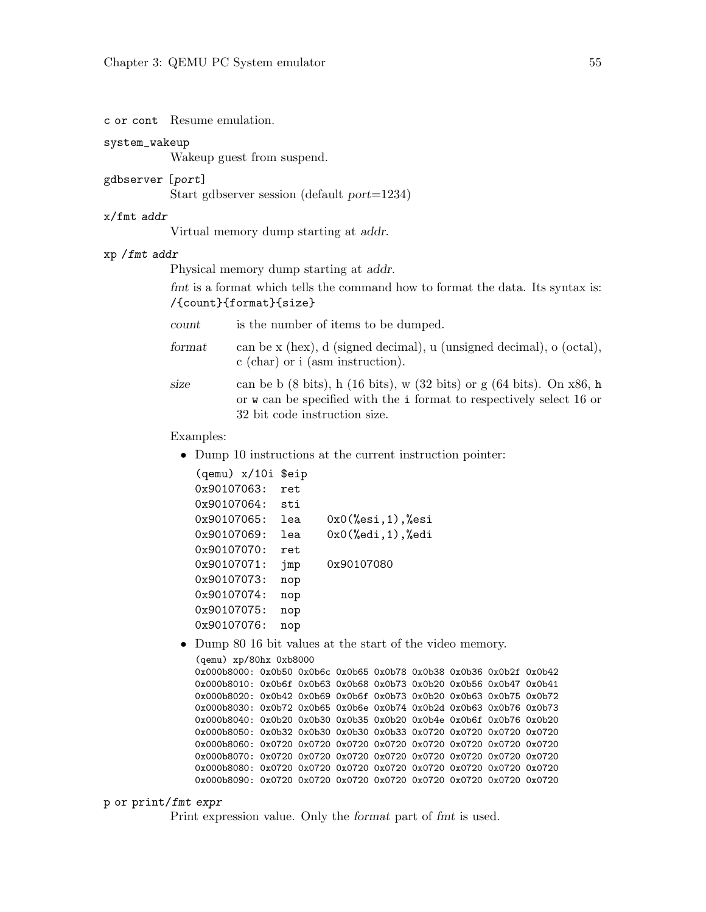`c` or `cont` Resume emulation.

`system_wakeup`
Wakeup guest from suspend.

`gdbserver [port]`
Start gdbserver session (default *port*=1234)

`x/fmt addr`
Virtual memory dump starting at *addr*.

`xp /fmt addr`
Physical memory dump starting at *addr*.

*fmt* is a format which tells the command how to format the data. Its syntax is: `/{count}{format}{size}`

*count* is the number of items to be dumped.

*format* can be x (hex), d (signed decimal), u (unsigned decimal), o (octal), c (char) or i (asm instruction).

*size* can be b (8 bits), h (16 bits), w (32 bits) or g (64 bits). On x86, `h` or `w` can be specified with the `i` format to respectively select 16 or 32 bit code instruction size.

Examples:

- Dump 10 instructions at the current instruction pointer:

```
(qemu) x/10i $eip
0x90107063:  ret
0x90107064:  sti
0x90107065:  lea    0x0(%esi,1),%esi
0x90107069:  lea    0x0(%edi,1),%edi
0x90107070:  ret
0x90107071:  jmp    0x90107080
0x90107073:  nop
0x90107074:  nop
0x90107075:  nop
0x90107076:  nop
```

- Dump 80 16 bit values at the start of the video memory.

```
(qemu) xp/80hx 0xb8000
0x000b8000: 0x0b50 0x0b6c 0x0b65 0x0b78 0x0b38 0x0b36 0x0b2f 0x0b42
0x000b8010: 0x0b6f 0x0b63 0x0b68 0x0b73 0x0b20 0x0b56 0x0b47 0x0b41
0x000b8020: 0x0b42 0x0b69 0x0b6f 0x0b73 0x0b20 0x0b63 0x0b75 0x0b72
0x000b8030: 0x0b72 0x0b65 0x0b6e 0x0b74 0x0b2d 0x0b63 0x0b76 0x0b73
0x000b8040: 0x0b20 0x0b30 0x0b35 0x0b20 0x0b4e 0x0b6f 0x0b76 0x0b20
0x000b8050: 0x0b32 0x0b30 0x0b30 0x0b33 0x0720 0x0720 0x0720 0x0720
0x000b8060: 0x0720 0x0720 0x0720 0x0720 0x0720 0x0720 0x0720 0x0720
0x000b8070: 0x0720 0x0720 0x0720 0x0720 0x0720 0x0720 0x0720 0x0720
0x000b8080: 0x0720 0x0720 0x0720 0x0720 0x0720 0x0720 0x0720 0x0720
0x000b8090: 0x0720 0x0720 0x0720 0x0720 0x0720 0x0720 0x0720 0x0720
```

`p` or `print/fmt expr`
Print expression value. Only the *format* part of *fmt* is used.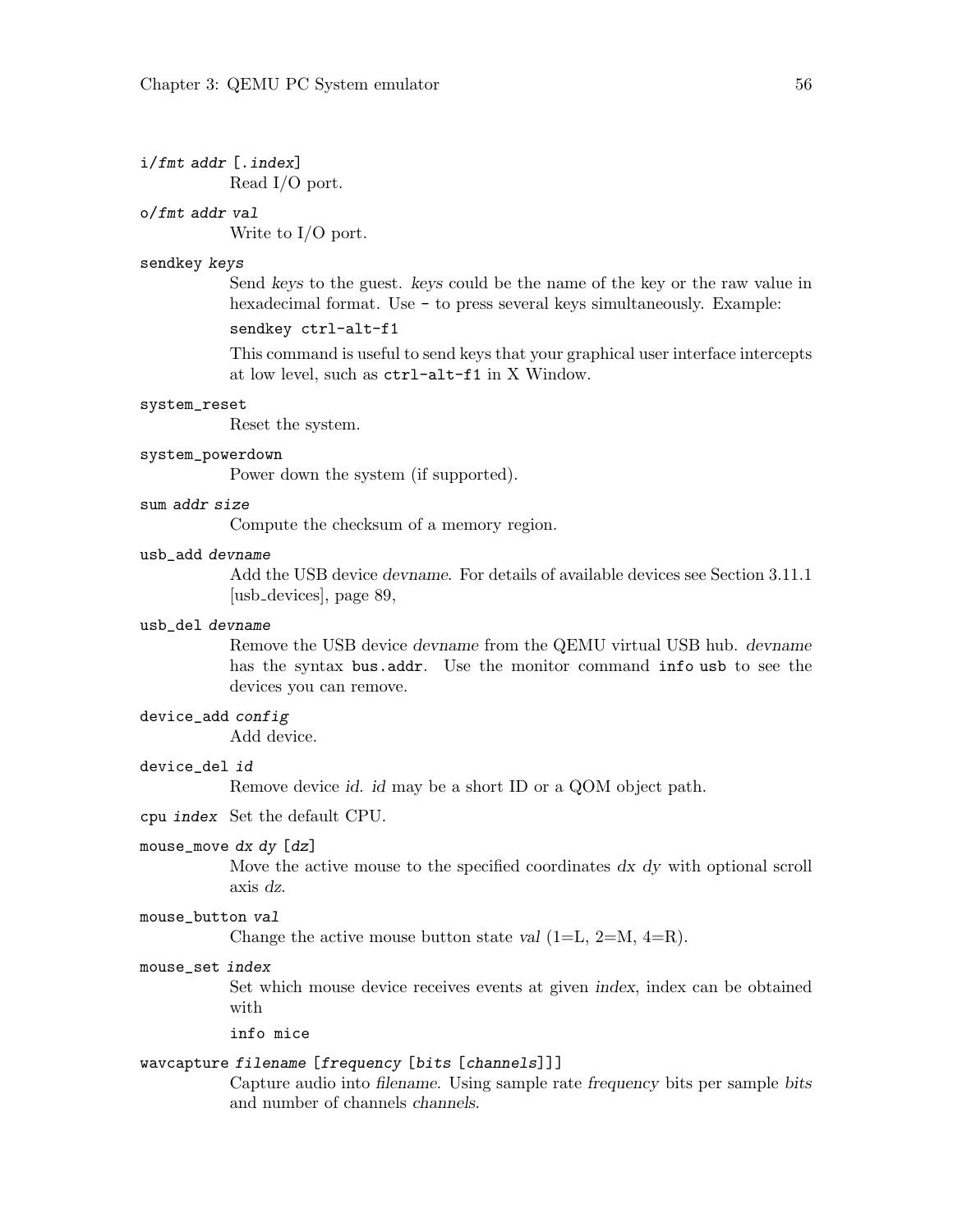`i/fmt addr [.index]`
: Read I/O port.

`o/fmt addr val`
: Write to I/O port.

`sendkey keys`
: Send *keys* to the guest. *keys* could be the name of the key or the raw value in hexadecimal format. Use `-` to press several keys simultaneously. Example:

```
sendkey ctrl-alt-f1
```

This command is useful to send keys that your graphical user interface intercepts at low level, such as `ctrl-alt-f1` in X Window.

`system_reset`
: Reset the system.

`system_powerdown`
: Power down the system (if supported).

`sum addr size`
: Compute the checksum of a memory region.

`usb_add devname`
: Add the USB device *devname*. For details of available devices see Section 3.11.1 [usb_devices], page 89,

`usb_del devname`
: Remove the USB device *devname* from the QEMU virtual USB hub. *devname* has the syntax `bus.addr`. Use the monitor command `info usb` to see the devices you can remove.

`device_add config`
: Add device.

`device_del id`
: Remove device *id*. *id* may be a short ID or a QOM object path.

`cpu index`
: Set the default CPU.

`mouse_move dx dy [dz]`
: Move the active mouse to the specified coordinates *dx dy* with optional scroll axis *dz*.

`mouse_button val`
: Change the active mouse button state *val* (1=L, 2=M, 4=R).

`mouse_set index`
: Set which mouse device receives events at given *index*, index can be obtained with

```
info mice
```

`wavcapture filename [frequency [bits [channels]]]`
: Capture audio into *filename*. Using sample rate *frequency* bits per sample *bits* and number of channels *channels*.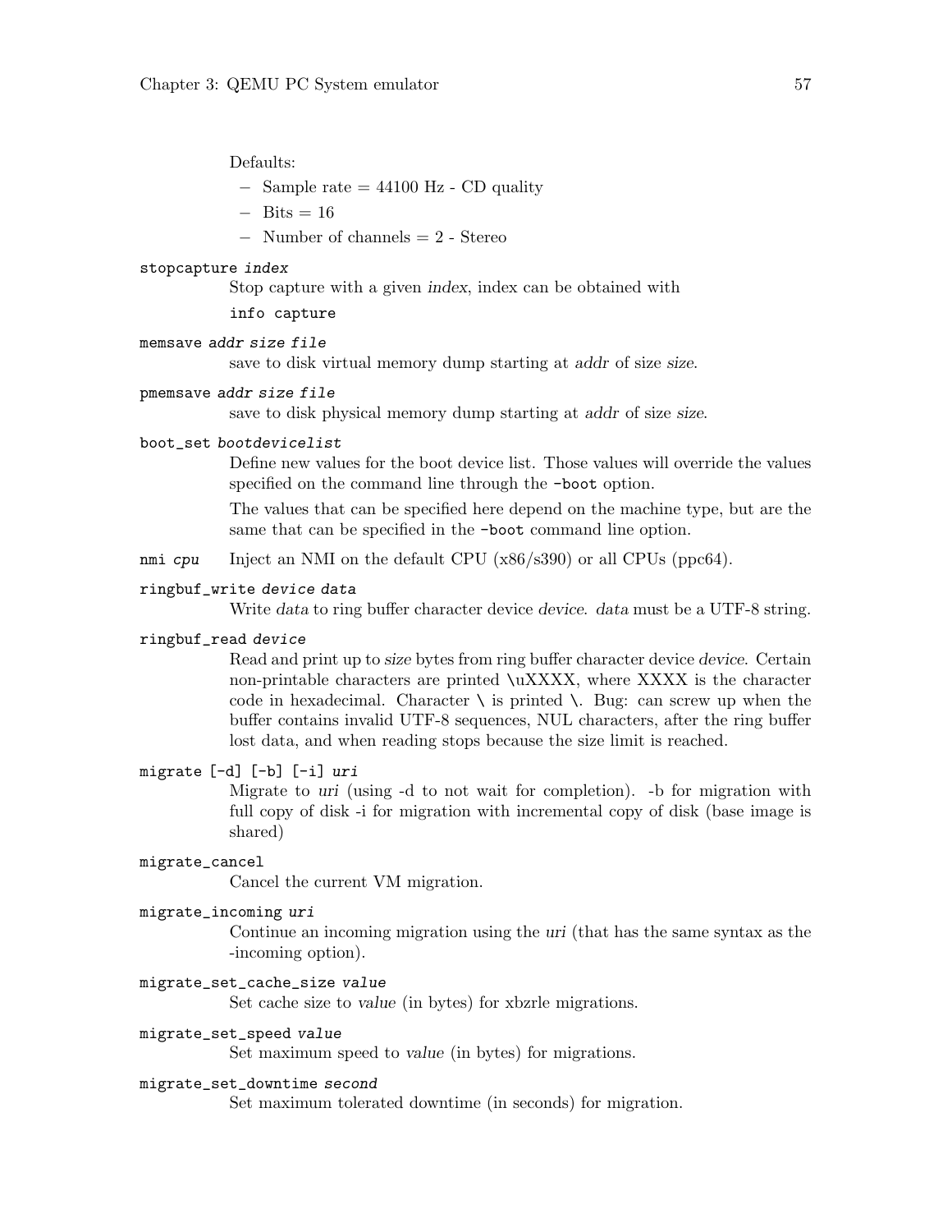Defaults:

- Sample rate = 44100 Hz - CD quality
- Bits = 16
- Number of channels = 2 - Stereo

`stopcapture` *index*
: Stop capture with a given *index*, index can be obtained with

  ```
  info capture
  ```

`memsave` *addr size file*
: save to disk virtual memory dump starting at *addr* of size *size*.

`pmemsave` *addr size file*
: save to disk physical memory dump starting at *addr* of size *size*.

`boot_set` *bootdevicelist*
: Define new values for the boot device list. Those values will override the values specified on the command line through the `-boot` option.

  The values that can be specified here depend on the machine type, but are the same that can be specified in the `-boot` command line option.

`nmi` *cpu*
: Inject an NMI on the default CPU (x86/s390) or all CPUs (ppc64).

`ringbuf_write` *device data*
: Write *data* to ring buffer character device *device*. *data* must be a UTF-8 string.

`ringbuf_read` *device*
: Read and print up to *size* bytes from ring buffer character device *device*. Certain non-printable characters are printed \uXXXX, where XXXX is the character code in hexadecimal. Character \ is printed \\. Bug: can screw up when the buffer contains invalid UTF-8 sequences, NUL characters, after the ring buffer lost data, and when reading stops because the size limit is reached.

`migrate [-d] [-b] [-i]` *uri*
: Migrate to *uri* (using -d to not wait for completion). -b for migration with full copy of disk -i for migration with incremental copy of disk (base image is shared)

`migrate_cancel`
: Cancel the current VM migration.

`migrate_incoming` *uri*
: Continue an incoming migration using the *uri* (that has the same syntax as the -incoming option).

`migrate_set_cache_size` *value*
: Set cache size to *value* (in bytes) for xbzrle migrations.

`migrate_set_speed` *value*
: Set maximum speed to *value* (in bytes) for migrations.

`migrate_set_downtime` *second*
: Set maximum tolerated downtime (in seconds) for migration.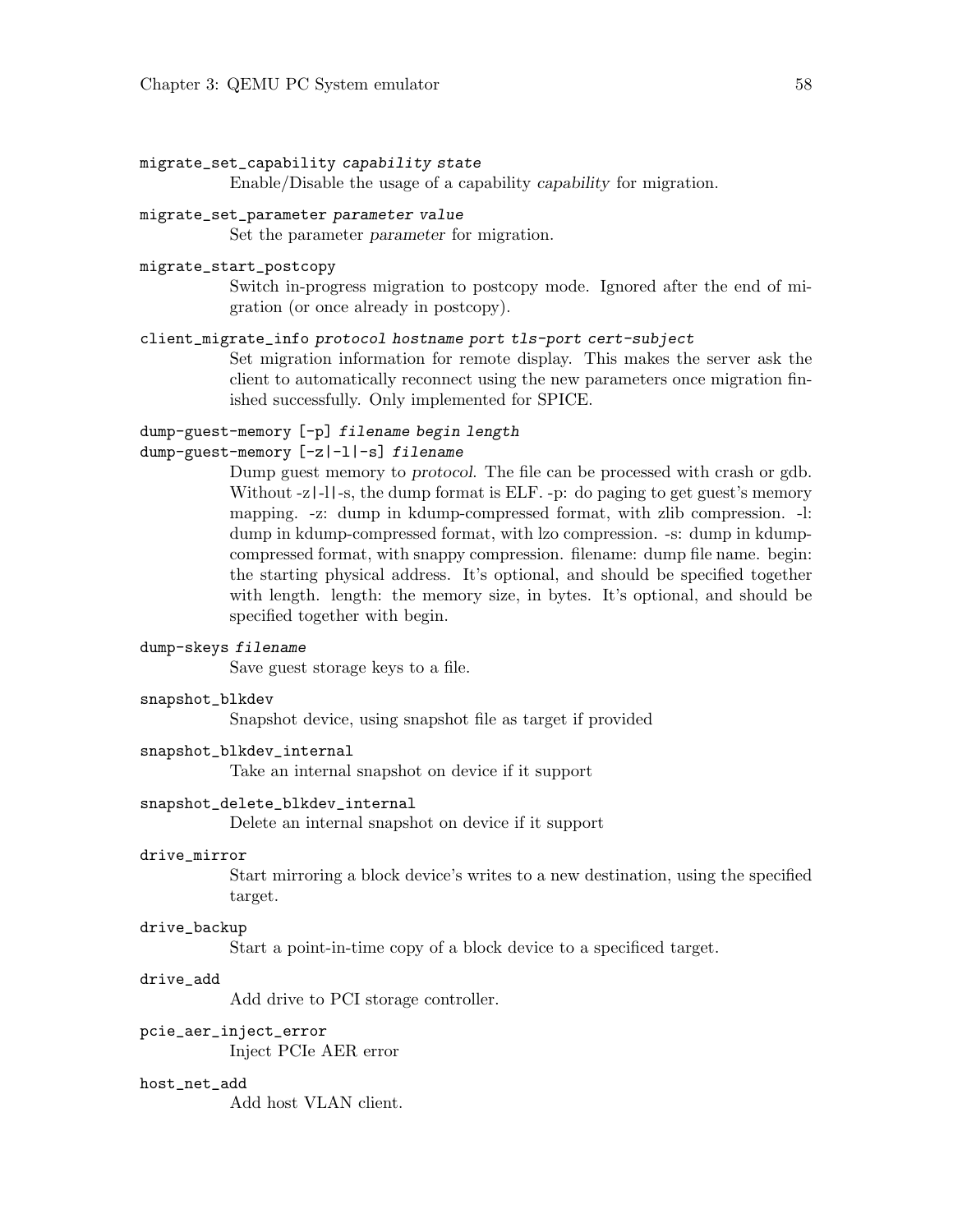`migrate_set_capability` *capability state*
: Enable/Disable the usage of a capability *capability* for migration.

`migrate_set_parameter` *parameter value*
: Set the parameter *parameter* for migration.

`migrate_start_postcopy`
: Switch in-progress migration to postcopy mode. Ignored after the end of migration (or once already in postcopy).

`client_migrate_info` *protocol hostname port tls-port cert-subject*
: Set migration information for remote display. This makes the server ask the client to automatically reconnect using the new parameters once migration finished successfully. Only implemented for SPICE.

`dump-guest-memory [-p]` *filename begin length*
`dump-guest-memory [-z|-l|-s]` *filename*
: Dump guest memory to *protocol*. The file can be processed with crash or gdb. Without -z|-l|-s, the dump format is ELF. -p: do paging to get guest's memory mapping. -z: dump in kdump-compressed format, with zlib compression. -l: dump in kdump-compressed format, with lzo compression. -s: dump in kdump-compressed format, with snappy compression. filename: dump file name. begin: the starting physical address. It's optional, and should be specified together with length. length: the memory size, in bytes. It's optional, and should be specified together with begin.

`dump-skeys` *filename*
: Save guest storage keys to a file.

`snapshot_blkdev`
: Snapshot device, using snapshot file as target if provided

`snapshot_blkdev_internal`
: Take an internal snapshot on device if it support

`snapshot_delete_blkdev_internal`
: Delete an internal snapshot on device if it support

`drive_mirror`
: Start mirroring a block device's writes to a new destination, using the specified target.

`drive_backup`
: Start a point-in-time copy of a block device to a specificed target.

`drive_add`
: Add drive to PCI storage controller.

`pcie_aer_inject_error`
: Inject PCIe AER error

`host_net_add`
: Add host VLAN client.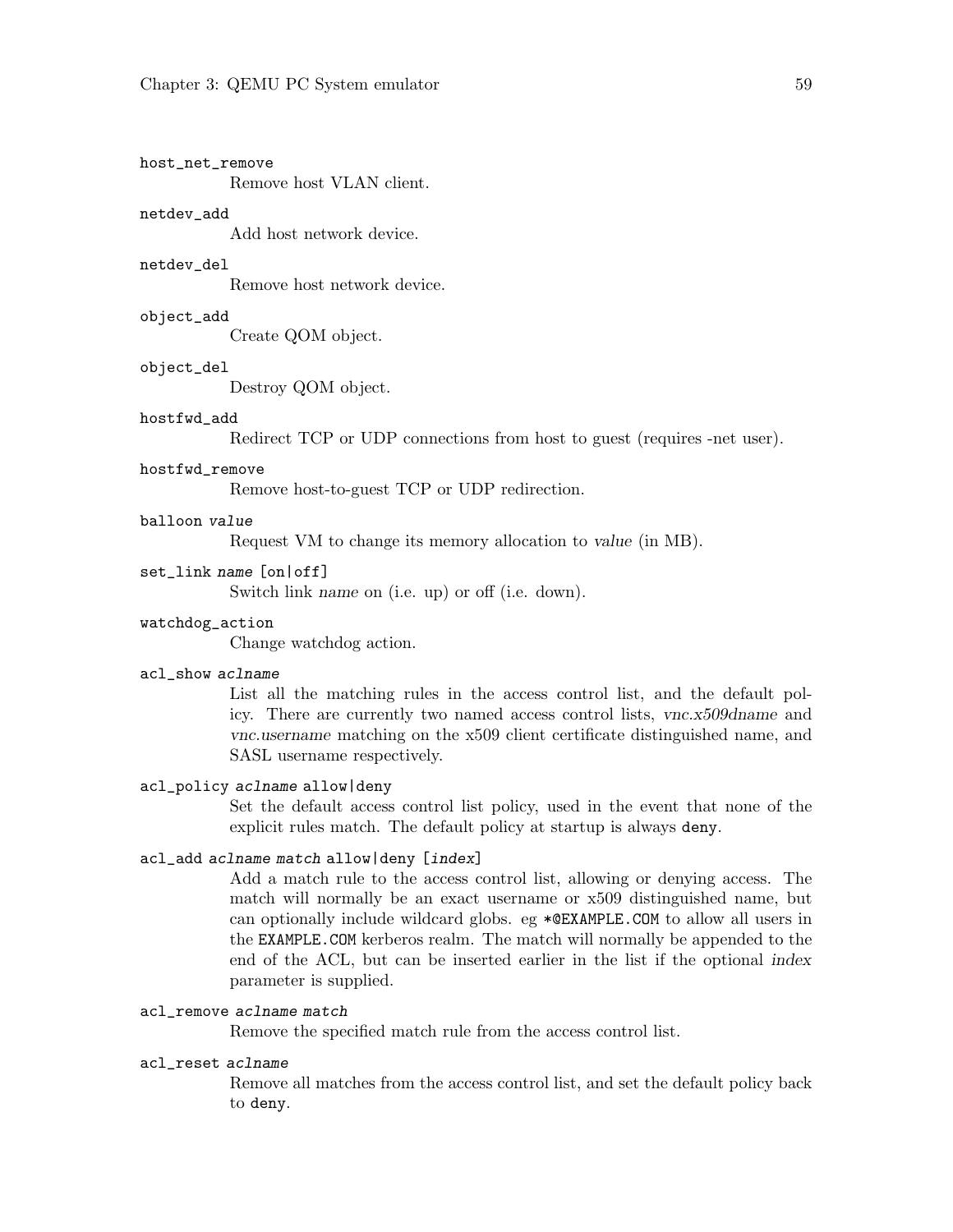`host_net_remove`
: Remove host VLAN client.

`netdev_add`
: Add host network device.

`netdev_del`
: Remove host network device.

`object_add`
: Create QOM object.

`object_del`
: Destroy QOM object.

`hostfwd_add`
: Redirect TCP or UDP connections from host to guest (requires -net user).

`hostfwd_remove`
: Remove host-to-guest TCP or UDP redirection.

`balloon` *value*
: Request VM to change its memory allocation to *value* (in MB).

`set_link` *name* `[on|off]`
: Switch link *name* on (i.e. up) or off (i.e. down).

`watchdog_action`
: Change watchdog action.

`acl_show` *aclname*
: List all the matching rules in the access control list, and the default policy. There are currently two named access control lists, *vnc.x509dname* and *vnc.username* matching on the x509 client certificate distinguished name, and SASL username respectively.

`acl_policy` *aclname* `allow|deny`
: Set the default access control list policy, used in the event that none of the explicit rules match. The default policy at startup is always `deny`.

`acl_add` *aclname match* `allow|deny [`*index*`]`
: Add a match rule to the access control list, allowing or denying access. The match will normally be an exact username or x509 distinguished name, but can optionally include wildcard globs. eg `*@EXAMPLE.COM` to allow all users in the `EXAMPLE.COM` kerberos realm. The match will normally be appended to the end of the ACL, but can be inserted earlier in the list if the optional *index* parameter is supplied.

`acl_remove` *aclname match*
: Remove the specified match rule from the access control list.

`acl_reset` *aclname*
: Remove all matches from the access control list, and set the default policy back to `deny`.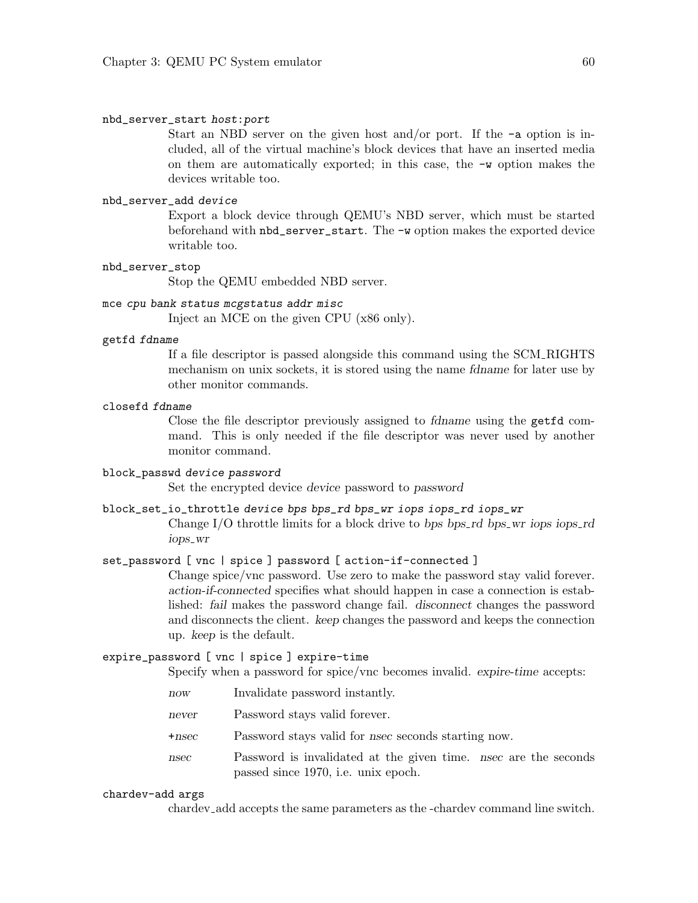`nbd_server_start host:port`
: Start an NBD server on the given host and/or port. If the `-a` option is included, all of the virtual machine's block devices that have an inserted media on them are automatically exported; in this case, the `-w` option makes the devices writable too.

`nbd_server_add device`
: Export a block device through QEMU's NBD server, which must be started beforehand with `nbd_server_start`. The `-w` option makes the exported device writable too.

`nbd_server_stop`
: Stop the QEMU embedded NBD server.

`mce cpu bank status mcgstatus addr misc`
: Inject an MCE on the given CPU (x86 only).

`getfd fdname`
: If a file descriptor is passed alongside this command using the SCM_RIGHTS mechanism on unix sockets, it is stored using the name *fdname* for later use by other monitor commands.

`closefd fdname`
: Close the file descriptor previously assigned to *fdname* using the `getfd` command. This is only needed if the file descriptor was never used by another monitor command.

`block_passwd device password`
: Set the encrypted device *device* password to *password*

`block_set_io_throttle device bps bps_rd bps_wr iops iops_rd iops_wr`
: Change I/O throttle limits for a block drive to *bps bps_rd bps_wr iops iops_rd iops_wr*

`set_password [ vnc | spice ] password [ action-if-connected ]`
: Change spice/vnc password. Use zero to make the password stay valid forever. *action-if-connected* specifies what should happen in case a connection is established: *fail* makes the password change fail. *disconnect* changes the password and disconnects the client. *keep* changes the password and keeps the connection up. *keep* is the default.

`expire_password [ vnc | spice ] expire-time`
: Specify when a password for spice/vnc becomes invalid. *expire-time* accepts:

  *now* — Invalidate password instantly.

  *never* — Password stays valid forever.

  *+nsec* — Password stays valid for *nsec* seconds starting now.

  *nsec* — Password is invalidated at the given time. *nsec* are the seconds passed since 1970, i.e. unix epoch.

`chardev-add args`
: chardev_add accepts the same parameters as the -chardev command line switch.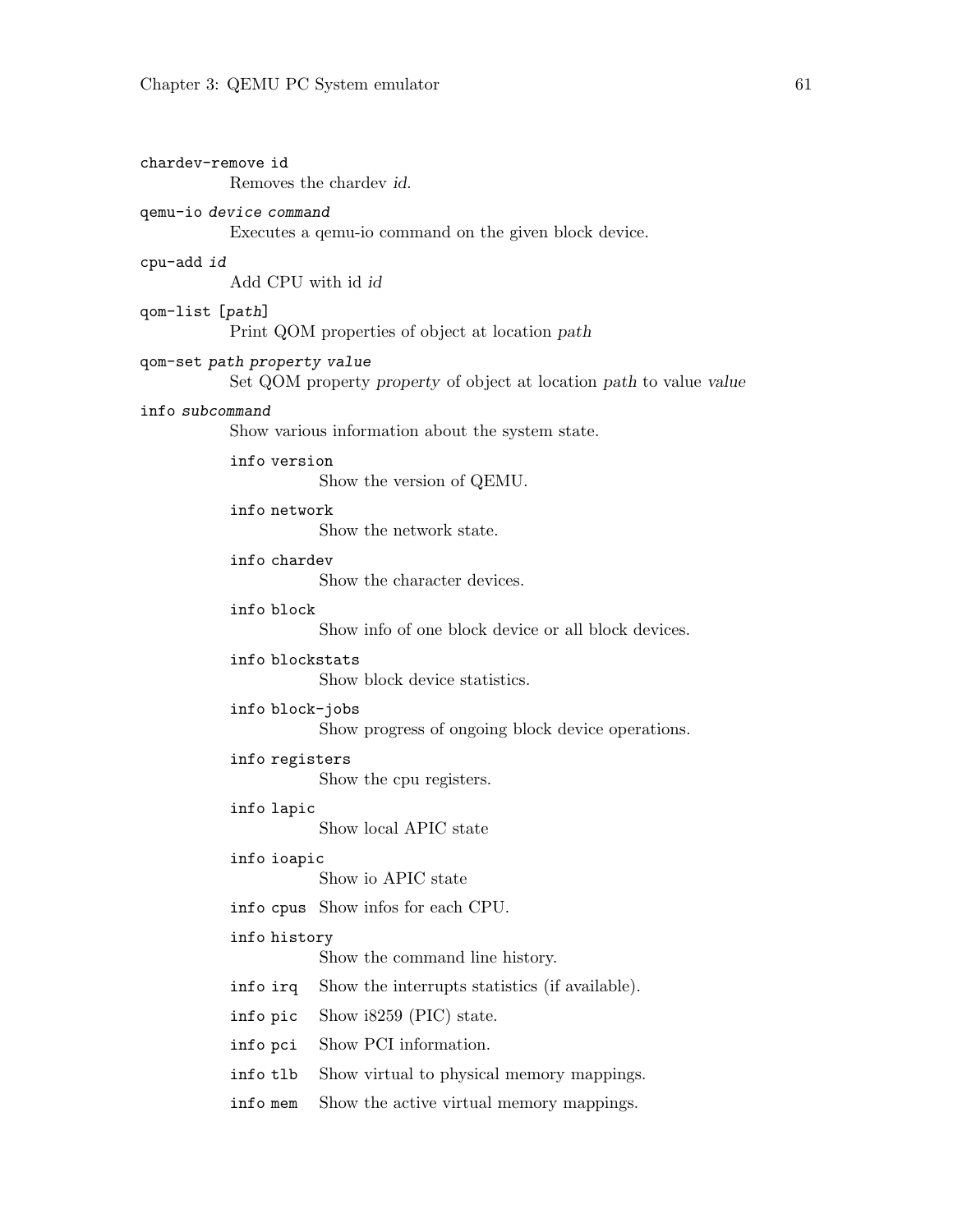`chardev-remove id`
: Removes the chardev *id*.

`qemu-io` *`device command`*
: Executes a qemu-io command on the given block device.

`cpu-add` *`id`*
: Add CPU with id *id*

`qom-list [`*`path`*`]`
: Print QOM properties of object at location *path*

`qom-set` *`path property value`*
: Set QOM property *property* of object at location *path* to value *value*

`info` *`subcommand`*
: Show various information about the system state.

  `info version`
  : Show the version of QEMU.

  `info network`
  : Show the network state.

  `info chardev`
  : Show the character devices.

  `info block`
  : Show info of one block device or all block devices.

  `info blockstats`
  : Show block device statistics.

  `info block-jobs`
  : Show progress of ongoing block device operations.

  `info registers`
  : Show the cpu registers.

  `info lapic`
  : Show local APIC state

  `info ioapic`
  : Show io APIC state

  `info cpus`
  : Show infos for each CPU.

  `info history`
  : Show the command line history.

  `info irq`
  : Show the interrupts statistics (if available).

  `info pic`
  : Show i8259 (PIC) state.

  `info pci`
  : Show PCI information.

  `info tlb`
  : Show virtual to physical memory mappings.

  `info mem`
  : Show the active virtual memory mappings.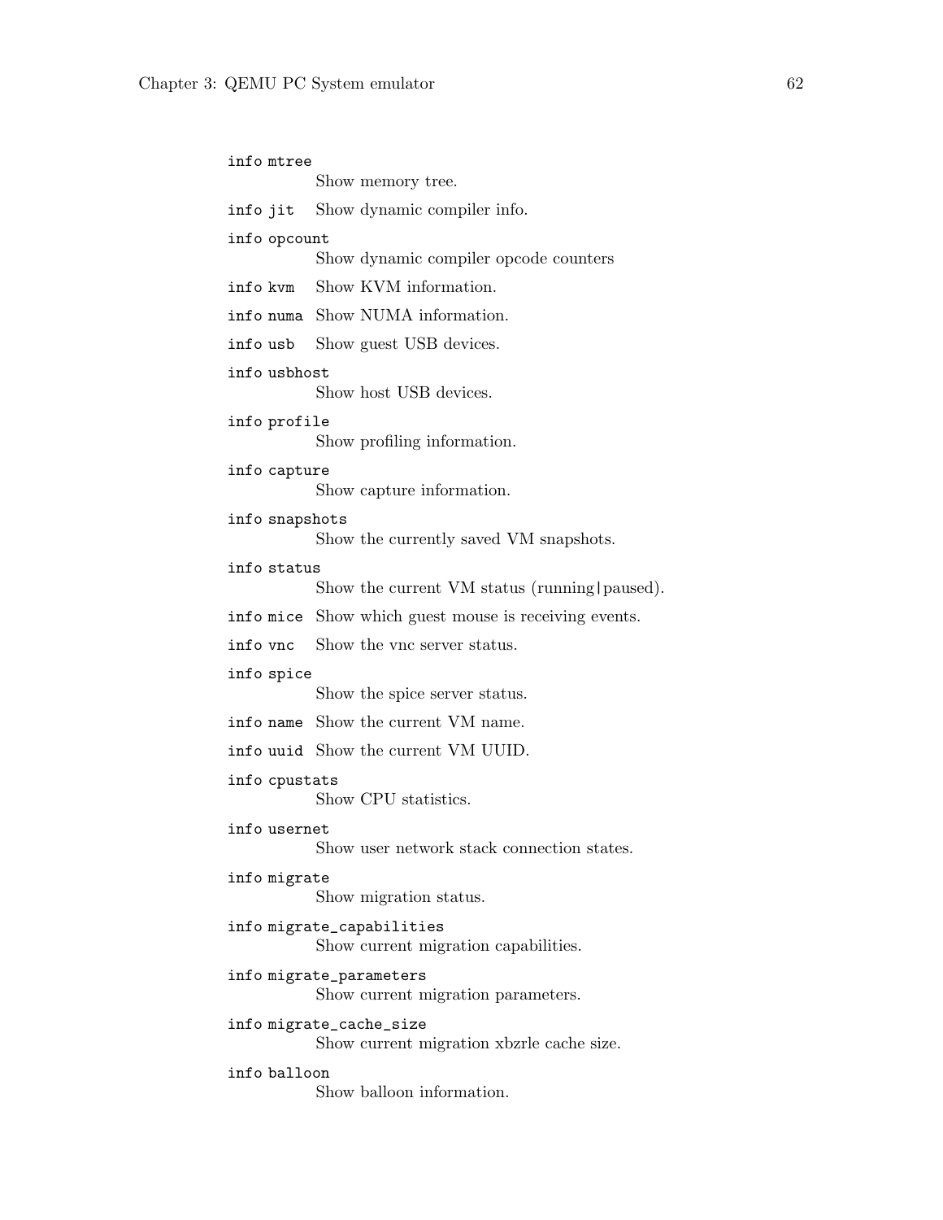`info mtree`
: Show memory tree.

`info jit`
: Show dynamic compiler info.

`info opcount`
: Show dynamic compiler opcode counters

`info kvm`
: Show KVM information.

`info numa`
: Show NUMA information.

`info usb`
: Show guest USB devices.

`info usbhost`
: Show host USB devices.

`info profile`
: Show profiling information.

`info capture`
: Show capture information.

`info snapshots`
: Show the currently saved VM snapshots.

`info status`
: Show the current VM status (running|paused).

`info mice`
: Show which guest mouse is receiving events.

`info vnc`
: Show the vnc server status.

`info spice`
: Show the spice server status.

`info name`
: Show the current VM name.

`info uuid`
: Show the current VM UUID.

`info cpustats`
: Show CPU statistics.

`info usernet`
: Show user network stack connection states.

`info migrate`
: Show migration status.

`info migrate_capabilities`
: Show current migration capabilities.

`info migrate_parameters`
: Show current migration parameters.

`info migrate_cache_size`
: Show current migration xbzrle cache size.

`info balloon`
: Show balloon information.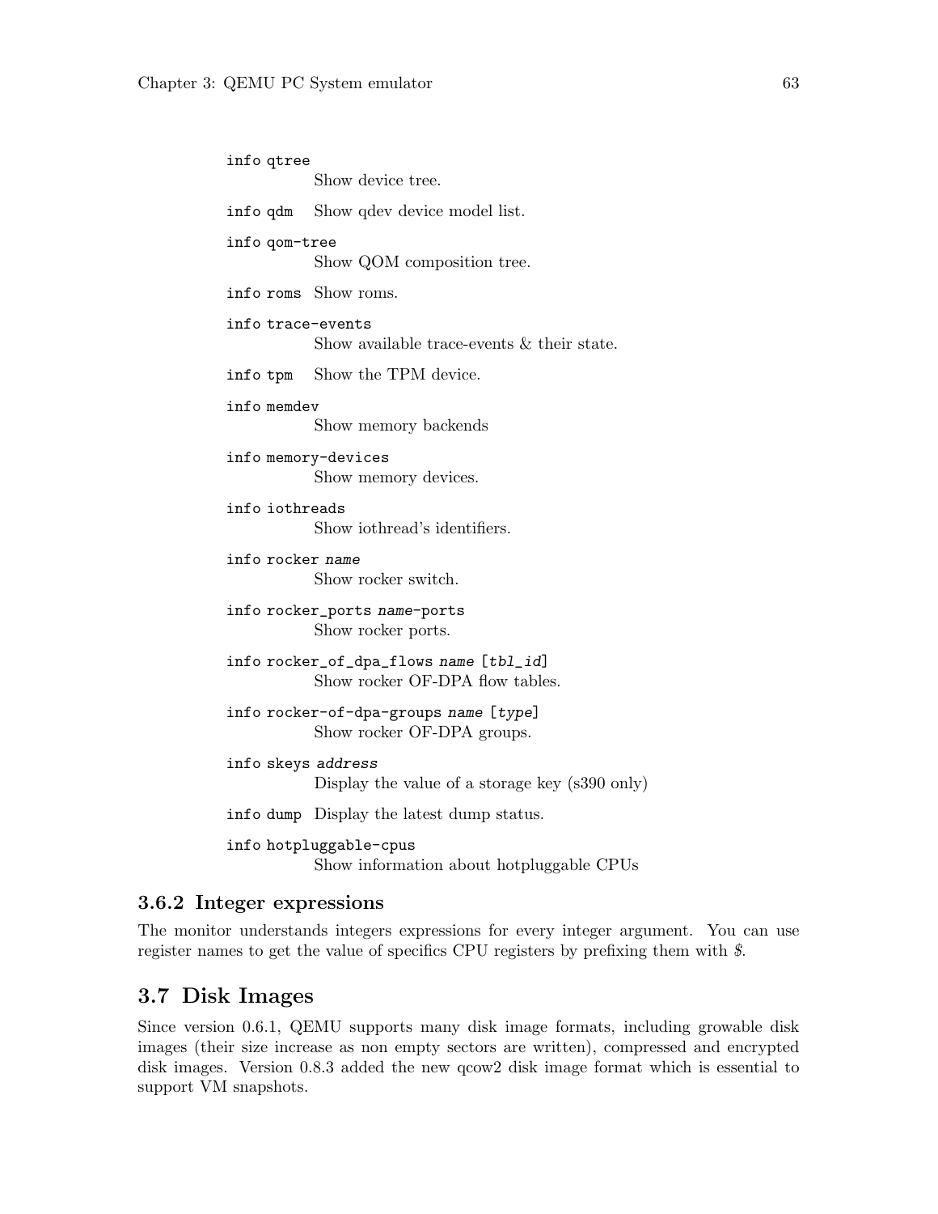`info qtree`
: Show device tree.

`info qdm`
: Show qdev device model list.

`info qom-tree`
: Show QOM composition tree.

`info roms`
: Show roms.

`info trace-events`
: Show available trace-events & their state.

`info tpm`
: Show the TPM device.

`info memdev`
: Show memory backends

`info memory-devices`
: Show memory devices.

`info iothreads`
: Show iothread's identifiers.

`info rocker` *name*
: Show rocker switch.

`info rocker_ports` *name*`-ports`
: Show rocker ports.

`info rocker_of_dpa_flows` *name* [*tbl_id*]
: Show rocker OF-DPA flow tables.

`info rocker-of-dpa-groups` *name* [*type*]
: Show rocker OF-DPA groups.

`info skeys` *address*
: Display the value of a storage key (s390 only)

`info dump`
: Display the latest dump status.

`info hotpluggable-cpus`
: Show information about hotpluggable CPUs

### 3.6.2 Integer expressions

The monitor understands integers expressions for every integer argument. You can use register names to get the value of specifics CPU registers by prefixing them with *$*.

## 3.7 Disk Images

Since version 0.6.1, QEMU supports many disk image formats, including growable disk images (their size increase as non empty sectors are written), compressed and encrypted disk images. Version 0.8.3 added the new qcow2 disk image format which is essential to support VM snapshots.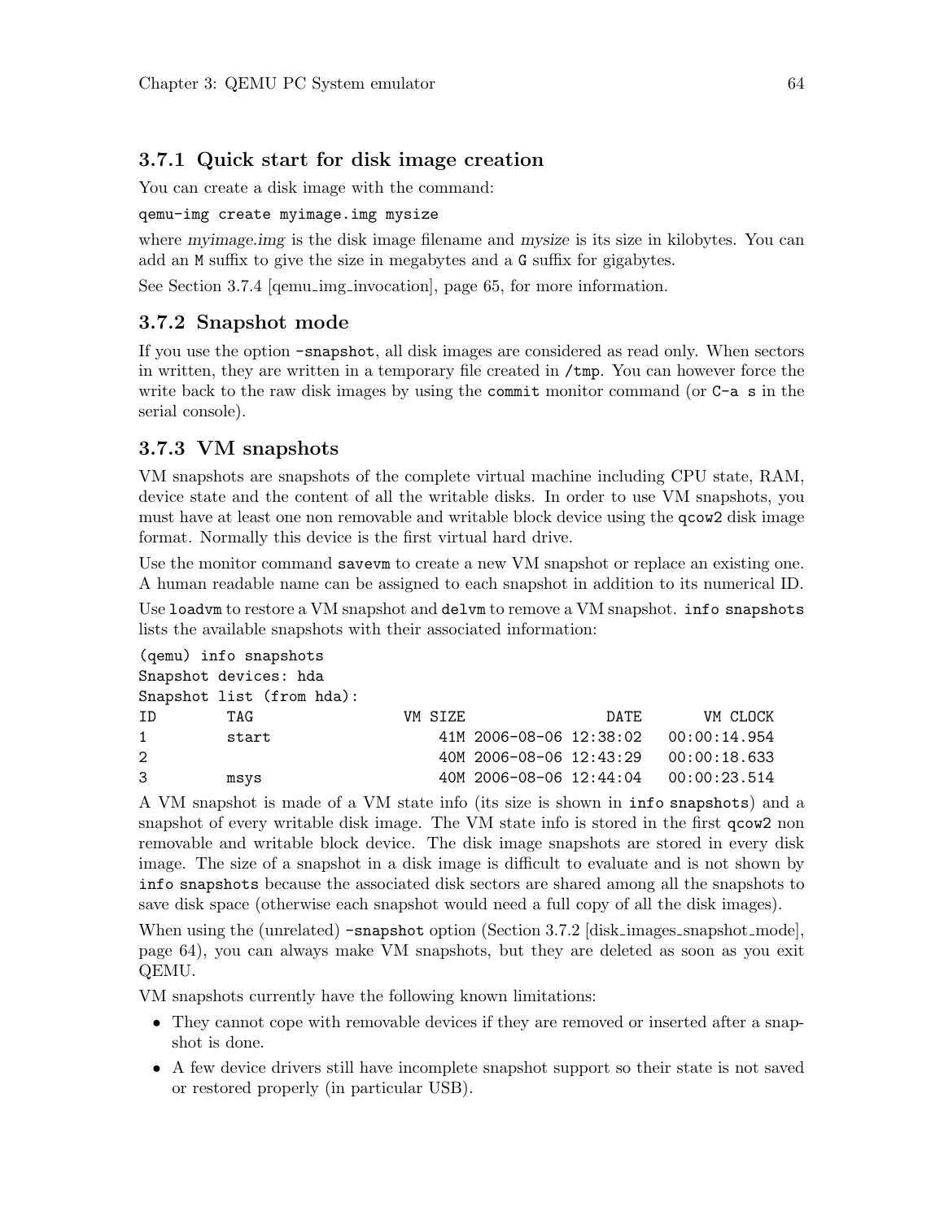### 3.7.1 Quick start for disk image creation

You can create a disk image with the command:

```
qemu-img create myimage.img mysize
```

where *myimage.img* is the disk image filename and *mysize* is its size in kilobytes. You can add an `M` suffix to give the size in megabytes and a `G` suffix for gigabytes.

See Section 3.7.4 [qemu_img_invocation], page 65, for more information.

### 3.7.2 Snapshot mode

If you use the option `-snapshot`, all disk images are considered as read only. When sectors in written, they are written in a temporary file created in `/tmp`. You can however force the write back to the raw disk images by using the `commit` monitor command (or `C-a s` in the serial console).

### 3.7.3 VM snapshots

VM snapshots are snapshots of the complete virtual machine including CPU state, RAM, device state and the content of all the writable disks. In order to use VM snapshots, you must have at least one non removable and writable block device using the `qcow2` disk image format. Normally this device is the first virtual hard drive.

Use the monitor command `savevm` to create a new VM snapshot or replace an existing one. A human readable name can be assigned to each snapshot in addition to its numerical ID.

Use `loadvm` to restore a VM snapshot and `delvm` to remove a VM snapshot. `info snapshots` lists the available snapshots with their associated information:

```
(qemu) info snapshots
Snapshot devices: hda
Snapshot list (from hda):
ID        TAG                 VM SIZE                DATE       VM CLOCK
1         start                   41M 2006-08-06 12:38:02   00:00:14.954
2                                 40M 2006-08-06 12:43:29   00:00:18.633
3         msys                    40M 2006-08-06 12:44:04   00:00:23.514
```

A VM snapshot is made of a VM state info (its size is shown in `info snapshots`) and a snapshot of every writable disk image. The VM state info is stored in the first `qcow2` non removable and writable block device. The disk image snapshots are stored in every disk image. The size of a snapshot in a disk image is difficult to evaluate and is not shown by `info snapshots` because the associated disk sectors are shared among all the snapshots to save disk space (otherwise each snapshot would need a full copy of all the disk images).

When using the (unrelated) `-snapshot` option (Section 3.7.2 [disk_images_snapshot_mode], page 64), you can always make VM snapshots, but they are deleted as soon as you exit QEMU.

VM snapshots currently have the following known limitations:

- They cannot cope with removable devices if they are removed or inserted after a snapshot is done.
- A few device drivers still have incomplete snapshot support so their state is not saved or restored properly (in particular USB).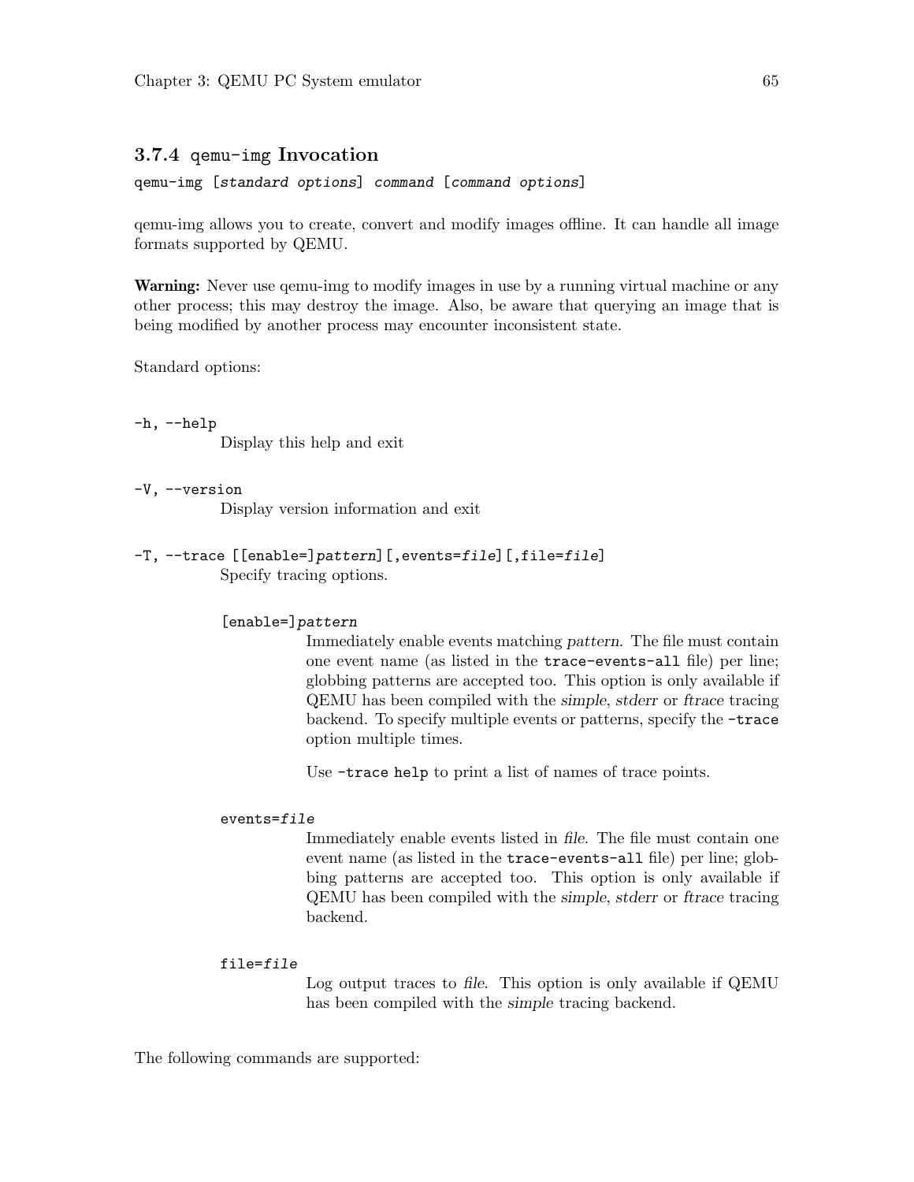### 3.7.4 `qemu-img` Invocation

`qemu-img [standard options] command [command options]`

qemu-img allows you to create, convert and modify images offline. It can handle all image formats supported by QEMU.

**Warning:** Never use qemu-img to modify images in use by a running virtual machine or any other process; this may destroy the image. Also, be aware that querying an image that is being modified by another process may encounter inconsistent state.

Standard options:

`-h, --help`
: Display this help and exit

`-V, --version`
: Display version information and exit

`-T, --trace [[enable=]pattern][,events=file][,file=file]`
: Specify tracing options.

  `[enable=]pattern`
  : Immediately enable events matching *pattern*. The file must contain one event name (as listed in the `trace-events-all` file) per line; globbing patterns are accepted too. This option is only available if QEMU has been compiled with the *simple*, *stderr* or *ftrace* tracing backend. To specify multiple events or patterns, specify the `-trace` option multiple times.

    Use `-trace help` to print a list of names of trace points.

  `events=file`
  : Immediately enable events listed in *file*. The file must contain one event name (as listed in the `trace-events-all` file) per line; globbing patterns are accepted too. This option is only available if QEMU has been compiled with the *simple*, *stderr* or *ftrace* tracing backend.

  `file=file`
  : Log output traces to *file*. This option is only available if QEMU has been compiled with the *simple* tracing backend.

The following commands are supported: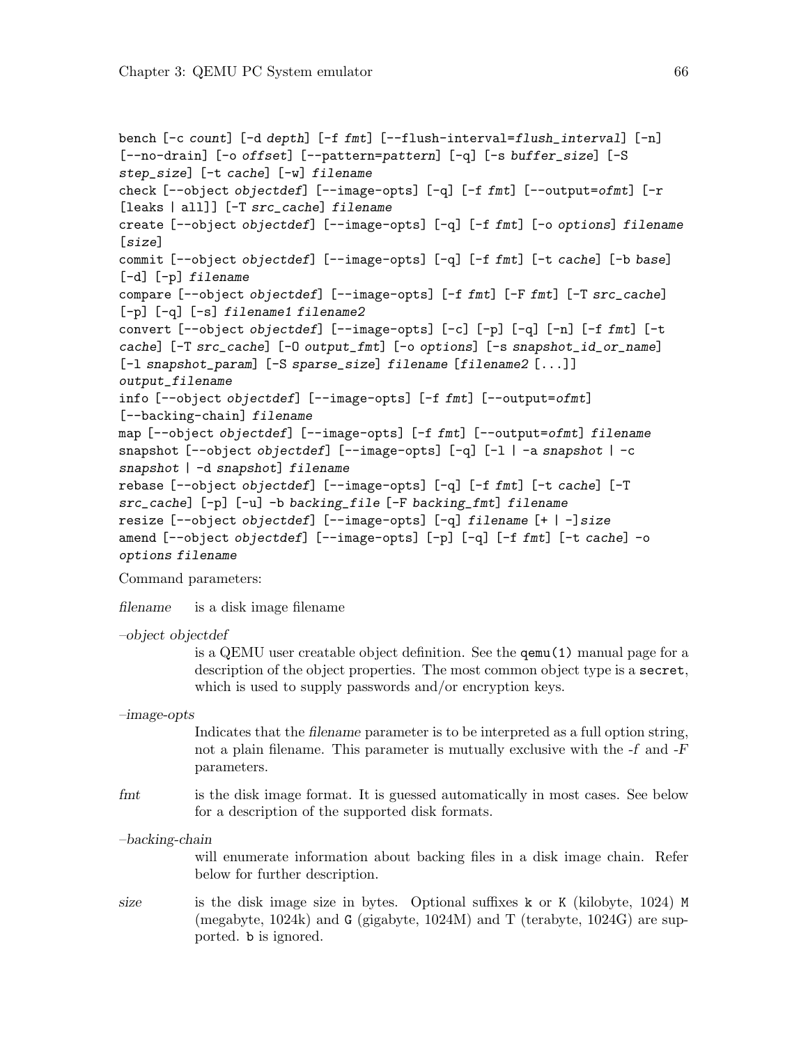```
bench [-c count] [-d depth] [-f fmt] [--flush-interval=flush_interval] [-n]
[--no-drain] [-o offset] [--pattern=pattern] [-q] [-s buffer_size] [-S
step_size] [-t cache] [-w] filename
check [--object objectdef] [--image-opts] [-q] [-f fmt] [--output=ofmt] [-r
[leaks | all]] [-T src_cache] filename
create [--object objectdef] [--image-opts] [-q] [-f fmt] [-o options] filename
[size]
commit [--object objectdef] [--image-opts] [-q] [-f fmt] [-t cache] [-b base]
[-d] [-p] filename
compare [--object objectdef] [--image-opts] [-f fmt] [-F fmt] [-T src_cache]
[-p] [-q] [-s] filename1 filename2
convert [--object objectdef] [--image-opts] [-c] [-p] [-q] [-n] [-f fmt] [-t
cache] [-T src_cache] [-O output_fmt] [-o options] [-s snapshot_id_or_name]
[-l snapshot_param] [-S sparse_size] filename [filename2 [...]]
output_filename
info [--object objectdef] [--image-opts] [-f fmt] [--output=ofmt]
[--backing-chain] filename
map [--object objectdef] [--image-opts] [-f fmt] [--output=ofmt] filename
snapshot [--object objectdef] [--image-opts] [-q] [-l | -a snapshot | -c
snapshot | -d snapshot] filename
rebase [--object objectdef] [--image-opts] [-q] [-f fmt] [-t cache] [-T
src_cache] [-p] [-u] -b backing_file [-F backing_fmt] filename
resize [--object objectdef] [--image-opts] [-q] filename [+ | -]size
amend [--object objectdef] [--image-opts] [-p] [-q] [-f fmt] [-t cache] -o
options filename
```

Command parameters:

*filename*
: is a disk image filename

*–object objectdef*
: is a QEMU user creatable object definition. See the `qemu(1)` manual page for a description of the object properties. The most common object type is a `secret`, which is used to supply passwords and/or encryption keys.

*–image-opts*
: Indicates that the *filename* parameter is to be interpreted as a full option string, not a plain filename. This parameter is mutually exclusive with the *-f* and *-F* parameters.

*fmt*
: is the disk image format. It is guessed automatically in most cases. See below for a description of the supported disk formats.

*–backing-chain*
: will enumerate information about backing files in a disk image chain. Refer below for further description.

*size*
: is the disk image size in bytes. Optional suffixes `k` or `K` (kilobyte, 1024) `M` (megabyte, 1024k) and `G` (gigabyte, 1024M) and T (terabyte, 1024G) are supported. `b` is ignored.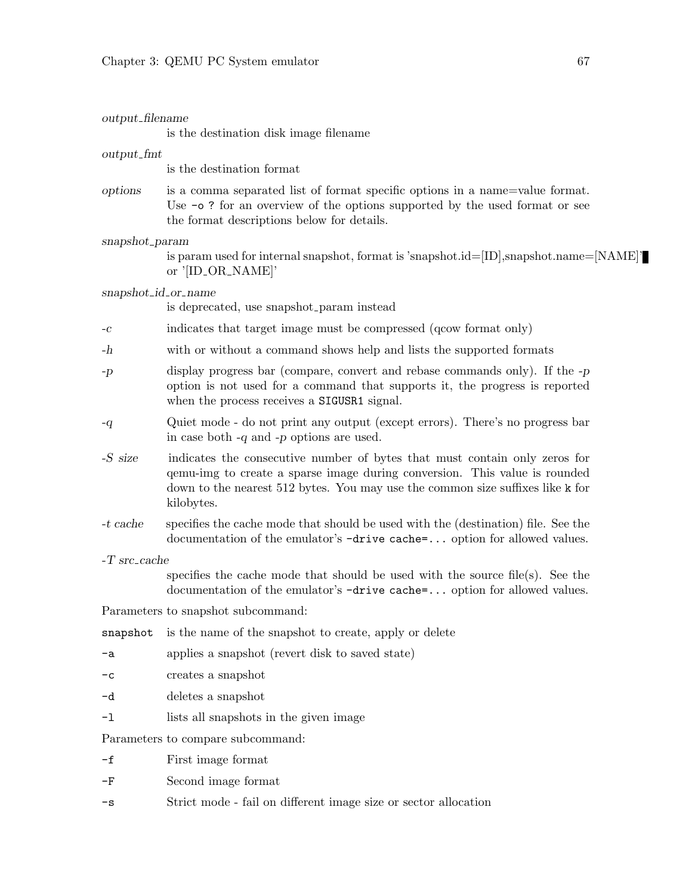*output_filename*
: is the destination disk image filename

*output_fmt*
: is the destination format

*options*
: is a comma separated list of format specific options in a name=value format. Use `-o ?` for an overview of the options supported by the used format or see the format descriptions below for details.

*snapshot_param*
: is param used for internal snapshot, format is 'snapshot.id=[ID],snapshot.name=[NAME]' or '[ID_OR_NAME]'

*snapshot_id_or_name*
: is deprecated, use snapshot_param instead

*-c*
: indicates that target image must be compressed (qcow format only)

*-h*
: with or without a command shows help and lists the supported formats

*-p*
: display progress bar (compare, convert and rebase commands only). If the *-p* option is not used for a command that supports it, the progress is reported when the process receives a `SIGUSR1` signal.

*-q*
: Quiet mode - do not print any output (except errors). There's no progress bar in case both *-q* and *-p* options are used.

*-S size*
: indicates the consecutive number of bytes that must contain only zeros for qemu-img to create a sparse image during conversion. This value is rounded down to the nearest 512 bytes. You may use the common size suffixes like `k` for kilobytes.

*-t cache*
: specifies the cache mode that should be used with the (destination) file. See the documentation of the emulator's `-drive cache=...` option for allowed values.

*-T src_cache*
: specifies the cache mode that should be used with the source file(s). See the documentation of the emulator's `-drive cache=...` option for allowed values.

Parameters to snapshot subcommand:

`snapshot`
: is the name of the snapshot to create, apply or delete

`-a`
: applies a snapshot (revert disk to saved state)

`-c`
: creates a snapshot

`-d`
: deletes a snapshot

`-l`
: lists all snapshots in the given image

Parameters to compare subcommand:

`-f`
: First image format

`-F`
: Second image format

`-s`
: Strict mode - fail on different image size or sector allocation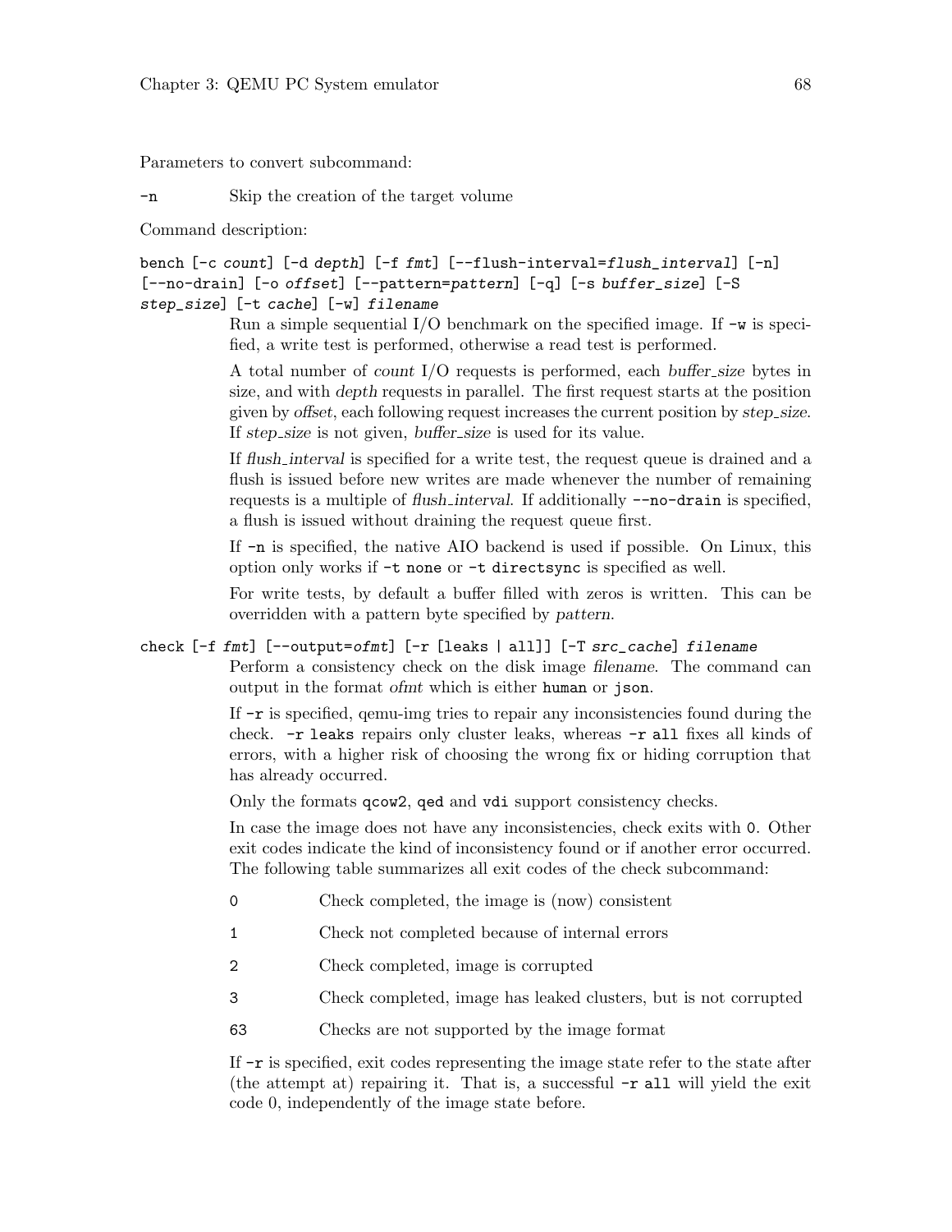Parameters to convert subcommand:

`-n` Skip the creation of the target volume

Command description:

`bench [-c count] [-d depth] [-f fmt] [--flush-interval=flush_interval] [-n] [--no-drain] [-o offset] [--pattern=pattern] [-q] [-s buffer_size] [-S step_size] [-t cache] [-w] filename`

Run a simple sequential I/O benchmark on the specified image. If `-w` is specified, a write test is performed, otherwise a read test is performed.

A total number of *count* I/O requests is performed, each *buffer_size* bytes in size, and with *depth* requests in parallel. The first request starts at the position given by *offset*, each following request increases the current position by *step_size*. If *step_size* is not given, *buffer_size* is used for its value.

If *flush_interval* is specified for a write test, the request queue is drained and a flush is issued before new writes are made whenever the number of remaining requests is a multiple of *flush_interval*. If additionally `--no-drain` is specified, a flush is issued without draining the request queue first.

If `-n` is specified, the native AIO backend is used if possible. On Linux, this option only works if `-t none` or `-t directsync` is specified as well.

For write tests, by default a buffer filled with zeros is written. This can be overridden with a pattern byte specified by *pattern*.

`check [-f fmt] [--output=ofmt] [-r [leaks | all]] [-T src_cache] filename`

Perform a consistency check on the disk image *filename*. The command can output in the format *ofmt* which is either `human` or `json`.

If `-r` is specified, qemu-img tries to repair any inconsistencies found during the check. `-r leaks` repairs only cluster leaks, whereas `-r all` fixes all kinds of errors, with a higher risk of choosing the wrong fix or hiding corruption that has already occurred.

Only the formats `qcow2`, `qed` and `vdi` support consistency checks.

In case the image does not have any inconsistencies, check exits with `0`. Other exit codes indicate the kind of inconsistency found or if another error occurred. The following table summarizes all exit codes of the check subcommand:

| Exit code | Meaning |
|---|---|
| 0 | Check completed, the image is (now) consistent |
| 1 | Check not completed because of internal errors |
| 2 | Check completed, image is corrupted |
| 3 | Check completed, image has leaked clusters, but is not corrupted |
| 63 | Checks are not supported by the image format |

If `-r` is specified, exit codes representing the image state refer to the state after (the attempt at) repairing it. That is, a successful `-r all` will yield the exit code 0, independently of the image state before.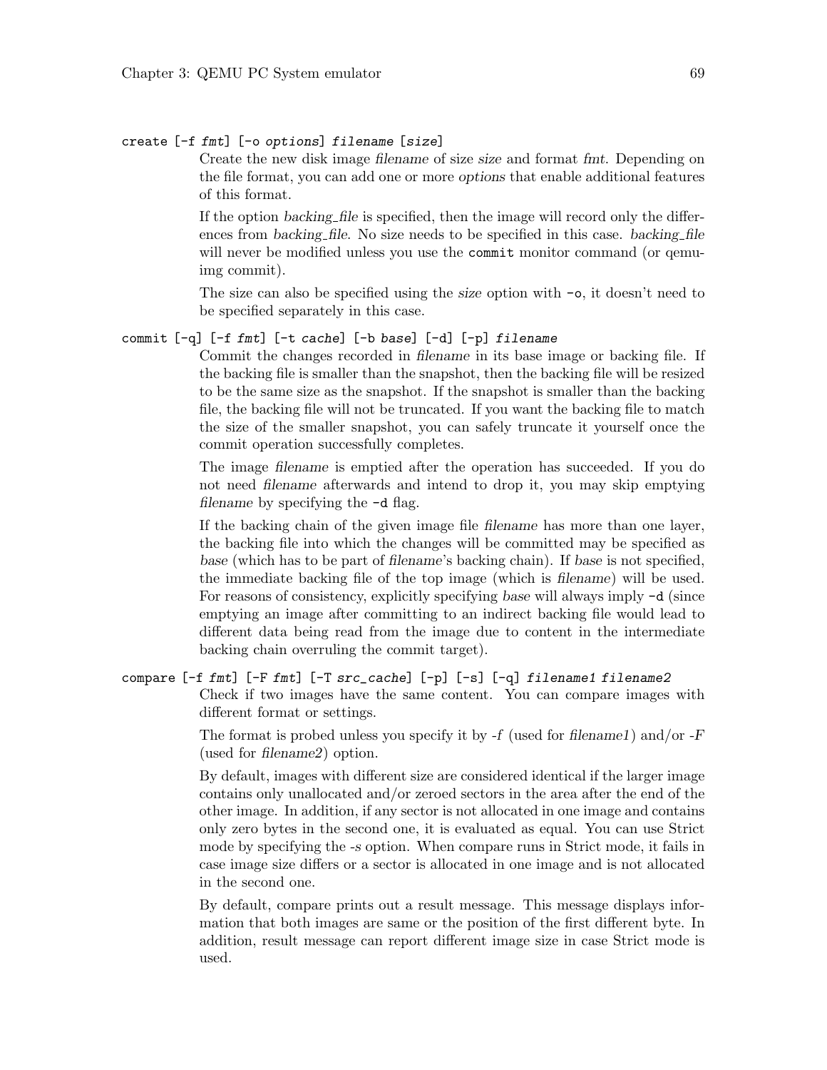`create [-f fmt] [-o options] filename [size]`

Create the new disk image *filename* of size *size* and format *fmt*. Depending on the file format, you can add one or more *options* that enable additional features of this format.

If the option *backing_file* is specified, then the image will record only the differences from *backing_file*. No size needs to be specified in this case. *backing_file* will never be modified unless you use the `commit` monitor command (or qemu-img commit).

The size can also be specified using the *size* option with `-o`, it doesn't need to be specified separately in this case.

`commit [-q] [-f fmt] [-t cache] [-b base] [-d] [-p] filename`

Commit the changes recorded in *filename* in its base image or backing file. If the backing file is smaller than the snapshot, then the backing file will be resized to be the same size as the snapshot. If the snapshot is smaller than the backing file, the backing file will not be truncated. If you want the backing file to match the size of the smaller snapshot, you can safely truncate it yourself once the commit operation successfully completes.

The image *filename* is emptied after the operation has succeeded. If you do not need *filename* afterwards and intend to drop it, you may skip emptying *filename* by specifying the `-d` flag.

If the backing chain of the given image file *filename* has more than one layer, the backing file into which the changes will be committed may be specified as *base* (which has to be part of *filename*'s backing chain). If *base* is not specified, the immediate backing file of the top image (which is *filename*) will be used. For reasons of consistency, explicitly specifying *base* will always imply `-d` (since emptying an image after committing to an indirect backing file would lead to different data being read from the image due to content in the intermediate backing chain overruling the commit target).

`compare [-f fmt] [-F fmt] [-T src_cache] [-p] [-s] [-q] filename1 filename2`

Check if two images have the same content. You can compare images with different format or settings.

The format is probed unless you specify it by *-f* (used for *filename1*) and/or *-F* (used for *filename2*) option.

By default, images with different size are considered identical if the larger image contains only unallocated and/or zeroed sectors in the area after the end of the other image. In addition, if any sector is not allocated in one image and contains only zero bytes in the second one, it is evaluated as equal. You can use Strict mode by specifying the *-s* option. When compare runs in Strict mode, it fails in case image size differs or a sector is allocated in one image and is not allocated in the second one.

By default, compare prints out a result message. This message displays information that both images are same or the position of the first different byte. In addition, result message can report different image size in case Strict mode is used.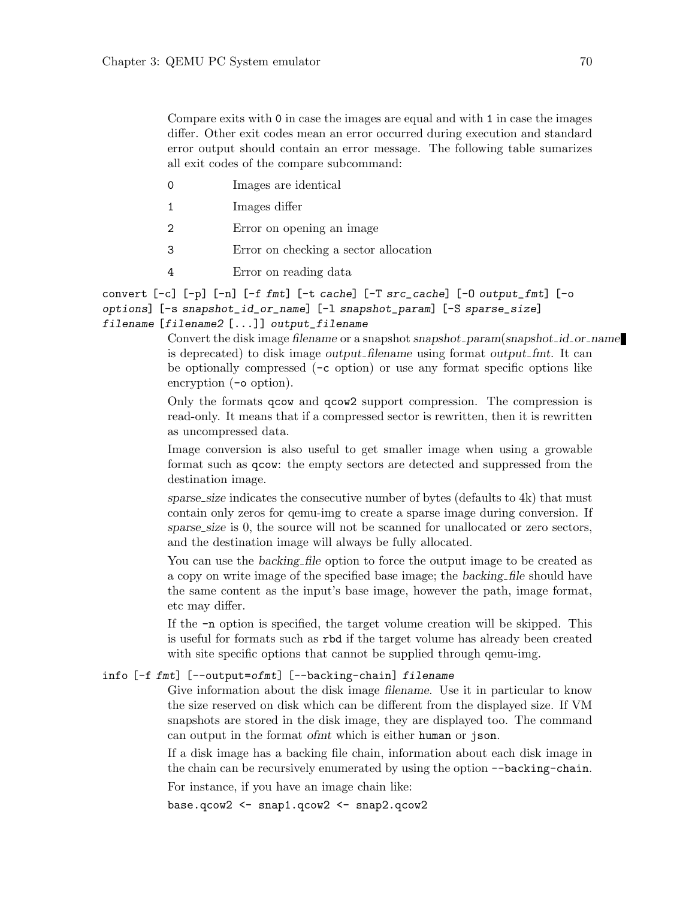Compare exits with `0` in case the images are equal and with `1` in case the images differ. Other exit codes mean an error occurred during execution and standard error output should contain an error message. The following table sumarizes all exit codes of the compare subcommand:

| | |
|---|---|
| `0` | Images are identical |
| `1` | Images differ |
| `2` | Error on opening an image |
| `3` | Error on checking a sector allocation |
| `4` | Error on reading data |

`convert [-c] [-p] [-n] [-f fmt] [-t cache] [-T src_cache] [-O output_fmt] [-o options] [-s snapshot_id_or_name] [-l snapshot_param] [-S sparse_size] filename [filename2 [...]] output_filename`

Convert the disk image *filename* or a snapshot *snapshot_param*(*snapshot_id_or_name* is deprecated) to disk image *output_filename* using format *output_fmt*. It can be optionally compressed (`-c` option) or use any format specific options like encryption (`-o` option).

Only the formats `qcow` and `qcow2` support compression. The compression is read-only. It means that if a compressed sector is rewritten, then it is rewritten as uncompressed data.

Image conversion is also useful to get smaller image when using a growable format such as `qcow`: the empty sectors are detected and suppressed from the destination image.

*sparse_size* indicates the consecutive number of bytes (defaults to 4k) that must contain only zeros for qemu-img to create a sparse image during conversion. If *sparse_size* is 0, the source will not be scanned for unallocated or zero sectors, and the destination image will always be fully allocated.

You can use the *backing_file* option to force the output image to be created as a copy on write image of the specified base image; the *backing_file* should have the same content as the input's base image, however the path, image format, etc may differ.

If the `-n` option is specified, the target volume creation will be skipped. This is useful for formats such as `rbd` if the target volume has already been created with site specific options that cannot be supplied through qemu-img.

`info [-f fmt] [--output=ofmt] [--backing-chain] filename`

Give information about the disk image *filename*. Use it in particular to know the size reserved on disk which can be different from the displayed size. If VM snapshots are stored in the disk image, they are displayed too. The command can output in the format *ofmt* which is either `human` or `json`.

If a disk image has a backing file chain, information about each disk image in the chain can be recursively enumerated by using the option `--backing-chain`.

For instance, if you have an image chain like:

```
base.qcow2 <- snap1.qcow2 <- snap2.qcow2
```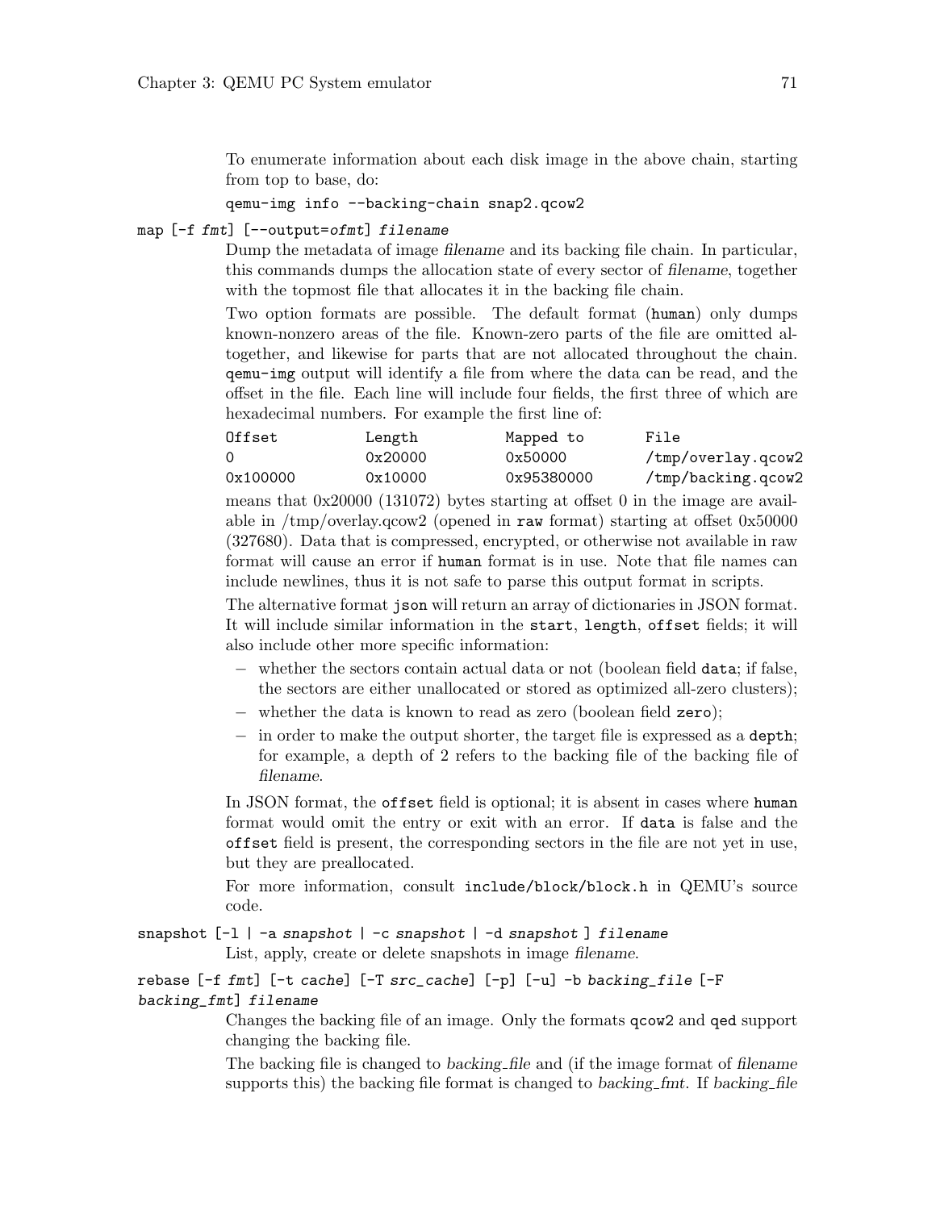To enumerate information about each disk image in the above chain, starting from top to base, do:

```
qemu-img info --backing-chain snap2.qcow2
```

`map [-f fmt] [--output=ofmt] filename`

Dump the metadata of image *filename* and its backing file chain. In particular, this commands dumps the allocation state of every sector of *filename*, together with the topmost file that allocates it in the backing file chain.

Two option formats are possible. The default format (`human`) only dumps known-nonzero areas of the file. Known-zero parts of the file are omitted altogether, and likewise for parts that are not allocated throughout the chain. `qemu-img` output will identify a file from where the data can be read, and the offset in the file. Each line will include four fields, the first three of which are hexadecimal numbers. For example the first line of:

```
Offset          Length          Mapped to       File
0               0x20000         0x50000         /tmp/overlay.qcow2
0x100000        0x10000         0x95380000      /tmp/backing.qcow2
```

means that 0x20000 (131072) bytes starting at offset 0 in the image are available in /tmp/overlay.qcow2 (opened in `raw` format) starting at offset 0x50000 (327680). Data that is compressed, encrypted, or otherwise not available in raw format will cause an error if `human` format is in use. Note that file names can include newlines, thus it is not safe to parse this output format in scripts.

The alternative format `json` will return an array of dictionaries in JSON format. It will include similar information in the `start`, `length`, `offset` fields; it will also include other more specific information:

- whether the sectors contain actual data or not (boolean field `data`; if false, the sectors are either unallocated or stored as optimized all-zero clusters);
- whether the data is known to read as zero (boolean field `zero`);
- in order to make the output shorter, the target file is expressed as a `depth`; for example, a depth of 2 refers to the backing file of the backing file of *filename*.

In JSON format, the `offset` field is optional; it is absent in cases where `human` format would omit the entry or exit with an error. If `data` is false and the `offset` field is present, the corresponding sectors in the file are not yet in use, but they are preallocated.

For more information, consult `include/block/block.h` in QEMU's source code.

`snapshot [-l | -a snapshot | -c snapshot | -d snapshot ] filename`

List, apply, create or delete snapshots in image *filename*.

`rebase [-f fmt] [-t cache] [-T src_cache] [-p] [-u] -b backing_file [-F backing_fmt] filename`

Changes the backing file of an image. Only the formats `qcow2` and `qed` support changing the backing file.

The backing file is changed to *backing_file* and (if the image format of *filename* supports this) the backing file format is changed to *backing_fmt*. If *backing_file*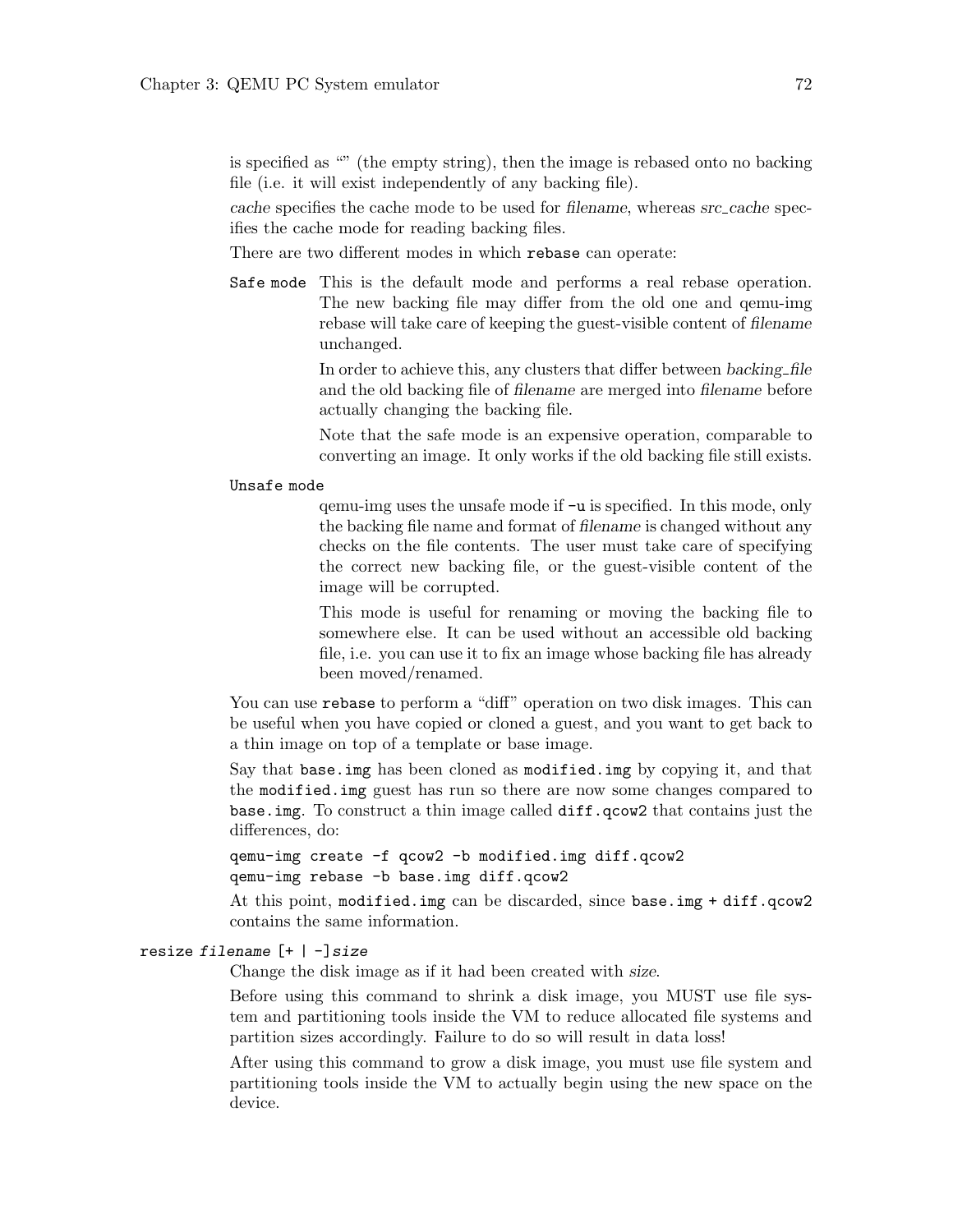is specified as "" (the empty string), then the image is rebased onto no backing file (i.e. it will exist independently of any backing file).

*cache* specifies the cache mode to be used for *filename*, whereas *src_cache* specifies the cache mode for reading backing files.

There are two different modes in which `rebase` can operate:

`Safe mode` This is the default mode and performs a real rebase operation. The new backing file may differ from the old one and qemu-img rebase will take care of keeping the guest-visible content of *filename* unchanged.

In order to achieve this, any clusters that differ between *backing_file* and the old backing file of *filename* are merged into *filename* before actually changing the backing file.

Note that the safe mode is an expensive operation, comparable to converting an image. It only works if the old backing file still exists.

`Unsafe mode`

qemu-img uses the unsafe mode if `-u` is specified. In this mode, only the backing file name and format of *filename* is changed without any checks on the file contents. The user must take care of specifying the correct new backing file, or the guest-visible content of the image will be corrupted.

This mode is useful for renaming or moving the backing file to somewhere else. It can be used without an accessible old backing file, i.e. you can use it to fix an image whose backing file has already been moved/renamed.

You can use `rebase` to perform a "diff" operation on two disk images. This can be useful when you have copied or cloned a guest, and you want to get back to a thin image on top of a template or base image.

Say that `base.img` has been cloned as `modified.img` by copying it, and that the `modified.img` guest has run so there are now some changes compared to `base.img`. To construct a thin image called `diff.qcow2` that contains just the differences, do:

```
qemu-img create -f qcow2 -b modified.img diff.qcow2
qemu-img rebase -b base.img diff.qcow2
```

At this point, `modified.img` can be discarded, since `base.img + diff.qcow2` contains the same information.

`resize` *filename* `[+ | -]`*size*

Change the disk image as if it had been created with *size*.

Before using this command to shrink a disk image, you MUST use file system and partitioning tools inside the VM to reduce allocated file systems and partition sizes accordingly. Failure to do so will result in data loss!

After using this command to grow a disk image, you must use file system and partitioning tools inside the VM to actually begin using the new space on the device.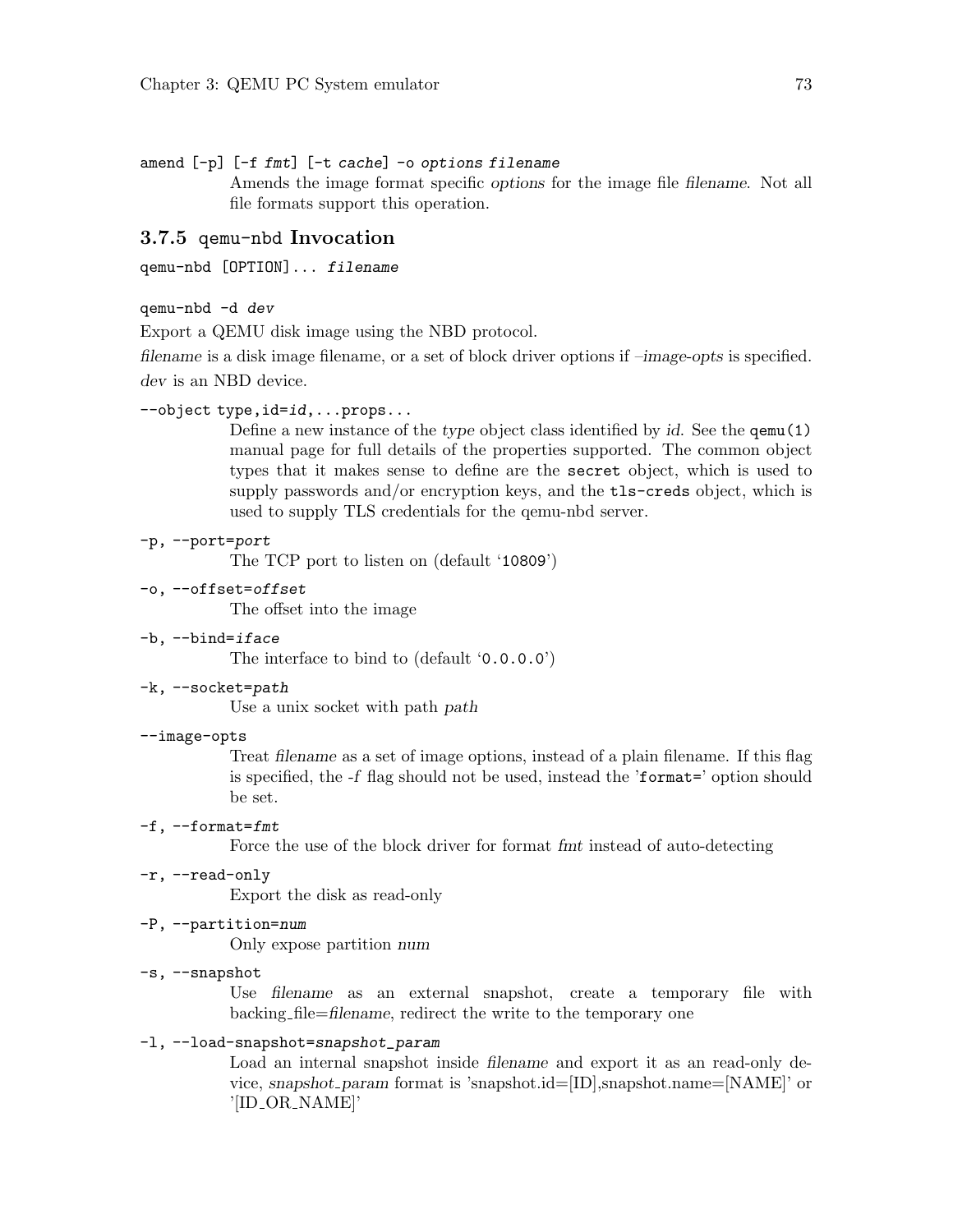`amend [-p] [-f fmt] [-t cache] -o options filename`

Amends the image format specific *options* for the image file *filename*. Not all file formats support this operation.

### 3.7.5 `qemu-nbd` Invocation

`qemu-nbd [OPTION]... filename`

`qemu-nbd -d dev`

Export a QEMU disk image using the NBD protocol.

*filename* is a disk image filename, or a set of block driver options if *–image-opts* is specified.

*dev* is an NBD device.

`--object type,id=id,...props...`

Define a new instance of the *type* object class identified by *id*. See the `qemu(1)` manual page for full details of the properties supported. The common object types that it makes sense to define are the `secret` object, which is used to supply passwords and/or encryption keys, and the `tls-creds` object, which is used to supply TLS credentials for the qemu-nbd server.

`-p, --port=port`

The TCP port to listen on (default '`10809`')

`-o, --offset=offset`

The offset into the image

`-b, --bind=iface`

The interface to bind to (default '`0.0.0.0`')

`-k, --socket=path`

Use a unix socket with path *path*

`--image-opts`

Treat *filename* as a set of image options, instead of a plain filename. If this flag is specified, the *-f* flag should not be used, instead the '`format=`' option should be set.

`-f, --format=fmt`

Force the use of the block driver for format *fmt* instead of auto-detecting

`-r, --read-only`

Export the disk as read-only

`-P, --partition=num`

Only expose partition *num*

`-s, --snapshot`

Use *filename* as an external snapshot, create a temporary file with backing_file=*filename*, redirect the write to the temporary one

`-l, --load-snapshot=snapshot_param`

Load an internal snapshot inside *filename* and export it as an read-only device, *snapshot_param* format is 'snapshot.id=[ID],snapshot.name=[NAME]' or '[ID_OR_NAME]'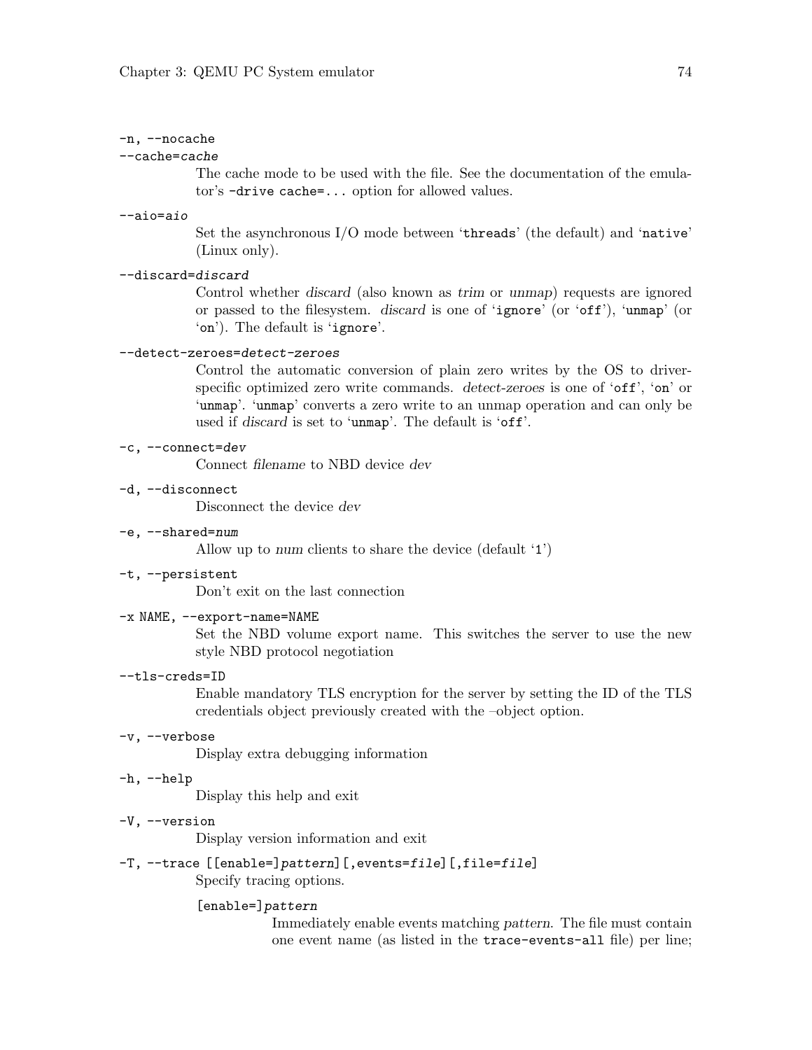`-n, --nocache`
`--cache=`*`cache`*

The cache mode to be used with the file. See the documentation of the emulator's `-drive cache=...` option for allowed values.

`--aio=`*`aio`*

Set the asynchronous I/O mode between '`threads`' (the default) and '`native`' (Linux only).

`--discard=`*`discard`*

Control whether *discard* (also known as *trim* or *unmap*) requests are ignored or passed to the filesystem. *discard* is one of '`ignore`' (or '`off`'), '`unmap`' (or '`on`'). The default is '`ignore`'.

`--detect-zeroes=`*`detect-zeroes`*

Control the automatic conversion of plain zero writes by the OS to driver-specific optimized zero write commands. *detect-zeroes* is one of '`off`', '`on`' or '`unmap`'. '`unmap`' converts a zero write to an unmap operation and can only be used if *discard* is set to '`unmap`'. The default is '`off`'.

`-c, --connect=`*`dev`*

Connect *filename* to NBD device *dev*

`-d, --disconnect`

Disconnect the device *dev*

`-e, --shared=`*`num`*

Allow up to *num* clients to share the device (default '`1`')

`-t, --persistent`

Don't exit on the last connection

`-x NAME, --export-name=NAME`

Set the NBD volume export name. This switches the server to use the new style NBD protocol negotiation

`--tls-creds=ID`

Enable mandatory TLS encryption for the server by setting the ID of the TLS credentials object previously created with the –object option.

`-v, --verbose`

Display extra debugging information

`-h, --help`

Display this help and exit

`-V, --version`

Display version information and exit

`-T, --trace [[enable=]`*`pattern`*`][,events=`*`file`*`][,file=`*`file`*`]`

Specify tracing options.

`[enable=]`*`pattern`*

Immediately enable events matching *pattern*. The file must contain one event name (as listed in the `trace-events-all` file) per line;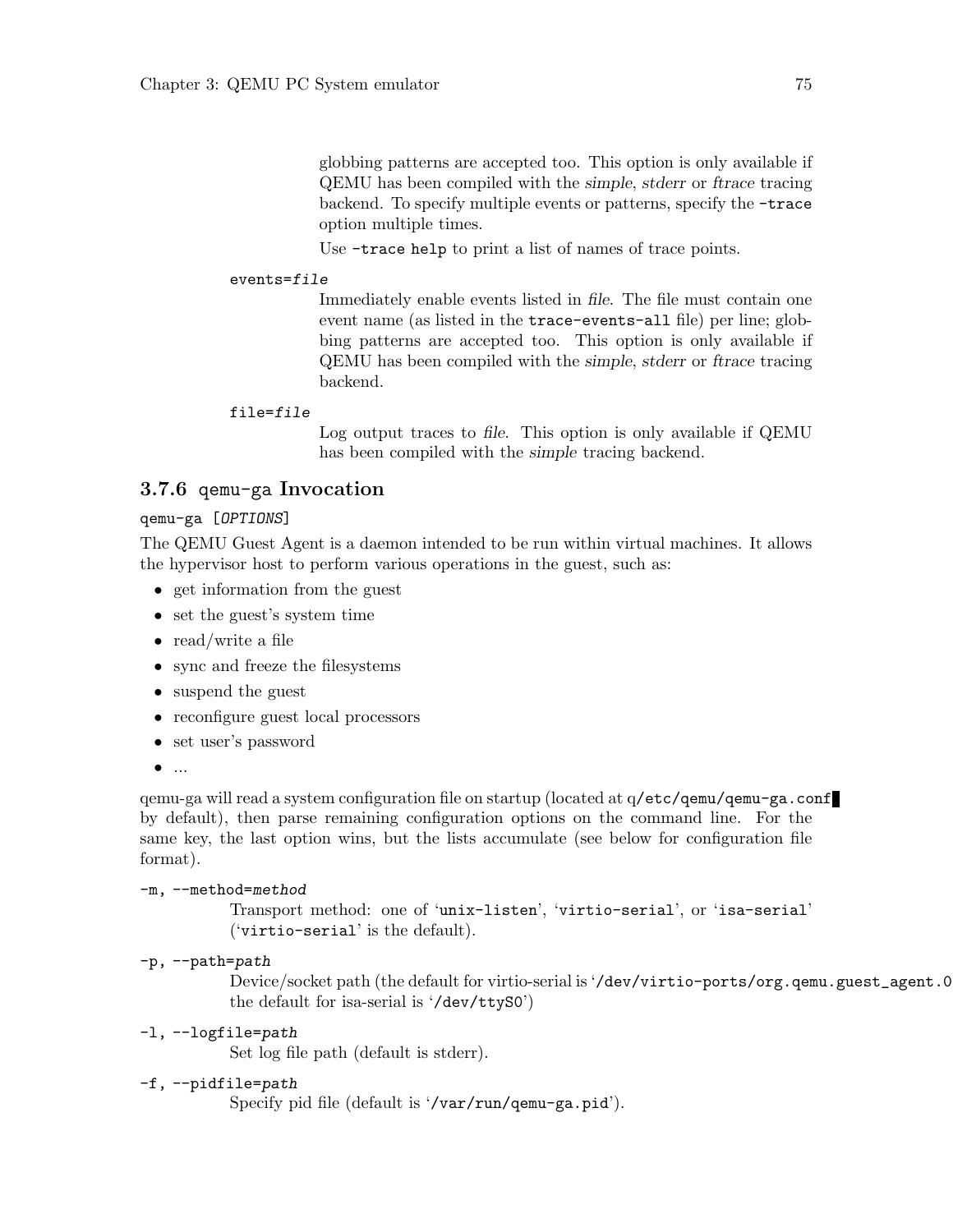globbing patterns are accepted too. This option is only available if QEMU has been compiled with the *simple*, *stderr* or *ftrace* tracing backend. To specify multiple events or patterns, specify the `-trace` option multiple times.

Use `-trace help` to print a list of names of trace points.

`events=file`
: Immediately enable events listed in *file*. The file must contain one event name (as listed in the `trace-events-all` file) per line; globbing patterns are accepted too. This option is only available if QEMU has been compiled with the *simple*, *stderr* or *ftrace* tracing backend.

`file=file`
: Log output traces to *file*. This option is only available if QEMU has been compiled with the *simple* tracing backend.

### 3.7.6 `qemu-ga` Invocation

`qemu-ga [OPTIONS]`

The QEMU Guest Agent is a daemon intended to be run within virtual machines. It allows the hypervisor host to perform various operations in the guest, such as:

- get information from the guest
- set the guest's system time
- read/write a file
- sync and freeze the filesystems
- suspend the guest
- reconfigure guest local processors
- set user's password
- ...

qemu-ga will read a system configuration file on startup (located at q`/etc/qemu/qemu-ga.conf` by default), then parse remaining configuration options on the command line. For the same key, the last option wins, but the lists accumulate (see below for configuration file format).

`-m, --method=method`
: Transport method: one of '`unix-listen`', '`virtio-serial`', or '`isa-serial`' ('`virtio-serial`' is the default).

`-p, --path=path`
: Device/socket path (the default for virtio-serial is '`/dev/virtio-ports/org.qemu.guest_agent.0`', the default for isa-serial is '`/dev/ttyS0`')

`-l, --logfile=path`
: Set log file path (default is stderr).

`-f, --pidfile=path`
: Specify pid file (default is '`/var/run/qemu-ga.pid`').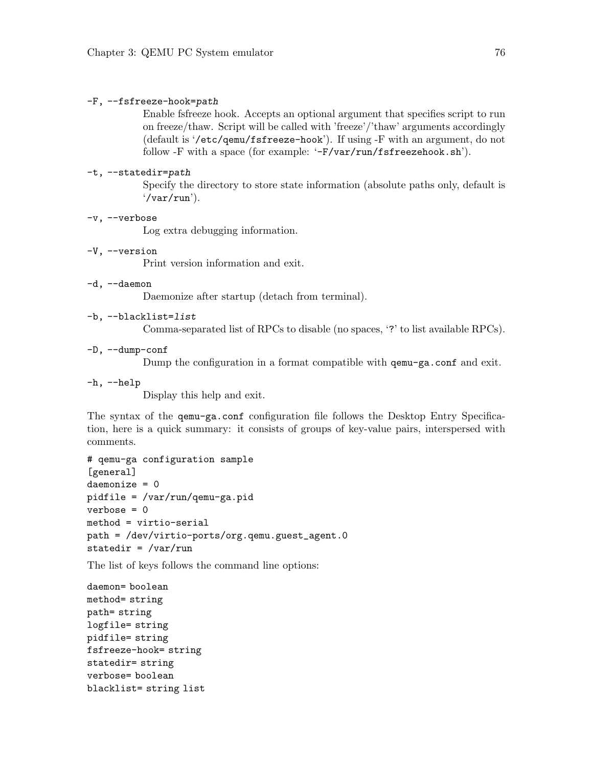`-F, --fsfreeze-hook=path`
: Enable fsfreeze hook. Accepts an optional argument that specifies script to run on freeze/thaw. Script will be called with 'freeze'/'thaw' arguments accordingly (default is '`/etc/qemu/fsfreeze-hook`'). If using -F with an argument, do not follow -F with a space (for example: '`-F/var/run/fsfreezehook.sh`').

`-t, --statedir=path`
: Specify the directory to store state information (absolute paths only, default is '`/var/run`').

`-v, --verbose`
: Log extra debugging information.

`-V, --version`
: Print version information and exit.

`-d, --daemon`
: Daemonize after startup (detach from terminal).

`-b, --blacklist=list`
: Comma-separated list of RPCs to disable (no spaces, '`?`' to list available RPCs).

`-D, --dump-conf`
: Dump the configuration in a format compatible with `qemu-ga.conf` and exit.

`-h, --help`
: Display this help and exit.

The syntax of the `qemu-ga.conf` configuration file follows the Desktop Entry Specification, here is a quick summary: it consists of groups of key-value pairs, interspersed with comments.

```
# qemu-ga configuration sample
[general]
daemonize = 0
pidfile = /var/run/qemu-ga.pid
verbose = 0
method = virtio-serial
path = /dev/virtio-ports/org.qemu.guest_agent.0
statedir = /var/run
```

The list of keys follows the command line options:

```
daemon= boolean
method= string
path= string
logfile= string
pidfile= string
fsfreeze-hook= string
statedir= string
verbose= boolean
blacklist= string list
```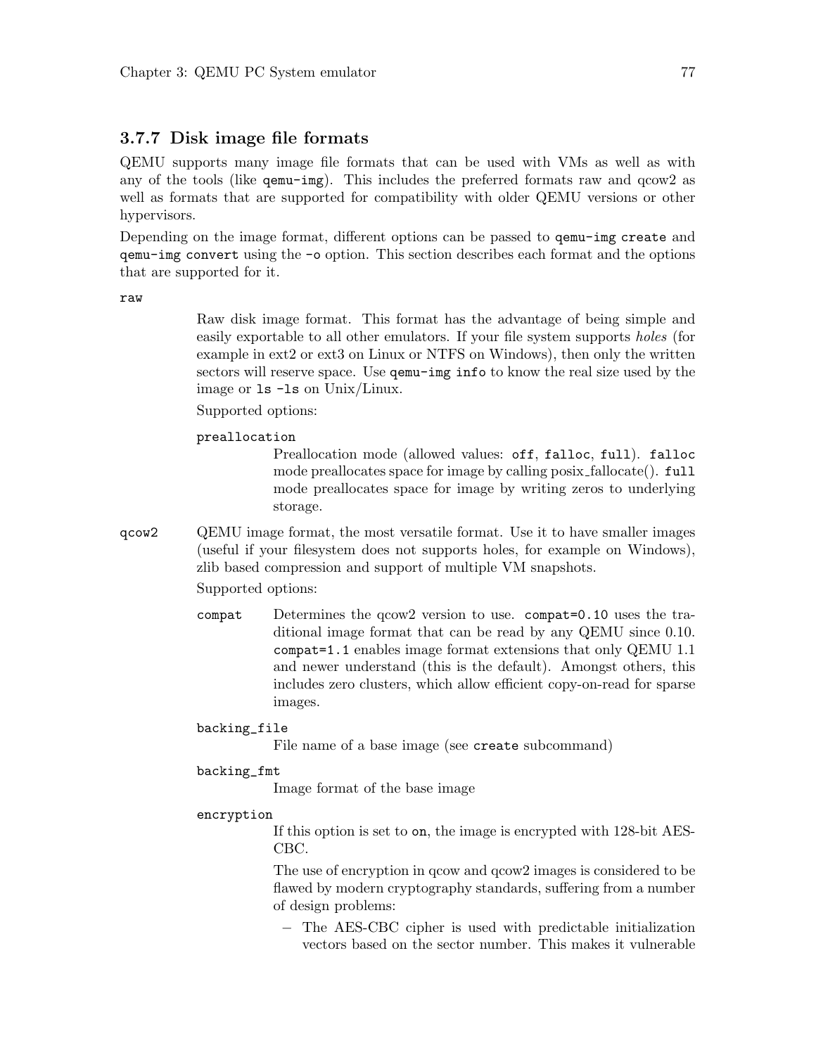### 3.7.7 Disk image file formats

QEMU supports many image file formats that can be used with VMs as well as with any of the tools (like `qemu-img`). This includes the preferred formats raw and qcow2 as well as formats that are supported for compatibility with older QEMU versions or other hypervisors.

Depending on the image format, different options can be passed to `qemu-img create` and `qemu-img convert` using the `-o` option. This section describes each format and the options that are supported for it.

`raw`

Raw disk image format. This format has the advantage of being simple and easily exportable to all other emulators. If your file system supports *holes* (for example in ext2 or ext3 on Linux or NTFS on Windows), then only the written sectors will reserve space. Use `qemu-img info` to know the real size used by the image or `ls -ls` on Unix/Linux.

Supported options:

`preallocation`
: Preallocation mode (allowed values: `off`, `falloc`, `full`). `falloc` mode preallocates space for image by calling posix_fallocate(). `full` mode preallocates space for image by writing zeros to underlying storage.

`qcow2`

QEMU image format, the most versatile format. Use it to have smaller images (useful if your filesystem does not supports holes, for example on Windows), zlib based compression and support of multiple VM snapshots.

Supported options:

`compat`
: Determines the qcow2 version to use. `compat=0.10` uses the traditional image format that can be read by any QEMU since 0.10. `compat=1.1` enables image format extensions that only QEMU 1.1 and newer understand (this is the default). Amongst others, this includes zero clusters, which allow efficient copy-on-read for sparse images.

`backing_file`
: File name of a base image (see `create` subcommand)

`backing_fmt`
: Image format of the base image

`encryption`
: If this option is set to `on`, the image is encrypted with 128-bit AES-CBC.

The use of encryption in qcow and qcow2 images is considered to be flawed by modern cryptography standards, suffering from a number of design problems:

- The AES-CBC cipher is used with predictable initialization vectors based on the sector number. This makes it vulnerable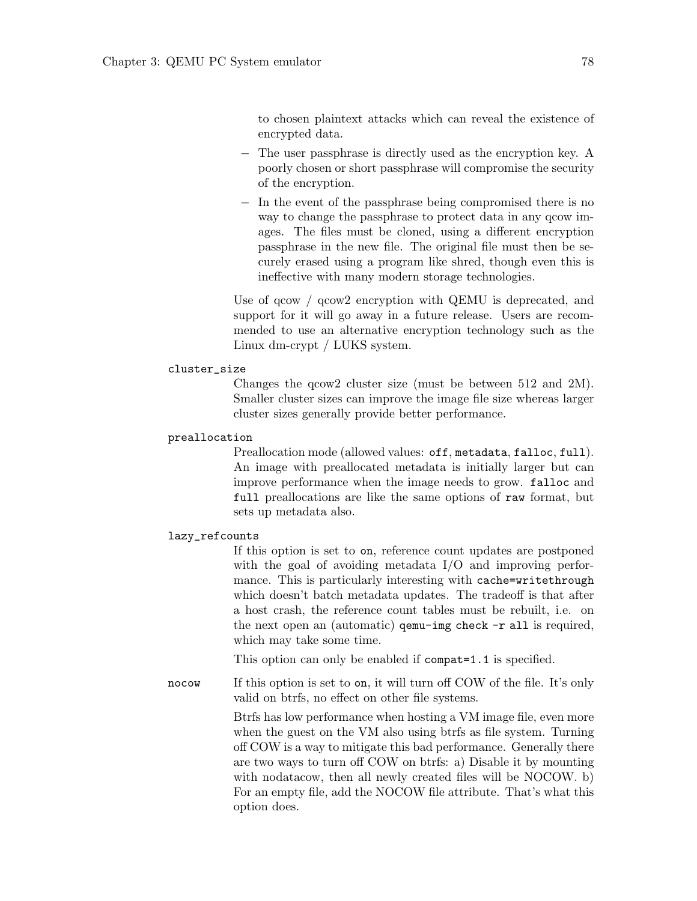to chosen plaintext attacks which can reveal the existence of encrypted data.

- The user passphrase is directly used as the encryption key. A poorly chosen or short passphrase will compromise the security of the encryption.
- In the event of the passphrase being compromised there is no way to change the passphrase to protect data in any qcow images. The files must be cloned, using a different encryption passphrase in the new file. The original file must then be securely erased using a program like shred, though even this is ineffective with many modern storage technologies.

Use of qcow / qcow2 encryption with QEMU is deprecated, and support for it will go away in a future release. Users are recommended to use an alternative encryption technology such as the Linux dm-crypt / LUKS system.

`cluster_size`
: Changes the qcow2 cluster size (must be between 512 and 2M). Smaller cluster sizes can improve the image file size whereas larger cluster sizes generally provide better performance.

`preallocation`
: Preallocation mode (allowed values: `off`, `metadata`, `falloc`, `full`). An image with preallocated metadata is initially larger but can improve performance when the image needs to grow. `falloc` and `full` preallocations are like the same options of `raw` format, but sets up metadata also.

`lazy_refcounts`
: If this option is set to `on`, reference count updates are postponed with the goal of avoiding metadata I/O and improving performance. This is particularly interesting with `cache=writethrough` which doesn't batch metadata updates. The tradeoff is that after a host crash, the reference count tables must be rebuilt, i.e. on the next open an (automatic) `qemu-img check -r all` is required, which may take some time.

  This option can only be enabled if `compat=1.1` is specified.

`nocow`
: If this option is set to `on`, it will turn off COW of the file. It's only valid on btrfs, no effect on other file systems.

  Btrfs has low performance when hosting a VM image file, even more when the guest on the VM also using btrfs as file system. Turning off COW is a way to mitigate this bad performance. Generally there are two ways to turn off COW on btrfs: a) Disable it by mounting with nodatacow, then all newly created files will be NOCOW. b) For an empty file, add the NOCOW file attribute. That's what this option does.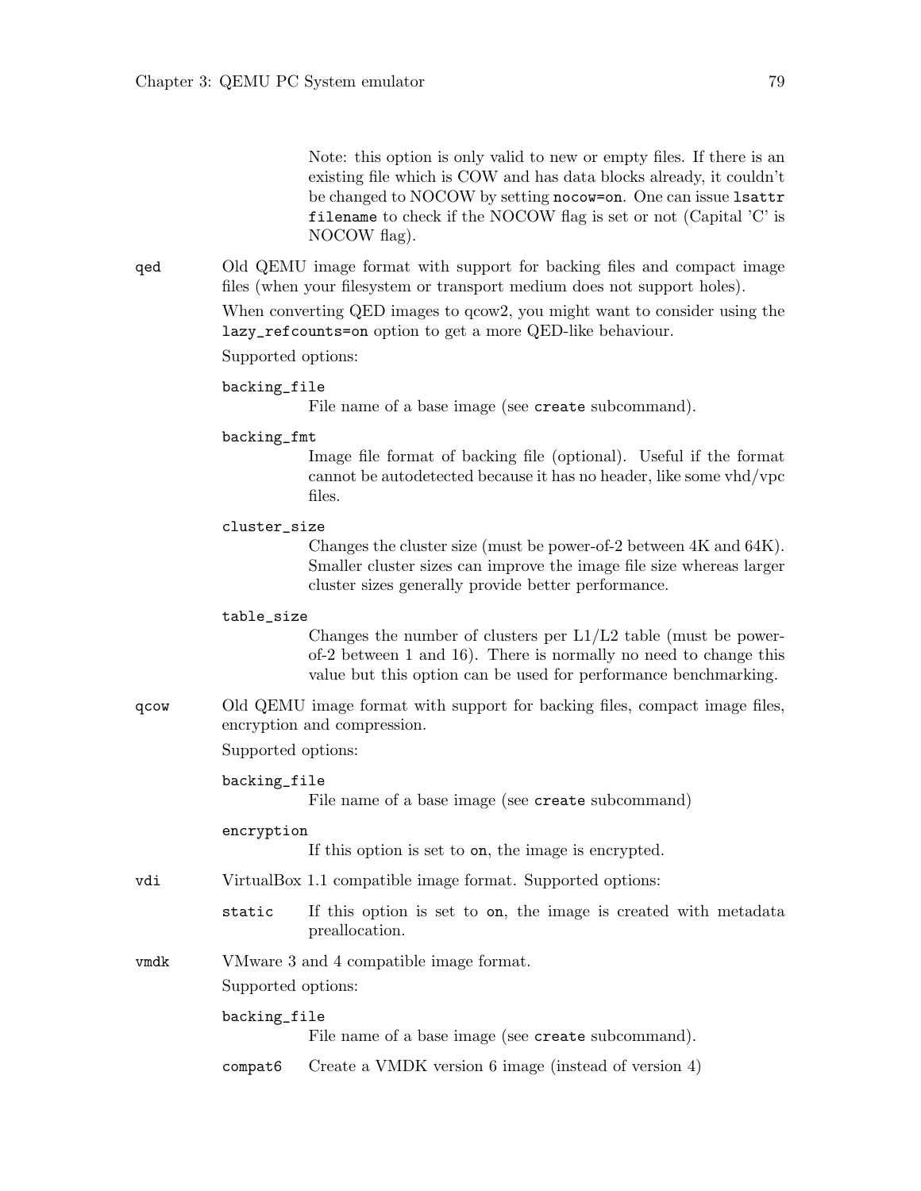Note: this option is only valid to new or empty files. If there is an existing file which is COW and has data blocks already, it couldn't be changed to NOCOW by setting `nocow=on`. One can issue `lsattr filename` to check if the NOCOW flag is set or not (Capital 'C' is NOCOW flag).

`qed`
: Old QEMU image format with support for backing files and compact image files (when your filesystem or transport medium does not support holes).

  When converting QED images to qcow2, you might want to consider using the `lazy_refcounts=on` option to get a more QED-like behaviour.

  Supported options:

  `backing_file`
  : File name of a base image (see `create` subcommand).

  `backing_fmt`
  : Image file format of backing file (optional). Useful if the format cannot be autodetected because it has no header, like some vhd/vpc files.

  `cluster_size`
  : Changes the cluster size (must be power-of-2 between 4K and 64K). Smaller cluster sizes can improve the image file size whereas larger cluster sizes generally provide better performance.

  `table_size`
  : Changes the number of clusters per L1/L2 table (must be power-of-2 between 1 and 16). There is normally no need to change this value but this option can be used for performance benchmarking.

`qcow`
: Old QEMU image format with support for backing files, compact image files, encryption and compression.

  Supported options:

  `backing_file`
  : File name of a base image (see `create` subcommand)

  `encryption`
  : If this option is set to `on`, the image is encrypted.

`vdi`
: VirtualBox 1.1 compatible image format. Supported options:

  `static`
  : If this option is set to `on`, the image is created with metadata preallocation.

`vmdk`
: VMware 3 and 4 compatible image format.

  Supported options:

  `backing_file`
  : File name of a base image (see `create` subcommand).

  `compat6`
  : Create a VMDK version 6 image (instead of version 4)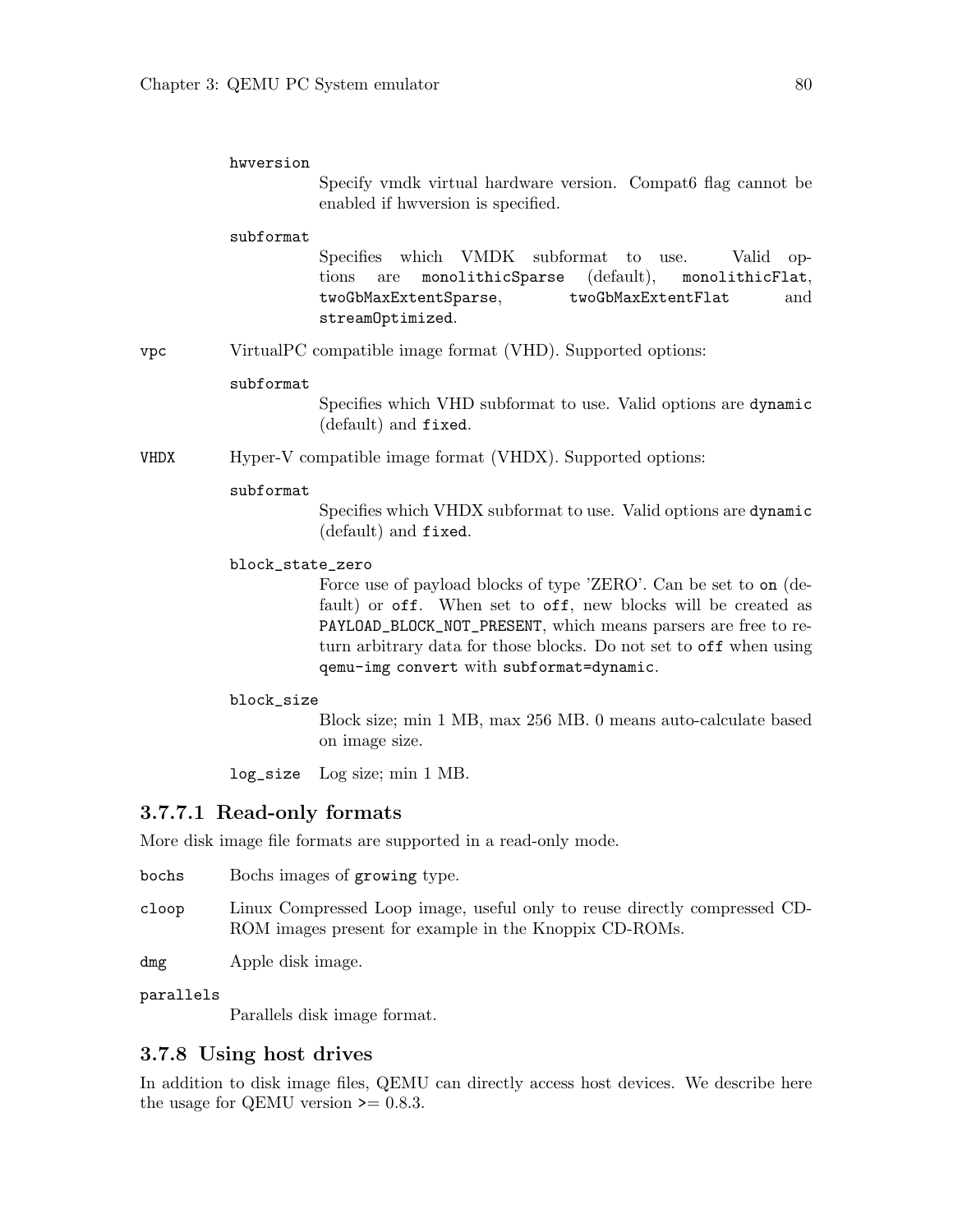`hwversion`
: Specify vmdk virtual hardware version. Compat6 flag cannot be enabled if hwversion is specified.

`subformat`
: Specifies which VMDK subformat to use. Valid options are `monolithicSparse` (default), `monolithicFlat`, `twoGbMaxExtentSparse`, `twoGbMaxExtentFlat` and `streamOptimized`.

`vpc` VirtualPC compatible image format (VHD). Supported options:

`subformat`
: Specifies which VHD subformat to use. Valid options are `dynamic` (default) and `fixed`.

`VHDX` Hyper-V compatible image format (VHDX). Supported options:

`subformat`
: Specifies which VHDX subformat to use. Valid options are `dynamic` (default) and `fixed`.

`block_state_zero`
: Force use of payload blocks of type 'ZERO'. Can be set to `on` (default) or `off`. When set to `off`, new blocks will be created as `PAYLOAD_BLOCK_NOT_PRESENT`, which means parsers are free to return arbitrary data for those blocks. Do not set to `off` when using `qemu-img convert` with `subformat=dynamic`.

`block_size`
: Block size; min 1 MB, max 256 MB. 0 means auto-calculate based on image size.

`log_size` Log size; min 1 MB.

#### 3.7.7.1 Read-only formats

More disk image file formats are supported in a read-only mode.

`bochs` Bochs images of `growing` type.

`cloop` Linux Compressed Loop image, useful only to reuse directly compressed CD-ROM images present for example in the Knoppix CD-ROMs.

`dmg` Apple disk image.

`parallels`
: Parallels disk image format.

### 3.7.8 Using host drives

In addition to disk image files, QEMU can directly access host devices. We describe here the usage for QEMU version >= 0.8.3.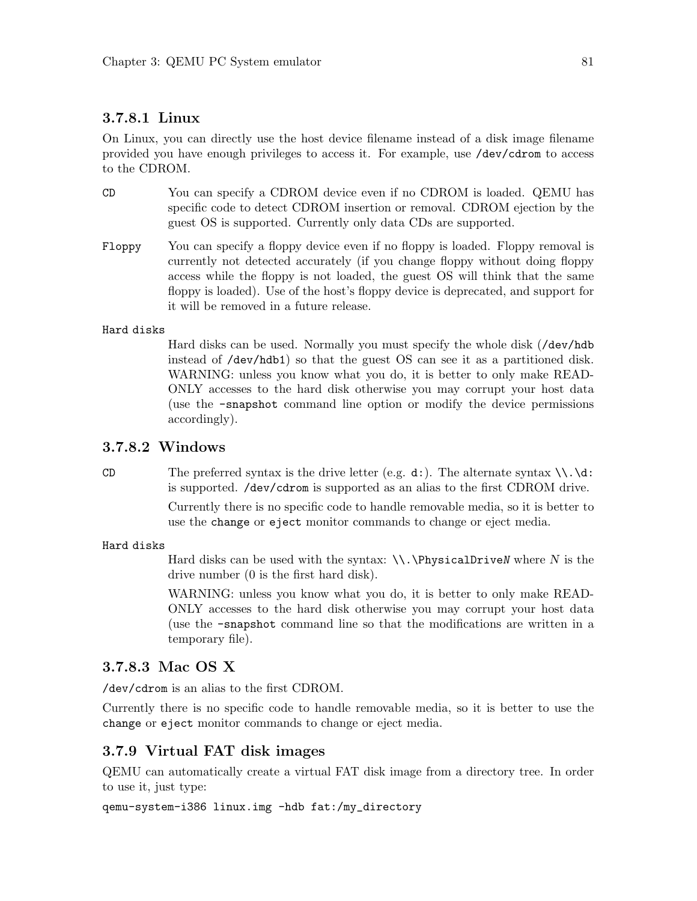#### 3.7.8.1 Linux

On Linux, you can directly use the host device filename instead of a disk image filename provided you have enough privileges to access it. For example, use `/dev/cdrom` to access to the CDROM.

`CD`
: You can specify a CDROM device even if no CDROM is loaded. QEMU has specific code to detect CDROM insertion or removal. CDROM ejection by the guest OS is supported. Currently only data CDs are supported.

`Floppy`
: You can specify a floppy device even if no floppy is loaded. Floppy removal is currently not detected accurately (if you change floppy without doing floppy access while the floppy is not loaded, the guest OS will think that the same floppy is loaded). Use of the host's floppy device is deprecated, and support for it will be removed in a future release.

`Hard disks`
: Hard disks can be used. Normally you must specify the whole disk (`/dev/hdb` instead of `/dev/hdb1`) so that the guest OS can see it as a partitioned disk. WARNING: unless you know what you do, it is better to only make READ-ONLY accesses to the hard disk otherwise you may corrupt your host data (use the `-snapshot` command line option or modify the device permissions accordingly).

#### 3.7.8.2 Windows

`CD`
: The preferred syntax is the drive letter (e.g. `d:`). The alternate syntax `\\.\d:` is supported. `/dev/cdrom` is supported as an alias to the first CDROM drive.

  Currently there is no specific code to handle removable media, so it is better to use the `change` or `eject` monitor commands to change or eject media.

`Hard disks`
: Hard disks can be used with the syntax: `\\.\PhysicalDrive`*N* where *N* is the drive number (0 is the first hard disk).

  WARNING: unless you know what you do, it is better to only make READ-ONLY accesses to the hard disk otherwise you may corrupt your host data (use the `-snapshot` command line so that the modifications are written in a temporary file).

#### 3.7.8.3 Mac OS X

`/dev/cdrom` is an alias to the first CDROM.

Currently there is no specific code to handle removable media, so it is better to use the `change` or `eject` monitor commands to change or eject media.

### 3.7.9 Virtual FAT disk images

QEMU can automatically create a virtual FAT disk image from a directory tree. In order to use it, just type:

```
qemu-system-i386 linux.img -hdb fat:/my_directory
```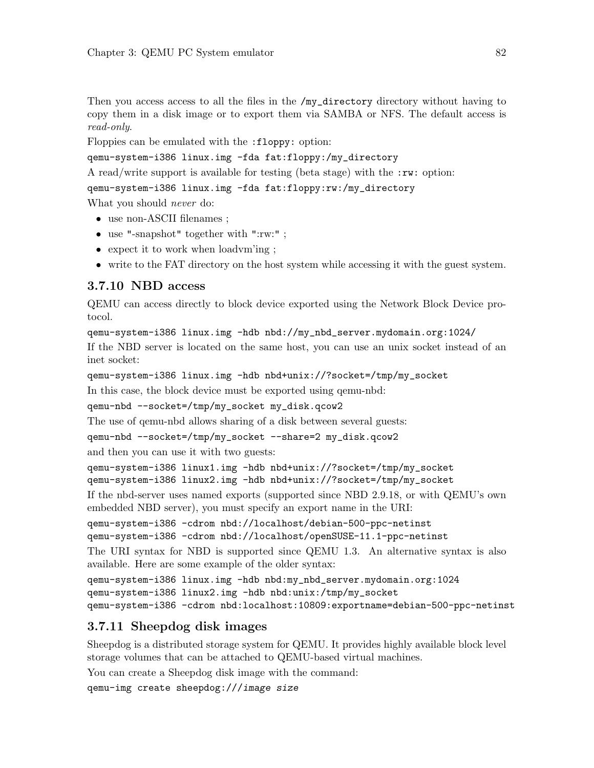Then you access access to all the files in the `/my_directory` directory without having to copy them in a disk image or to export them via SAMBA or NFS. The default access is *read-only*.

Floppies can be emulated with the `:floppy:` option:

```
qemu-system-i386 linux.img -fda fat:floppy:/my_directory
```

A read/write support is available for testing (beta stage) with the `:rw:` option:

```
qemu-system-i386 linux.img -fda fat:floppy:rw:/my_directory
```

What you should *never* do:

- use non-ASCII filenames ;
- use "-snapshot" together with ":rw:" ;
- expect it to work when loadvm'ing ;
- write to the FAT directory on the host system while accessing it with the guest system.

### 3.7.10 NBD access

QEMU can access directly to block device exported using the Network Block Device protocol.

```
qemu-system-i386 linux.img -hdb nbd://my_nbd_server.mydomain.org:1024/
```

If the NBD server is located on the same host, you can use an unix socket instead of an inet socket:

```
qemu-system-i386 linux.img -hdb nbd+unix://?socket=/tmp/my_socket
```

In this case, the block device must be exported using qemu-nbd:

```
qemu-nbd --socket=/tmp/my_socket my_disk.qcow2
```

The use of qemu-nbd allows sharing of a disk between several guests:

```
qemu-nbd --socket=/tmp/my_socket --share=2 my_disk.qcow2
```

and then you can use it with two guests:

```
qemu-system-i386 linux1.img -hdb nbd+unix://?socket=/tmp/my_socket
qemu-system-i386 linux2.img -hdb nbd+unix://?socket=/tmp/my_socket
```

If the nbd-server uses named exports (supported since NBD 2.9.18, or with QEMU's own embedded NBD server), you must specify an export name in the URI:

```
qemu-system-i386 -cdrom nbd://localhost/debian-500-ppc-netinst
qemu-system-i386 -cdrom nbd://localhost/openSUSE-11.1-ppc-netinst
```

The URI syntax for NBD is supported since QEMU 1.3. An alternative syntax is also available. Here are some example of the older syntax:

```
qemu-system-i386 linux.img -hdb nbd:my_nbd_server.mydomain.org:1024
qemu-system-i386 linux2.img -hdb nbd:unix:/tmp/my_socket
qemu-system-i386 -cdrom nbd:localhost:10809:exportname=debian-500-ppc-netinst
```

### 3.7.11 Sheepdog disk images

Sheepdog is a distributed storage system for QEMU. It provides highly available block level storage volumes that can be attached to QEMU-based virtual machines.

You can create a Sheepdog disk image with the command:

```
qemu-img create sheepdog:///image size
```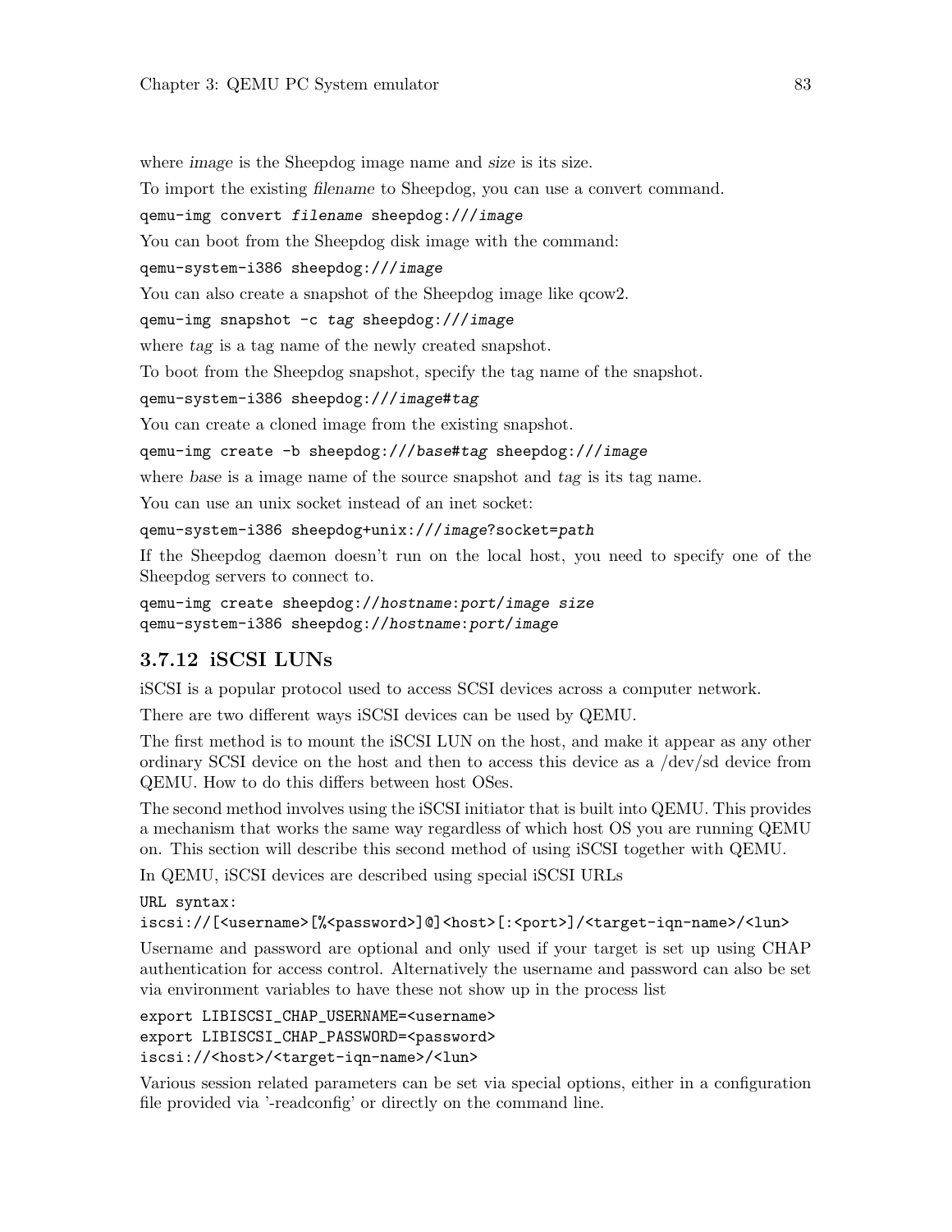where *image* is the Sheepdog image name and *size* is its size.

To import the existing *filename* to Sheepdog, you can use a convert command.

```
qemu-img convert filename sheepdog:///image
```

You can boot from the Sheepdog disk image with the command:

```
qemu-system-i386 sheepdog:///image
```

You can also create a snapshot of the Sheepdog image like qcow2.

```
qemu-img snapshot -c tag sheepdog:///image
```

where *tag* is a tag name of the newly created snapshot.

To boot from the Sheepdog snapshot, specify the tag name of the snapshot.

```
qemu-system-i386 sheepdog:///image#tag
```

You can create a cloned image from the existing snapshot.

```
qemu-img create -b sheepdog:///base#tag sheepdog:///image
```

where *base* is a image name of the source snapshot and *tag* is its tag name.

You can use an unix socket instead of an inet socket:

```
qemu-system-i386 sheepdog+unix:///image?socket=path
```

If the Sheepdog daemon doesn't run on the local host, you need to specify one of the Sheepdog servers to connect to.

```
qemu-img create sheepdog://hostname:port/image size
qemu-system-i386 sheepdog://hostname:port/image
```

### 3.7.12 iSCSI LUNs

iSCSI is a popular protocol used to access SCSI devices across a computer network.

There are two different ways iSCSI devices can be used by QEMU.

The first method is to mount the iSCSI LUN on the host, and make it appear as any other ordinary SCSI device on the host and then to access this device as a /dev/sd device from QEMU. How to do this differs between host OSes.

The second method involves using the iSCSI initiator that is built into QEMU. This provides a mechanism that works the same way regardless of which host OS you are running QEMU on. This section will describe this second method of using iSCSI together with QEMU.

In QEMU, iSCSI devices are described using special iSCSI URLs

```
URL syntax:
iscsi://[<username>[%<password>]@]<host>[:<port>]/<target-iqn-name>/<lun>
```

Username and password are optional and only used if your target is set up using CHAP authentication for access control. Alternatively the username and password can also be set via environment variables to have these not show up in the process list

```
export LIBISCSI_CHAP_USERNAME=<username>
export LIBISCSI_CHAP_PASSWORD=<password>
iscsi://<host>/<target-iqn-name>/<lun>
```

Various session related parameters can be set via special options, either in a configuration file provided via '-readconfig' or directly on the command line.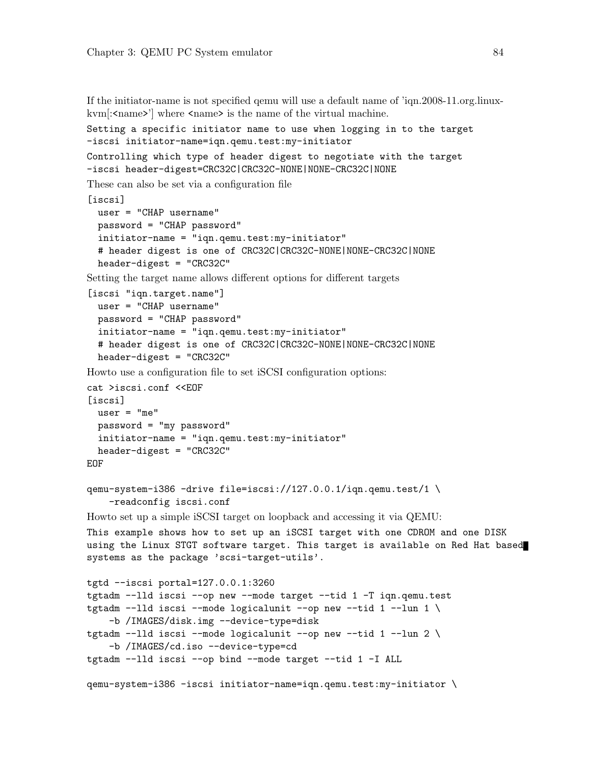If the initiator-name is not specified qemu will use a default name of 'iqn.2008-11.org.linux-kvm[:<name>'] where <name> is the name of the virtual machine.

```
Setting a specific initiator name to use when logging in to the target
-iscsi initiator-name=iqn.qemu.test:my-initiator
```

```
Controlling which type of header digest to negotiate with the target
-iscsi header-digest=CRC32C|CRC32C-NONE|NONE-CRC32C|NONE
```

These can also be set via a configuration file

```
[iscsi]
  user = "CHAP username"
  password = "CHAP password"
  initiator-name = "iqn.qemu.test:my-initiator"
  # header digest is one of CRC32C|CRC32C-NONE|NONE-CRC32C|NONE
  header-digest = "CRC32C"
```

Setting the target name allows different options for different targets

```
[iscsi "iqn.target.name"]
  user = "CHAP username"
  password = "CHAP password"
  initiator-name = "iqn.qemu.test:my-initiator"
  # header digest is one of CRC32C|CRC32C-NONE|NONE-CRC32C|NONE
  header-digest = "CRC32C"
```

Howto use a configuration file to set iSCSI configuration options:

```
cat >iscsi.conf <<EOF
[iscsi]
  user = "me"
  password = "my password"
  initiator-name = "iqn.qemu.test:my-initiator"
  header-digest = "CRC32C"
EOF

qemu-system-i386 -drive file=iscsi://127.0.0.1/iqn.qemu.test/1 \
    -readconfig iscsi.conf
```

Howto set up a simple iSCSI target on loopback and accessing it via QEMU:

```
This example shows how to set up an iSCSI target with one CDROM and one DISK
using the Linux STGT software target. This target is available on Red Hat based
systems as the package 'scsi-target-utils'.

tgtd --iscsi portal=127.0.0.1:3260
tgtadm --lld iscsi --op new --mode target --tid 1 -T iqn.qemu.test
tgtadm --lld iscsi --mode logicalunit --op new --tid 1 --lun 1 \
    -b /IMAGES/disk.img --device-type=disk
tgtadm --lld iscsi --mode logicalunit --op new --tid 1 --lun 2 \
    -b /IMAGES/cd.iso --device-type=cd
tgtadm --lld iscsi --op bind --mode target --tid 1 -I ALL

qemu-system-i386 -iscsi initiator-name=iqn.qemu.test:my-initiator \
```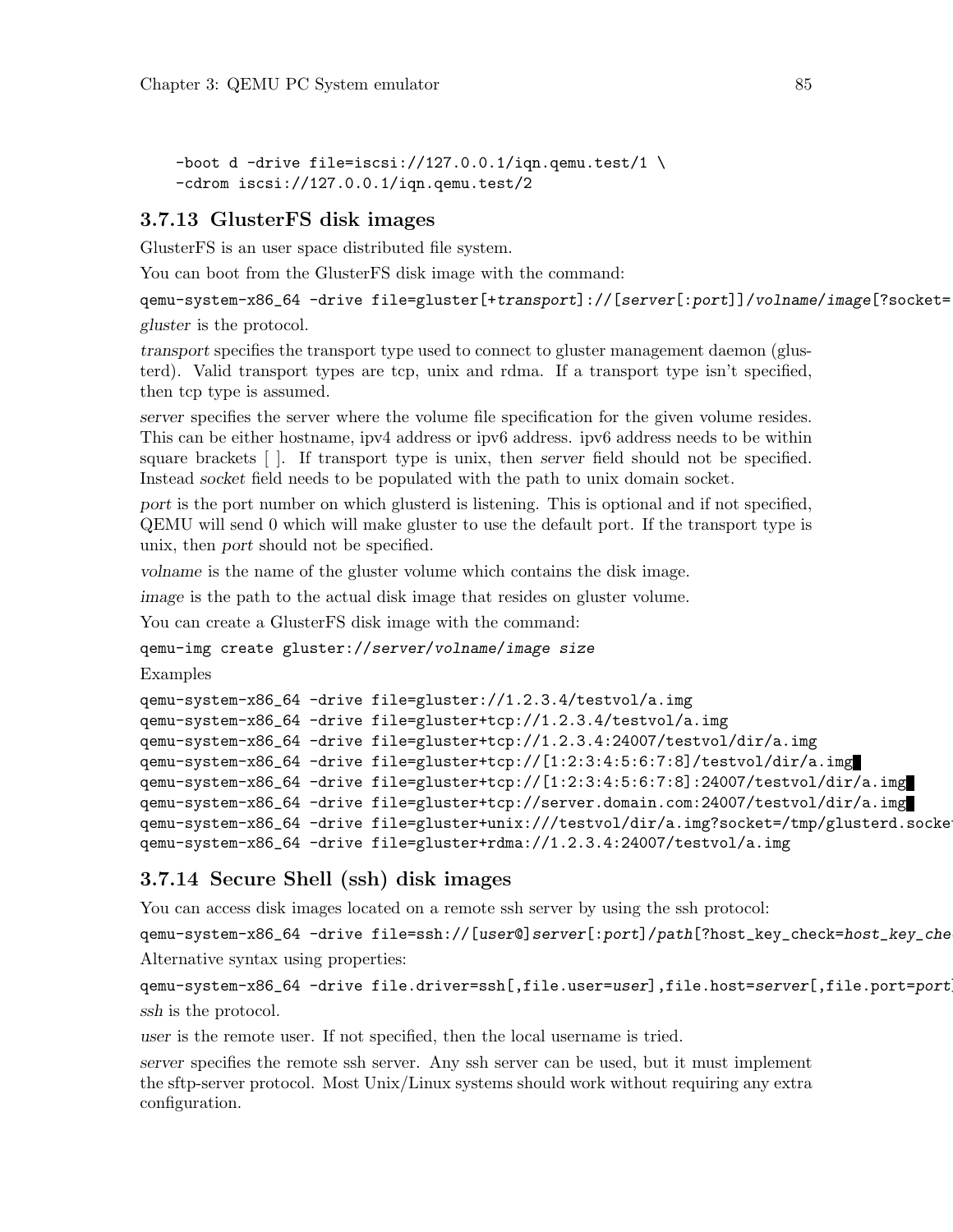```
-boot d -drive file=iscsi://127.0.0.1/iqn.qemu.test/1 \
-cdrom iscsi://127.0.0.1/iqn.qemu.test/2
```

### 3.7.13 GlusterFS disk images

GlusterFS is an user space distributed file system.

You can boot from the GlusterFS disk image with the command:

```
qemu-system-x86_64 -drive file=gluster[+transport]://[server[:port]]/volname/image[?socket=
```

*gluster* is the protocol.

*transport* specifies the transport type used to connect to gluster management daemon (glusterd). Valid transport types are tcp, unix and rdma. If a transport type isn't specified, then tcp type is assumed.

*server* specifies the server where the volume file specification for the given volume resides. This can be either hostname, ipv4 address or ipv6 address. ipv6 address needs to be within square brackets [ ]. If transport type is unix, then *server* field should not be specified. Instead *socket* field needs to be populated with the path to unix domain socket.

*port* is the port number on which glusterd is listening. This is optional and if not specified, QEMU will send 0 which will make gluster to use the default port. If the transport type is unix, then *port* should not be specified.

*volname* is the name of the gluster volume which contains the disk image.

*image* is the path to the actual disk image that resides on gluster volume.

You can create a GlusterFS disk image with the command:

```
qemu-img create gluster://server/volname/image size
```

Examples

```
qemu-system-x86_64 -drive file=gluster://1.2.3.4/testvol/a.img
qemu-system-x86_64 -drive file=gluster+tcp://1.2.3.4/testvol/a.img
qemu-system-x86_64 -drive file=gluster+tcp://1.2.3.4:24007/testvol/dir/a.img
qemu-system-x86_64 -drive file=gluster+tcp://[1:2:3:4:5:6:7:8]/testvol/dir/a.img
qemu-system-x86_64 -drive file=gluster+tcp://[1:2:3:4:5:6:7:8]:24007/testvol/dir/a.img
qemu-system-x86_64 -drive file=gluster+tcp://server.domain.com:24007/testvol/dir/a.img
qemu-system-x86_64 -drive file=gluster+unix:///testvol/dir/a.img?socket=/tmp/glusterd.socket
qemu-system-x86_64 -drive file=gluster+rdma://1.2.3.4:24007/testvol/a.img
```

### 3.7.14 Secure Shell (ssh) disk images

You can access disk images located on a remote ssh server by using the ssh protocol:

```
qemu-system-x86_64 -drive file=ssh://[user@]server[:port]/path[?host_key_check=host_key_che
```

Alternative syntax using properties:

```
qemu-system-x86_64 -drive file.driver=ssh[,file.user=user],file.host=server[,file.port=port
```

*ssh* is the protocol.

*user* is the remote user. If not specified, then the local username is tried.

*server* specifies the remote ssh server. Any ssh server can be used, but it must implement the sftp-server protocol. Most Unix/Linux systems should work without requiring any extra configuration.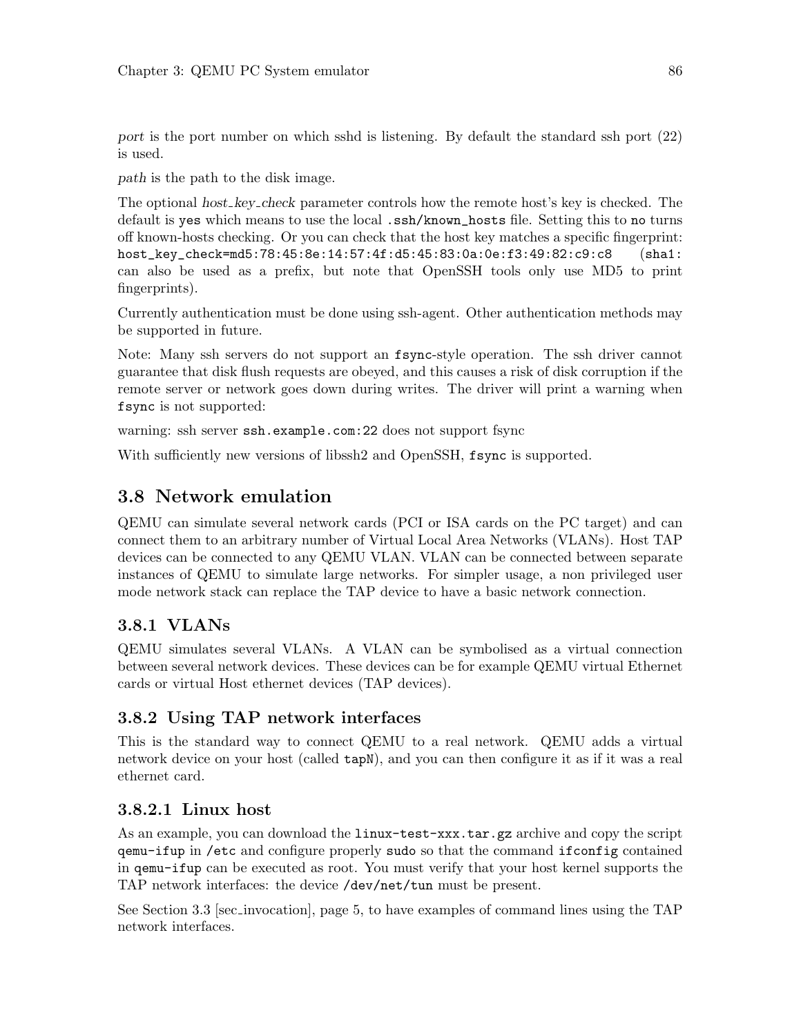*port* is the port number on which sshd is listening. By default the standard ssh port (22) is used.

*path* is the path to the disk image.

The optional *host_key_check* parameter controls how the remote host's key is checked. The default is `yes` which means to use the local `.ssh/known_hosts` file. Setting this to `no` turns off known-hosts checking. Or you can check that the host key matches a specific fingerprint: `host_key_check=md5:78:45:8e:14:57:4f:d5:45:83:0a:0e:f3:49:82:c9:c8` (`sha1:` can also be used as a prefix, but note that OpenSSH tools only use MD5 to print fingerprints).

Currently authentication must be done using ssh-agent. Other authentication methods may be supported in future.

Note: Many ssh servers do not support an `fsync`-style operation. The ssh driver cannot guarantee that disk flush requests are obeyed, and this causes a risk of disk corruption if the remote server or network goes down during writes. The driver will print a warning when `fsync` is not supported:

warning: ssh server `ssh.example.com:22` does not support fsync

With sufficiently new versions of libssh2 and OpenSSH, `fsync` is supported.

## 3.8 Network emulation

QEMU can simulate several network cards (PCI or ISA cards on the PC target) and can connect them to an arbitrary number of Virtual Local Area Networks (VLANs). Host TAP devices can be connected to any QEMU VLAN. VLAN can be connected between separate instances of QEMU to simulate large networks. For simpler usage, a non privileged user mode network stack can replace the TAP device to have a basic network connection.

### 3.8.1 VLANs

QEMU simulates several VLANs. A VLAN can be symbolised as a virtual connection between several network devices. These devices can be for example QEMU virtual Ethernet cards or virtual Host ethernet devices (TAP devices).

### 3.8.2 Using TAP network interfaces

This is the standard way to connect QEMU to a real network. QEMU adds a virtual network device on your host (called `tapN`), and you can then configure it as if it was a real ethernet card.

#### 3.8.2.1 Linux host

As an example, you can download the `linux-test-xxx.tar.gz` archive and copy the script `qemu-ifup` in `/etc` and configure properly `sudo` so that the command `ifconfig` contained in `qemu-ifup` can be executed as root. You must verify that your host kernel supports the TAP network interfaces: the device `/dev/net/tun` must be present.

See Section 3.3 [sec_invocation], page 5, to have examples of command lines using the TAP network interfaces.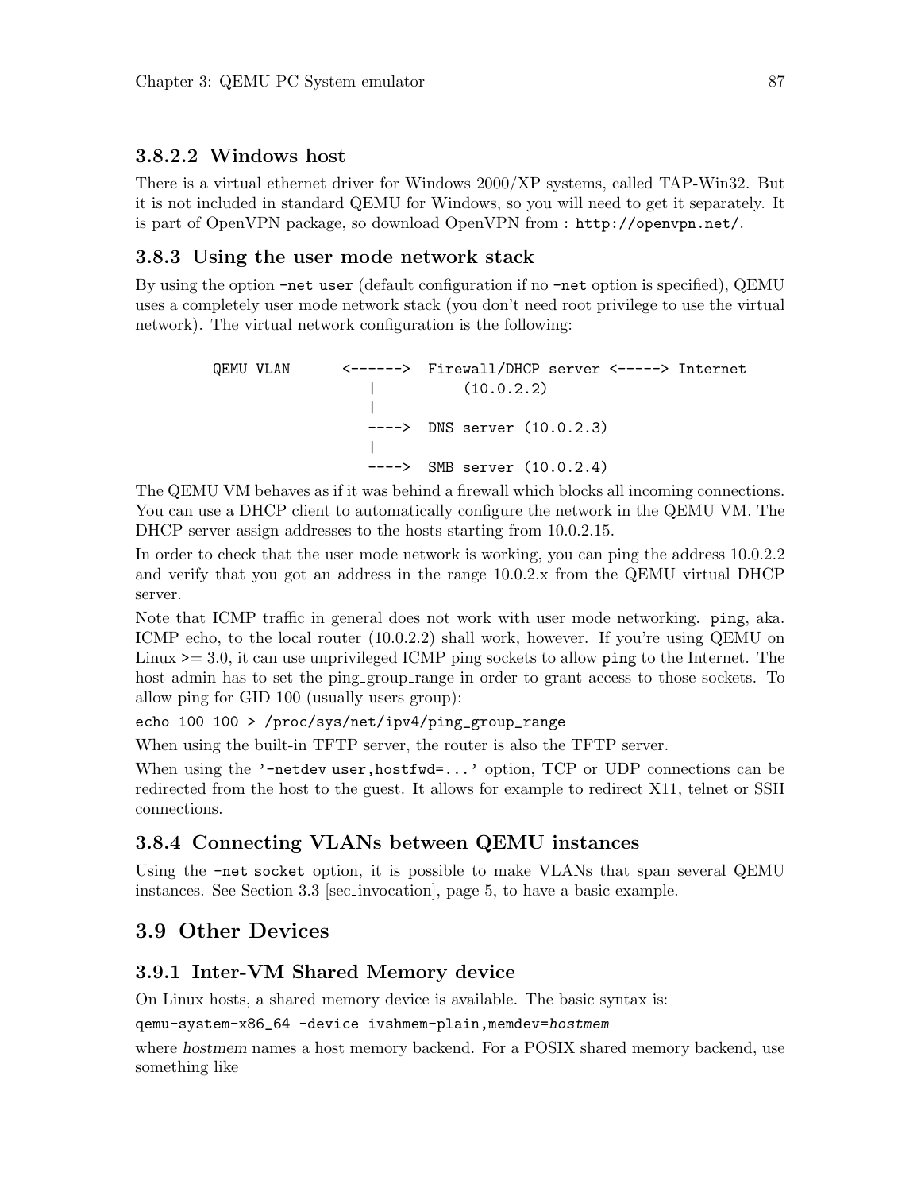#### 3.8.2.2 Windows host

There is a virtual ethernet driver for Windows 2000/XP systems, called TAP-Win32. But it is not included in standard QEMU for Windows, so you will need to get it separately. It is part of OpenVPN package, so download OpenVPN from : `http://openvpn.net/`.

### 3.8.3 Using the user mode network stack

By using the option `-net user` (default configuration if no `-net` option is specified), QEMU uses a completely user mode network stack (you don't need root privilege to use the virtual network). The virtual network configuration is the following:

```
         QEMU VLAN      <------>  Firewall/DHCP server <-----> Internet
                           |          (10.0.2.2)
                           |
                           ---->  DNS server (10.0.2.3)
                           |
                           ---->  SMB server (10.0.2.4)
```

The QEMU VM behaves as if it was behind a firewall which blocks all incoming connections. You can use a DHCP client to automatically configure the network in the QEMU VM. The DHCP server assign addresses to the hosts starting from 10.0.2.15.

In order to check that the user mode network is working, you can ping the address 10.0.2.2 and verify that you got an address in the range 10.0.2.x from the QEMU virtual DHCP server.

Note that ICMP traffic in general does not work with user mode networking. `ping`, aka. ICMP echo, to the local router (10.0.2.2) shall work, however. If you're using QEMU on Linux >= 3.0, it can use unprivileged ICMP ping sockets to allow `ping` to the Internet. The host admin has to set the ping_group_range in order to grant access to those sockets. To allow ping for GID 100 (usually users group):

```
echo 100 100 > /proc/sys/net/ipv4/ping_group_range
```

When using the built-in TFTP server, the router is also the TFTP server.

When using the '`-netdev user,hostfwd=...`' option, TCP or UDP connections can be redirected from the host to the guest. It allows for example to redirect X11, telnet or SSH connections.

### 3.8.4 Connecting VLANs between QEMU instances

Using the `-net socket` option, it is possible to make VLANs that span several QEMU instances. See Section 3.3 [sec_invocation], page 5, to have a basic example.

## 3.9 Other Devices

### 3.9.1 Inter-VM Shared Memory device

On Linux hosts, a shared memory device is available. The basic syntax is:

```
qemu-system-x86_64 -device ivshmem-plain,memdev=hostmem
```

where *hostmem* names a host memory backend. For a POSIX shared memory backend, use something like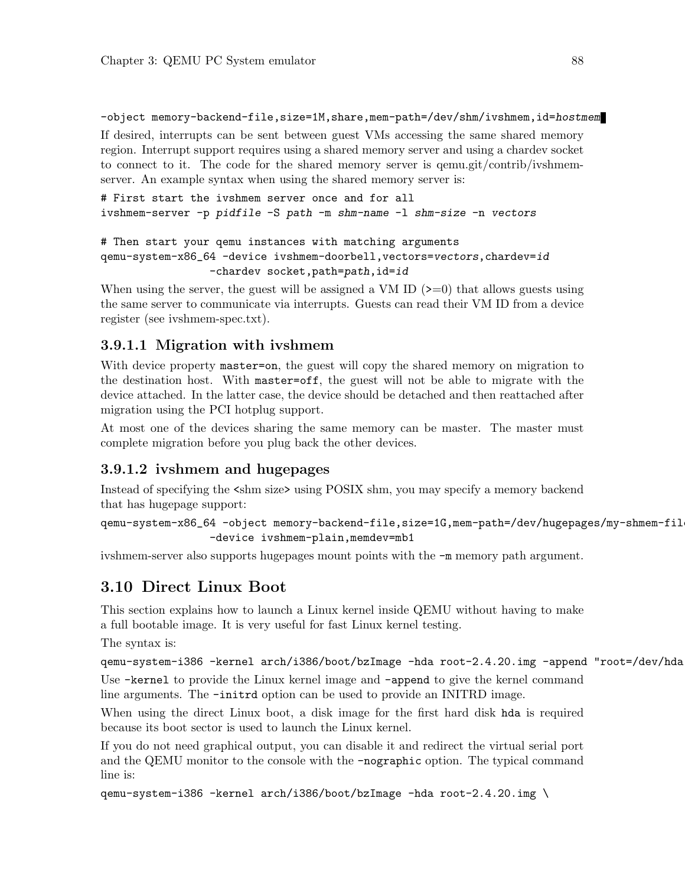```
-object memory-backend-file,size=1M,share,mem-path=/dev/shm/ivshmem,id=hostmem
```

If desired, interrupts can be sent between guest VMs accessing the same shared memory region. Interrupt support requires using a shared memory server and using a chardev socket to connect to it. The code for the shared memory server is qemu.git/contrib/ivshmem-server. An example syntax when using the shared memory server is:

```
# First start the ivshmem server once and for all
ivshmem-server -p pidfile -S path -m shm-name -l shm-size -n vectors

# Then start your qemu instances with matching arguments
qemu-system-x86_64 -device ivshmem-doorbell,vectors=vectors,chardev=id
                 -chardev socket,path=path,id=id
```

When using the server, the guest will be assigned a VM ID (>=0) that allows guests using the same server to communicate via interrupts. Guests can read their VM ID from a device register (see ivshmem-spec.txt).

### 3.9.1.1 Migration with ivshmem

With device property `master=on`, the guest will copy the shared memory on migration to the destination host. With `master=off`, the guest will not be able to migrate with the device attached. In the latter case, the device should be detached and then reattached after migration using the PCI hotplug support.

At most one of the devices sharing the same memory can be master. The master must complete migration before you plug back the other devices.

### 3.9.1.2 ivshmem and hugepages

Instead of specifying the <shm size> using POSIX shm, you may specify a memory backend that has hugepage support:

```
qemu-system-x86_64 -object memory-backend-file,size=1G,mem-path=/dev/hugepages/my-shmem-file
                 -device ivshmem-plain,memdev=mb1
```

ivshmem-server also supports hugepages mount points with the `-m` memory path argument.

## 3.10 Direct Linux Boot

This section explains how to launch a Linux kernel inside QEMU without having to make a full bootable image. It is very useful for fast Linux kernel testing.

The syntax is:

```
qemu-system-i386 -kernel arch/i386/boot/bzImage -hda root-2.4.20.img -append "root=/dev/hda
```

Use `-kernel` to provide the Linux kernel image and `-append` to give the kernel command line arguments. The `-initrd` option can be used to provide an INITRD image.

When using the direct Linux boot, a disk image for the first hard disk `hda` is required because its boot sector is used to launch the Linux kernel.

If you do not need graphical output, you can disable it and redirect the virtual serial port and the QEMU monitor to the console with the `-nographic` option. The typical command line is:

```
qemu-system-i386 -kernel arch/i386/boot/bzImage -hda root-2.4.20.img \
```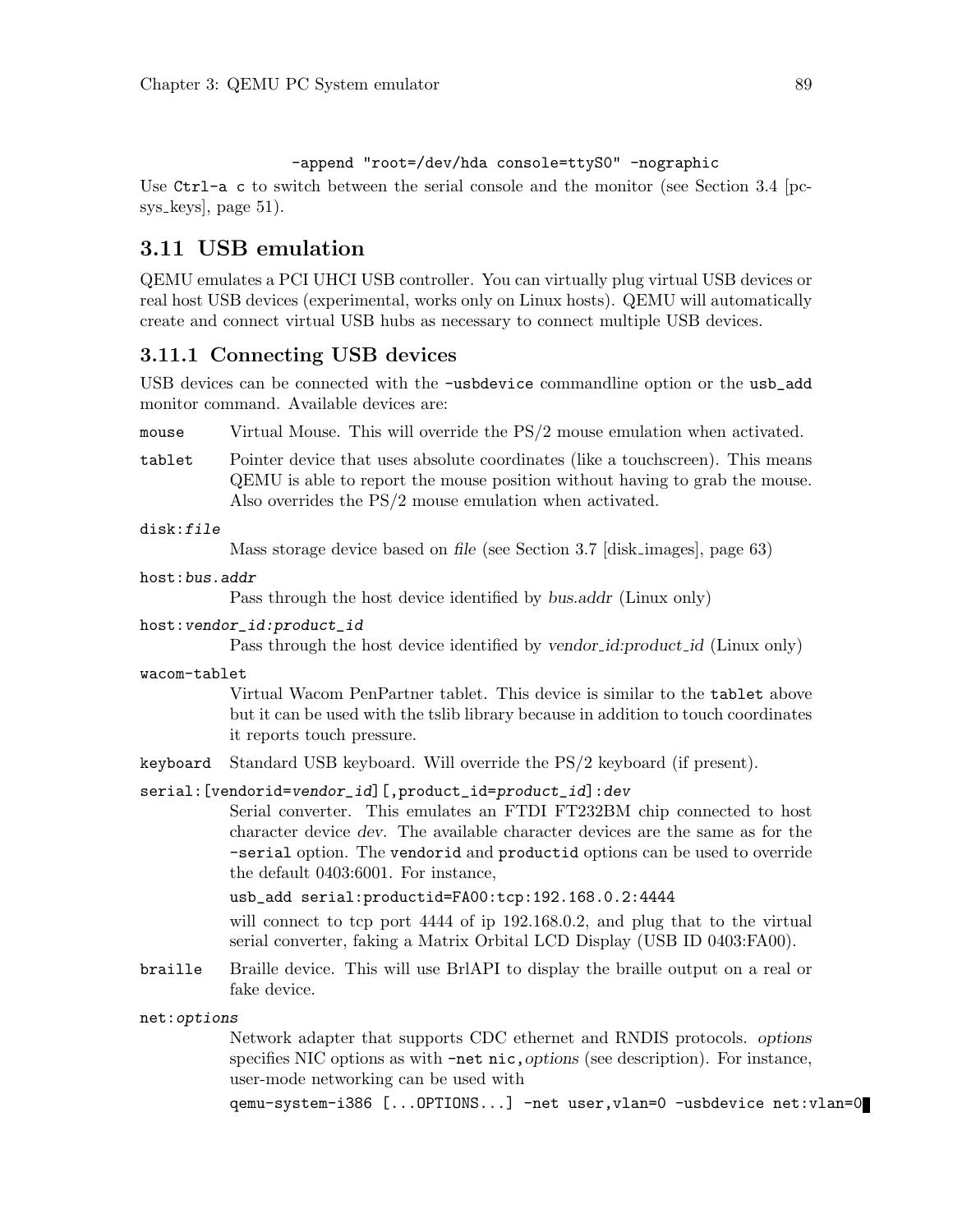```
-append "root=/dev/hda console=ttyS0" -nographic
```

Use `Ctrl-a c` to switch between the serial console and the monitor (see Section 3.4 [pcsys_keys], page 51).

## 3.11 USB emulation

QEMU emulates a PCI UHCI USB controller. You can virtually plug virtual USB devices or real host USB devices (experimental, works only on Linux hosts). QEMU will automatically create and connect virtual USB hubs as necessary to connect multiple USB devices.

### 3.11.1 Connecting USB devices

USB devices can be connected with the `-usbdevice` commandline option or the `usb_add` monitor command. Available devices are:

`mouse`
: Virtual Mouse. This will override the PS/2 mouse emulation when activated.

`tablet`
: Pointer device that uses absolute coordinates (like a touchscreen). This means QEMU is able to report the mouse position without having to grab the mouse. Also overrides the PS/2 mouse emulation when activated.

`disk:`*`file`*
: Mass storage device based on *file* (see Section 3.7 [disk_images], page 63)

`host:`*`bus.addr`*
: Pass through the host device identified by *bus.addr* (Linux only)

`host:`*`vendor_id:product_id`*
: Pass through the host device identified by *vendor_id:product_id* (Linux only)

`wacom-tablet`
: Virtual Wacom PenPartner tablet. This device is similar to the `tablet` above but it can be used with the tslib library because in addition to touch coordinates it reports touch pressure.

`keyboard`
: Standard USB keyboard. Will override the PS/2 keyboard (if present).

`serial:[vendorid=`*`vendor_id`*`][,product_id=`*`product_id`*`]:`*`dev`*
: Serial converter. This emulates an FTDI FT232BM chip connected to host character device *dev*. The available character devices are the same as for the `-serial` option. The `vendorid` and `productid` options can be used to override the default 0403:6001. For instance,

  ```
  usb_add serial:productid=FA00:tcp:192.168.0.2:4444
  ```

  will connect to tcp port 4444 of ip 192.168.0.2, and plug that to the virtual serial converter, faking a Matrix Orbital LCD Display (USB ID 0403:FA00).

`braille`
: Braille device. This will use BrlAPI to display the braille output on a real or fake device.

`net:`*`options`*
: Network adapter that supports CDC ethernet and RNDIS protocols. *options* specifies NIC options as with `-net nic,`*options* (see description). For instance, user-mode networking can be used with

  ```
  qemu-system-i386 [...OPTIONS...] -net user,vlan=0 -usbdevice net:vlan=0
  ```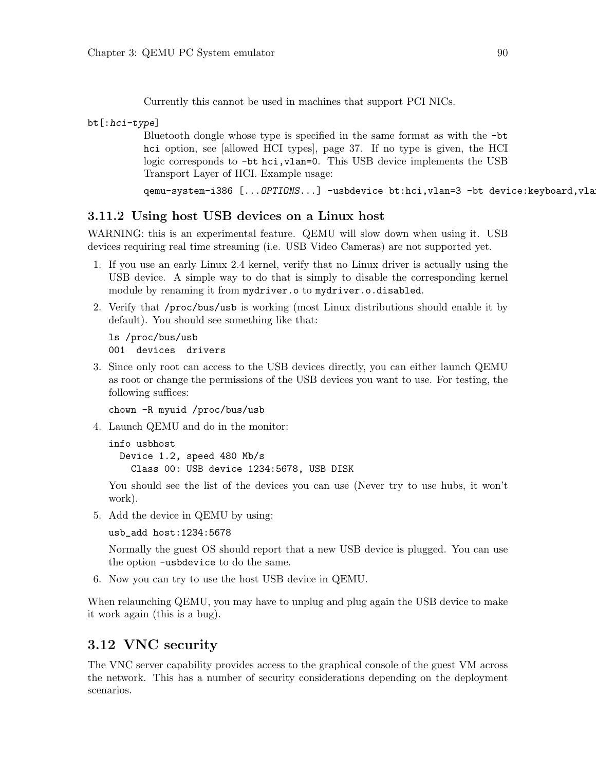Currently this cannot be used in machines that support PCI NICs.

`bt[:hci-type]`
: Bluetooth dongle whose type is specified in the same format as with the `-bt hci` option, see [allowed HCI types], page 37. If no type is given, the HCI logic corresponds to `-bt hci,vlan=0`. This USB device implements the USB Transport Layer of HCI. Example usage:

```
qemu-system-i386 [...OPTIONS...] -usbdevice bt:hci,vlan=3 -bt device:keyboard,vla
```

### 3.11.2 Using host USB devices on a Linux host

WARNING: this is an experimental feature. QEMU will slow down when using it. USB devices requiring real time streaming (i.e. USB Video Cameras) are not supported yet.

1. If you use an early Linux 2.4 kernel, verify that no Linux driver is actually using the USB device. A simple way to do that is simply to disable the corresponding kernel module by renaming it from `mydriver.o` to `mydriver.o.disabled`.
2. Verify that `/proc/bus/usb` is working (most Linux distributions should enable it by default). You should see something like that:

   ```
   ls /proc/bus/usb
   001  devices  drivers
   ```

3. Since only root can access to the USB devices directly, you can either launch QEMU as root or change the permissions of the USB devices you want to use. For testing, the following suffices:

   ```
   chown -R myuid /proc/bus/usb
   ```

4. Launch QEMU and do in the monitor:

   ```
   info usbhost
     Device 1.2, speed 480 Mb/s
       Class 00: USB device 1234:5678, USB DISK
   ```

   You should see the list of the devices you can use (Never try to use hubs, it won't work).

5. Add the device in QEMU by using:

   ```
   usb_add host:1234:5678
   ```

   Normally the guest OS should report that a new USB device is plugged. You can use the option `-usbdevice` to do the same.

6. Now you can try to use the host USB device in QEMU.

When relaunching QEMU, you may have to unplug and plug again the USB device to make it work again (this is a bug).

## 3.12 VNC security

The VNC server capability provides access to the graphical console of the guest VM across the network. This has a number of security considerations depending on the deployment scenarios.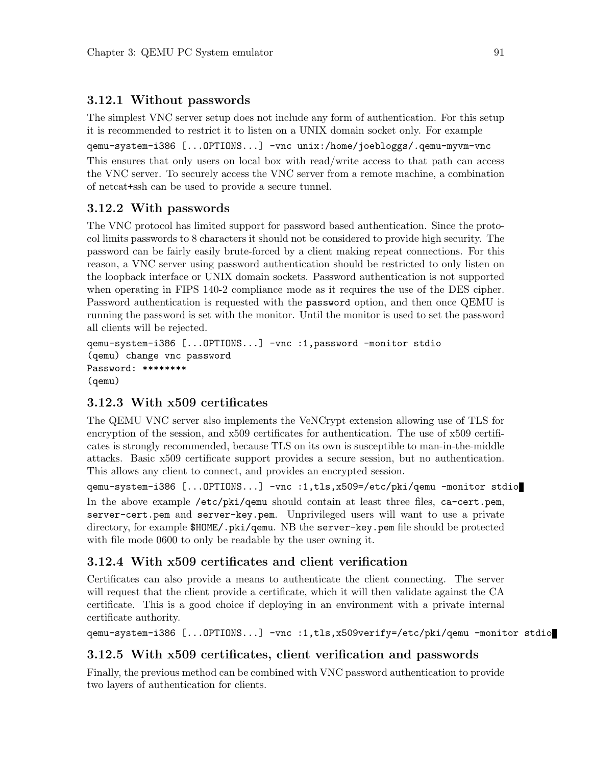### 3.12.1 Without passwords

The simplest VNC server setup does not include any form of authentication. For this setup it is recommended to restrict it to listen on a UNIX domain socket only. For example

```
qemu-system-i386 [...OPTIONS...] -vnc unix:/home/joebloggs/.qemu-myvm-vnc
```

This ensures that only users on local box with read/write access to that path can access the VNC server. To securely access the VNC server from a remote machine, a combination of netcat+ssh can be used to provide a secure tunnel.

### 3.12.2 With passwords

The VNC protocol has limited support for password based authentication. Since the protocol limits passwords to 8 characters it should not be considered to provide high security. The password can be fairly easily brute-forced by a client making repeat connections. For this reason, a VNC server using password authentication should be restricted to only listen on the loopback interface or UNIX domain sockets. Password authentication is not supported when operating in FIPS 140-2 compliance mode as it requires the use of the DES cipher. Password authentication is requested with the `password` option, and then once QEMU is running the password is set with the monitor. Until the monitor is used to set the password all clients will be rejected.

```
qemu-system-i386 [...OPTIONS...] -vnc :1,password -monitor stdio
(qemu) change vnc password
Password: ********
(qemu)
```

### 3.12.3 With x509 certificates

The QEMU VNC server also implements the VeNCrypt extension allowing use of TLS for encryption of the session, and x509 certificates for authentication. The use of x509 certificates is strongly recommended, because TLS on its own is susceptible to man-in-the-middle attacks. Basic x509 certificate support provides a secure session, but no authentication. This allows any client to connect, and provides an encrypted session.

```
qemu-system-i386 [...OPTIONS...] -vnc :1,tls,x509=/etc/pki/qemu -monitor stdio
```

In the above example `/etc/pki/qemu` should contain at least three files, `ca-cert.pem`, `server-cert.pem` and `server-key.pem`. Unprivileged users will want to use a private directory, for example `$HOME/.pki/qemu`. NB the `server-key.pem` file should be protected with file mode 0600 to only be readable by the user owning it.

### 3.12.4 With x509 certificates and client verification

Certificates can also provide a means to authenticate the client connecting. The server will request that the client provide a certificate, which it will then validate against the CA certificate. This is a good choice if deploying in an environment with a private internal certificate authority.

```
qemu-system-i386 [...OPTIONS...] -vnc :1,tls,x509verify=/etc/pki/qemu -monitor stdio
```

### 3.12.5 With x509 certificates, client verification and passwords

Finally, the previous method can be combined with VNC password authentication to provide two layers of authentication for clients.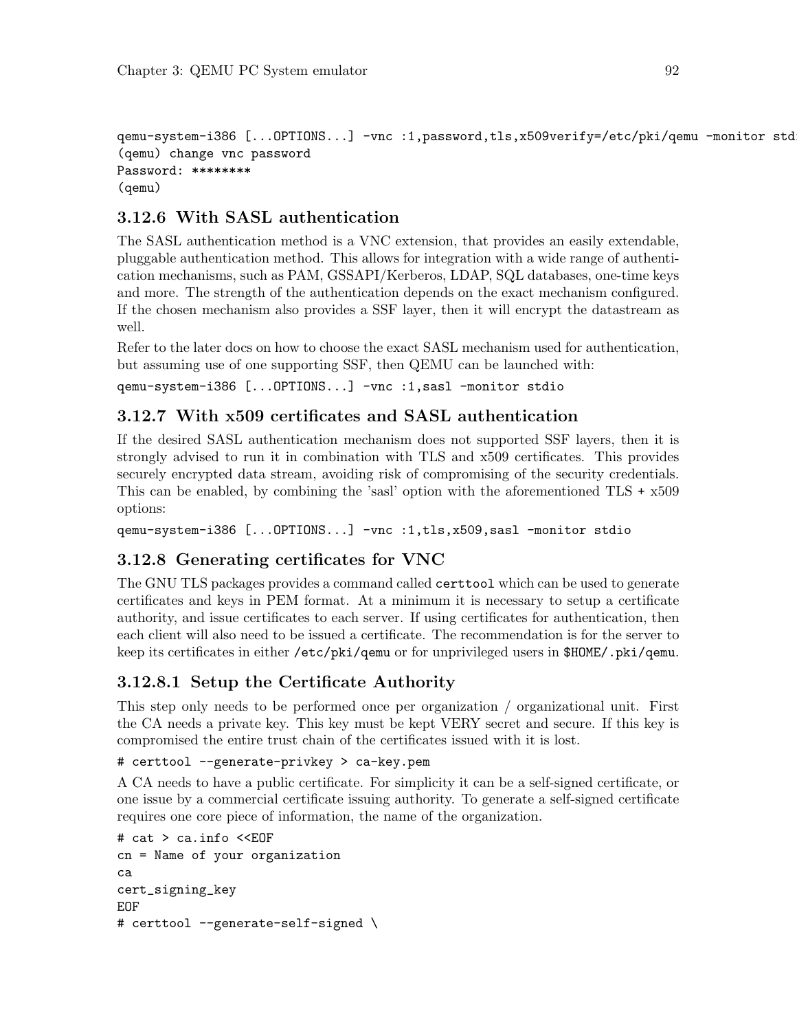```
qemu-system-i386 [...OPTIONS...] -vnc :1,password,tls,x509verify=/etc/pki/qemu -monitor stdi
(qemu) change vnc password
Password: ********
(qemu)
```

### 3.12.6 With SASL authentication

The SASL authentication method is a VNC extension, that provides an easily extendable, pluggable authentication method. This allows for integration with a wide range of authentication mechanisms, such as PAM, GSSAPI/Kerberos, LDAP, SQL databases, one-time keys and more. The strength of the authentication depends on the exact mechanism configured. If the chosen mechanism also provides a SSF layer, then it will encrypt the datastream as well.

Refer to the later docs on how to choose the exact SASL mechanism used for authentication, but assuming use of one supporting SSF, then QEMU can be launched with:

```
qemu-system-i386 [...OPTIONS...] -vnc :1,sasl -monitor stdio
```

### 3.12.7 With x509 certificates and SASL authentication

If the desired SASL authentication mechanism does not supported SSF layers, then it is strongly advised to run it in combination with TLS and x509 certificates. This provides securely encrypted data stream, avoiding risk of compromising of the security credentials. This can be enabled, by combining the 'sasl' option with the aforementioned TLS + x509 options:

```
qemu-system-i386 [...OPTIONS...] -vnc :1,tls,x509,sasl -monitor stdio
```

### 3.12.8 Generating certificates for VNC

The GNU TLS packages provides a command called `certtool` which can be used to generate certificates and keys in PEM format. At a minimum it is necessary to setup a certificate authority, and issue certificates to each server. If using certificates for authentication, then each client will also need to be issued a certificate. The recommendation is for the server to keep its certificates in either `/etc/pki/qemu` or for unprivileged users in `$HOME/.pki/qemu`.

#### 3.12.8.1 Setup the Certificate Authority

This step only needs to be performed once per organization / organizational unit. First the CA needs a private key. This key must be kept VERY secret and secure. If this key is compromised the entire trust chain of the certificates issued with it is lost.

```
# certtool --generate-privkey > ca-key.pem
```

A CA needs to have a public certificate. For simplicity it can be a self-signed certificate, or one issue by a commercial certificate issuing authority. To generate a self-signed certificate requires one core piece of information, the name of the organization.

```
# cat > ca.info <<EOF
cn = Name of your organization
ca
cert_signing_key
EOF
# certtool --generate-self-signed \
```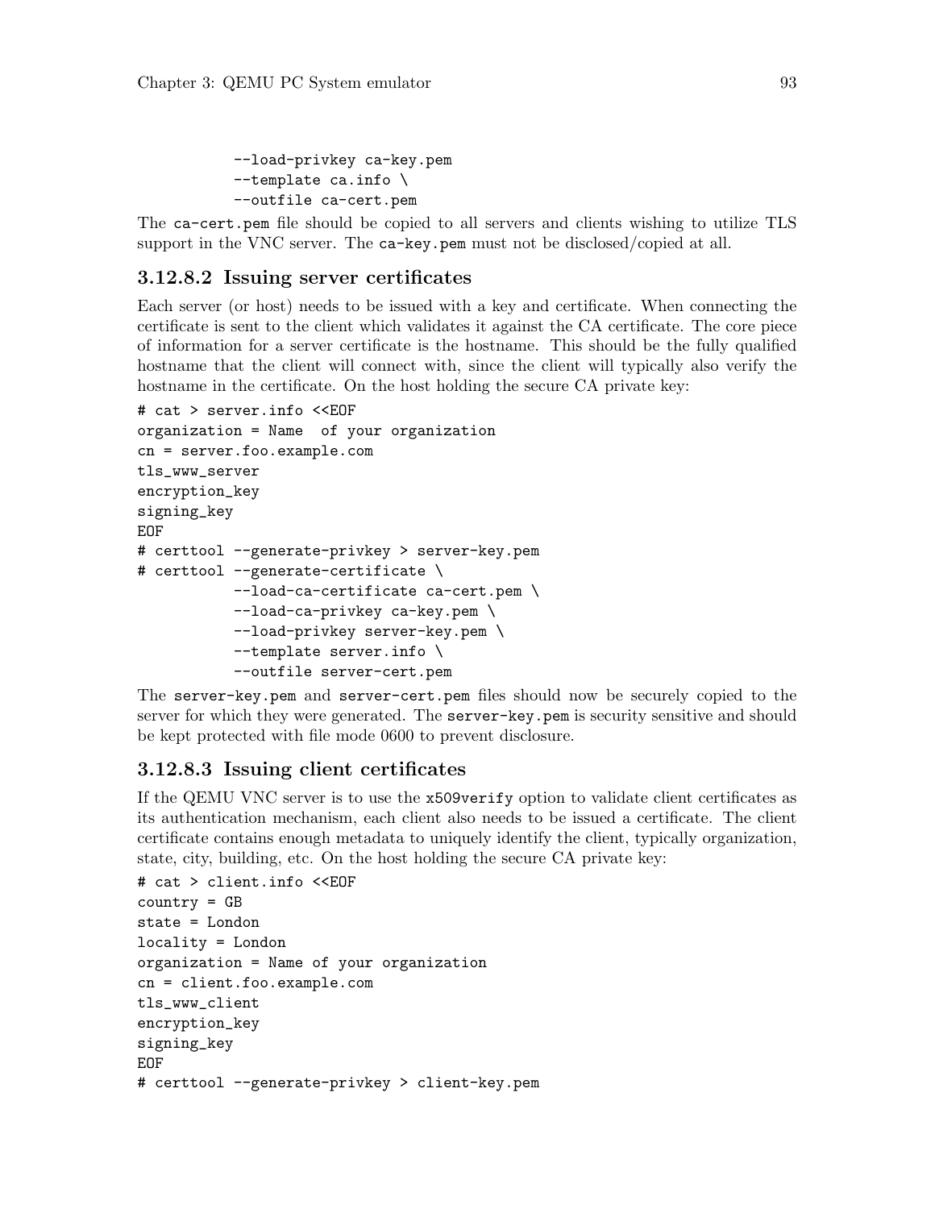```
           --load-privkey ca-key.pem
           --template ca.info \
           --outfile ca-cert.pem
```

The `ca-cert.pem` file should be copied to all servers and clients wishing to utilize TLS support in the VNC server. The `ca-key.pem` must not be disclosed/copied at all.

### 3.12.8.2 Issuing server certificates

Each server (or host) needs to be issued with a key and certificate. When connecting the certificate is sent to the client which validates it against the CA certificate. The core piece of information for a server certificate is the hostname. This should be the fully qualified hostname that the client will connect with, since the client will typically also verify the hostname in the certificate. On the host holding the secure CA private key:

```
# cat > server.info <<EOF
organization = Name  of your organization
cn = server.foo.example.com
tls_www_server
encryption_key
signing_key
EOF
# certtool --generate-privkey > server-key.pem
# certtool --generate-certificate \
           --load-ca-certificate ca-cert.pem \
           --load-ca-privkey ca-key.pem \
           --load-privkey server-key.pem \
           --template server.info \
           --outfile server-cert.pem
```

The `server-key.pem` and `server-cert.pem` files should now be securely copied to the server for which they were generated. The `server-key.pem` is security sensitive and should be kept protected with file mode 0600 to prevent disclosure.

### 3.12.8.3 Issuing client certificates

If the QEMU VNC server is to use the `x509verify` option to validate client certificates as its authentication mechanism, each client also needs to be issued a certificate. The client certificate contains enough metadata to uniquely identify the client, typically organization, state, city, building, etc. On the host holding the secure CA private key:

```
# cat > client.info <<EOF
country = GB
state = London
locality = London
organization = Name of your organization
cn = client.foo.example.com
tls_www_client
encryption_key
signing_key
EOF
# certtool --generate-privkey > client-key.pem
```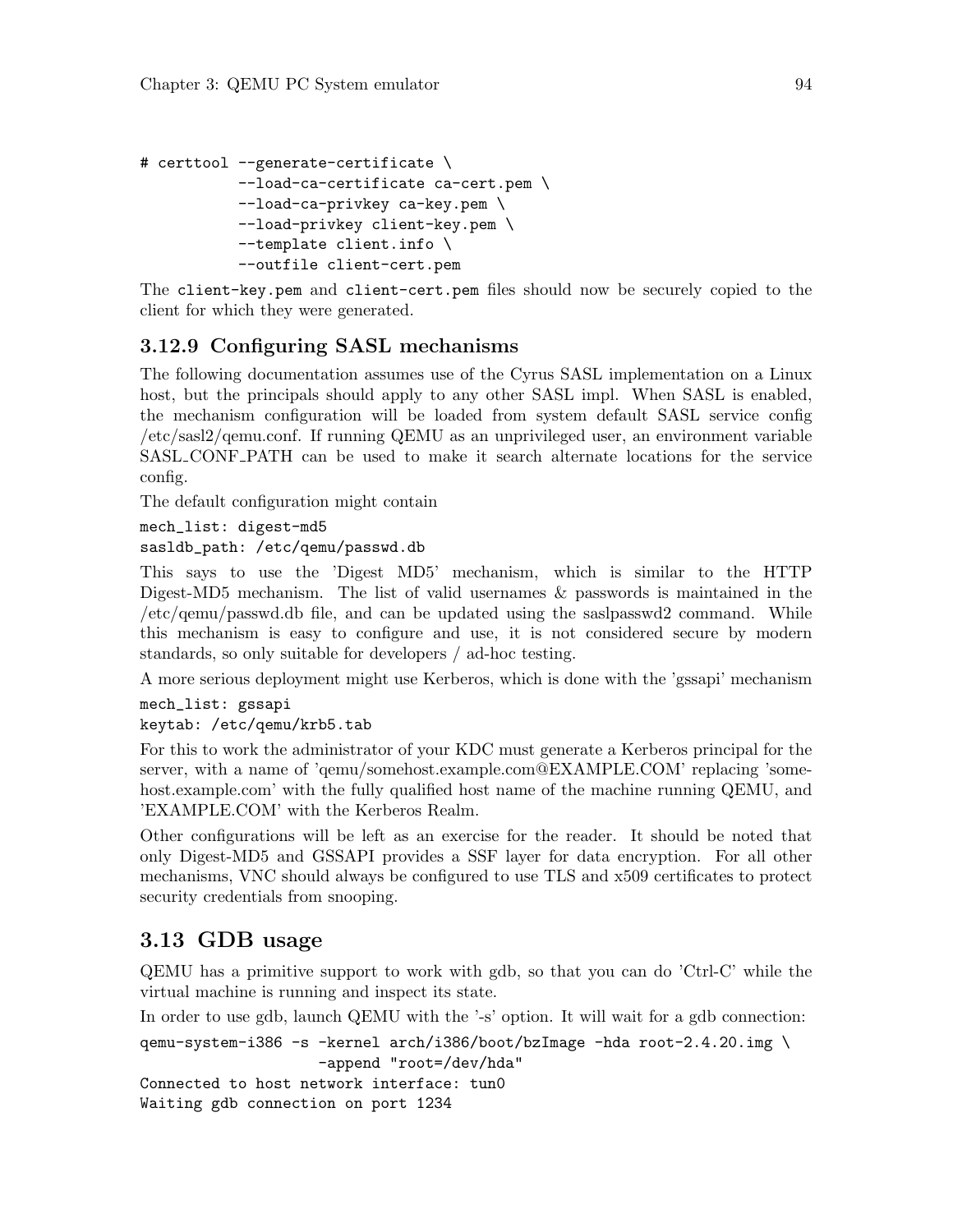```
# certtool --generate-certificate \
           --load-ca-certificate ca-cert.pem \
           --load-ca-privkey ca-key.pem \
           --load-privkey client-key.pem \
           --template client.info \
           --outfile client-cert.pem
```

The `client-key.pem` and `client-cert.pem` files should now be securely copied to the client for which they were generated.

### 3.12.9 Configuring SASL mechanisms

The following documentation assumes use of the Cyrus SASL implementation on a Linux host, but the principals should apply to any other SASL impl. When SASL is enabled, the mechanism configuration will be loaded from system default SASL service config /etc/sasl2/qemu.conf. If running QEMU as an unprivileged user, an environment variable SASL_CONF_PATH can be used to make it search alternate locations for the service config.

The default configuration might contain

```
mech_list: digest-md5
sasldb_path: /etc/qemu/passwd.db
```

This says to use the 'Digest MD5' mechanism, which is similar to the HTTP Digest-MD5 mechanism. The list of valid usernames & passwords is maintained in the /etc/qemu/passwd.db file, and can be updated using the saslpasswd2 command. While this mechanism is easy to configure and use, it is not considered secure by modern standards, so only suitable for developers / ad-hoc testing.

A more serious deployment might use Kerberos, which is done with the 'gssapi' mechanism

```
mech_list: gssapi
keytab: /etc/qemu/krb5.tab
```

For this to work the administrator of your KDC must generate a Kerberos principal for the server, with a name of 'qemu/somehost.example.com@EXAMPLE.COM' replacing 'somehost.example.com' with the fully qualified host name of the machine running QEMU, and 'EXAMPLE.COM' with the Kerberos Realm.

Other configurations will be left as an exercise for the reader. It should be noted that only Digest-MD5 and GSSAPI provides a SSF layer for data encryption. For all other mechanisms, VNC should always be configured to use TLS and x509 certificates to protect security credentials from snooping.

## 3.13 GDB usage

QEMU has a primitive support to work with gdb, so that you can do 'Ctrl-C' while the virtual machine is running and inspect its state.

In order to use gdb, launch QEMU with the '-s' option. It will wait for a gdb connection:

```
qemu-system-i386 -s -kernel arch/i386/boot/bzImage -hda root-2.4.20.img \
                    -append "root=/dev/hda"
Connected to host network interface: tun0
Waiting gdb connection on port 1234
```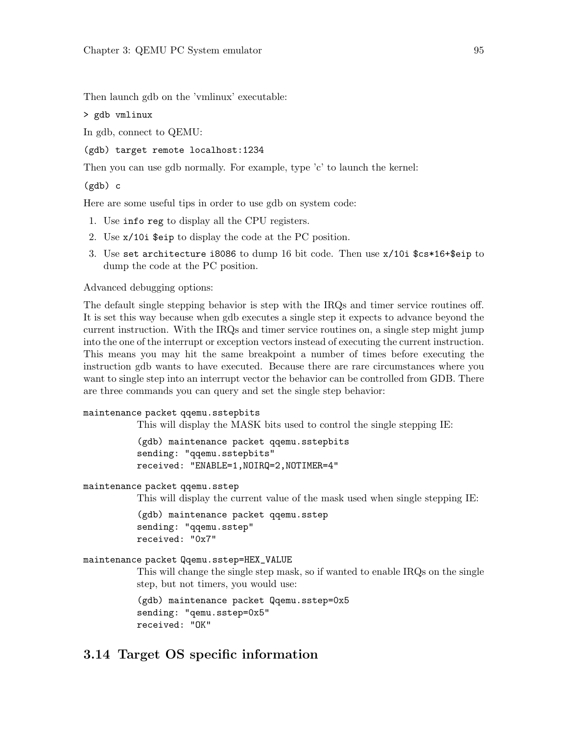Then launch gdb on the 'vmlinux' executable:

```
> gdb vmlinux
```

In gdb, connect to QEMU:

```
(gdb) target remote localhost:1234
```

Then you can use gdb normally. For example, type 'c' to launch the kernel:

```
(gdb) c
```

Here are some useful tips in order to use gdb on system code:

1. Use `info reg` to display all the CPU registers.
2. Use `x/10i $eip` to display the code at the PC position.
3. Use `set architecture i8086` to dump 16 bit code. Then use `x/10i $cs*16+$eip` to dump the code at the PC position.

Advanced debugging options:

The default single stepping behavior is step with the IRQs and timer service routines off. It is set this way because when gdb executes a single step it expects to advance beyond the current instruction. With the IRQs and timer service routines on, a single step might jump into the one of the interrupt or exception vectors instead of executing the current instruction. This means you may hit the same breakpoint a number of times before executing the instruction gdb wants to have executed. Because there are rare circumstances where you want to single step into an interrupt vector the behavior can be controlled from GDB. There are three commands you can query and set the single step behavior:

`maintenance packet qqemu.sstepbits`

This will display the MASK bits used to control the single stepping IE:

```
(gdb) maintenance packet qqemu.sstepbits
sending: "qqemu.sstepbits"
received: "ENABLE=1,NOIRQ=2,NOTIMER=4"
```

`maintenance packet qqemu.sstep`

This will display the current value of the mask used when single stepping IE:

```
(gdb) maintenance packet qqemu.sstep
sending: "qqemu.sstep"
received: "0x7"
```

`maintenance packet Qqemu.sstep=HEX_VALUE`

This will change the single step mask, so if wanted to enable IRQs on the single step, but not timers, you would use:

```
(gdb) maintenance packet Qqemu.sstep=0x5
sending: "qemu.sstep=0x5"
received: "OK"
```

## 3.14 Target OS specific information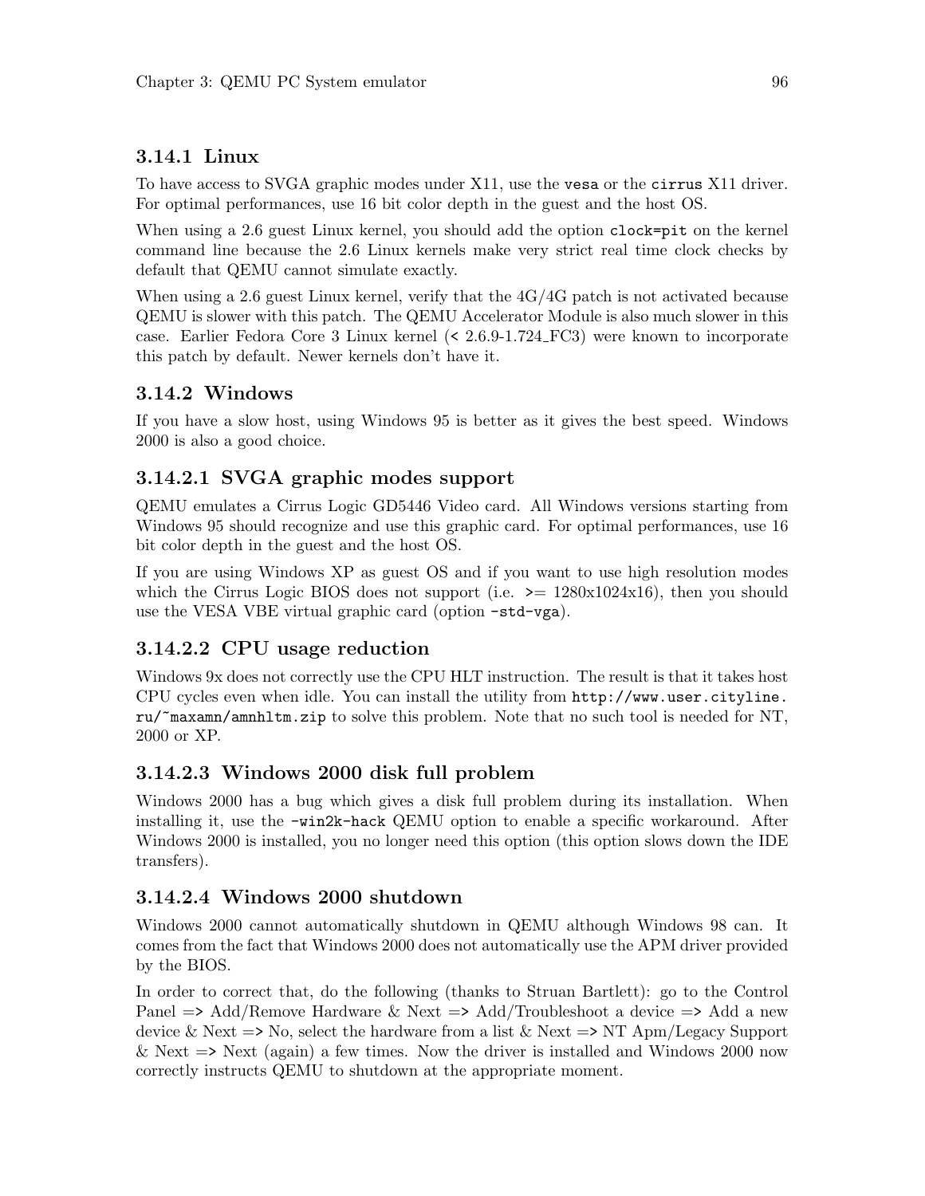### 3.14.1 Linux

To have access to SVGA graphic modes under X11, use the `vesa` or the `cirrus` X11 driver. For optimal performances, use 16 bit color depth in the guest and the host OS.

When using a 2.6 guest Linux kernel, you should add the option `clock=pit` on the kernel command line because the 2.6 Linux kernels make very strict real time clock checks by default that QEMU cannot simulate exactly.

When using a 2.6 guest Linux kernel, verify that the 4G/4G patch is not activated because QEMU is slower with this patch. The QEMU Accelerator Module is also much slower in this case. Earlier Fedora Core 3 Linux kernel (< 2.6.9-1.724_FC3) were known to incorporate this patch by default. Newer kernels don't have it.

### 3.14.2 Windows

If you have a slow host, using Windows 95 is better as it gives the best speed. Windows 2000 is also a good choice.

#### 3.14.2.1 SVGA graphic modes support

QEMU emulates a Cirrus Logic GD5446 Video card. All Windows versions starting from Windows 95 should recognize and use this graphic card. For optimal performances, use 16 bit color depth in the guest and the host OS.

If you are using Windows XP as guest OS and if you want to use high resolution modes which the Cirrus Logic BIOS does not support (i.e. >= 1280x1024x16), then you should use the VESA VBE virtual graphic card (option `-std-vga`).

#### 3.14.2.2 CPU usage reduction

Windows 9x does not correctly use the CPU HLT instruction. The result is that it takes host CPU cycles even when idle. You can install the utility from `http://www.user.cityline.ru/~maxamn/amnhltm.zip` to solve this problem. Note that no such tool is needed for NT, 2000 or XP.

#### 3.14.2.3 Windows 2000 disk full problem

Windows 2000 has a bug which gives a disk full problem during its installation. When installing it, use the `-win2k-hack` QEMU option to enable a specific workaround. After Windows 2000 is installed, you no longer need this option (this option slows down the IDE transfers).

#### 3.14.2.4 Windows 2000 shutdown

Windows 2000 cannot automatically shutdown in QEMU although Windows 98 can. It comes from the fact that Windows 2000 does not automatically use the APM driver provided by the BIOS.

In order to correct that, do the following (thanks to Struan Bartlett): go to the Control Panel => Add/Remove Hardware & Next => Add/Troubleshoot a device => Add a new device & Next => No, select the hardware from a list & Next => NT Apm/Legacy Support & Next => Next (again) a few times. Now the driver is installed and Windows 2000 now correctly instructs QEMU to shutdown at the appropriate moment.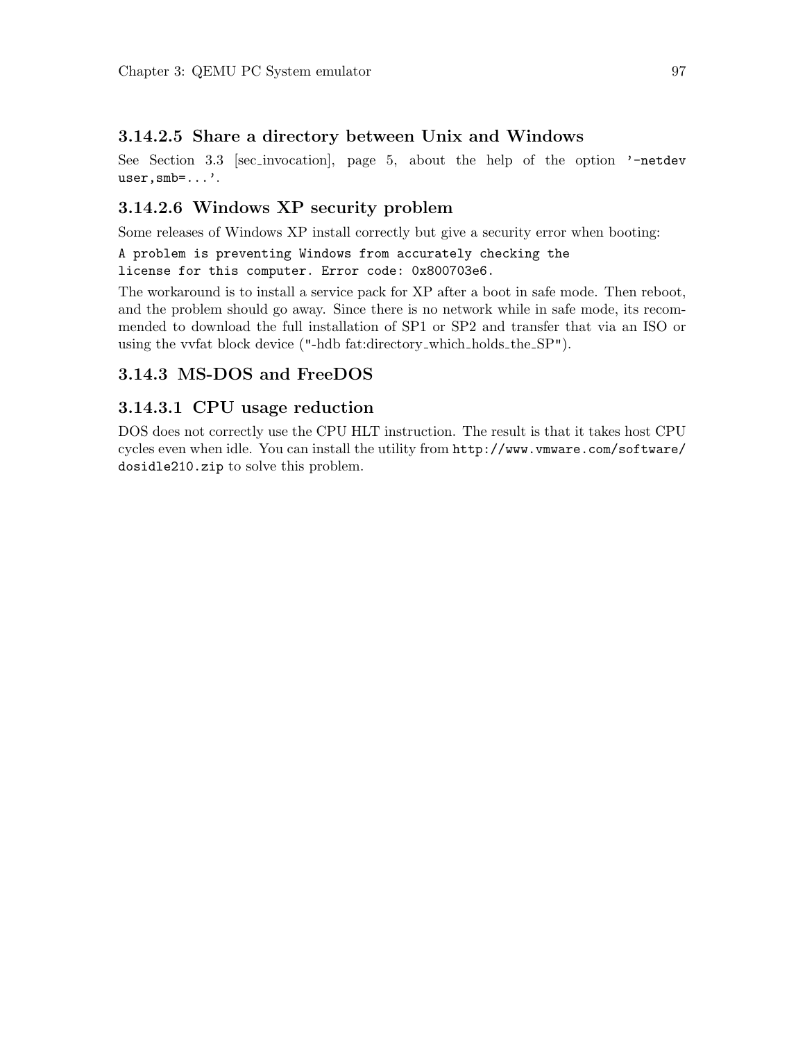#### 3.14.2.5 Share a directory between Unix and Windows

See Section 3.3 [sec_invocation], page 5, about the help of the option `'-netdev user,smb=...'`.

#### 3.14.2.6 Windows XP security problem

Some releases of Windows XP install correctly but give a security error when booting:

```
A problem is preventing Windows from accurately checking the
license for this computer. Error code: 0x800703e6.
```

The workaround is to install a service pack for XP after a boot in safe mode. Then reboot, and the problem should go away. Since there is no network while in safe mode, its recommended to download the full installation of SP1 or SP2 and transfer that via an ISO or using the vvfat block device ("-hdb fat:directory_which_holds_the_SP").

### 3.14.3 MS-DOS and FreeDOS

#### 3.14.3.1 CPU usage reduction

DOS does not correctly use the CPU HLT instruction. The result is that it takes host CPU cycles even when idle. You can install the utility from `http://www.vmware.com/software/dosidle210.zip` to solve this problem.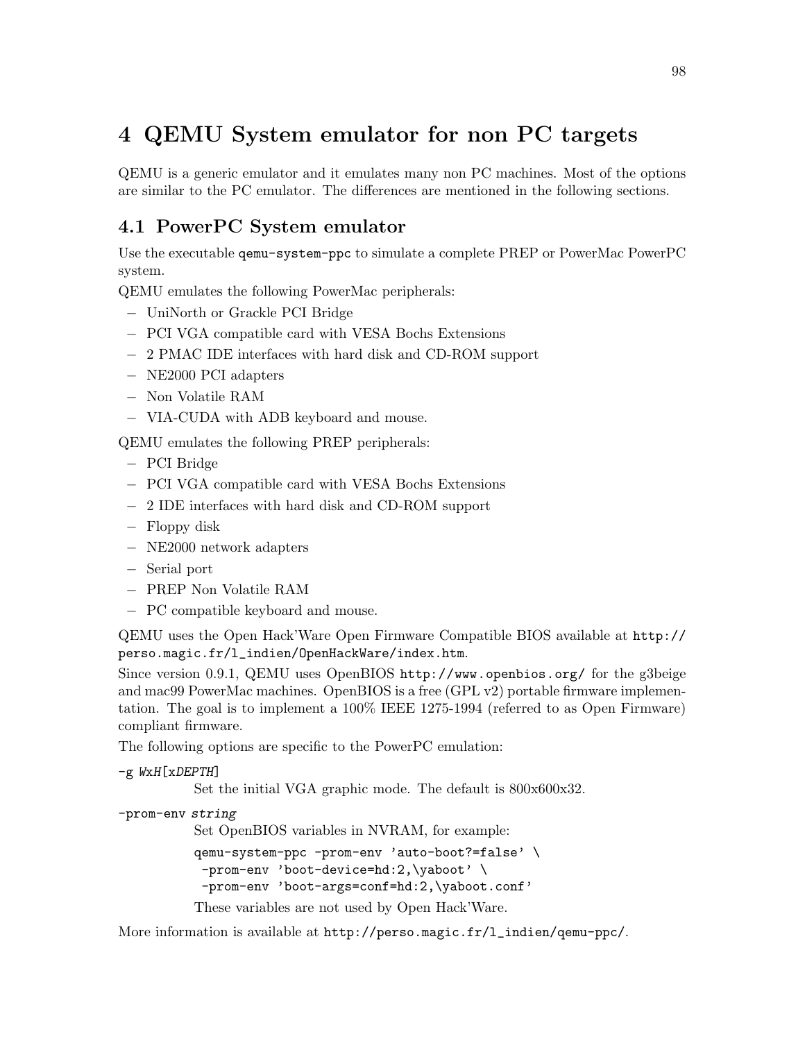# 4 QEMU System emulator for non PC targets

QEMU is a generic emulator and it emulates many non PC machines. Most of the options are similar to the PC emulator. The differences are mentioned in the following sections.

## 4.1 PowerPC System emulator

Use the executable `qemu-system-ppc` to simulate a complete PREP or PowerMac PowerPC system.

QEMU emulates the following PowerMac peripherals:

- UniNorth or Grackle PCI Bridge
- PCI VGA compatible card with VESA Bochs Extensions
- 2 PMAC IDE interfaces with hard disk and CD-ROM support
- NE2000 PCI adapters
- Non Volatile RAM
- VIA-CUDA with ADB keyboard and mouse.

QEMU emulates the following PREP peripherals:

- PCI Bridge
- PCI VGA compatible card with VESA Bochs Extensions
- 2 IDE interfaces with hard disk and CD-ROM support
- Floppy disk
- NE2000 network adapters
- Serial port
- PREP Non Volatile RAM
- PC compatible keyboard and mouse.

QEMU uses the Open Hack'Ware Open Firmware Compatible BIOS available at `http://perso.magic.fr/l_indien/OpenHackWare/index.htm`.

Since version 0.9.1, QEMU uses OpenBIOS `http://www.openbios.org/` for the g3beige and mac99 PowerMac machines. OpenBIOS is a free (GPL v2) portable firmware implementation. The goal is to implement a 100% IEEE 1275-1994 (referred to as Open Firmware) compliant firmware.

The following options are specific to the PowerPC emulation:

`-g` *WxH*[x*DEPTH*]
: Set the initial VGA graphic mode. The default is 800x600x32.

`-prom-env` *string*
: Set OpenBIOS variables in NVRAM, for example:

```
qemu-system-ppc -prom-env 'auto-boot?=false' \
 -prom-env 'boot-device=hd:2,\yaboot' \
 -prom-env 'boot-args=conf=hd:2,\yaboot.conf'
```

These variables are not used by Open Hack'Ware.

More information is available at `http://perso.magic.fr/l_indien/qemu-ppc/`.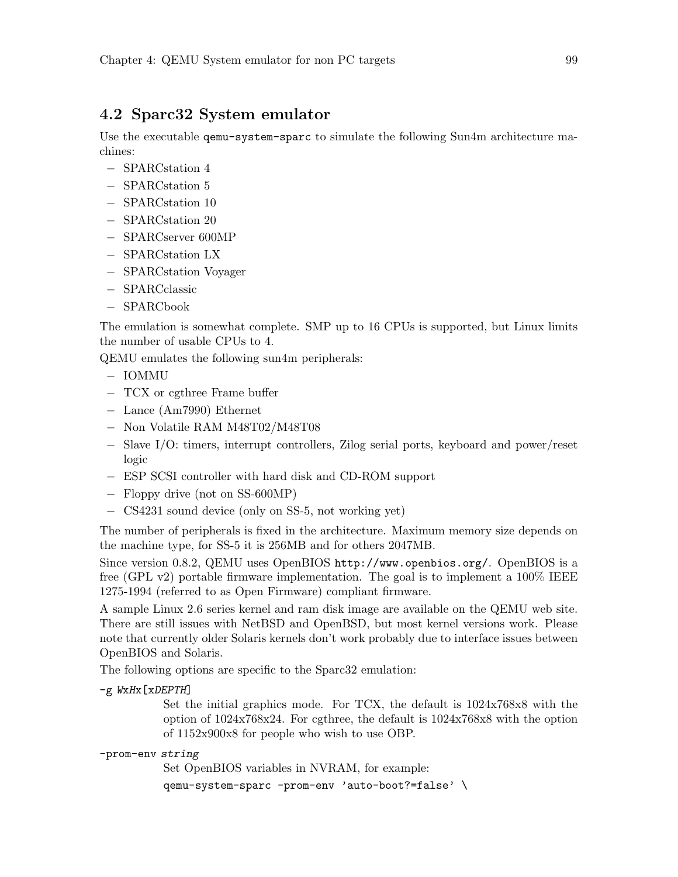## 4.2 Sparc32 System emulator

Use the executable `qemu-system-sparc` to simulate the following Sun4m architecture machines:

- SPARCstation 4
- SPARCstation 5
- SPARCstation 10
- SPARCstation 20
- SPARCserver 600MP
- SPARCstation LX
- SPARCstation Voyager
- SPARCclassic
- SPARCbook

The emulation is somewhat complete. SMP up to 16 CPUs is supported, but Linux limits the number of usable CPUs to 4.

QEMU emulates the following sun4m peripherals:

- IOMMU
- TCX or cgthree Frame buffer
- Lance (Am7990) Ethernet
- Non Volatile RAM M48T02/M48T08
- Slave I/O: timers, interrupt controllers, Zilog serial ports, keyboard and power/reset logic
- ESP SCSI controller with hard disk and CD-ROM support
- Floppy drive (not on SS-600MP)
- CS4231 sound device (only on SS-5, not working yet)

The number of peripherals is fixed in the architecture. Maximum memory size depends on the machine type, for SS-5 it is 256MB and for others 2047MB.

Since version 0.8.2, QEMU uses OpenBIOS `http://www.openbios.org/`. OpenBIOS is a free (GPL v2) portable firmware implementation. The goal is to implement a 100% IEEE 1275-1994 (referred to as Open Firmware) compliant firmware.

A sample Linux 2.6 series kernel and ram disk image are available on the QEMU web site. There are still issues with NetBSD and OpenBSD, but most kernel versions work. Please note that currently older Solaris kernels don't work probably due to interface issues between OpenBIOS and Solaris.

The following options are specific to the Sparc32 emulation:

`-g WxHx[xDEPTH]`

Set the initial graphics mode. For TCX, the default is 1024x768x8 with the option of 1024x768x24. For cgthree, the default is 1024x768x8 with the option of 1152x900x8 for people who wish to use OBP.

`-prom-env string`

Set OpenBIOS variables in NVRAM, for example:

```
qemu-system-sparc -prom-env 'auto-boot?=false' \
```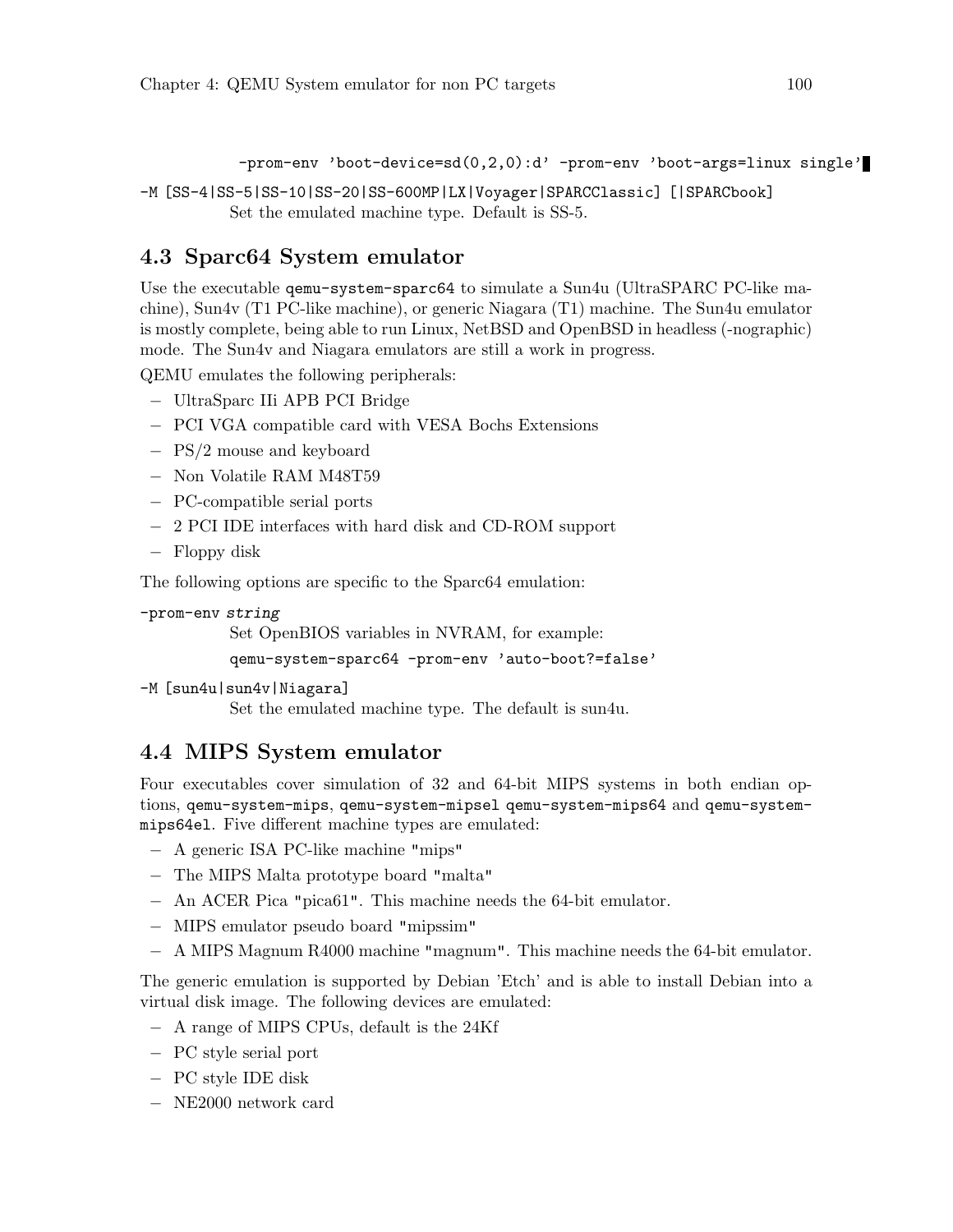```
-prom-env 'boot-device=sd(0,2,0):d' -prom-env 'boot-args=linux single'
```

`-M [SS-4|SS-5|SS-10|SS-20|SS-600MP|LX|Voyager|SPARCClassic] [|SPARCbook]`
Set the emulated machine type. Default is SS-5.

## 4.3 Sparc64 System emulator

Use the executable `qemu-system-sparc64` to simulate a Sun4u (UltraSPARC PC-like machine), Sun4v (T1 PC-like machine), or generic Niagara (T1) machine. The Sun4u emulator is mostly complete, being able to run Linux, NetBSD and OpenBSD in headless (-nographic) mode. The Sun4v and Niagara emulators are still a work in progress.

QEMU emulates the following peripherals:

- UltraSparc IIi APB PCI Bridge
- PCI VGA compatible card with VESA Bochs Extensions
- PS/2 mouse and keyboard
- Non Volatile RAM M48T59
- PC-compatible serial ports
- 2 PCI IDE interfaces with hard disk and CD-ROM support
- Floppy disk

The following options are specific to the Sparc64 emulation:

`-prom-env` *string*
Set OpenBIOS variables in NVRAM, for example:

```
qemu-system-sparc64 -prom-env 'auto-boot?=false'
```

`-M [sun4u|sun4v|Niagara]`
Set the emulated machine type. The default is sun4u.

## 4.4 MIPS System emulator

Four executables cover simulation of 32 and 64-bit MIPS systems in both endian options, `qemu-system-mips`, `qemu-system-mipsel` `qemu-system-mips64` and `qemu-system-mips64el`. Five different machine types are emulated:

- A generic ISA PC-like machine "mips"
- The MIPS Malta prototype board "malta"
- An ACER Pica "pica61". This machine needs the 64-bit emulator.
- MIPS emulator pseudo board "mipssim"
- A MIPS Magnum R4000 machine "magnum". This machine needs the 64-bit emulator.

The generic emulation is supported by Debian 'Etch' and is able to install Debian into a virtual disk image. The following devices are emulated:

- A range of MIPS CPUs, default is the 24Kf
- PC style serial port
- PC style IDE disk
- NE2000 network card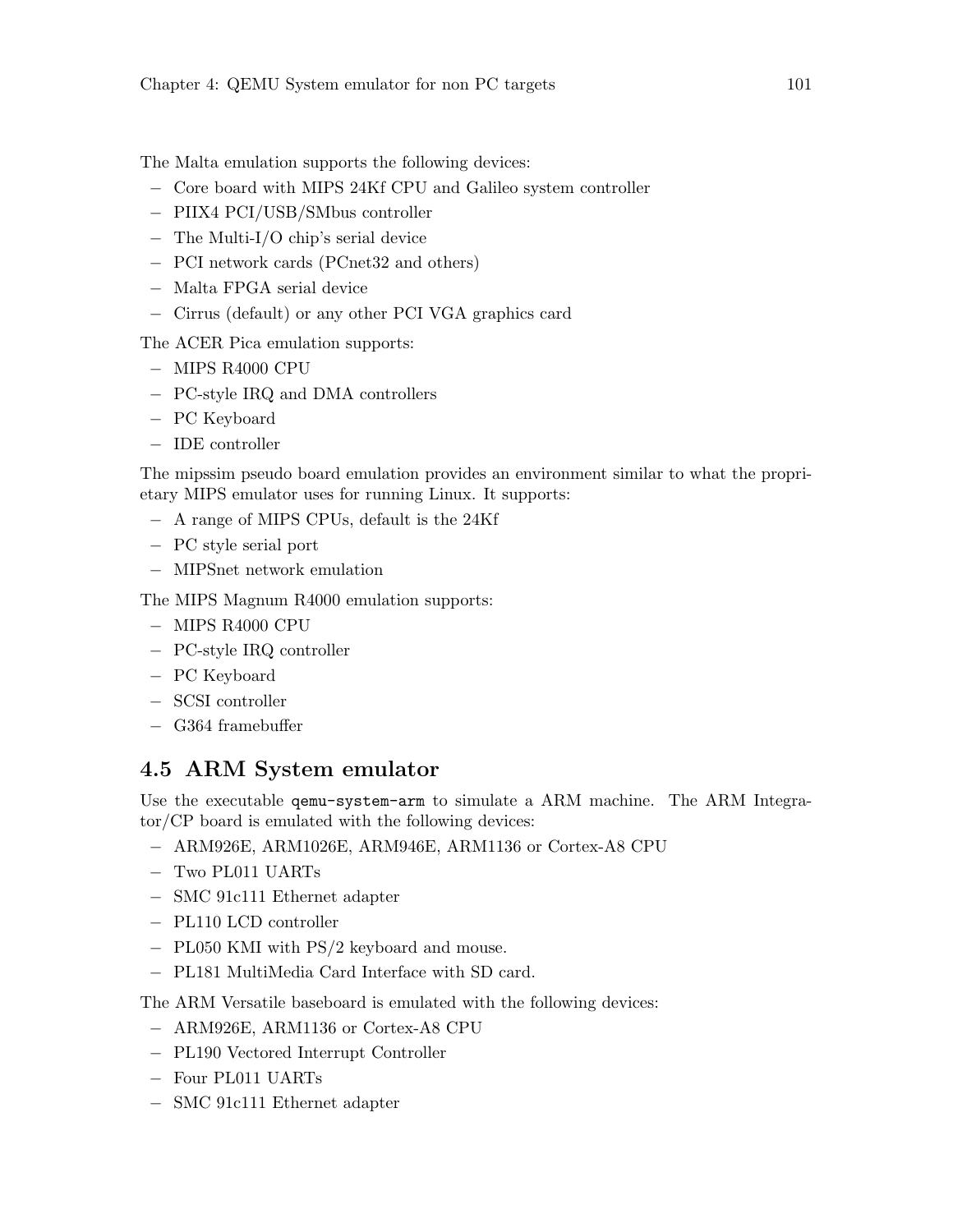The Malta emulation supports the following devices:

- Core board with MIPS 24Kf CPU and Galileo system controller
- PIIX4 PCI/USB/SMbus controller
- The Multi-I/O chip's serial device
- PCI network cards (PCnet32 and others)
- Malta FPGA serial device
- Cirrus (default) or any other PCI VGA graphics card

The ACER Pica emulation supports:

- MIPS R4000 CPU
- PC-style IRQ and DMA controllers
- PC Keyboard
- IDE controller

The mipssim pseudo board emulation provides an environment similar to what the proprietary MIPS emulator uses for running Linux. It supports:

- A range of MIPS CPUs, default is the 24Kf
- PC style serial port
- MIPSnet network emulation

The MIPS Magnum R4000 emulation supports:

- MIPS R4000 CPU
- PC-style IRQ controller
- PC Keyboard
- SCSI controller
- G364 framebuffer

## 4.5 ARM System emulator

Use the executable `qemu-system-arm` to simulate a ARM machine. The ARM Integrator/CP board is emulated with the following devices:

- ARM926E, ARM1026E, ARM946E, ARM1136 or Cortex-A8 CPU
- Two PL011 UARTs
- SMC 91c111 Ethernet adapter
- PL110 LCD controller
- PL050 KMI with PS/2 keyboard and mouse.
- PL181 MultiMedia Card Interface with SD card.

The ARM Versatile baseboard is emulated with the following devices:

- ARM926E, ARM1136 or Cortex-A8 CPU
- PL190 Vectored Interrupt Controller
- Four PL011 UARTs
- SMC 91c111 Ethernet adapter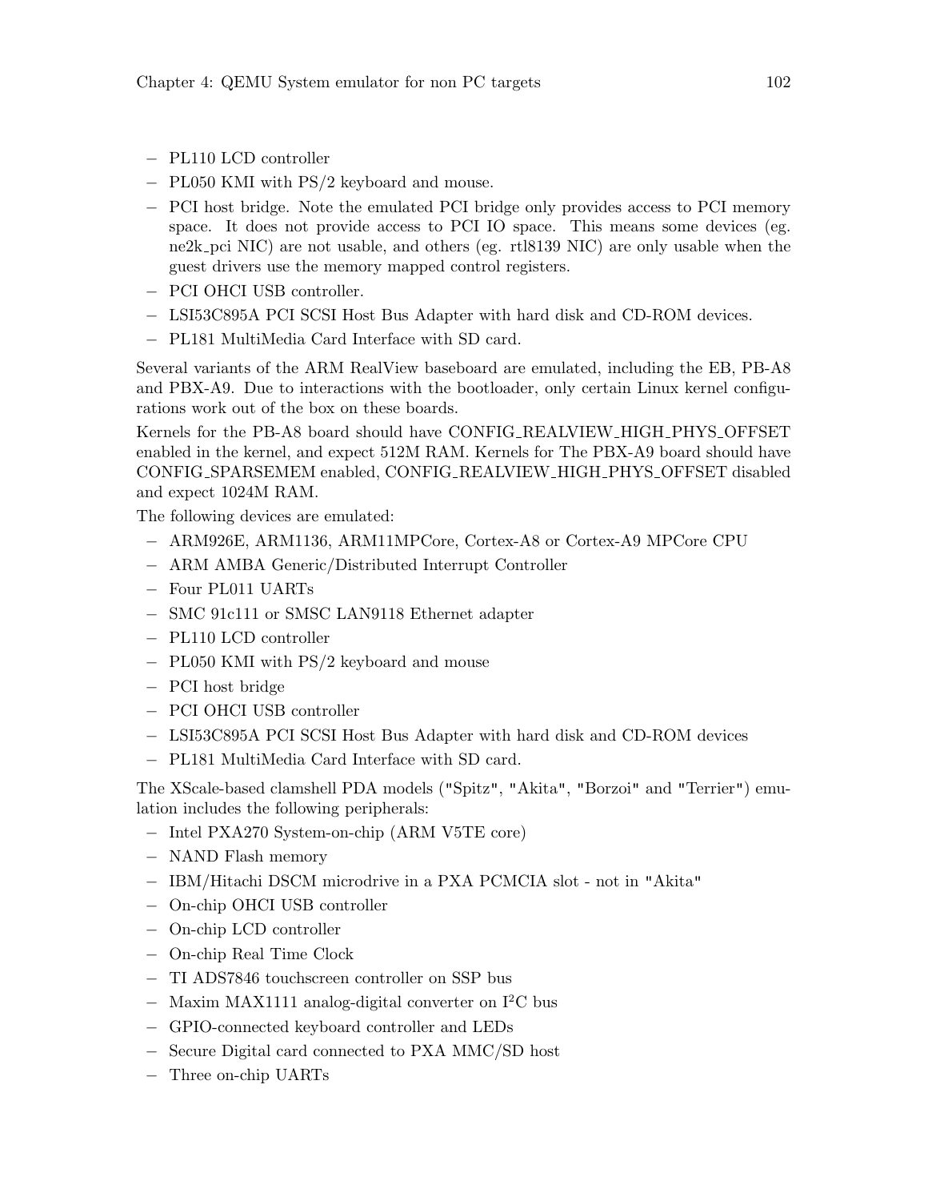- PL110 LCD controller
- PL050 KMI with PS/2 keyboard and mouse.
- PCI host bridge. Note the emulated PCI bridge only provides access to PCI memory space. It does not provide access to PCI IO space. This means some devices (eg. ne2k_pci NIC) are not usable, and others (eg. rtl8139 NIC) are only usable when the guest drivers use the memory mapped control registers.
- PCI OHCI USB controller.
- LSI53C895A PCI SCSI Host Bus Adapter with hard disk and CD-ROM devices.
- PL181 MultiMedia Card Interface with SD card.

Several variants of the ARM RealView baseboard are emulated, including the EB, PB-A8 and PBX-A9. Due to interactions with the bootloader, only certain Linux kernel configurations work out of the box on these boards.

Kernels for the PB-A8 board should have CONFIG_REALVIEW_HIGH_PHYS_OFFSET enabled in the kernel, and expect 512M RAM. Kernels for The PBX-A9 board should have CONFIG_SPARSEMEM enabled, CONFIG_REALVIEW_HIGH_PHYS_OFFSET disabled and expect 1024M RAM.

The following devices are emulated:

- ARM926E, ARM1136, ARM11MPCore, Cortex-A8 or Cortex-A9 MPCore CPU
- ARM AMBA Generic/Distributed Interrupt Controller
- Four PL011 UARTs
- SMC 91c111 or SMSC LAN9118 Ethernet adapter
- PL110 LCD controller
- PL050 KMI with PS/2 keyboard and mouse
- PCI host bridge
- PCI OHCI USB controller
- LSI53C895A PCI SCSI Host Bus Adapter with hard disk and CD-ROM devices
- PL181 MultiMedia Card Interface with SD card.

The XScale-based clamshell PDA models ("Spitz", "Akita", "Borzoi" and "Terrier") emulation includes the following peripherals:

- Intel PXA270 System-on-chip (ARM V5TE core)
- NAND Flash memory
- IBM/Hitachi DSCM microdrive in a PXA PCMCIA slot - not in "Akita"
- On-chip OHCI USB controller
- On-chip LCD controller
- On-chip Real Time Clock
- TI ADS7846 touchscreen controller on SSP bus
- Maxim MAX1111 analog-digital converter on $I^2C$ bus
- GPIO-connected keyboard controller and LEDs
- Secure Digital card connected to PXA MMC/SD host
- Three on-chip UARTs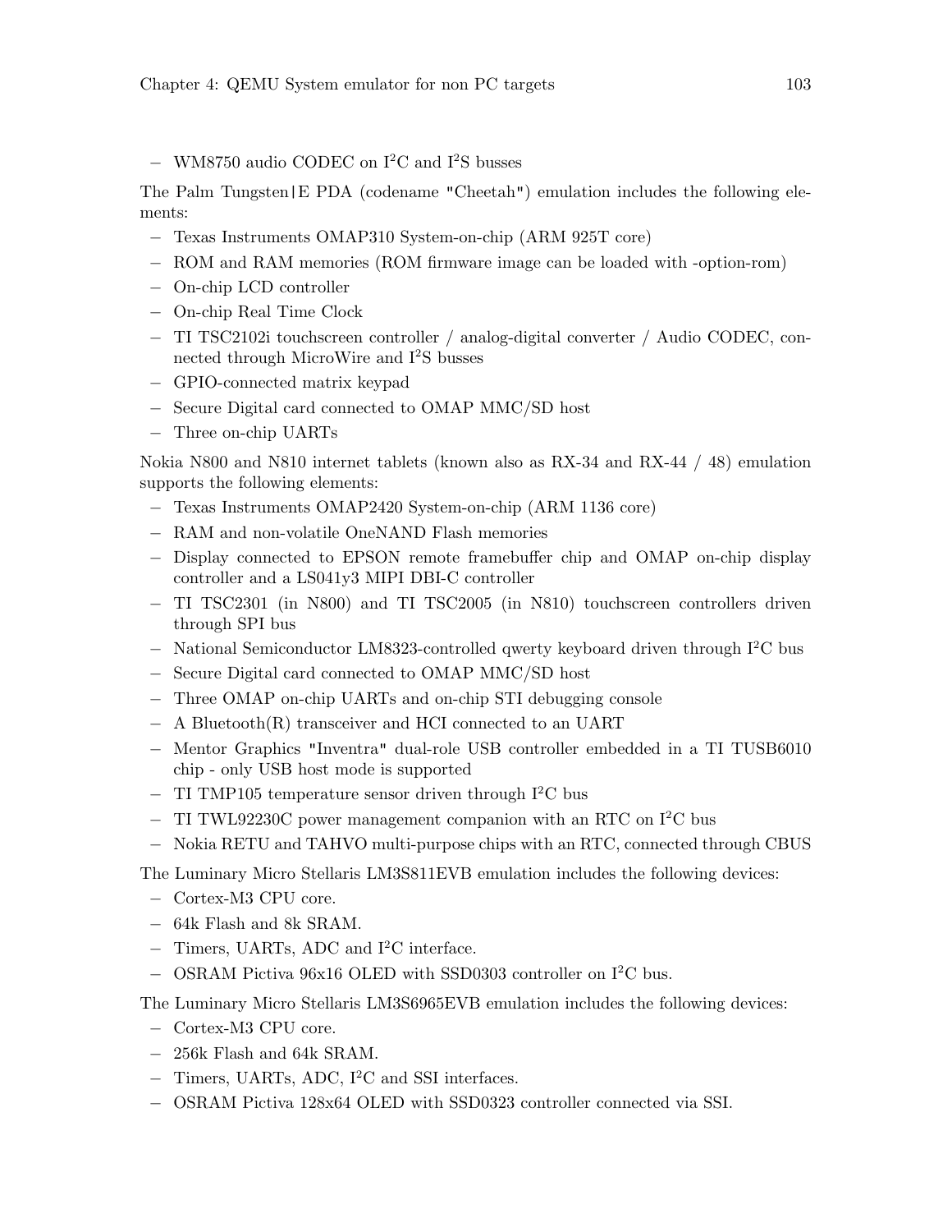- WM8750 audio CODEC on $I^2C$ and $I^2S$ busses

The Palm Tungsten|E PDA (codename "Cheetah") emulation includes the following elements:

- Texas Instruments OMAP310 System-on-chip (ARM 925T core)
- ROM and RAM memories (ROM firmware image can be loaded with -option-rom)
- On-chip LCD controller
- On-chip Real Time Clock
- TI TSC2102i touchscreen controller / analog-digital converter / Audio CODEC, connected through MicroWire and $I^2S$ busses
- GPIO-connected matrix keypad
- Secure Digital card connected to OMAP MMC/SD host
- Three on-chip UARTs

Nokia N800 and N810 internet tablets (known also as RX-34 and RX-44 / 48) emulation supports the following elements:

- Texas Instruments OMAP2420 System-on-chip (ARM 1136 core)
- RAM and non-volatile OneNAND Flash memories
- Display connected to EPSON remote framebuffer chip and OMAP on-chip display controller and a LS041y3 MIPI DBI-C controller
- TI TSC2301 (in N800) and TI TSC2005 (in N810) touchscreen controllers driven through SPI bus
- National Semiconductor LM8323-controlled qwerty keyboard driven through $I^2C$ bus
- Secure Digital card connected to OMAP MMC/SD host
- Three OMAP on-chip UARTs and on-chip STI debugging console
- A Bluetooth(R) transceiver and HCI connected to an UART
- Mentor Graphics "Inventra" dual-role USB controller embedded in a TI TUSB6010 chip - only USB host mode is supported
- TI TMP105 temperature sensor driven through $I^2C$ bus
- TI TWL92230C power management companion with an RTC on $I^2C$ bus
- Nokia RETU and TAHVO multi-purpose chips with an RTC, connected through CBUS

The Luminary Micro Stellaris LM3S811EVB emulation includes the following devices:

- Cortex-M3 CPU core.
- 64k Flash and 8k SRAM.
- Timers, UARTs, ADC and $I^2C$ interface.
- OSRAM Pictiva 96x16 OLED with SSD0303 controller on $I^2C$ bus.

The Luminary Micro Stellaris LM3S6965EVB emulation includes the following devices:

- Cortex-M3 CPU core.
- 256k Flash and 64k SRAM.
- Timers, UARTs, ADC, $I^2C$ and SSI interfaces.
- OSRAM Pictiva 128x64 OLED with SSD0323 controller connected via SSI.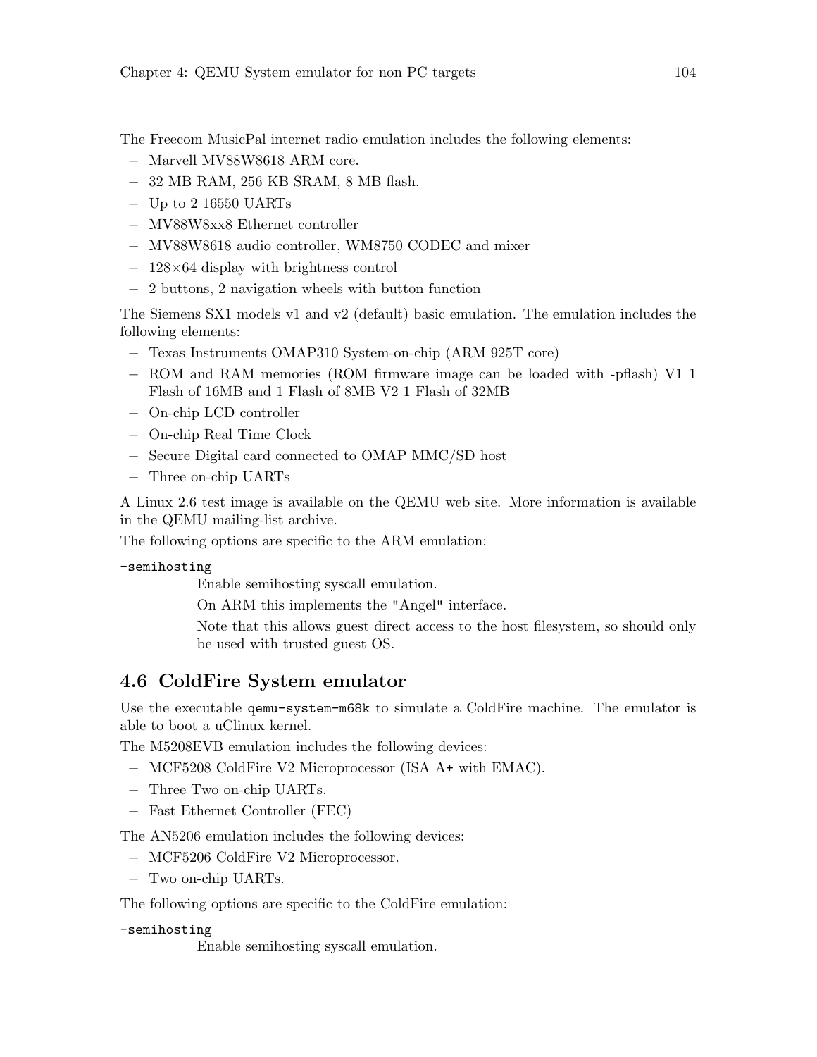The Freecom MusicPal internet radio emulation includes the following elements:

- Marvell MV88W8618 ARM core.
- 32 MB RAM, 256 KB SRAM, 8 MB flash.
- Up to 2 16550 UARTs
- MV88W8xx8 Ethernet controller
- MV88W8618 audio controller, WM8750 CODEC and mixer
- 128×64 display with brightness control
- 2 buttons, 2 navigation wheels with button function

The Siemens SX1 models v1 and v2 (default) basic emulation. The emulation includes the following elements:

- Texas Instruments OMAP310 System-on-chip (ARM 925T core)
- ROM and RAM memories (ROM firmware image can be loaded with -pflash) V1 1 Flash of 16MB and 1 Flash of 8MB V2 1 Flash of 32MB
- On-chip LCD controller
- On-chip Real Time Clock
- Secure Digital card connected to OMAP MMC/SD host
- Three on-chip UARTs

A Linux 2.6 test image is available on the QEMU web site. More information is available in the QEMU mailing-list archive.

The following options are specific to the ARM emulation:

`-semihosting`
: Enable semihosting syscall emulation.

  On ARM this implements the "Angel" interface.

  Note that this allows guest direct access to the host filesystem, so should only be used with trusted guest OS.

## 4.6 ColdFire System emulator

Use the executable `qemu-system-m68k` to simulate a ColdFire machine. The emulator is able to boot a uClinux kernel.

The M5208EVB emulation includes the following devices:

- MCF5208 ColdFire V2 Microprocessor (ISA A+ with EMAC).
- Three Two on-chip UARTs.
- Fast Ethernet Controller (FEC)

The AN5206 emulation includes the following devices:

- MCF5206 ColdFire V2 Microprocessor.
- Two on-chip UARTs.

The following options are specific to the ColdFire emulation:

`-semihosting`
: Enable semihosting syscall emulation.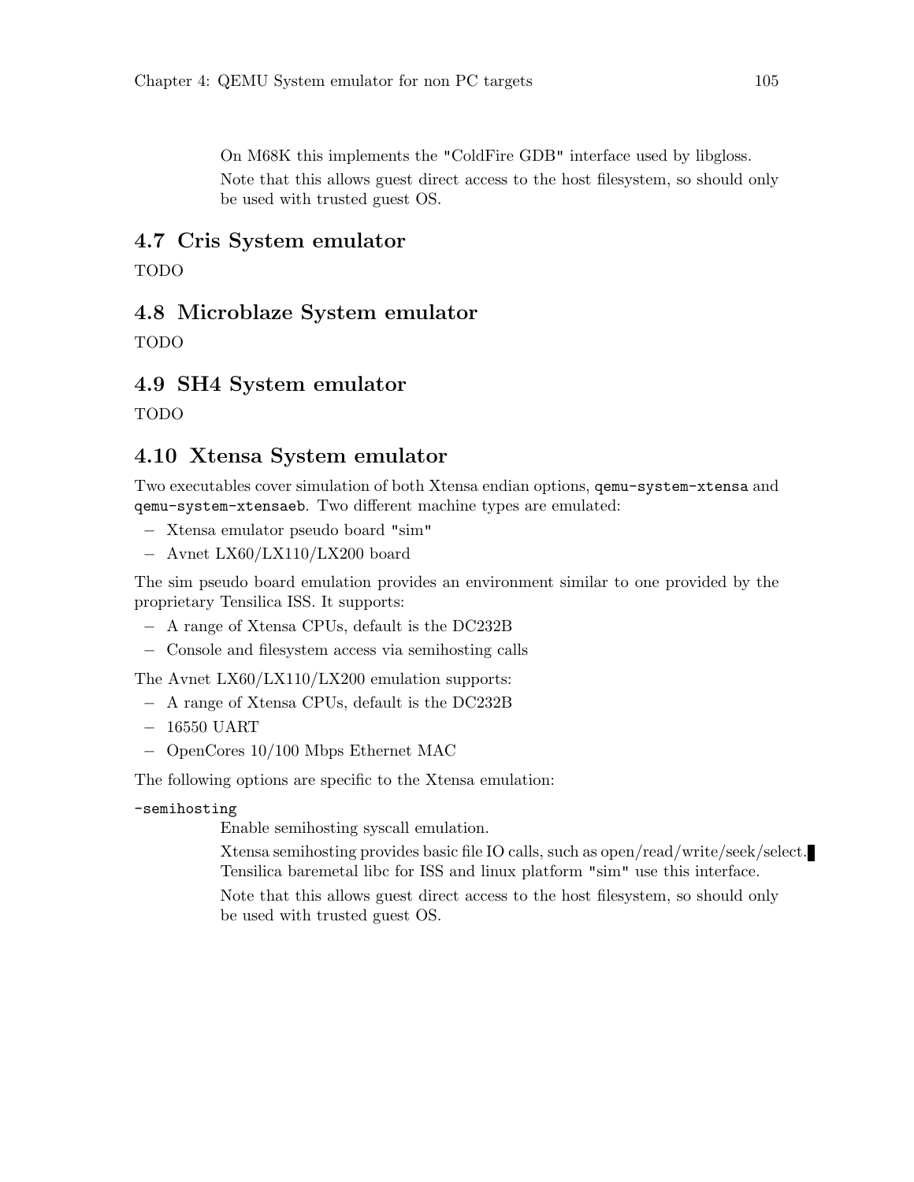On M68K this implements the "ColdFire GDB" interface used by libgloss.

Note that this allows guest direct access to the host filesystem, so should only be used with trusted guest OS.

## 4.7 Cris System emulator

TODO

## 4.8 Microblaze System emulator

TODO

## 4.9 SH4 System emulator

TODO

## 4.10 Xtensa System emulator

Two executables cover simulation of both Xtensa endian options, `qemu-system-xtensa` and `qemu-system-xtensaeb`. Two different machine types are emulated:

- Xtensa emulator pseudo board "sim"
- Avnet LX60/LX110/LX200 board

The sim pseudo board emulation provides an environment similar to one provided by the proprietary Tensilica ISS. It supports:

- A range of Xtensa CPUs, default is the DC232B
- Console and filesystem access via semihosting calls

The Avnet LX60/LX110/LX200 emulation supports:

- A range of Xtensa CPUs, default is the DC232B
- 16550 UART
- OpenCores 10/100 Mbps Ethernet MAC

The following options are specific to the Xtensa emulation:

`-semihosting`

Enable semihosting syscall emulation.

Xtensa semihosting provides basic file IO calls, such as open/read/write/seek/select. Tensilica baremetal libc for ISS and linux platform "sim" use this interface.

Note that this allows guest direct access to the host filesystem, so should only be used with trusted guest OS.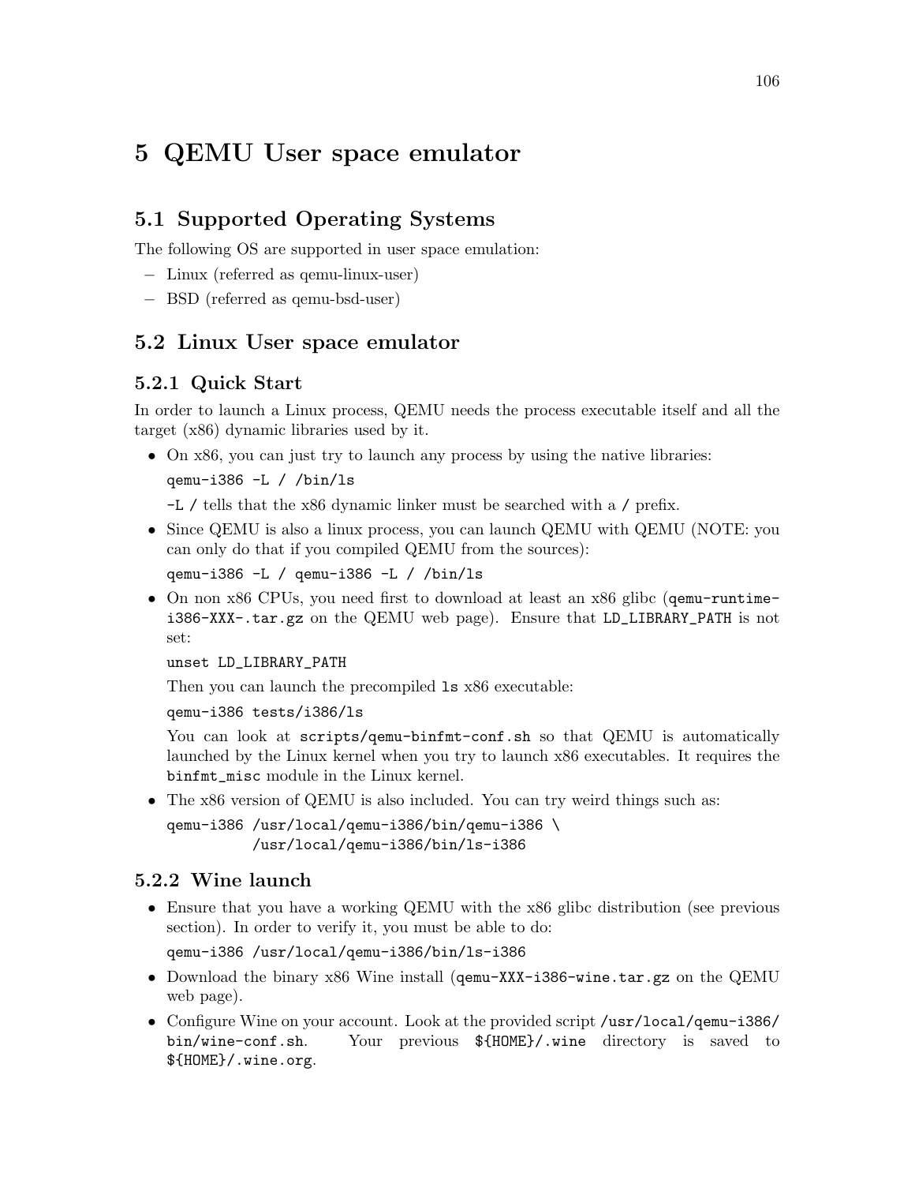# 5 QEMU User space emulator

## 5.1 Supported Operating Systems

The following OS are supported in user space emulation:

- Linux (referred as qemu-linux-user)
- BSD (referred as qemu-bsd-user)

## 5.2 Linux User space emulator

### 5.2.1 Quick Start

In order to launch a Linux process, QEMU needs the process executable itself and all the target (x86) dynamic libraries used by it.

- On x86, you can just try to launch any process by using the native libraries:

  ```
  qemu-i386 -L / /bin/ls
  ```

  `-L /` tells that the x86 dynamic linker must be searched with a `/` prefix.

- Since QEMU is also a linux process, you can launch QEMU with QEMU (NOTE: you can only do that if you compiled QEMU from the sources):

  ```
  qemu-i386 -L / qemu-i386 -L / /bin/ls
  ```

- On non x86 CPUs, you need first to download at least an x86 glibc (`qemu-runtime-i386-XXX-.tar.gz` on the QEMU web page). Ensure that `LD_LIBRARY_PATH` is not set:

  ```
  unset LD_LIBRARY_PATH
  ```

  Then you can launch the precompiled `ls` x86 executable:

  ```
  qemu-i386 tests/i386/ls
  ```

  You can look at `scripts/qemu-binfmt-conf.sh` so that QEMU is automatically launched by the Linux kernel when you try to launch x86 executables. It requires the `binfmt_misc` module in the Linux kernel.

- The x86 version of QEMU is also included. You can try weird things such as:

  ```
  qemu-i386 /usr/local/qemu-i386/bin/qemu-i386 \
            /usr/local/qemu-i386/bin/ls-i386
  ```

### 5.2.2 Wine launch

- Ensure that you have a working QEMU with the x86 glibc distribution (see previous section). In order to verify it, you must be able to do:

  ```
  qemu-i386 /usr/local/qemu-i386/bin/ls-i386
  ```

- Download the binary x86 Wine install (`qemu-XXX-i386-wine.tar.gz` on the QEMU web page).

- Configure Wine on your account. Look at the provided script `/usr/local/qemu-i386/bin/wine-conf.sh`. Your previous `${HOME}/.wine` directory is saved to `${HOME}/.wine.org`.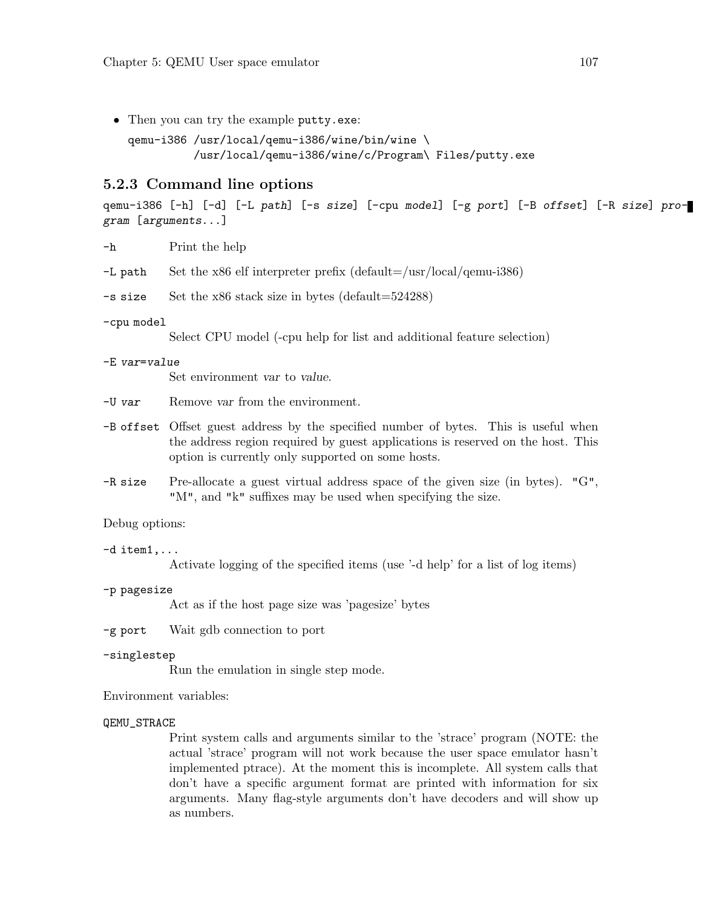- Then you can try the example `putty.exe`:

```
qemu-i386 /usr/local/qemu-i386/wine/bin/wine \
          /usr/local/qemu-i386/wine/c/Program\ Files/putty.exe
```

### 5.2.3 Command line options

`qemu-i386 [-h] [-d] [-L path] [-s size] [-cpu model] [-g port] [-B offset] [-R size] program [arguments...]`

`-h` Print the help

`-L path` Set the x86 elf interpreter prefix (default=/usr/local/qemu-i386)

`-s size` Set the x86 stack size in bytes (default=524288)

`-cpu model`
: Select CPU model (-cpu help for list and additional feature selection)

`-E var=value`
: Set environment *var* to *value*.

`-U var` Remove *var* from the environment.

`-B offset` Offset guest address by the specified number of bytes. This is useful when the address region required by guest applications is reserved on the host. This option is currently only supported on some hosts.

`-R size` Pre-allocate a guest virtual address space of the given size (in bytes). "G", "M", and "k" suffixes may be used when specifying the size.

Debug options:

`-d item1,...`
: Activate logging of the specified items (use '-d help' for a list of log items)

`-p pagesize`
: Act as if the host page size was 'pagesize' bytes

`-g port` Wait gdb connection to port

`-singlestep`
: Run the emulation in single step mode.

Environment variables:

`QEMU_STRACE`
: Print system calls and arguments similar to the 'strace' program (NOTE: the actual 'strace' program will not work because the user space emulator hasn't implemented ptrace). At the moment this is incomplete. All system calls that don't have a specific argument format are printed with information for six arguments. Many flag-style arguments don't have decoders and will show up as numbers.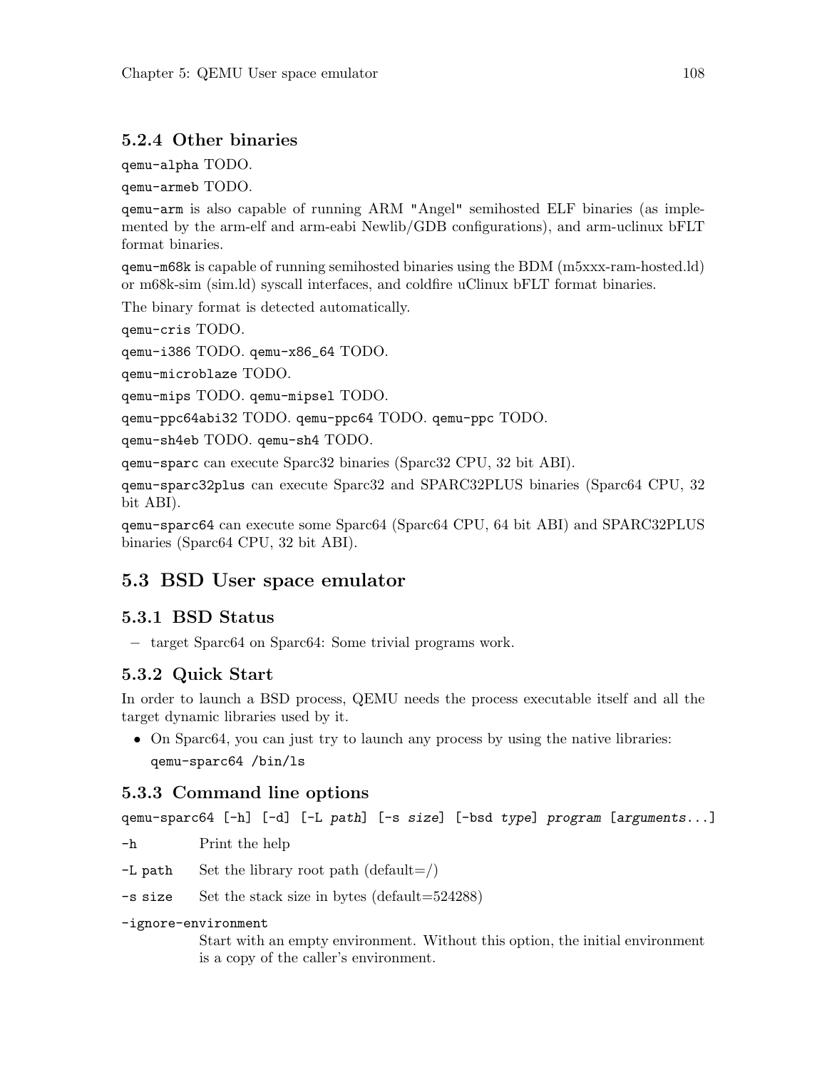### 5.2.4 Other binaries

`qemu-alpha` TODO.

`qemu-armeb` TODO.

`qemu-arm` is also capable of running ARM "Angel" semihosted ELF binaries (as implemented by the arm-elf and arm-eabi Newlib/GDB configurations), and arm-uclinux bFLT format binaries.

`qemu-m68k` is capable of running semihosted binaries using the BDM (m5xxx-ram-hosted.ld) or m68k-sim (sim.ld) syscall interfaces, and coldfire uClinux bFLT format binaries.

The binary format is detected automatically.

`qemu-cris` TODO.

`qemu-i386` TODO. `qemu-x86_64` TODO.

`qemu-microblaze` TODO.

`qemu-mips` TODO. `qemu-mipsel` TODO.

`qemu-ppc64abi32` TODO. `qemu-ppc64` TODO. `qemu-ppc` TODO.

`qemu-sh4eb` TODO. `qemu-sh4` TODO.

`qemu-sparc` can execute Sparc32 binaries (Sparc32 CPU, 32 bit ABI).

`qemu-sparc32plus` can execute Sparc32 and SPARC32PLUS binaries (Sparc64 CPU, 32 bit ABI).

`qemu-sparc64` can execute some Sparc64 (Sparc64 CPU, 64 bit ABI) and SPARC32PLUS binaries (Sparc64 CPU, 32 bit ABI).

## 5.3 BSD User space emulator

### 5.3.1 BSD Status

- target Sparc64 on Sparc64: Some trivial programs work.

### 5.3.2 Quick Start

In order to launch a BSD process, QEMU needs the process executable itself and all the target dynamic libraries used by it.

- On Sparc64, you can just try to launch any process by using the native libraries:

  ```
  qemu-sparc64 /bin/ls
  ```

### 5.3.3 Command line options

```
qemu-sparc64 [-h] [-d] [-L path] [-s size] [-bsd type] program [arguments...]
```

`-h` Print the help

`-L path` Set the library root path (default=/)

`-s size` Set the stack size in bytes (default=524288)

`-ignore-environment`
Start with an empty environment. Without this option, the initial environment is a copy of the caller's environment.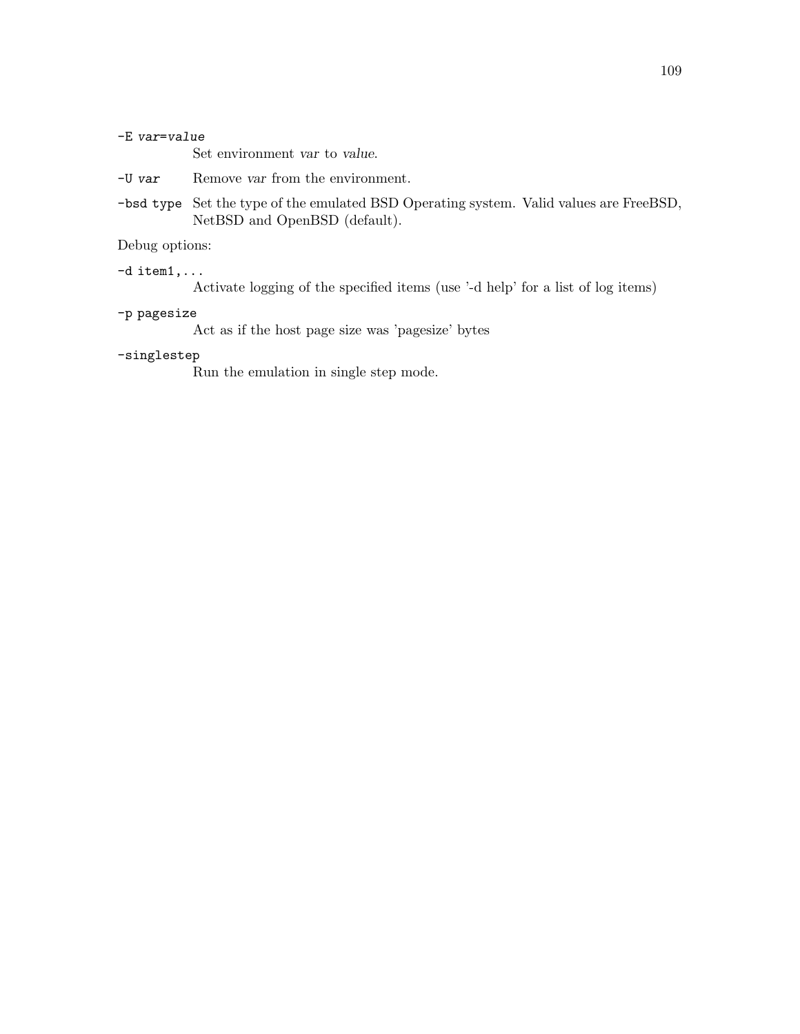`-E` *var=value*
: Set environment *var* to *value*.

`-U` *var*
: Remove *var* from the environment.

`-bsd type`
: Set the type of the emulated BSD Operating system. Valid values are FreeBSD, NetBSD and OpenBSD (default).

Debug options:

`-d item1,...`
: Activate logging of the specified items (use '-d help' for a list of log items)

`-p pagesize`
: Act as if the host page size was 'pagesize' bytes

`-singlestep`
: Run the emulation in single step mode.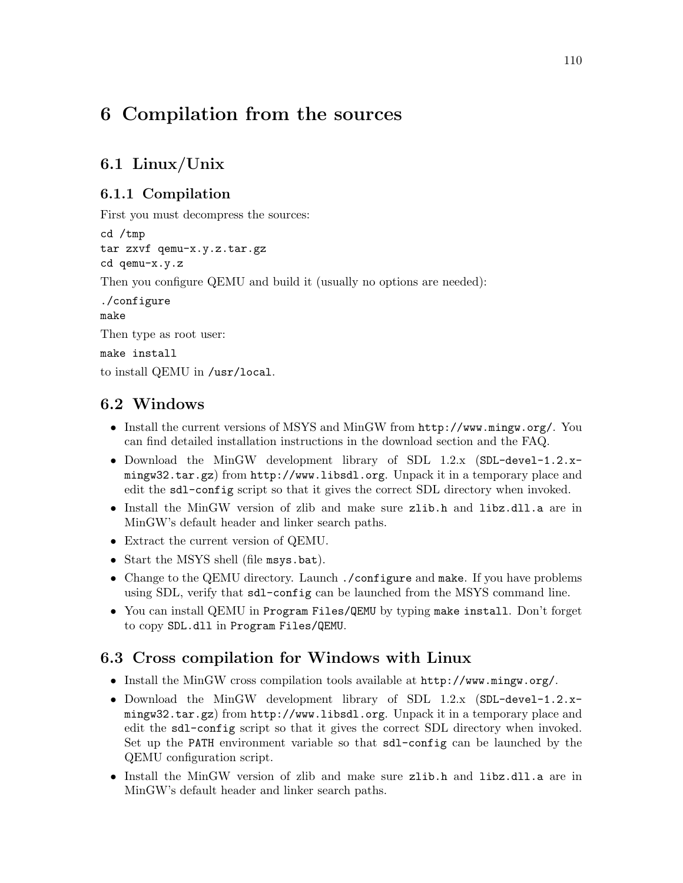# 6 Compilation from the sources

## 6.1 Linux/Unix

### 6.1.1 Compilation

First you must decompress the sources:

```
cd /tmp
tar zxvf qemu-x.y.z.tar.gz
cd qemu-x.y.z
```

Then you configure QEMU and build it (usually no options are needed):

```
./configure
make
```

Then type as root user:

```
make install
```

to install QEMU in `/usr/local`.

## 6.2 Windows

- Install the current versions of MSYS and MinGW from `http://www.mingw.org/`. You can find detailed installation instructions in the download section and the FAQ.
- Download the MinGW development library of SDL 1.2.x (`SDL-devel-1.2.x-mingw32.tar.gz`) from `http://www.libsdl.org`. Unpack it in a temporary place and edit the `sdl-config` script so that it gives the correct SDL directory when invoked.
- Install the MinGW version of zlib and make sure `zlib.h` and `libz.dll.a` are in MinGW's default header and linker search paths.
- Extract the current version of QEMU.
- Start the MSYS shell (file `msys.bat`).
- Change to the QEMU directory. Launch `./configure` and `make`. If you have problems using SDL, verify that `sdl-config` can be launched from the MSYS command line.
- You can install QEMU in `Program Files/QEMU` by typing `make install`. Don't forget to copy `SDL.dll` in `Program Files/QEMU`.

## 6.3 Cross compilation for Windows with Linux

- Install the MinGW cross compilation tools available at `http://www.mingw.org/`.
- Download the MinGW development library of SDL 1.2.x (`SDL-devel-1.2.x-mingw32.tar.gz`) from `http://www.libsdl.org`. Unpack it in a temporary place and edit the `sdl-config` script so that it gives the correct SDL directory when invoked. Set up the `PATH` environment variable so that `sdl-config` can be launched by the QEMU configuration script.
- Install the MinGW version of zlib and make sure `zlib.h` and `libz.dll.a` are in MinGW's default header and linker search paths.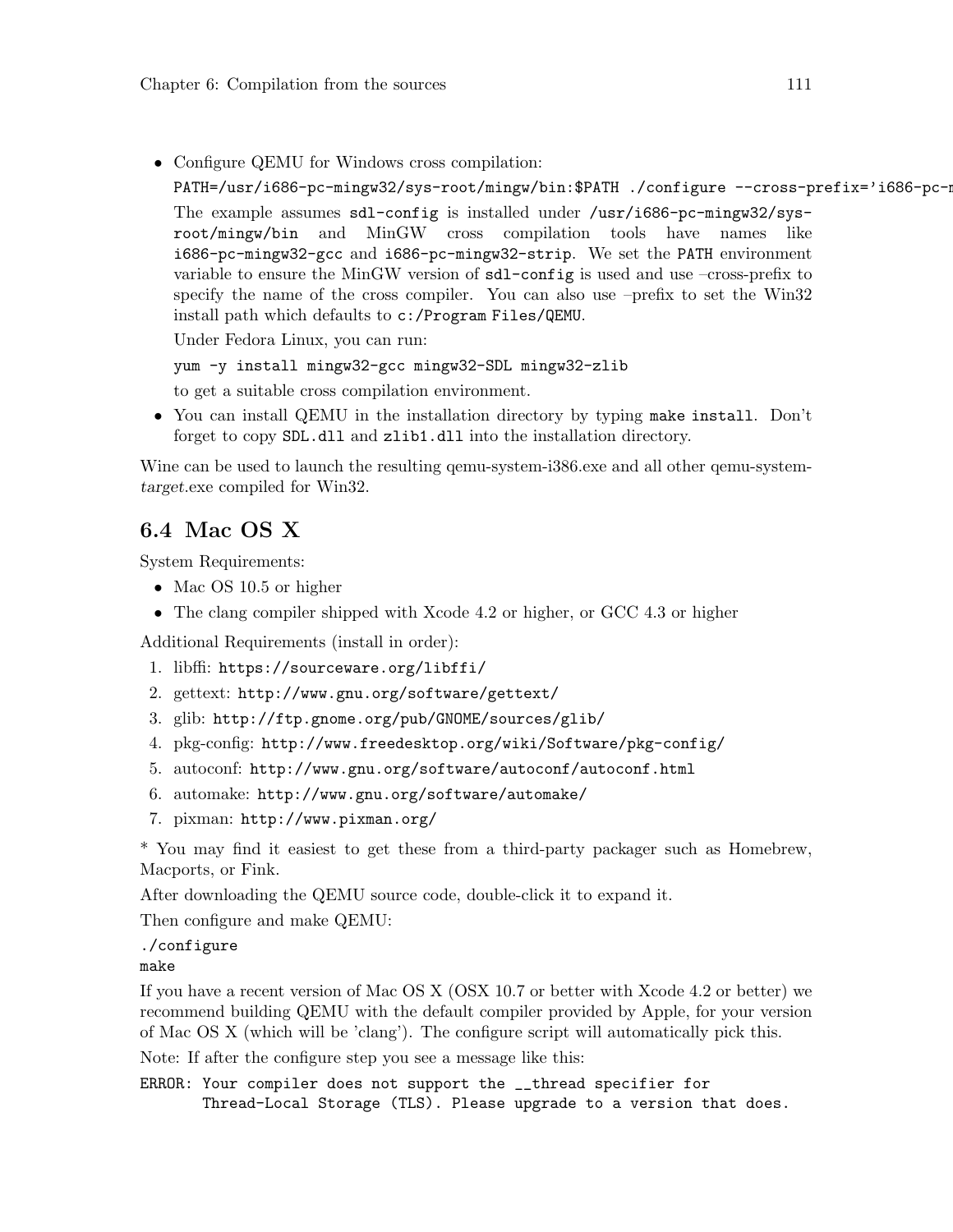- Configure QEMU for Windows cross compilation:

  ```
  PATH=/usr/i686-pc-mingw32/sys-root/mingw/bin:$PATH ./configure --cross-prefix='i686-pc-m
  ```

  The example assumes `sdl-config` is installed under `/usr/i686-pc-mingw32/sys-root/mingw/bin` and MinGW cross compilation tools have names like `i686-pc-mingw32-gcc` and `i686-pc-mingw32-strip`. We set the `PATH` environment variable to ensure the MinGW version of `sdl-config` is used and use –cross-prefix to specify the name of the cross compiler. You can also use –prefix to set the Win32 install path which defaults to `c:/Program Files/QEMU`.

  Under Fedora Linux, you can run:

  ```
  yum -y install mingw32-gcc mingw32-SDL mingw32-zlib
  ```

  to get a suitable cross compilation environment.

- You can install QEMU in the installation directory by typing `make install`. Don't forget to copy `SDL.dll` and `zlib1.dll` into the installation directory.

Wine can be used to launch the resulting qemu-system-i386.exe and all other qemu-system-*target*.exe compiled for Win32.

## 6.4 Mac OS X

System Requirements:

- Mac OS 10.5 or higher
- The clang compiler shipped with Xcode 4.2 or higher, or GCC 4.3 or higher

Additional Requirements (install in order):

1. libffi: `https://sourceware.org/libffi/`
2. gettext: `http://www.gnu.org/software/gettext/`
3. glib: `http://ftp.gnome.org/pub/GNOME/sources/glib/`
4. pkg-config: `http://www.freedesktop.org/wiki/Software/pkg-config/`
5. autoconf: `http://www.gnu.org/software/autoconf/autoconf.html`
6. automake: `http://www.gnu.org/software/automake/`
7. pixman: `http://www.pixman.org/`

* You may find it easiest to get these from a third-party packager such as Homebrew, Macports, or Fink.

After downloading the QEMU source code, double-click it to expand it.

Then configure and make QEMU:

```
./configure
make
```

If you have a recent version of Mac OS X (OSX 10.7 or better with Xcode 4.2 or better) we recommend building QEMU with the default compiler provided by Apple, for your version of Mac OS X (which will be 'clang'). The configure script will automatically pick this.

Note: If after the configure step you see a message like this:

```
ERROR: Your compiler does not support the __thread specifier for
       Thread-Local Storage (TLS). Please upgrade to a version that does.
```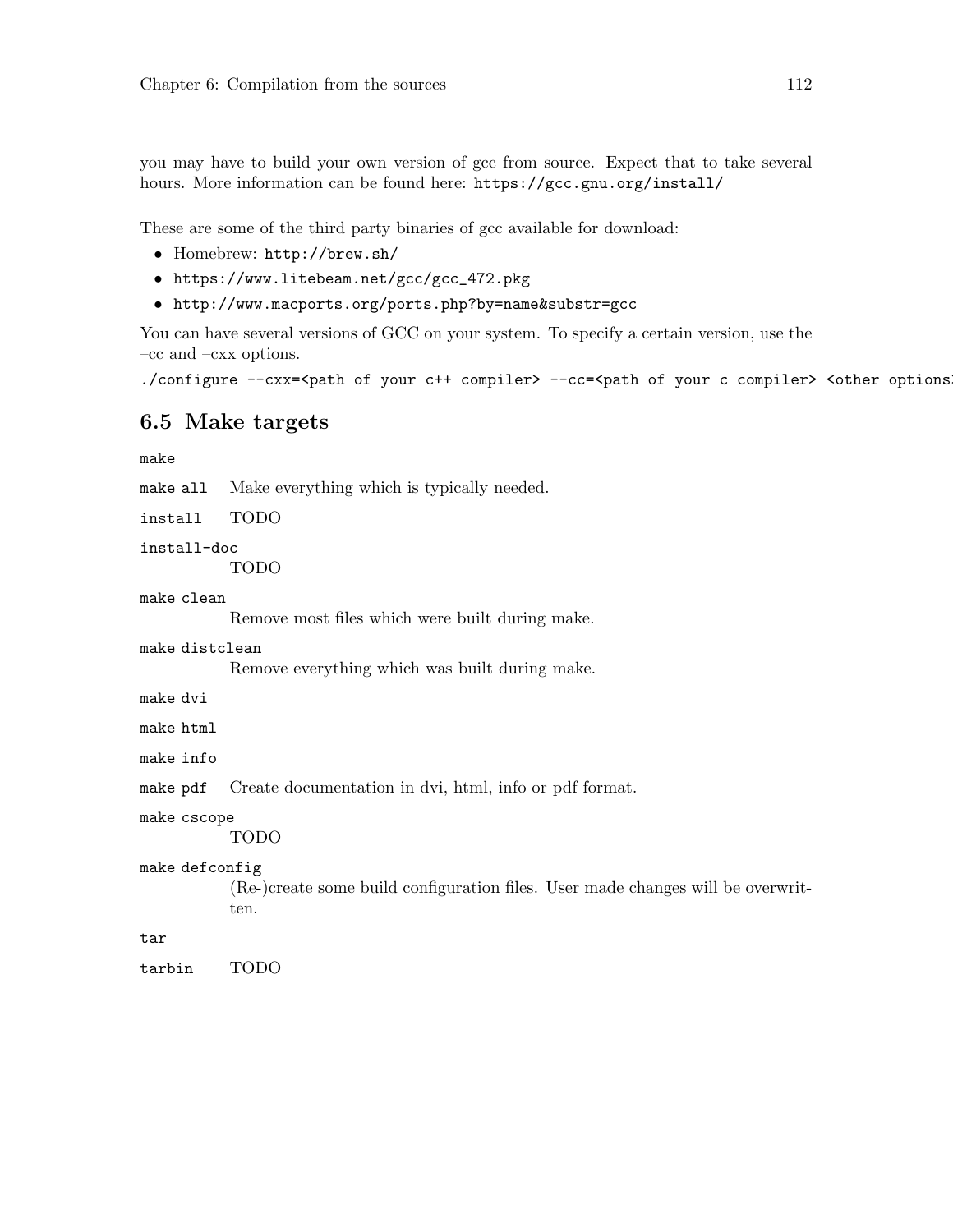you may have to build your own version of gcc from source. Expect that to take several hours. More information can be found here: `https://gcc.gnu.org/install/`

These are some of the third party binaries of gcc available for download:

- Homebrew: `http://brew.sh/`
- `https://www.litebeam.net/gcc/gcc_472.pkg`
- `http://www.macports.org/ports.php?by=name&substr=gcc`

You can have several versions of GCC on your system. To specify a certain version, use the –cc and –cxx options.

```
./configure --cxx=<path of your c++ compiler> --cc=<path of your c compiler> <other options>
```

## 6.5 Make targets

`make`

`make all` Make everything which is typically needed.

`install` TODO

`install-doc`
TODO

`make clean`
Remove most files which were built during make.

`make distclean`
Remove everything which was built during make.

`make dvi`

`make html`

`make info`

`make pdf` Create documentation in dvi, html, info or pdf format.

`make cscope`
TODO

`make defconfig`
(Re-)create some build configuration files. User made changes will be overwritten.

`tar`

`tarbin` TODO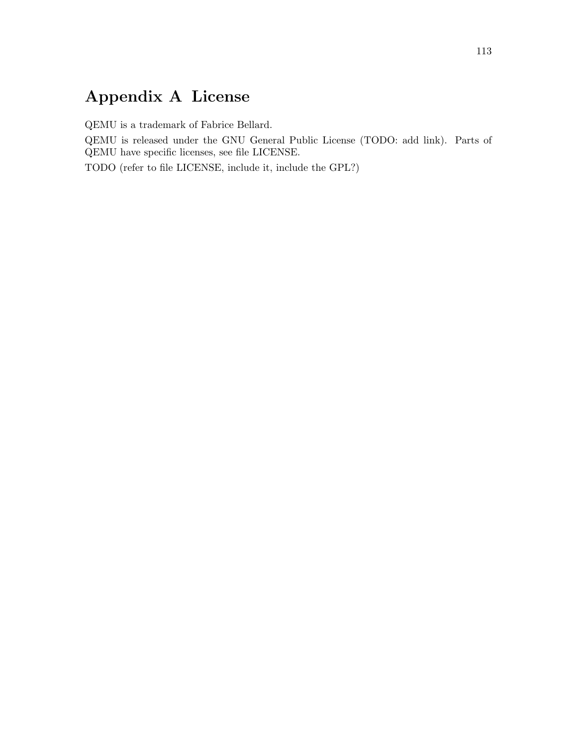# Appendix A License

QEMU is a trademark of Fabrice Bellard.

QEMU is released under the GNU General Public License (TODO: add link). Parts of QEMU have specific licenses, see file LICENSE.

TODO (refer to file LICENSE, include it, include the GPL?)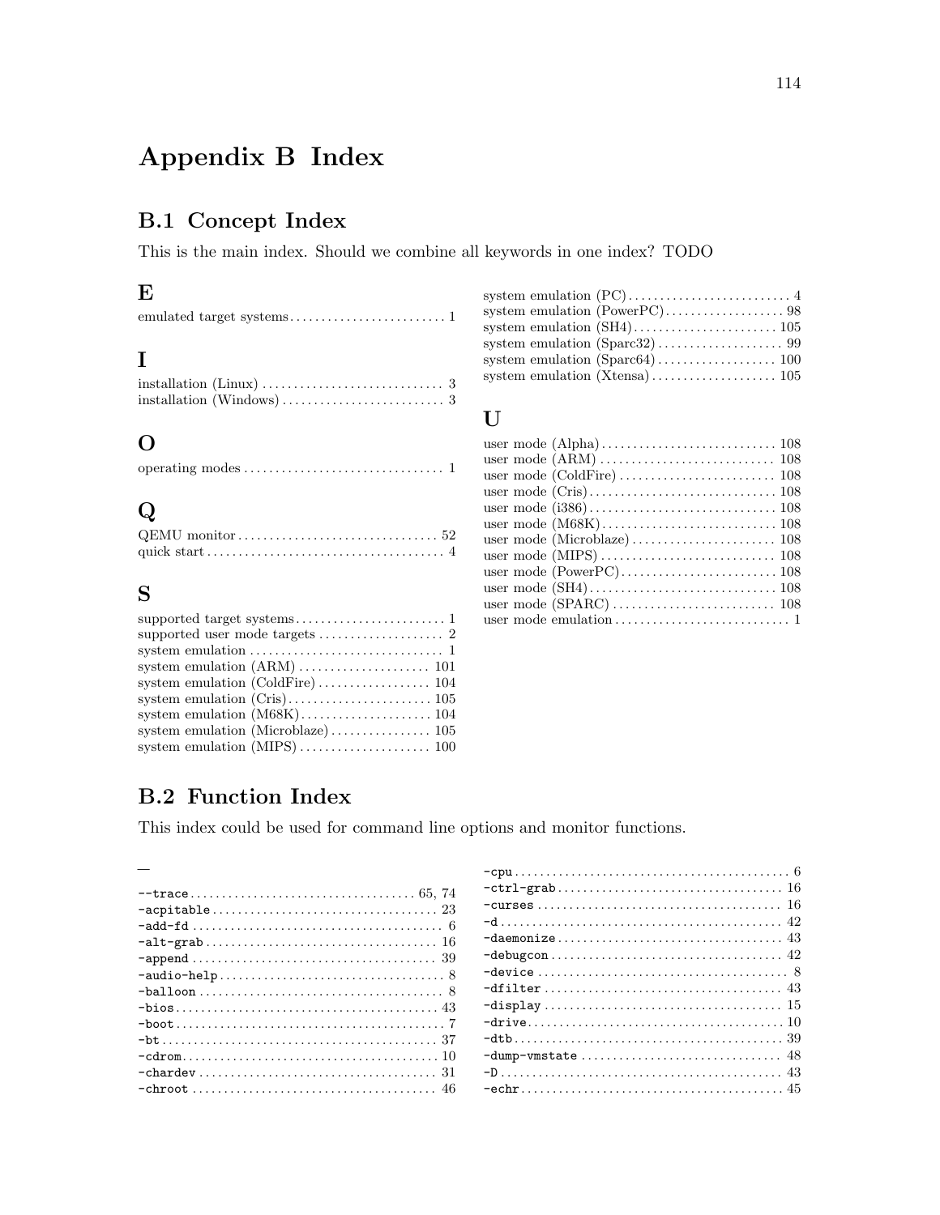# Appendix B Index

## B.1 Concept Index

This is the main index. Should we combine all keywords in one index? TODO

### E

emulated target systems . . . . . . . . . . 1

### I

installation (Linux) . . . . . . . . . . 3
installation (Windows) . . . . . . . . . . 3

### O

operating modes . . . . . . . . . . 1

### Q

QEMU monitor . . . . . . . . . . 52
quick start . . . . . . . . . . 4

### S

supported target systems . . . . . . . . . . 1
supported user mode targets . . . . . . . . . . 2
system emulation . . . . . . . . . . 1
system emulation (ARM) . . . . . . . . . . 101
system emulation (ColdFire) . . . . . . . . . . 104
system emulation (Cris) . . . . . . . . . . 105
system emulation (M68K) . . . . . . . . . . 104
system emulation (Microblaze) . . . . . . . . . . 105
system emulation (MIPS) . . . . . . . . . . 100
system emulation (PC) . . . . . . . . . . 4
system emulation (PowerPC) . . . . . . . . . . 98
system emulation (SH4) . . . . . . . . . . 105
system emulation (Sparc32) . . . . . . . . . . 99
system emulation (Sparc64) . . . . . . . . . . 100
system emulation (Xtensa) . . . . . . . . . . 105

### U

user mode (Alpha) . . . . . . . . . . 108
user mode (ARM) . . . . . . . . . . 108
user mode (ColdFire) . . . . . . . . . . 108
user mode (Cris) . . . . . . . . . . 108
user mode (i386) . . . . . . . . . . 108
user mode (M68K) . . . . . . . . . . 108
user mode (Microblaze) . . . . . . . . . . 108
user mode (MIPS) . . . . . . . . . . 108
user mode (PowerPC) . . . . . . . . . . 108
user mode (SH4) . . . . . . . . . . 108
user mode (SPARC) . . . . . . . . . . 108
user mode emulation . . . . . . . . . . 1

## B.2 Function Index

This index could be used for command line options and monitor functions.

### –

`--trace` . . . . . . . . . . 65, 74
`-acpitable` . . . . . . . . . . 23
`-add-fd` . . . . . . . . . . 6
`-alt-grab` . . . . . . . . . . 16
`-append` . . . . . . . . . . 39
`-audio-help` . . . . . . . . . . 8
`-balloon` . . . . . . . . . . 8
`-bios` . . . . . . . . . . 43
`-boot` . . . . . . . . . . 7
`-bt` . . . . . . . . . . 37
`-cdrom` . . . . . . . . . . 10
`-chardev` . . . . . . . . . . 31
`-chroot` . . . . . . . . . . 46
`-cpu` . . . . . . . . . . 6
`-ctrl-grab` . . . . . . . . . . 16
`-curses` . . . . . . . . . . 16
`-d` . . . . . . . . . . 42
`-daemonize` . . . . . . . . . . 43
`-debugcon` . . . . . . . . . . 42
`-device` . . . . . . . . . . 8
`-dfilter` . . . . . . . . . . 43
`-display` . . . . . . . . . . 15
`-drive` . . . . . . . . . . 10
`-dtb` . . . . . . . . . . 39
`-dump-vmstate` . . . . . . . . . . 48
`-D` . . . . . . . . . . 43
`-echr` . . . . . . . . . . 45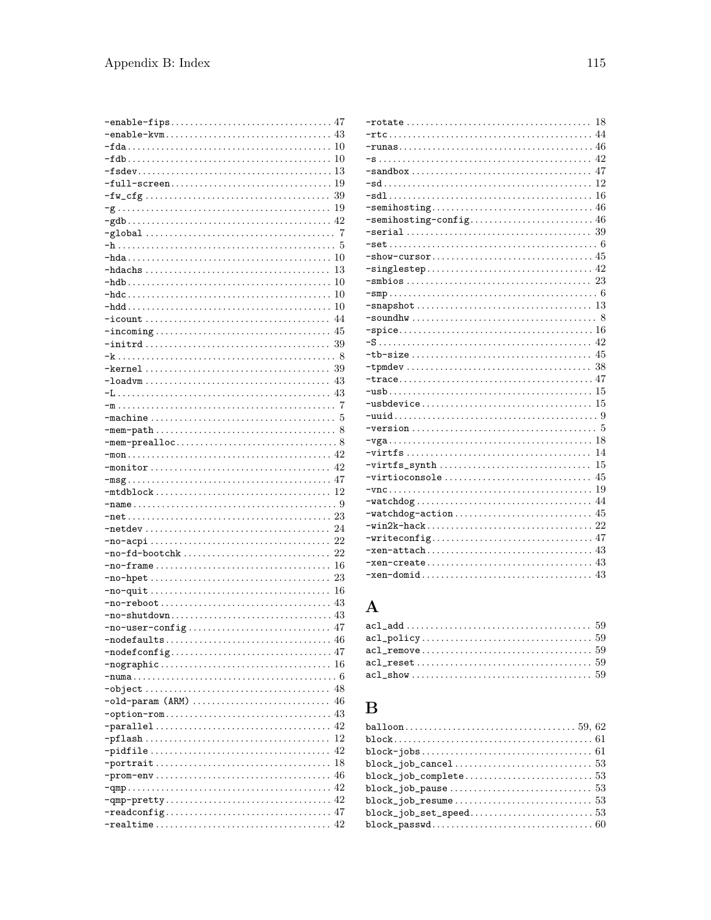-enable-fips .... 47
-enable-kvm .... 43
-fda .... 10
-fdb .... 10
-fsdev .... 13
-full-screen .... 19
-fw_cfg .... 39
-g .... 19
-gdb .... 42
-global .... 7
-h .... 5
-hda .... 10
-hdachs .... 13
-hdb .... 10
-hdc .... 10
-hdd .... 10
-icount .... 44
-incoming .... 45
-initrd .... 39
-k .... 8
-kernel .... 39
-loadvm .... 43
-L .... 43
-m .... 7
-machine .... 5
-mem-path .... 8
-mem-prealloc .... 8
-mon .... 42
-monitor .... 42
-msg .... 47
-mtdblock .... 12
-name .... 9
-net .... 23
-netdev .... 24
-no-acpi .... 22
-no-fd-bootchk .... 22
-no-frame .... 16
-no-hpet .... 23
-no-quit .... 16
-no-reboot .... 43
-no-shutdown .... 43
-no-user-config .... 47
-nodefaults .... 46
-nodefconfig .... 47
-nographic .... 16
-numa .... 6
-object .... 48
-old-param (ARM) .... 46
-option-rom .... 43
-parallel .... 42
-pflash .... 12
-pidfile .... 42
-portrait .... 18
-prom-env .... 46
-qmp .... 42
-qmp-pretty .... 42
-readconfig .... 47
-realtime .... 42
-rotate .... 18
-rtc .... 44
-runas .... 46
-s .... 42
-sandbox .... 47
-sd .... 12
-sdl .... 16
-semihosting .... 46
-semihosting-config .... 46
-serial .... 39
-set .... 6
-show-cursor .... 45
-singlestep .... 42
-smbios .... 23
-smp .... 6
-snapshot .... 13
-soundhw .... 8
-spice .... 16
-S .... 42
-tb-size .... 45
-tpmdev .... 38
-trace .... 47
-usb .... 15
-usbdevice .... 15
-uuid .... 9
-version .... 5
-vga .... 18
-virtfs .... 14
-virtfs_synth .... 15
-virtioconsole .... 45
-vnc .... 19
-watchdog .... 44
-watchdog-action .... 45
-win2k-hack .... 22
-writeconfig .... 47
-xen-attach .... 43
-xen-create .... 43
-xen-domid .... 43

## A

acl_add .... 59
acl_policy .... 59
acl_remove .... 59
acl_reset .... 59
acl_show .... 59

## B

balloon .... 59, 62
block .... 61
block-jobs .... 61
block_job_cancel .... 53
block_job_complete .... 53
block_job_pause .... 53
block_job_resume .... 53
block_job_set_speed .... 53
block_passwd .... 60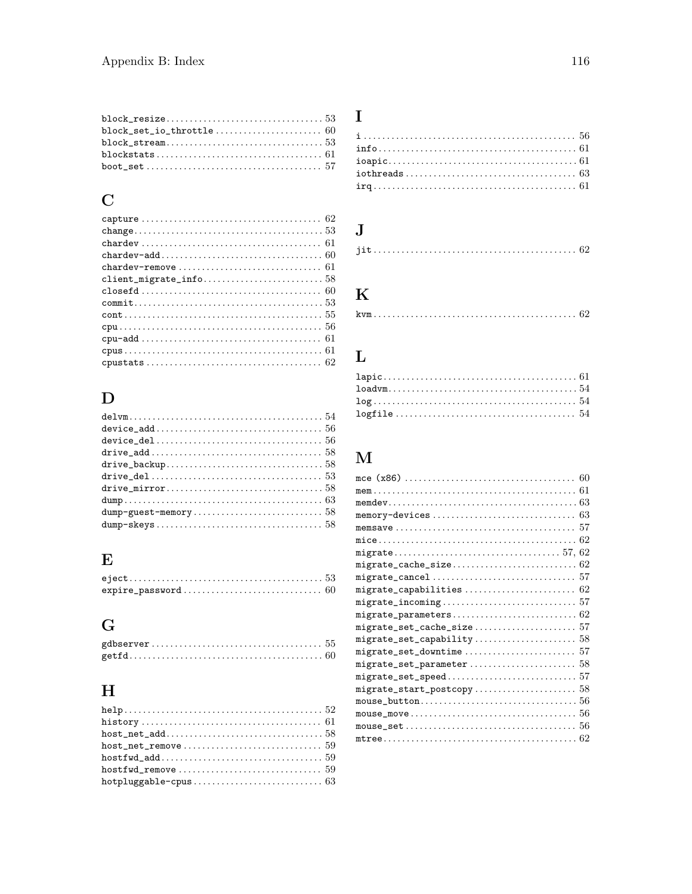block_resize .................................. 53
block_set_io_throttle ....................... 60
block_stream .................................. 53
blockstats .................................... 61
boot_set ...................................... 57

## C

capture ....................................... 62
change ........................................ 53
chardev ....................................... 61
chardev-add ................................... 60
chardev-remove ................................ 61
client_migrate_info ........................... 58
closefd ....................................... 60
commit ........................................ 53
cont .......................................... 55
cpu ........................................... 56
cpu-add ....................................... 61
cpus .......................................... 61
cpustats ...................................... 62

## D

delvm ......................................... 54
device_add .................................... 56
device_del .................................... 56
drive_add ..................................... 58
drive_backup .................................. 58
drive_del ..................................... 53
drive_mirror .................................. 58
dump .......................................... 63
dump-guest-memory ............................. 58
dump-skeys .................................... 58

## E

eject ......................................... 53
expire_password ............................... 60

## G

gdbserver ..................................... 55
getfd ......................................... 60

## H

help .......................................... 52
history ....................................... 61
host_net_add .................................. 58
host_net_remove ............................... 59
hostfwd_add ................................... 59
hostfwd_remove ................................ 59
hotpluggable-cpus ............................. 63

## I

i ............................................. 56
info .......................................... 61
ioapic ........................................ 61
iothreads ..................................... 63
irq ........................................... 61

## J

jit ........................................... 62

## K

kvm ........................................... 62

## L

lapic ......................................... 61
loadvm ........................................ 54
log ........................................... 54
logfile ....................................... 54

## M

mce (x86) ..................................... 60
mem ........................................... 61
memdev ........................................ 63
memory-devices ................................ 63
memsave ....................................... 57
mice .......................................... 62
migrate ................................... 57, 62
migrate_cache_size ............................ 62
migrate_cancel ................................ 57
migrate_capabilities .......................... 62
migrate_incoming .............................. 57
migrate_parameters ............................ 62
migrate_set_cache_size ........................ 57
migrate_set_capability ........................ 58
migrate_set_downtime .......................... 57
migrate_set_parameter ......................... 58
migrate_set_speed ............................. 57
migrate_start_postcopy ........................ 58
mouse_button .................................. 56
mouse_move .................................... 56
mouse_set ..................................... 56
mtree ......................................... 62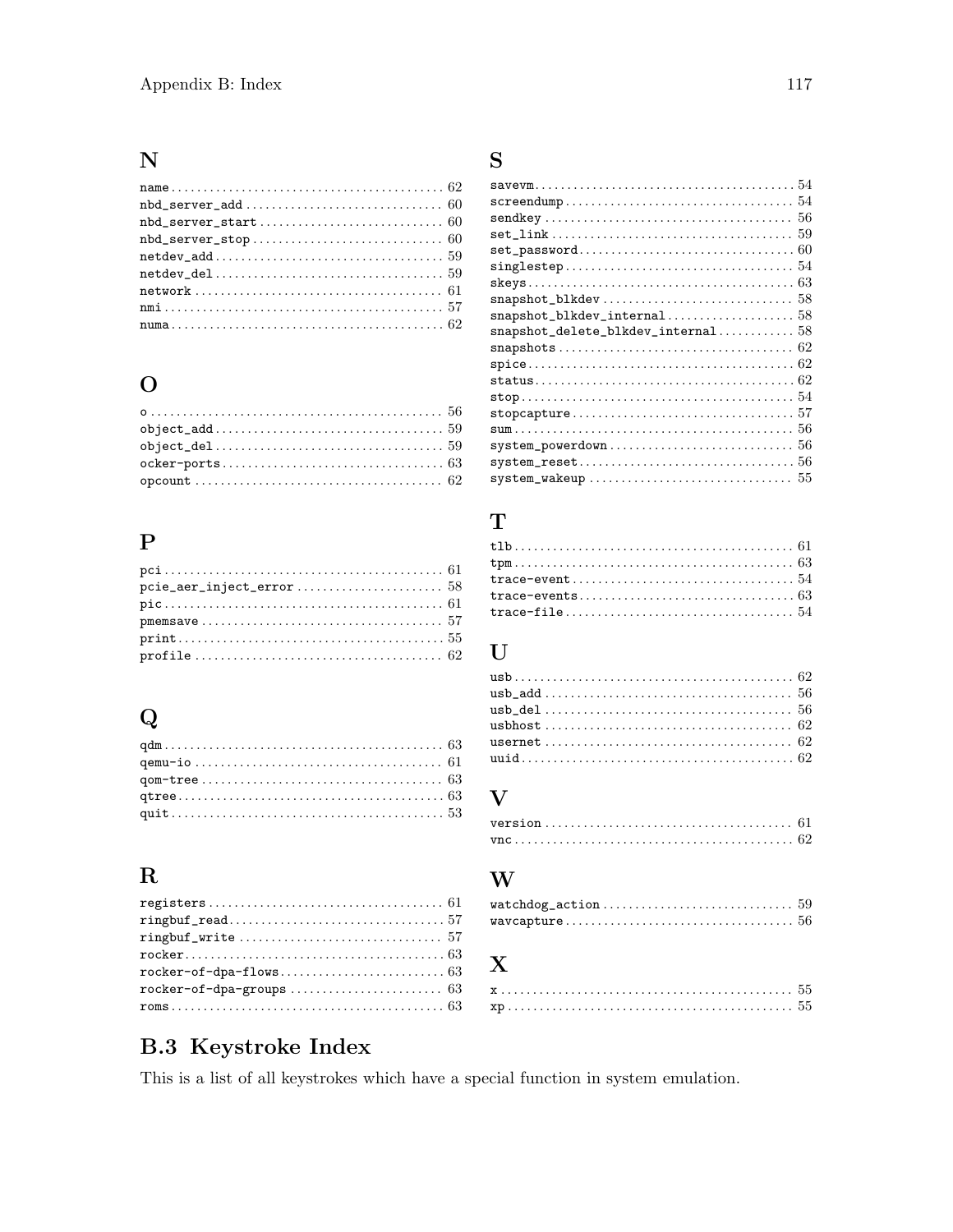## N

- name ... 62
- nbd_server_add ... 60
- nbd_server_start ... 60
- nbd_server_stop ... 60
- netdev_add ... 59
- netdev_del ... 59
- network ... 61
- nmi ... 57
- numa ... 62

## O

- o ... 56
- object_add ... 59
- object_del ... 59
- ocker-ports ... 63
- opcount ... 62

## P

- pci ... 61
- pcie_aer_inject_error ... 58
- pic ... 61
- pmemsave ... 57
- print ... 55
- profile ... 62

## Q

- qdm ... 63
- qemu-io ... 61
- qom-tree ... 63
- qtree ... 63
- quit ... 53

## R

- registers ... 61
- ringbuf_read ... 57
- ringbuf_write ... 57
- rocker ... 63
- rocker-of-dpa-flows ... 63
- rocker-of-dpa-groups ... 63
- roms ... 63

## S

- savevm ... 54
- screendump ... 54
- sendkey ... 56
- set_link ... 59
- set_password ... 60
- singlestep ... 54
- skeys ... 63
- snapshot_blkdev ... 58
- snapshot_blkdev_internal ... 58
- snapshot_delete_blkdev_internal ... 58
- snapshots ... 62
- spice ... 62
- status ... 62
- stop ... 54
- stopcapture ... 57
- sum ... 56
- system_powerdown ... 56
- system_reset ... 56
- system_wakeup ... 55

## T

- tlb ... 61
- tpm ... 63
- trace-event ... 54
- trace-events ... 63
- trace-file ... 54

## U

- usb ... 62
- usb_add ... 56
- usb_del ... 56
- usbhost ... 62
- usernet ... 62
- uuid ... 62

## V

- version ... 61
- vnc ... 62

## W

- watchdog_action ... 59
- wavcapture ... 56

## X

- x ... 55
- xp ... 55

## B.3 Keystroke Index

This is a list of all keystrokes which have a special function in system emulation.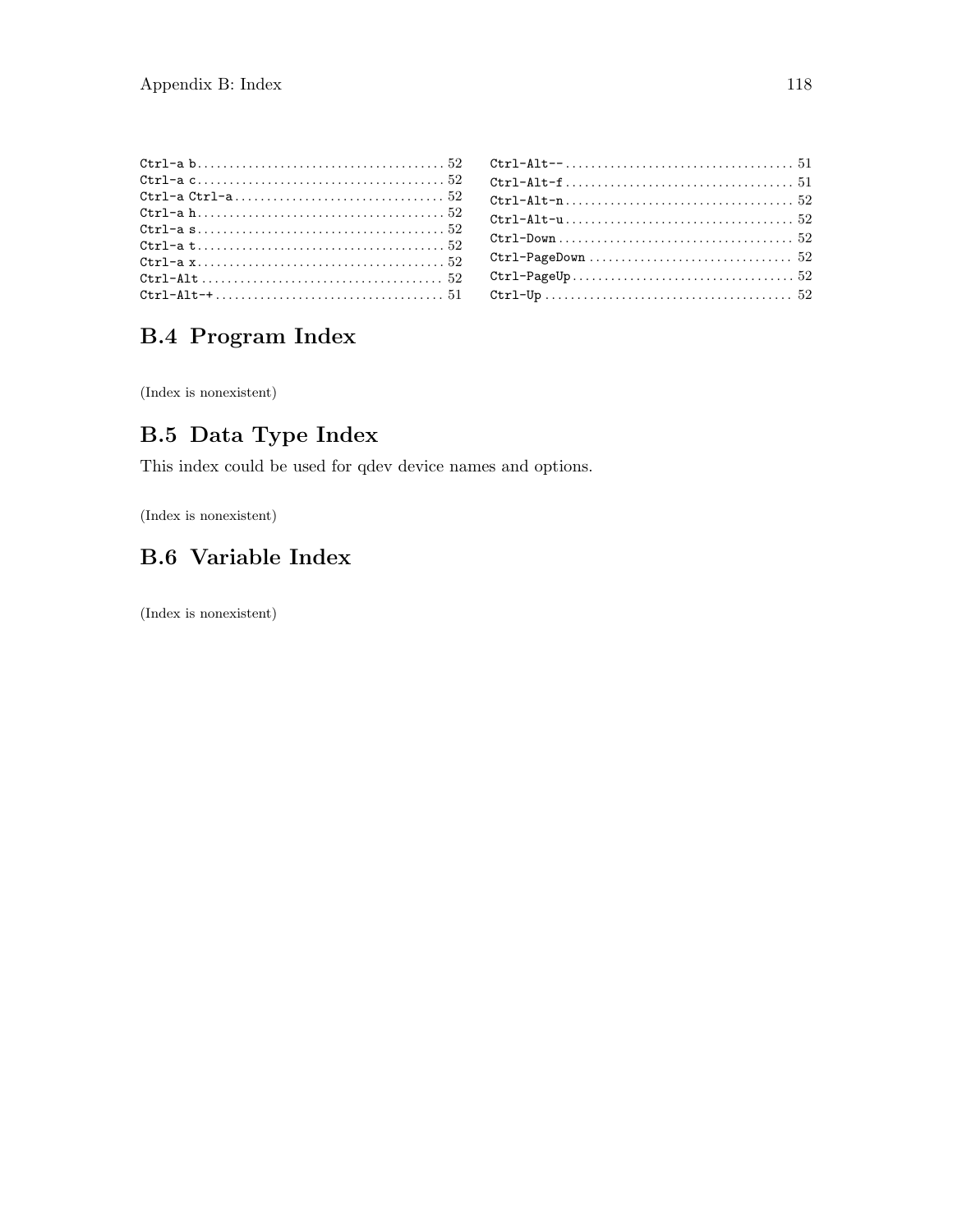Ctrl-a b .......... 52
Ctrl-a c .......... 52
Ctrl-a Ctrl-a .......... 52
Ctrl-a h .......... 52
Ctrl-a s .......... 52
Ctrl-a t .......... 52
Ctrl-a x .......... 52
Ctrl-Alt .......... 52
Ctrl-Alt-+ .......... 51
Ctrl-Alt-- .......... 51
Ctrl-Alt-f .......... 51
Ctrl-Alt-n .......... 52
Ctrl-Alt-u .......... 52
Ctrl-Down .......... 52
Ctrl-PageDown .......... 52
Ctrl-PageUp .......... 52
Ctrl-Up .......... 52

## B.4 Program Index

(Index is nonexistent)

## B.5 Data Type Index

This index could be used for qdev device names and options.

(Index is nonexistent)

## B.6 Variable Index

(Index is nonexistent)